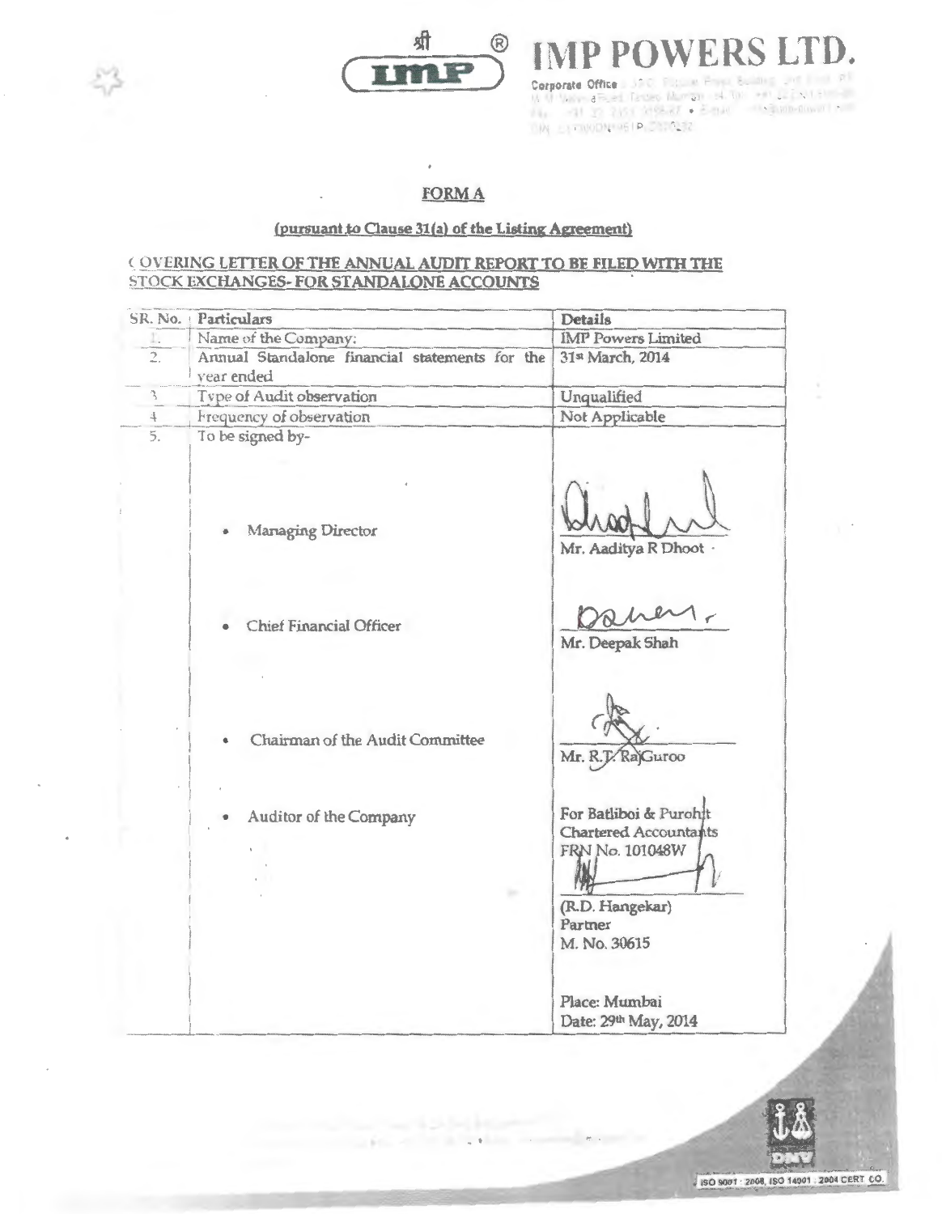श्री IMP ®

# IMP POWERS LTD.

## FORM A

**(pursuant to Clause 31(a) of the Listing Agreement)**

**COVERING LETTER OF THE ANNUAL AUDIT REPORT TO BE FILED WITH THE STOCK EXCHANGES- FOR STANDALONE ACCOUNTS**

| SR. No. | Particulars | Details |
|---|---|---|
| 1. | Name of the Company: | IMP Powers Limited |
| 2. | Annual Standalone financial statements for the year ended | 31st March, 2014 |
| 3. | Type of Audit observation | Unqualified |
| 4. | Frequency of observation | Not Applicable |
| 5. | To be signed by-<br>• Managing Director<br>• Chief Financial Officer<br>• Chairman of the Audit Committee<br>• Auditor of the Company | Mr. Aaditya R Dhoot<br>Mr. Deepak Shah<br>Mr. R.T. RajGuroo<br>For Batliboi & Purohit<br>Chartered Accountants<br>FRN No. 101048W<br>(R.D. Hangekar)<br>Partner<br>M. No. 30615<br>Place: Mumbai<br>Date: 29th May, 2014 |

ISO 9001 : 2008, ISO 14001 : 2004 CERT CO.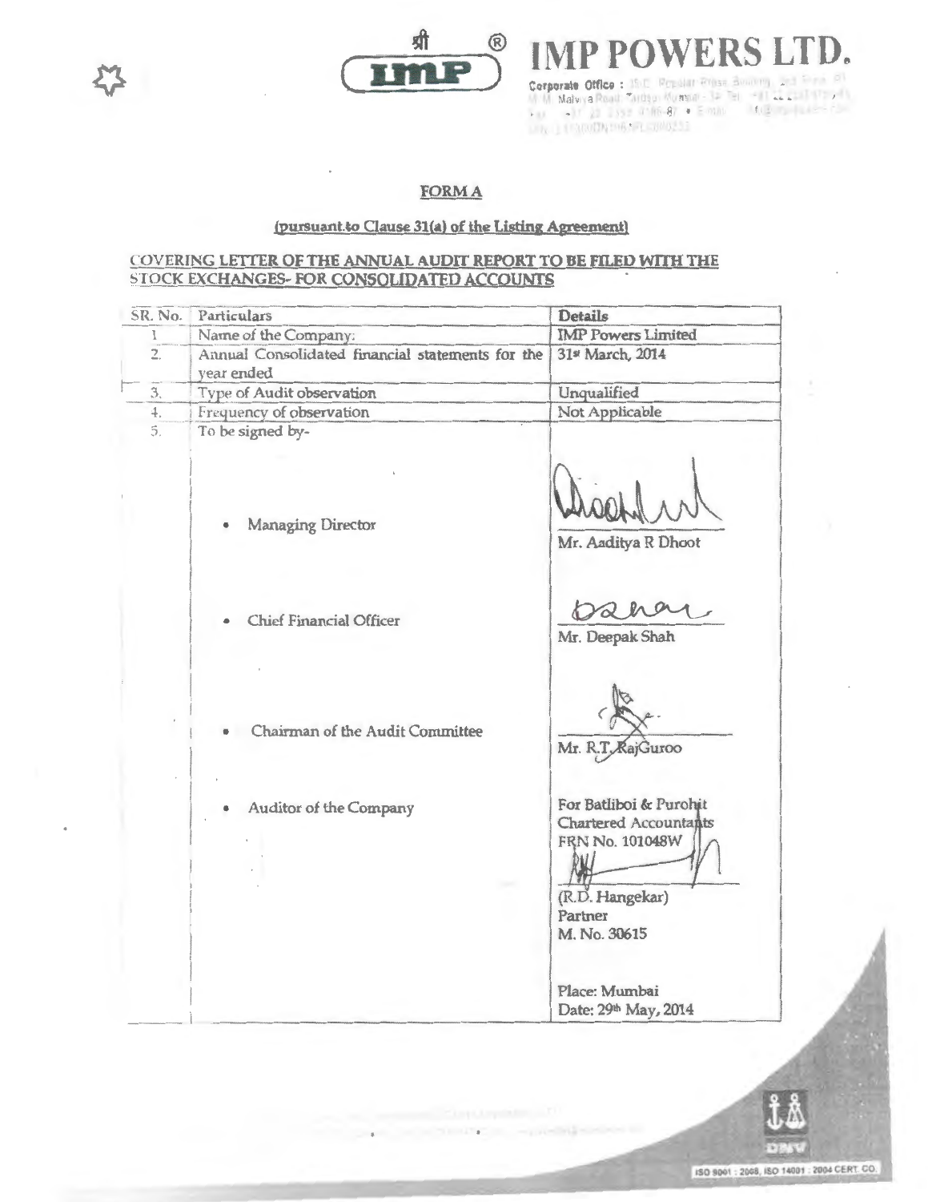# IMP POWERS LTD.

Corporate Office : 35-C, Popular Press Building, 2nd Floor, 61, M. M. Malviya Road, Tardeo, Mumbai - 34 Tel: +91 22 2353 9180-83 Fax: +91 22 2352 9186-87 • E-mail: info@imp-powers.com CIN: L31300DN1961PLC000232

## FORM A

(pursuant to Clause 31(a) of the Listing Agreement)

COVERING LETTER OF THE ANNUAL AUDIT REPORT TO BE FILED WITH THE STOCK EXCHANGES- FOR CONSOLIDATED ACCOUNTS

| SR. No. | Particulars | Details |
|---|---|---|
| 1. | Name of the Company: | IMP Powers Limited |
| 2. | Annual Consolidated financial statements for the year ended | 31st March, 2014 |
| 3. | Type of Audit observation | Unqualified |
| 4. | Frequency of observation | Not Applicable |
| 5. | To be signed by-<br>• Managing Director<br>• Chief Financial Officer<br>• Chairman of the Audit Committee<br>• Auditor of the Company | Mr. Aaditya R Dhoot<br>Mr. Deepak Shah<br>Mr. R.T. RajGuroo<br>For Batliboi & Purohit Chartered Accountants FRN No. 101048W<br>(R.D. Hangekar) Partner M. No. 30615<br>Place: Mumbai<br>Date: 29th May, 2014 |

ISO 9001 : 2008, ISO 14001 : 2004 CERT. CO.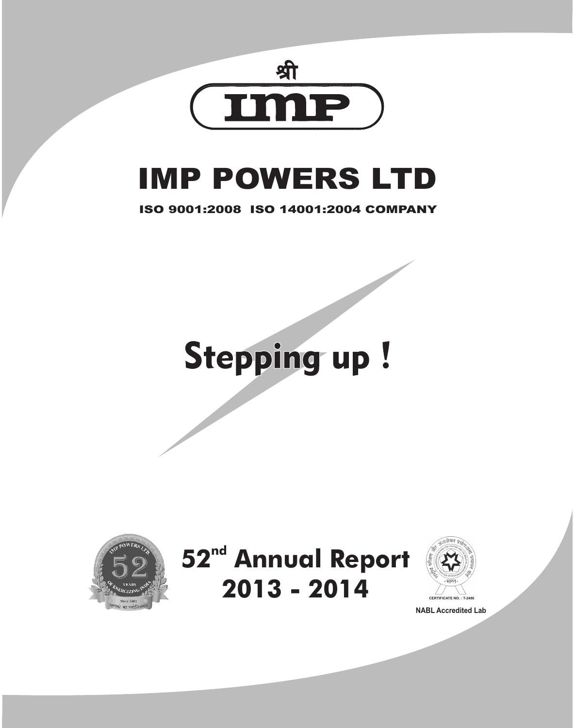श्री

IMP

# IMP POWERS LTD

**ISO 9001:2008 ISO 14001:2004 COMPANY**

# Stepping up !

# 52nd Annual Report 2013 - 2014

CERTIFICATE NO. : T-2486

NABL Accredited Lab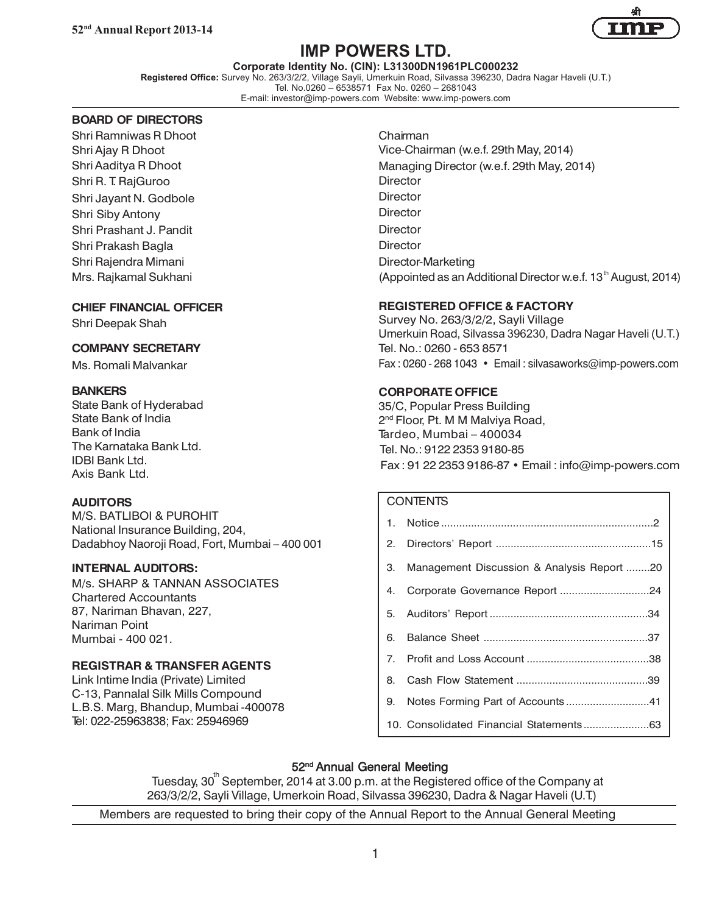# IMP POWERS LTD.

**Corporate Identity No. (CIN): L31300DN1961PLC000232**

**Registered Office:** Survey No. 263/3/2/2, Village Sayli, Umerkuin Road, Silvassa 396230, Dadra Nagar Haveli (U.T.)
Tel. No.0260 – 6538571 Fax No. 0260 – 2681043
E-mail: investor@imp-powers.com Website: www.imp-powers.com

## BOARD OF DIRECTORS

| | |
|---|---|
| Shri Ramniwas R Dhoot | Chairman |
| Shri Ajay R Dhoot | Vice-Chairman (w.e.f. 29th May, 2014) |
| Shri Aaditya R Dhoot | Managing Director (w.e.f. 29th May, 2014) |
| Shri R. T. RajGuroo | Director |
| Shri Jayant N. Godbole | Director |
| Shri Siby Antony | Director |
| Shri Prashant J. Pandit | Director |
| Shri Prakash Bagla | Director |
| Shri Rajendra Mimani | Director-Marketing |
| Mrs. Rajkamal Sukhani | (Appointed as an Additional Director w.e.f. 13th August, 2014) |

## CHIEF FINANCIAL OFFICER

Shri Deepak Shah

## COMPANY SECRETARY

Ms. Romali Malvankar

## BANKERS

State Bank of Hyderabad
State Bank of India
Bank of India
The Karnataka Bank Ltd.
IDBI Bank Ltd.
Axis Bank Ltd.

## AUDITORS

M/S. BATLIBOI & PUROHIT
National Insurance Building, 204,
Dadabhoy Naoroji Road, Fort, Mumbai – 400 001

## INTERNAL AUDITORS:

M/s. SHARP & TANNAN ASSOCIATES
Chartered Accountants
87, Nariman Bhavan, 227,
Nariman Point
Mumbai - 400 021.

## REGISTRAR & TRANSFER AGENTS

Link Intime India (Private) Limited
C-13, Pannalal Silk Mills Compound
L.B.S. Marg, Bhandup, Mumbai -400078
Tel: 022-25963838; Fax: 25946969

## REGISTERED OFFICE & FACTORY

Survey No. 263/3/2/2, Sayli Village
Umerkuin Road, Silvassa 396230, Dadra Nagar Haveli (U.T.)
Tel. No.: 0260 - 653 8571
Fax : 0260 - 268 1043 • Email : silvasaworks@imp-powers.com

## CORPORATE OFFICE

35/C, Popular Press Building
2nd Floor, Pt. M M Malviya Road,
Tardeo, Mumbai – 400034
Tel. No.: 9122 2353 9180-85
Fax : 91 22 2353 9186-87 • Email : info@imp-powers.com

## CONTENTS

| | | |
|---|---|---|
| 1. | Notice | 2 |
| 2. | Directors' Report | 15 |
| 3. | Management Discussion & Analysis Report | 20 |
| 4. | Corporate Governance Report | 24 |
| 5. | Auditors' Report | 34 |
| 6. | Balance Sheet | 37 |
| 7. | Profit and Loss Account | 38 |
| 8. | Cash Flow Statement | 39 |
| 9. | Notes Forming Part of Accounts | 41 |
| 10. | Consolidated Financial Statements | 63 |

## 52nd Annual General Meeting

Tuesday, 30th September, 2014 at 3.00 p.m. at the Registered office of the Company at 263/3/2/2, Sayli Village, Umerkoin Road, Silvassa 396230, Dadra & Nagar Haveli (U.T.)

Members are requested to bring their copy of the Annual Report to the Annual General Meeting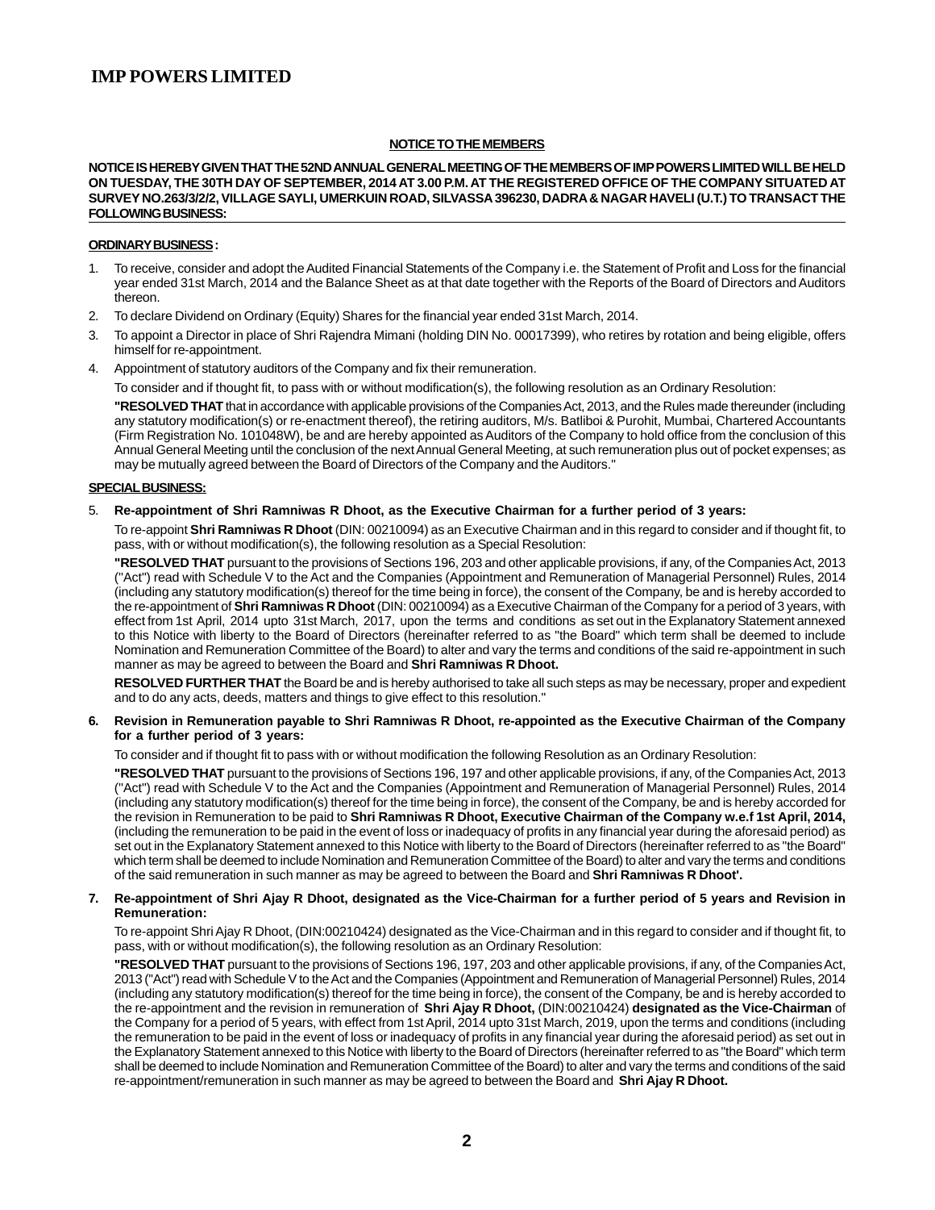## NOTICE TO THE MEMBERS

**NOTICE IS HEREBY GIVEN THAT THE 52ND ANNUAL GENERAL MEETING OF THE MEMBERS OF IMP POWERS LIMITED WILL BE HELD ON TUESDAY, THE 30TH DAY OF SEPTEMBER, 2014 AT 3.00 P.M. AT THE REGISTERED OFFICE OF THE COMPANY SITUATED AT SURVEY NO.263/3/2/2, VILLAGE SAYLI, UMERKUIN ROAD, SILVASSA 396230, DADRA & NAGAR HAVELI (U.T.) TO TRANSACT THE FOLLOWING BUSINESS:**

### ORDINARY BUSINESS :

1. To receive, consider and adopt the Audited Financial Statements of the Company i.e. the Statement of Profit and Loss for the financial year ended 31st March, 2014 and the Balance Sheet as at that date together with the Reports of the Board of Directors and Auditors thereon.
2. To declare Dividend on Ordinary (Equity) Shares for the financial year ended 31st March, 2014.
3. To appoint a Director in place of Shri Rajendra Mimani (holding DIN No. 00017399), who retires by rotation and being eligible, offers himself for re-appointment.
4. Appointment of statutory auditors of the Company and fix their remuneration.

   To consider and if thought fit, to pass with or without modification(s), the following resolution as an Ordinary Resolution:

   **"RESOLVED THAT** that in accordance with applicable provisions of the Companies Act, 2013, and the Rules made thereunder (including any statutory modification(s) or re-enactment thereof), the retiring auditors, M/s. Batliboi & Purohit, Mumbai, Chartered Accountants (Firm Registration No. 101048W), be and are hereby appointed as Auditors of the Company to hold office from the conclusion of this Annual General Meeting until the conclusion of the next Annual General Meeting, at such remuneration plus out of pocket expenses; as may be mutually agreed between the Board of Directors of the Company and the Auditors."

### SPECIAL BUSINESS:

5. **Re-appointment of Shri Ramniwas R Dhoot, as the Executive Chairman for a further period of 3 years:**

   To re-appoint **Shri Ramniwas R Dhoot** (DIN: 00210094) as an Executive Chairman and in this regard to consider and if thought fit, to pass, with or without modification(s), the following resolution as a Special Resolution:

   **"RESOLVED THAT** pursuant to the provisions of Sections 196, 203 and other applicable provisions, if any, of the Companies Act, 2013 ("Act") read with Schedule V to the Act and the Companies (Appointment and Remuneration of Managerial Personnel) Rules, 2014 (including any statutory modification(s) thereof for the time being in force), the consent of the Company, be and is hereby accorded to the re-appointment of **Shri Ramniwas R Dhoot** (DIN: 00210094) as a Executive Chairman of the Company for a period of 3 years, with effect from 1st April, 2014 upto 31st March, 2017, upon the terms and conditions as set out in the Explanatory Statement annexed to this Notice with liberty to the Board of Directors (hereinafter referred to as "the Board" which term shall be deemed to include Nomination and Remuneration Committee of the Board) to alter and vary the terms and conditions of the said re-appointment in such manner as may be agreed to between the Board and **Shri Ramniwas R Dhoot.**

   **RESOLVED FURTHER THAT** the Board be and is hereby authorised to take all such steps as may be necessary, proper and expedient and to do any acts, deeds, matters and things to give effect to this resolution."

6. **Revision in Remuneration payable to Shri Ramniwas R Dhoot, re-appointed as the Executive Chairman of the Company for a further period of 3 years:**

   To consider and if thought fit to pass with or without modification the following Resolution as an Ordinary Resolution:

   **"RESOLVED THAT** pursuant to the provisions of Sections 196, 197 and other applicable provisions, if any, of the Companies Act, 2013 ("Act") read with Schedule V to the Act and the Companies (Appointment and Remuneration of Managerial Personnel) Rules, 2014 (including any statutory modification(s) thereof for the time being in force), the consent of the Company, be and is hereby accorded for the revision in Remuneration to be paid to **Shri Ramniwas R Dhoot, Executive Chairman of the Company w.e.f 1st April, 2014,** (including the remuneration to be paid in the event of loss or inadequacy of profits in any financial year during the aforesaid period) as set out in the Explanatory Statement annexed to this Notice with liberty to the Board of Directors (hereinafter referred to as "the Board" which term shall be deemed to include Nomination and Remuneration Committee of the Board) to alter and vary the terms and conditions of the said remuneration in such manner as may be agreed to between the Board and **Shri Ramniwas R Dhoot'.**

7. **Re-appointment of Shri Ajay R Dhoot, designated as the Vice-Chairman for a further period of 5 years and Revision in Remuneration:**

   To re-appoint Shri Ajay R Dhoot, (DIN:00210424) designated as the Vice-Chairman and in this regard to consider and if thought fit, to pass, with or without modification(s), the following resolution as an Ordinary Resolution:

   **"RESOLVED THAT** pursuant to the provisions of Sections 196, 197, 203 and other applicable provisions, if any, of the Companies Act, 2013 ("Act") read with Schedule V to the Act and the Companies (Appointment and Remuneration of Managerial Personnel) Rules, 2014 (including any statutory modification(s) thereof for the time being in force), the consent of the Company, be and is hereby accorded to the re-appointment and the revision in remuneration of **Shri Ajay R Dhoot,** (DIN:00210424) **designated as the Vice-Chairman** of the Company for a period of 5 years, with effect from 1st April, 2014 upto 31st March, 2019, upon the terms and conditions (including the remuneration to be paid in the event of loss or inadequacy of profits in any financial year during the aforesaid period) as set out in the Explanatory Statement annexed to this Notice with liberty to the Board of Directors (hereinafter referred to as "the Board" which term shall be deemed to include Nomination and Remuneration Committee of the Board) to alter and vary the terms and conditions of the said re-appointment/remuneration in such manner as may be agreed to between the Board and **Shri Ajay R Dhoot.**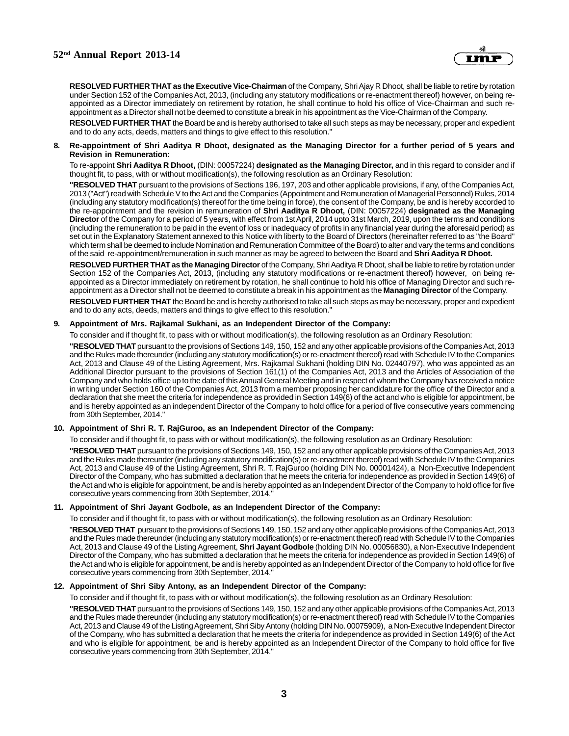**RESOLVED FURTHER THAT as the Executive Vice-Chairman** of the Company, Shri Ajay R Dhoot, shall be liable to retire by rotation under Section 152 of the Companies Act, 2013, (including any statutory modifications or re-enactment thereof) however, on being re-appointed as a Director immediately on retirement by rotation, he shall continue to hold his office of Vice-Chairman and such re-appointment as a Director shall not be deemed to constitute a break in his appointment as the Vice-Chairman of the Company.

**RESOLVED FURTHER THAT** the Board be and is hereby authorised to take all such steps as may be necessary, proper and expedient and to do any acts, deeds, matters and things to give effect to this resolution."

**8. Re-appointment of Shri Aaditya R Dhoot, designated as the Managing Director for a further period of 5 years and Revision in Remuneration:**

To re-appoint **Shri Aaditya R Dhoot,** (DIN: 00057224) **designated as the Managing Director,** and in this regard to consider and if thought fit, to pass, with or without modification(s), the following resolution as an Ordinary Resolution:

**"RESOLVED THAT** pursuant to the provisions of Sections 196, 197, 203 and other applicable provisions, if any, of the Companies Act, 2013 ("Act") read with Schedule V to the Act and the Companies (Appointment and Remuneration of Managerial Personnel) Rules, 2014 (including any statutory modification(s) thereof for the time being in force), the consent of the Company, be and is hereby accorded to the re-appointment and the revision in remuneration of **Shri Aaditya R Dhoot,** (DIN: 00057224) **designated as the Managing Director** of the Company for a period of 5 years, with effect from 1st April, 2014 upto 31st March, 2019, upon the terms and conditions (including the remuneration to be paid in the event of loss or inadequacy of profits in any financial year during the aforesaid period) as set out in the Explanatory Statement annexed to this Notice with liberty to the Board of Directors (hereinafter referred to as "the Board" which term shall be deemed to include Nomination and Remuneration Committee of the Board) to alter and vary the terms and conditions of the said re-appointment/remuneration in such manner as may be agreed to between the Board and **Shri Aaditya R Dhoot.**

**RESOLVED FURTHER THAT as the Managing Director** of the Company, Shri Aaditya R Dhoot, shall be liable to retire by rotation under Section 152 of the Companies Act, 2013, (including any statutory modifications or re-enactment thereof) however, on being re-appointed as a Director immediately on retirement by rotation, he shall continue to hold his office of Managing Director and such re-appointment as a Director shall not be deemed to constitute a break in his appointment as the **Managing Director** of the Company.

**RESOLVED FURTHER THAT** the Board be and is hereby authorised to take all such steps as may be necessary, proper and expedient and to do any acts, deeds, matters and things to give effect to this resolution."

**9. Appointment of Mrs. Rajkamal Sukhani, as an Independent Director of the Company:**

To consider and if thought fit, to pass with or without modification(s), the following resolution as an Ordinary Resolution:

**"RESOLVED THAT** pursuant to the provisions of Sections 149, 150, 152 and any other applicable provisions of the Companies Act, 2013 and the Rules made thereunder (including any statutory modification(s) or re-enactment thereof) read with Schedule IV to the Companies Act, 2013 and Clause 49 of the Listing Agreement, Mrs. Rajkamal Sukhani (holding DIN No. 02440797), who was appointed as an Additional Director pursuant to the provisions of Section 161(1) of the Companies Act, 2013 and the Articles of Association of the Company and who holds office up to the date of this Annual General Meeting and in respect of whom the Company has received a notice in writing under Section 160 of the Companies Act, 2013 from a member proposing her candidature for the office of the Director and a declaration that she meet the criteria for independence as provided in Section 149(6) of the act and who is eligible for appointment, be and is hereby appointed as an independent Director of the Company to hold office for a period of five consecutive years commencing from 30th September, 2014."

**10. Appointment of Shri R. T. RajGuroo, as an Independent Director of the Company:**

To consider and if thought fit, to pass with or without modification(s), the following resolution as an Ordinary Resolution:

**"RESOLVED THAT** pursuant to the provisions of Sections 149, 150, 152 and any other applicable provisions of the Companies Act, 2013 and the Rules made thereunder (including any statutory modification(s) or re-enactment thereof) read with Schedule IV to the Companies Act, 2013 and Clause 49 of the Listing Agreement, Shri R. T. RajGuroo (holding DIN No. 00001424), a Non-Executive Independent Director of the Company, who has submitted a declaration that he meets the criteria for independence as provided in Section 149(6) of the Act and who is eligible for appointment, be and is hereby appointed as an Independent Director of the Company to hold office for five consecutive years commencing from 30th September, 2014."

**11. Appointment of Shri Jayant Godbole, as an Independent Director of the Company:**

To consider and if thought fit, to pass with or without modification(s), the following resolution as an Ordinary Resolution:

"**RESOLVED THAT** pursuant to the provisions of Sections 149, 150, 152 and any other applicable provisions of the Companies Act, 2013 and the Rules made thereunder (including any statutory modification(s) or re-enactment thereof) read with Schedule IV to the Companies Act, 2013 and Clause 49 of the Listing Agreement, **Shri Jayant Godbole** (holding DIN No. 00056830), a Non-Executive Independent Director of the Company, who has submitted a declaration that he meets the criteria for independence as provided in Section 149(6) of the Act and who is eligible for appointment, be and is hereby appointed as an Independent Director of the Company to hold office for five consecutive years commencing from 30th September, 2014."

**12. Appointment of Shri Siby Antony, as an Independent Director of the Company:**

To consider and if thought fit, to pass with or without modification(s), the following resolution as an Ordinary Resolution:

**"RESOLVED THAT** pursuant to the provisions of Sections 149, 150, 152 and any other applicable provisions of the Companies Act, 2013 and the Rules made thereunder (including any statutory modification(s) or re-enactment thereof) read with Schedule IV to the Companies Act, 2013 and Clause 49 of the Listing Agreement, Shri Siby Antony (holding DIN No. 00075909), a Non-Executive Independent Director of the Company, who has submitted a declaration that he meets the criteria for independence as provided in Section 149(6) of the Act and who is eligible for appointment, be and is hereby appointed as an Independent Director of the Company to hold office for five consecutive years commencing from 30th September, 2014."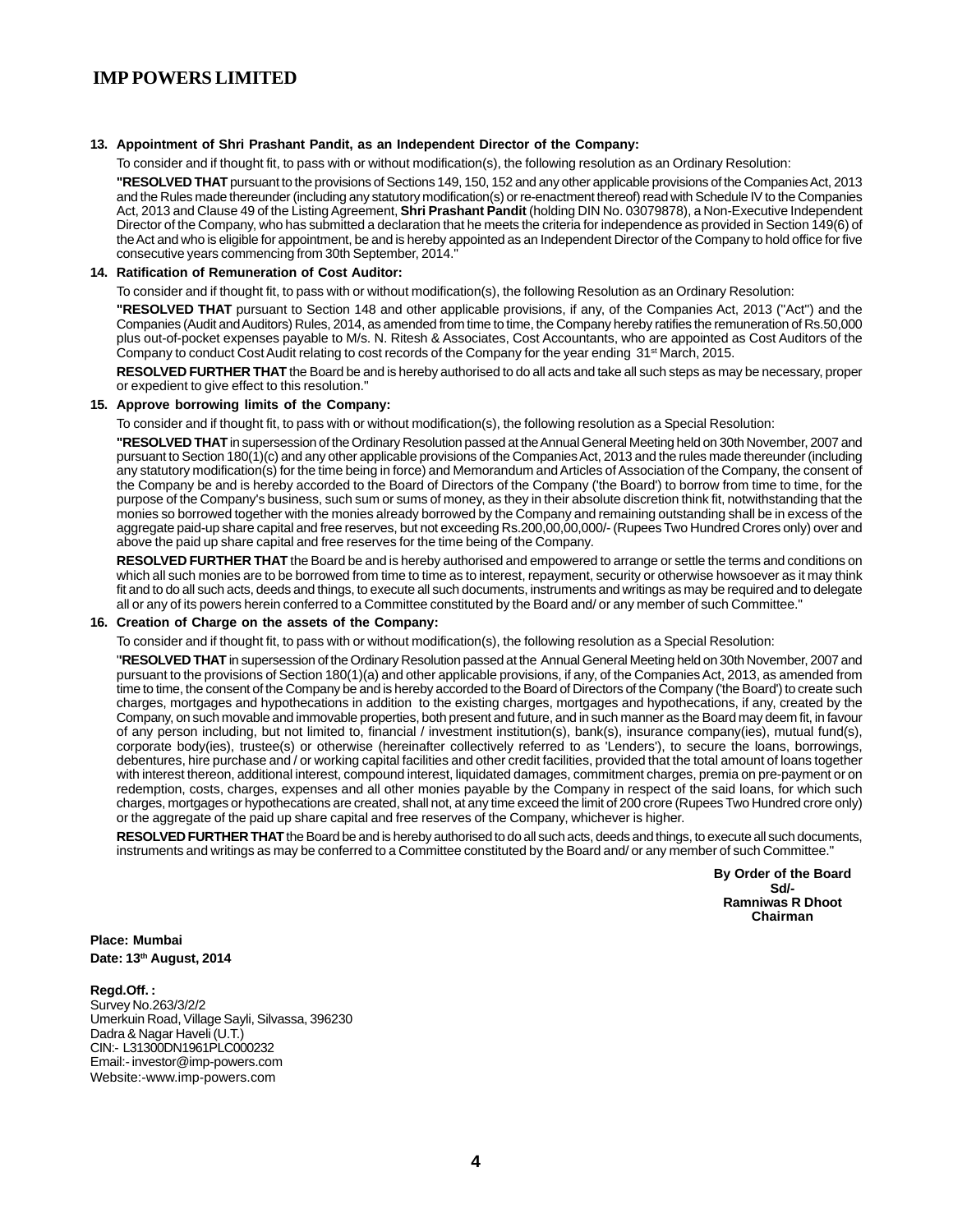**13. Appointment of Shri Prashant Pandit, as an Independent Director of the Company:**

To consider and if thought fit, to pass with or without modification(s), the following resolution as an Ordinary Resolution:

**"RESOLVED THAT** pursuant to the provisions of Sections 149, 150, 152 and any other applicable provisions of the Companies Act, 2013 and the Rules made thereunder (including any statutory modification(s) or re-enactment thereof) read with Schedule IV to the Companies Act, 2013 and Clause 49 of the Listing Agreement, **Shri Prashant Pandit** (holding DIN No. 03079878), a Non-Executive Independent Director of the Company, who has submitted a declaration that he meets the criteria for independence as provided in Section 149(6) of the Act and who is eligible for appointment, be and is hereby appointed as an Independent Director of the Company to hold office for five consecutive years commencing from 30th September, 2014."

**14. Ratification of Remuneration of Cost Auditor:**

To consider and if thought fit, to pass with or without modification(s), the following Resolution as an Ordinary Resolution:

**"RESOLVED THAT** pursuant to Section 148 and other applicable provisions, if any, of the Companies Act, 2013 ("Act") and the Companies (Audit and Auditors) Rules, 2014, as amended from time to time, the Company hereby ratifies the remuneration of Rs.50,000 plus out-of-pocket expenses payable to M/s. N. Ritesh & Associates, Cost Accountants, who are appointed as Cost Auditors of the Company to conduct Cost Audit relating to cost records of the Company for the year ending 31st March, 2015.

**RESOLVED FURTHER THAT** the Board be and is hereby authorised to do all acts and take all such steps as may be necessary, proper or expedient to give effect to this resolution."

**15. Approve borrowing limits of the Company:**

To consider and if thought fit, to pass with or without modification(s), the following resolution as a Special Resolution:

**"RESOLVED THAT** in supersession of the Ordinary Resolution passed at the Annual General Meeting held on 30th November, 2007 and pursuant to Section 180(1)(c) and any other applicable provisions of the Companies Act, 2013 and the rules made thereunder (including any statutory modification(s) for the time being in force) and Memorandum and Articles of Association of the Company, the consent of the Company be and is hereby accorded to the Board of Directors of the Company ('the Board') to borrow from time to time, for the purpose of the Company's business, such sum or sums of money, as they in their absolute discretion think fit, notwithstanding that the monies so borrowed together with the monies already borrowed by the Company and remaining outstanding shall be in excess of the aggregate paid-up share capital and free reserves, but not exceeding Rs.200,00,00,000/- (Rupees Two Hundred Crores only) over and above the paid up share capital and free reserves for the time being of the Company.

**RESOLVED FURTHER THAT** the Board be and is hereby authorised and empowered to arrange or settle the terms and conditions on which all such monies are to be borrowed from time to time as to interest, repayment, security or otherwise howsoever as it may think fit and to do all such acts, deeds and things, to execute all such documents, instruments and writings as may be required and to delegate all or any of its powers herein conferred to a Committee constituted by the Board and/ or any member of such Committee."

**16. Creation of Charge on the assets of the Company:**

To consider and if thought fit, to pass with or without modification(s), the following resolution as a Special Resolution:

"**RESOLVED THAT** in supersession of the Ordinary Resolution passed at the Annual General Meeting held on 30th November, 2007 and pursuant to the provisions of Section 180(1)(a) and other applicable provisions, if any, of the Companies Act, 2013, as amended from time to time, the consent of the Company be and is hereby accorded to the Board of Directors of the Company ('the Board') to create such charges, mortgages and hypothecations in addition to the existing charges, mortgages and hypothecations, if any, created by the Company, on such movable and immovable properties, both present and future, and in such manner as the Board may deem fit, in favour of any person including, but not limited to, financial / investment institution(s), bank(s), insurance company(ies), mutual fund(s), corporate body(ies), trustee(s) or otherwise (hereinafter collectively referred to as 'Lenders'), to secure the loans, borrowings, debentures, hire purchase and / or working capital facilities and other credit facilities, provided that the total amount of loans together with interest thereon, additional interest, compound interest, liquidated damages, commitment charges, premia on pre-payment or on redemption, costs, charges, expenses and all other monies payable by the Company in respect of the said loans, for which such charges, mortgages or hypothecations are created, shall not, at any time exceed the limit of 200 crore (Rupees Two Hundred crore only) or the aggregate of the paid up share capital and free reserves of the Company, whichever is higher.

**RESOLVED FURTHER THAT** the Board be and is hereby authorised to do all such acts, deeds and things, to execute all such documents, instruments and writings as may be conferred to a Committee constituted by the Board and/ or any member of such Committee."

**By Order of the Board**
**Sd/-**
**Ramniwas R Dhoot**
**Chairman**

**Place: Mumbai**
**Date: 13th August, 2014**

**Regd.Off. :**
Survey No.263/3/2/2
Umerkuin Road, Village Sayli, Silvassa, 396230
Dadra & Nagar Haveli (U.T.)
CIN:- L31300DN1961PLC000232
Email:- investor@imp-powers.com
Website:-www.imp-powers.com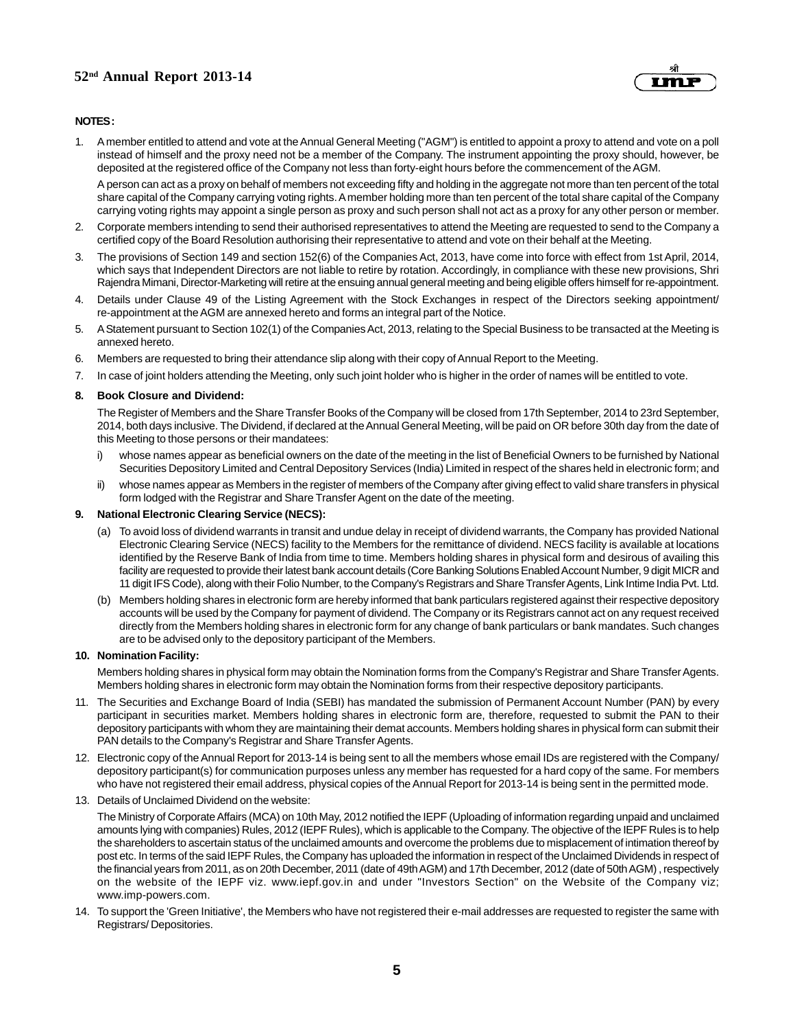**NOTES :**

1. A member entitled to attend and vote at the Annual General Meeting ("AGM") is entitled to appoint a proxy to attend and vote on a poll instead of himself and the proxy need not be a member of the Company. The instrument appointing the proxy should, however, be deposited at the registered office of the Company not less than forty-eight hours before the commencement of the AGM.

   A person can act as a proxy on behalf of members not exceeding fifty and holding in the aggregate not more than ten percent of the total share capital of the Company carrying voting rights. A member holding more than ten percent of the total share capital of the Company carrying voting rights may appoint a single person as proxy and such person shall not act as a proxy for any other person or member.

2. Corporate members intending to send their authorised representatives to attend the Meeting are requested to send to the Company a certified copy of the Board Resolution authorising their representative to attend and vote on their behalf at the Meeting.
3. The provisions of Section 149 and section 152(6) of the Companies Act, 2013, have come into force with effect from 1st April, 2014, which says that Independent Directors are not liable to retire by rotation. Accordingly, in compliance with these new provisions, Shri Rajendra Mimani, Director-Marketing will retire at the ensuing annual general meeting and being eligible offers himself for re-appointment.
4. Details under Clause 49 of the Listing Agreement with the Stock Exchanges in respect of the Directors seeking appointment/ re-appointment at the AGM are annexed hereto and forms an integral part of the Notice.
5. A Statement pursuant to Section 102(1) of the Companies Act, 2013, relating to the Special Business to be transacted at the Meeting is annexed hereto.
6. Members are requested to bring their attendance slip along with their copy of Annual Report to the Meeting.
7. In case of joint holders attending the Meeting, only such joint holder who is higher in the order of names will be entitled to vote.
8. **Book Closure and Dividend:**

   The Register of Members and the Share Transfer Books of the Company will be closed from 17th September, 2014 to 23rd September, 2014, both days inclusive. The Dividend, if declared at the Annual General Meeting, will be paid on OR before 30th day from the date of this Meeting to those persons or their mandatees:

   i) whose names appear as beneficial owners on the date of the meeting in the list of Beneficial Owners to be furnished by National Securities Depository Limited and Central Depository Services (India) Limited in respect of the shares held in electronic form; and

   ii) whose names appear as Members in the register of members of the Company after giving effect to valid share transfers in physical form lodged with the Registrar and Share Transfer Agent on the date of the meeting.

9. **National Electronic Clearing Service (NECS):**

   (a) To avoid loss of dividend warrants in transit and undue delay in receipt of dividend warrants, the Company has provided National Electronic Clearing Service (NECS) facility to the Members for the remittance of dividend. NECS facility is available at locations identified by the Reserve Bank of India from time to time. Members holding shares in physical form and desirous of availing this facility are requested to provide their latest bank account details (Core Banking Solutions Enabled Account Number, 9 digit MICR and 11 digit IFS Code), along with their Folio Number, to the Company's Registrars and Share Transfer Agents, Link Intime India Pvt. Ltd.

   (b) Members holding shares in electronic form are hereby informed that bank particulars registered against their respective depository accounts will be used by the Company for payment of dividend. The Company or its Registrars cannot act on any request received directly from the Members holding shares in electronic form for any change of bank particulars or bank mandates. Such changes are to be advised only to the depository participant of the Members.

10. **Nomination Facility:**

    Members holding shares in physical form may obtain the Nomination forms from the Company's Registrar and Share Transfer Agents. Members holding shares in electronic form may obtain the Nomination forms from their respective depository participants.

11. The Securities and Exchange Board of India (SEBI) has mandated the submission of Permanent Account Number (PAN) by every participant in securities market. Members holding shares in electronic form are, therefore, requested to submit the PAN to their depository participants with whom they are maintaining their demat accounts. Members holding shares in physical form can submit their PAN details to the Company's Registrar and Share Transfer Agents.
12. Electronic copy of the Annual Report for 2013-14 is being sent to all the members whose email IDs are registered with the Company/ depository participant(s) for communication purposes unless any member has requested for a hard copy of the same. For members who have not registered their email address, physical copies of the Annual Report for 2013-14 is being sent in the permitted mode.
13. Details of Unclaimed Dividend on the website:

    The Ministry of Corporate Affairs (MCA) on 10th May, 2012 notified the IEPF (Uploading of information regarding unpaid and unclaimed amounts lying with companies) Rules, 2012 (IEPF Rules), which is applicable to the Company. The objective of the IEPF Rules is to help the shareholders to ascertain status of the unclaimed amounts and overcome the problems due to misplacement of intimation thereof by post etc. In terms of the said IEPF Rules, the Company has uploaded the information in respect of the Unclaimed Dividends in respect of the financial years from 2011, as on 20th December, 2011 (date of 49th AGM) and 17th December, 2012 (date of 50th AGM) , respectively on the website of the IEPF viz. www.iepf.gov.in and under "Investors Section" on the Website of the Company viz; www.imp-powers.com.

14. To support the 'Green Initiative', the Members who have not registered their e-mail addresses are requested to register the same with Registrars/ Depositories.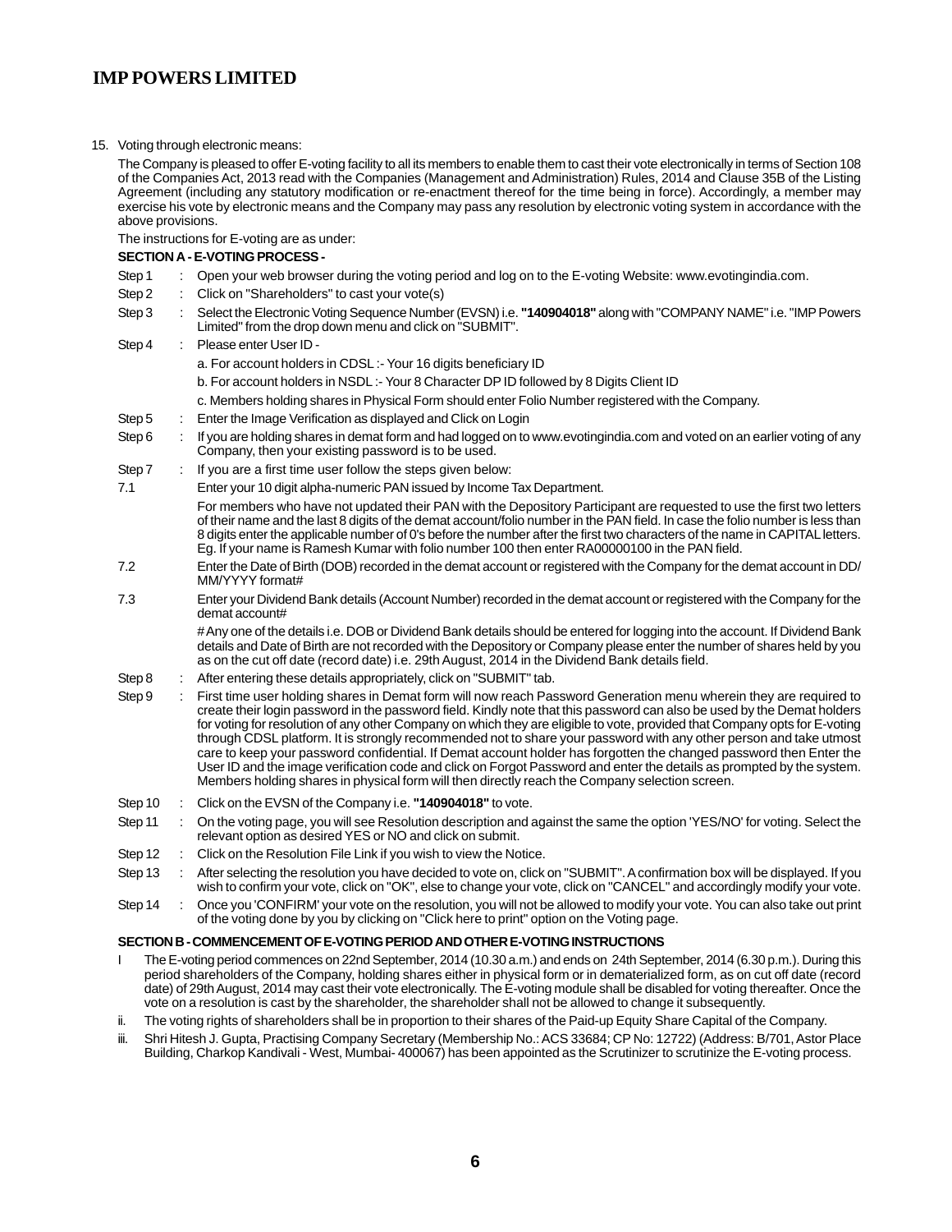15. Voting through electronic means:

The Company is pleased to offer E-voting facility to all its members to enable them to cast their vote electronically in terms of Section 108 of the Companies Act, 2013 read with the Companies (Management and Administration) Rules, 2014 and Clause 35B of the Listing Agreement (including any statutory modification or re-enactment thereof for the time being in force). Accordingly, a member may exercise his vote by electronic means and the Company may pass any resolution by electronic voting system in accordance with the above provisions.

The instructions for E-voting are as under:

**SECTION A - E-VOTING PROCESS -**

Step 1 : Open your web browser during the voting period and log on to the E-voting Website: www.evotingindia.com.

Step 2 : Click on "Shareholders" to cast your vote(s)

Step 3 : Select the Electronic Voting Sequence Number (EVSN) i.e. **"140904018"** along with "COMPANY NAME" i.e. "IMP Powers Limited" from the drop down menu and click on "SUBMIT".

Step 4 : Please enter User ID -

a. For account holders in CDSL :- Your 16 digits beneficiary ID

b. For account holders in NSDL :- Your 8 Character DP ID followed by 8 Digits Client ID

c. Members holding shares in Physical Form should enter Folio Number registered with the Company.

Step 5 : Enter the Image Verification as displayed and Click on Login

Step 6 : If you are holding shares in demat form and had logged on to www.evotingindia.com and voted on an earlier voting of any Company, then your existing password is to be used.

Step 7 : If you are a first time user follow the steps given below:

7.1 Enter your 10 digit alpha-numeric PAN issued by Income Tax Department.

For members who have not updated their PAN with the Depository Participant are requested to use the first two letters of their name and the last 8 digits of the demat account/folio number in the PAN field. In case the folio number is less than 8 digits enter the applicable number of 0's before the number after the first two characters of the name in CAPITAL letters. Eg. If your name is Ramesh Kumar with folio number 100 then enter RA00000100 in the PAN field.

7.2 Enter the Date of Birth (DOB) recorded in the demat account or registered with the Company for the demat account in DD/MM/YYYY format#

7.3 Enter your Dividend Bank details (Account Number) recorded in the demat account or registered with the Company for the demat account#

# Any one of the details i.e. DOB or Dividend Bank details should be entered for logging into the account. If Dividend Bank details and Date of Birth are not recorded with the Depository or Company please enter the number of shares held by you as on the cut off date (record date) i.e. 29th August, 2014 in the Dividend Bank details field.

Step 8 : After entering these details appropriately, click on "SUBMIT" tab.

Step 9 : First time user holding shares in Demat form will now reach Password Generation menu wherein they are required to create their login password in the password field. Kindly note that this password can also be used by the Demat holders for voting for resolution of any other Company on which they are eligible to vote, provided that Company opts for E-voting through CDSL platform. It is strongly recommended not to share your password with any other person and take utmost care to keep your password confidential. If Demat account holder has forgotten the changed password then Enter the User ID and the image verification code and click on Forgot Password and enter the details as prompted by the system. Members holding shares in physical form will then directly reach the Company selection screen.

Step 10 : Click on the EVSN of the Company i.e. **"140904018"** to vote.

Step 11 : On the voting page, you will see Resolution description and against the same the option 'YES/NO' for voting. Select the relevant option as desired YES or NO and click on submit.

Step 12 : Click on the Resolution File Link if you wish to view the Notice.

Step 13 : After selecting the resolution you have decided to vote on, click on "SUBMIT". A confirmation box will be displayed. If you wish to confirm your vote, click on "OK", else to change your vote, click on "CANCEL" and accordingly modify your vote.

Step 14 : Once you 'CONFIRM' your vote on the resolution, you will not be allowed to modify your vote. You can also take out print of the voting done by you by clicking on "Click here to print" option on the Voting page.

**SECTION B - COMMENCEMENT OF E-VOTING PERIOD AND OTHER E-VOTING INSTRUCTIONS**

I The E-voting period commences on 22nd September, 2014 (10.30 a.m.) and ends on 24th September, 2014 (6.30 p.m.). During this period shareholders of the Company, holding shares either in physical form or in dematerialized form, as on cut off date (record date) of 29th August, 2014 may cast their vote electronically. The E-voting module shall be disabled for voting thereafter. Once the vote on a resolution is cast by the shareholder, the shareholder shall not be allowed to change it subsequently.

ii. The voting rights of shareholders shall be in proportion to their shares of the Paid-up Equity Share Capital of the Company.

iii. Shri Hitesh J. Gupta, Practising Company Secretary (Membership No.: ACS 33684; CP No: 12722) (Address: B/701, Astor Place Building, Charkop Kandivali - West, Mumbai- 400067) has been appointed as the Scrutinizer to scrutinize the E-voting process.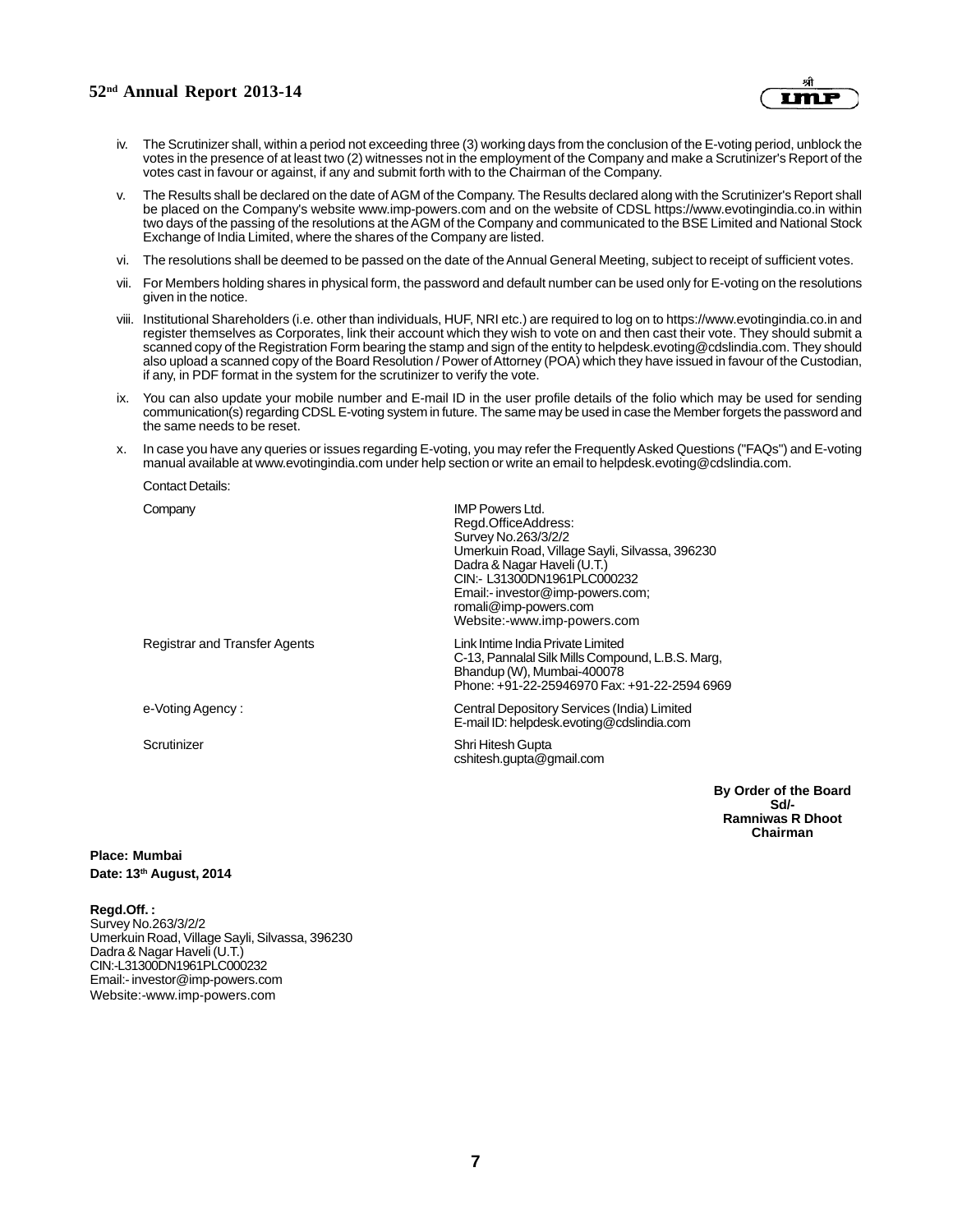iv. The Scrutinizer shall, within a period not exceeding three (3) working days from the conclusion of the E-voting period, unblock the votes in the presence of at least two (2) witnesses not in the employment of the Company and make a Scrutinizer's Report of the votes cast in favour or against, if any and submit forth with to the Chairman of the Company.

v. The Results shall be declared on the date of AGM of the Company. The Results declared along with the Scrutinizer's Report shall be placed on the Company's website www.imp-powers.com and on the website of CDSL https://www.evotingindia.co.in within two days of the passing of the resolutions at the AGM of the Company and communicated to the BSE Limited and National Stock Exchange of India Limited, where the shares of the Company are listed.

vi. The resolutions shall be deemed to be passed on the date of the Annual General Meeting, subject to receipt of sufficient votes.

vii. For Members holding shares in physical form, the password and default number can be used only for E-voting on the resolutions given in the notice.

viii. Institutional Shareholders (i.e. other than individuals, HUF, NRI etc.) are required to log on to https://www.evotingindia.co.in and register themselves as Corporates, link their account which they wish to vote on and then cast their vote. They should submit a scanned copy of the Registration Form bearing the stamp and sign of the entity to helpdesk.evoting@cdslindia.com. They should also upload a scanned copy of the Board Resolution / Power of Attorney (POA) which they have issued in favour of the Custodian, if any, in PDF format in the system for the scrutinizer to verify the vote.

ix. You can also update your mobile number and E-mail ID in the user profile details of the folio which may be used for sending communication(s) regarding CDSL E-voting system in future. The same may be used in case the Member forgets the password and the same needs to be reset.

x. In case you have any queries or issues regarding E-voting, you may refer the Frequently Asked Questions ("FAQs") and E-voting manual available at www.evotingindia.com under help section or write an email to helpdesk.evoting@cdslindia.com.

Contact Details:

| | |
|---|---|
| Company | IMP Powers Ltd.<br>Regd.OfficeAddress:<br>Survey No.263/3/2/2<br>Umerkuin Road, Village Sayli, Silvassa, 396230<br>Dadra & Nagar Haveli (U.T.)<br>CIN:- L31300DN1961PLC000232<br>Email:- investor@imp-powers.com;<br>romali@imp-powers.com<br>Website:-www.imp-powers.com |
| Registrar and Transfer Agents | Link Intime India Private Limited<br>C-13, Pannalal Silk Mills Compound, L.B.S. Marg,<br>Bhandup (W), Mumbai-400078<br>Phone: +91-22-25946970 Fax: +91-22-2594 6969 |
| e-Voting Agency : | Central Depository Services (India) Limited<br>E-mail ID: helpdesk.evoting@cdslindia.com |
| Scrutinizer | Shri Hitesh Gupta<br>cshitesh.gupta@gmail.com |

**By Order of the Board**
**Sd/-**
**Ramniwas R Dhoot**
**Chairman**

**Place: Mumbai**
**Date: 13th August, 2014**

**Regd.Off. :**
Survey No.263/3/2/2
Umerkuin Road, Village Sayli, Silvassa, 396230
Dadra & Nagar Haveli (U.T.)
CIN:-L31300DN1961PLC000232
Email:- investor@imp-powers.com
Website:-www.imp-powers.com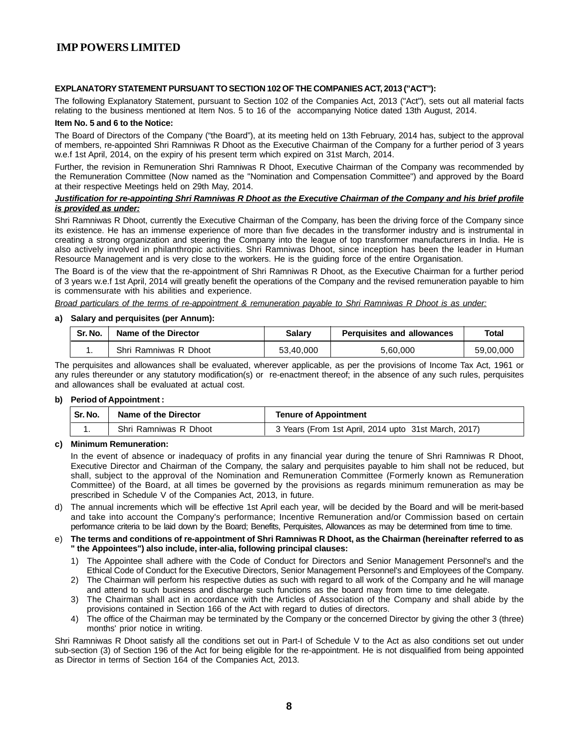**EXPLANATORY STATEMENT PURSUANT TO SECTION 102 OF THE COMPANIES ACT, 2013 ("ACT"):**

The following Explanatory Statement, pursuant to Section 102 of the Companies Act, 2013 ("Act"), sets out all material facts relating to the business mentioned at Item Nos. 5 to 16 of the accompanying Notice dated 13th August, 2014.

**Item No. 5 and 6 to the Notice:**

The Board of Directors of the Company ("the Board"), at its meeting held on 13th February, 2014 has, subject to the approval of members, re-appointed Shri Ramniwas R Dhoot as the Executive Chairman of the Company for a further period of 3 years w.e.f 1st April, 2014, on the expiry of his present term which expired on 31st March, 2014.

Further, the revision in Remuneration Shri Ramniwas R Dhoot, Executive Chairman of the Company was recommended by the Remuneration Committee (Now named as the "Nomination and Compensation Committee") and approved by the Board at their respective Meetings held on 29th May, 2014.

***Justification for re-appointing Shri Ramniwas R Dhoot as the Executive Chairman of the Company and his brief profile is provided as under:***

Shri Ramniwas R Dhoot, currently the Executive Chairman of the Company, has been the driving force of the Company since its existence. He has an immense experience of more than five decades in the transformer industry and is instrumental in creating a strong organization and steering the Company into the league of top transformer manufacturers in India. He is also actively involved in philanthropic activities. Shri Ramniwas Dhoot, since inception has been the leader in Human Resource Management and is very close to the workers. He is the guiding force of the entire Organisation.

The Board is of the view that the re-appointment of Shri Ramniwas R Dhoot, as the Executive Chairman for a further period of 3 years w.e.f 1st April, 2014 will greatly benefit the operations of the Company and the revised remuneration payable to him is commensurate with his abilities and experience.

*Broad particulars of the terms of re-appointment & remuneration payable to Shri Ramniwas R Dhoot is as under:*

**a) Salary and perquisites (per Annum):**

| Sr. No. | Name of the Director | Salary | Perquisites and allowances | Total |
|---|---|---|---|---|
| 1. | Shri Ramniwas R Dhoot | 53,40,000 | 5,60,000 | 59,00,000 |

The perquisites and allowances shall be evaluated, wherever applicable, as per the provisions of Income Tax Act, 1961 or any rules thereunder or any statutory modification(s) or re-enactment thereof; in the absence of any such rules, perquisites and allowances shall be evaluated at actual cost.

**b) Period of Appointment :**

| Sr. No. | Name of the Director | Tenure of Appointment |
|---|---|---|
| 1. | Shri Ramniwas R Dhoot | 3 Years (From 1st April, 2014 upto 31st March, 2017) |

**c) Minimum Remuneration:**

In the event of absence or inadequacy of profits in any financial year during the tenure of Shri Ramniwas R Dhoot, Executive Director and Chairman of the Company, the salary and perquisites payable to him shall not be reduced, but shall, subject to the approval of the Nomination and Remuneration Committee (Formerly known as Remuneration Committee) of the Board, at all times be governed by the provisions as regards minimum remuneration as may be prescribed in Schedule V of the Companies Act, 2013, in future.

d) The annual increments which will be effective 1st April each year, will be decided by the Board and will be merit-based and take into account the Company's performance; Incentive Remuneration and/or Commission based on certain performance criteria to be laid down by the Board; Benefits, Perquisites, Allowances as may be determined from time to time.

e) **The terms and conditions of re-appointment of Shri Ramniwas R Dhoot, as the Chairman (hereinafter referred to as " the Appointees") also include, inter-alia, following principal clauses:**

1) The Appointee shall adhere with the Code of Conduct for Directors and Senior Management Personnel's and the Ethical Code of Conduct for the Executive Directors, Senior Management Personnel's and Employees of the Company.
2) The Chairman will perform his respective duties as such with regard to all work of the Company and he will manage and attend to such business and discharge such functions as the board may from time to time delegate.
3) The Chairman shall act in accordance with the Articles of Association of the Company and shall abide by the provisions contained in Section 166 of the Act with regard to duties of directors.
4) The office of the Chairman may be terminated by the Company or the concerned Director by giving the other 3 (three) months' prior notice in writing.

Shri Ramniwas R Dhoot satisfy all the conditions set out in Part-I of Schedule V to the Act as also conditions set out under sub-section (3) of Section 196 of the Act for being eligible for the re-appointment. He is not disqualified from being appointed as Director in terms of Section 164 of the Companies Act, 2013.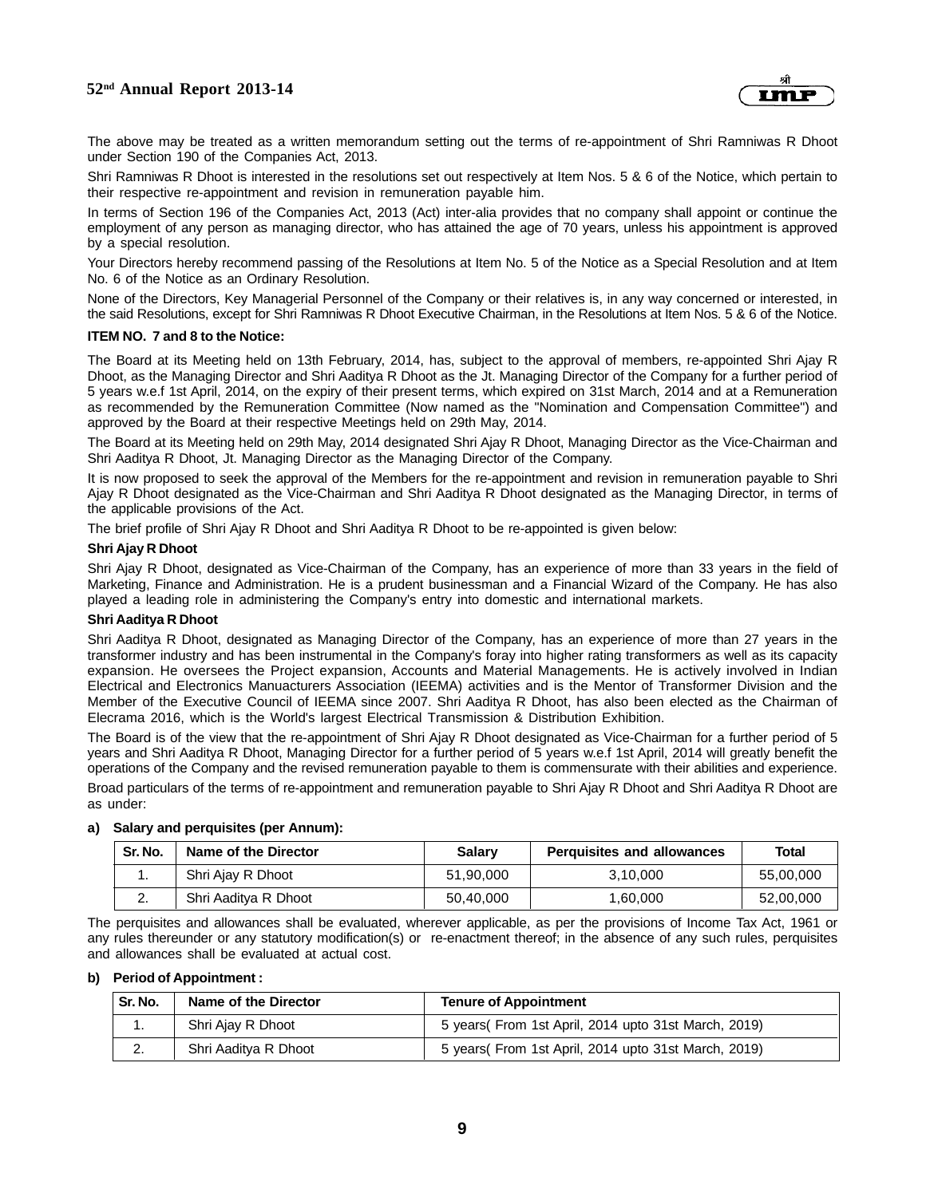The above may be treated as a written memorandum setting out the terms of re-appointment of Shri Ramniwas R Dhoot under Section 190 of the Companies Act, 2013.

Shri Ramniwas R Dhoot is interested in the resolutions set out respectively at Item Nos. 5 & 6 of the Notice, which pertain to their respective re-appointment and revision in remuneration payable him.

In terms of Section 196 of the Companies Act, 2013 (Act) inter-alia provides that no company shall appoint or continue the employment of any person as managing director, who has attained the age of 70 years, unless his appointment is approved by a special resolution.

Your Directors hereby recommend passing of the Resolutions at Item No. 5 of the Notice as a Special Resolution and at Item No. 6 of the Notice as an Ordinary Resolution.

None of the Directors, Key Managerial Personnel of the Company or their relatives is, in any way concerned or interested, in the said Resolutions, except for Shri Ramniwas R Dhoot Executive Chairman, in the Resolutions at Item Nos. 5 & 6 of the Notice.

**ITEM NO. 7 and 8 to the Notice:**

The Board at its Meeting held on 13th February, 2014, has, subject to the approval of members, re-appointed Shri Ajay R Dhoot, as the Managing Director and Shri Aaditya R Dhoot as the Jt. Managing Director of the Company for a further period of 5 years w.e.f 1st April, 2014, on the expiry of their present terms, which expired on 31st March, 2014 and at a Remuneration as recommended by the Remuneration Committee (Now named as the "Nomination and Compensation Committee") and approved by the Board at their respective Meetings held on 29th May, 2014.

The Board at its Meeting held on 29th May, 2014 designated Shri Ajay R Dhoot, Managing Director as the Vice-Chairman and Shri Aaditya R Dhoot, Jt. Managing Director as the Managing Director of the Company.

It is now proposed to seek the approval of the Members for the re-appointment and revision in remuneration payable to Shri Ajay R Dhoot designated as the Vice-Chairman and Shri Aaditya R Dhoot designated as the Managing Director, in terms of the applicable provisions of the Act.

The brief profile of Shri Ajay R Dhoot and Shri Aaditya R Dhoot to be re-appointed is given below:

**Shri Ajay R Dhoot**

Shri Ajay R Dhoot, designated as Vice-Chairman of the Company, has an experience of more than 33 years in the field of Marketing, Finance and Administration. He is a prudent businessman and a Financial Wizard of the Company. He has also played a leading role in administering the Company's entry into domestic and international markets.

**Shri Aaditya R Dhoot**

Shri Aaditya R Dhoot, designated as Managing Director of the Company, has an experience of more than 27 years in the transformer industry and has been instrumental in the Company's foray into higher rating transformers as well as its capacity expansion. He oversees the Project expansion, Accounts and Material Managements. He is actively involved in Indian Electrical and Electronics Manuacturers Association (IEEMA) activities and is the Mentor of Transformer Division and the Member of the Executive Council of IEEMA since 2007. Shri Aaditya R Dhoot, has also been elected as the Chairman of Elecrama 2016, which is the World's largest Electrical Transmission & Distribution Exhibition.

The Board is of the view that the re-appointment of Shri Ajay R Dhoot designated as Vice-Chairman for a further period of 5 years and Shri Aaditya R Dhoot, Managing Director for a further period of 5 years w.e.f 1st April, 2014 will greatly benefit the operations of the Company and the revised remuneration payable to them is commensurate with their abilities and experience.

Broad particulars of the terms of re-appointment and remuneration payable to Shri Ajay R Dhoot and Shri Aaditya R Dhoot are as under:

**a) Salary and perquisites (per Annum):**

| Sr. No. | Name of the Director | Salary | Perquisites and allowances | Total |
|---|---|---|---|---|
| 1. | Shri Ajay R Dhoot | 51,90,000 | 3,10,000 | 55,00,000 |
| 2. | Shri Aaditya R Dhoot | 50,40,000 | 1,60,000 | 52,00,000 |

The perquisites and allowances shall be evaluated, wherever applicable, as per the provisions of Income Tax Act, 1961 or any rules thereunder or any statutory modification(s) or re-enactment thereof; in the absence of any such rules, perquisites and allowances shall be evaluated at actual cost.

**b) Period of Appointment :**

| Sr. No. | Name of the Director | Tenure of Appointment |
|---|---|---|
| 1. | Shri Ajay R Dhoot | 5 years( From 1st April, 2014 upto 31st March, 2019) |
| 2. | Shri Aaditya R Dhoot | 5 years( From 1st April, 2014 upto 31st March, 2019) |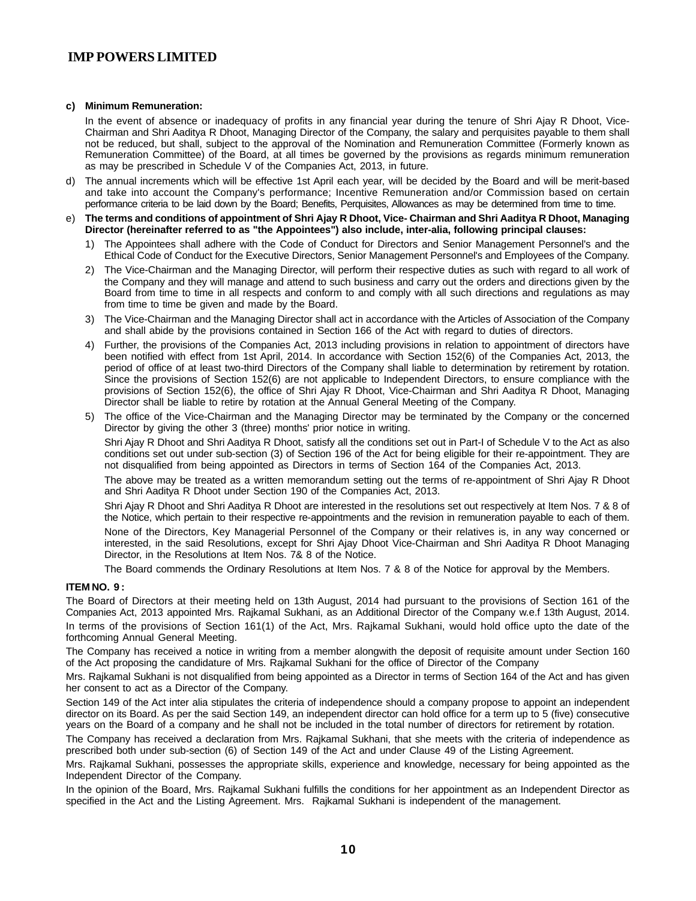**c) Minimum Remuneration:**

In the event of absence or inadequacy of profits in any financial year during the tenure of Shri Ajay R Dhoot, Vice-Chairman and Shri Aaditya R Dhoot, Managing Director of the Company, the salary and perquisites payable to them shall not be reduced, but shall, subject to the approval of the Nomination and Remuneration Committee (Formerly known as Remuneration Committee) of the Board, at all times be governed by the provisions as regards minimum remuneration as may be prescribed in Schedule V of the Companies Act, 2013, in future.

d) The annual increments which will be effective 1st April each year, will be decided by the Board and will be merit-based and take into account the Company's performance; Incentive Remuneration and/or Commission based on certain performance criteria to be laid down by the Board; Benefits, Perquisites, Allowances as may be determined from time to time.

e) **The terms and conditions of appointment of Shri Ajay R Dhoot, Vice- Chairman and Shri Aaditya R Dhoot, Managing Director (hereinafter referred to as "the Appointees") also include, inter-alia, following principal clauses:**

1) The Appointees shall adhere with the Code of Conduct for Directors and Senior Management Personnel's and the Ethical Code of Conduct for the Executive Directors, Senior Management Personnel's and Employees of the Company.

2) The Vice-Chairman and the Managing Director, will perform their respective duties as such with regard to all work of the Company and they will manage and attend to such business and carry out the orders and directions given by the Board from time to time in all respects and conform to and comply with all such directions and regulations as may from time to time be given and made by the Board.

3) The Vice-Chairman and the Managing Director shall act in accordance with the Articles of Association of the Company and shall abide by the provisions contained in Section 166 of the Act with regard to duties of directors.

4) Further, the provisions of the Companies Act, 2013 including provisions in relation to appointment of directors have been notified with effect from 1st April, 2014. In accordance with Section 152(6) of the Companies Act, 2013, the period of office of at least two-third Directors of the Company shall liable to determination by retirement by rotation. Since the provisions of Section 152(6) are not applicable to Independent Directors, to ensure compliance with the provisions of Section 152(6), the office of Shri Ajay R Dhoot, Vice-Chairman and Shri Aaditya R Dhoot, Managing Director shall be liable to retire by rotation at the Annual General Meeting of the Company.

5) The office of the Vice-Chairman and the Managing Director may be terminated by the Company or the concerned Director by giving the other 3 (three) months' prior notice in writing.

Shri Ajay R Dhoot and Shri Aaditya R Dhoot, satisfy all the conditions set out in Part-I of Schedule V to the Act as also conditions set out under sub-section (3) of Section 196 of the Act for being eligible for their re-appointment. They are not disqualified from being appointed as Directors in terms of Section 164 of the Companies Act, 2013.

The above may be treated as a written memorandum setting out the terms of re-appointment of Shri Ajay R Dhoot and Shri Aaditya R Dhoot under Section 190 of the Companies Act, 2013.

Shri Ajay R Dhoot and Shri Aaditya R Dhoot are interested in the resolutions set out respectively at Item Nos. 7 & 8 of the Notice, which pertain to their respective re-appointments and the revision in remuneration payable to each of them.

None of the Directors, Key Managerial Personnel of the Company or their relatives is, in any way concerned or interested, in the said Resolutions, except for Shri Ajay Dhoot Vice-Chairman and Shri Aaditya R Dhoot Managing Director, in the Resolutions at Item Nos. 7& 8 of the Notice.

The Board commends the Ordinary Resolutions at Item Nos. 7 & 8 of the Notice for approval by the Members.

**ITEM NO. 9 :**

The Board of Directors at their meeting held on 13th August, 2014 had pursuant to the provisions of Section 161 of the Companies Act, 2013 appointed Mrs. Rajkamal Sukhani, as an Additional Director of the Company w.e.f 13th August, 2014. In terms of the provisions of Section 161(1) of the Act, Mrs. Rajkamal Sukhani, would hold office upto the date of the forthcoming Annual General Meeting.

The Company has received a notice in writing from a member alongwith the deposit of requisite amount under Section 160 of the Act proposing the candidature of Mrs. Rajkamal Sukhani for the office of Director of the Company

Mrs. Rajkamal Sukhani is not disqualified from being appointed as a Director in terms of Section 164 of the Act and has given her consent to act as a Director of the Company.

Section 149 of the Act inter alia stipulates the criteria of independence should a company propose to appoint an independent director on its Board. As per the said Section 149, an independent director can hold office for a term up to 5 (five) consecutive years on the Board of a company and he shall not be included in the total number of directors for retirement by rotation.

The Company has received a declaration from Mrs. Rajkamal Sukhani, that she meets with the criteria of independence as prescribed both under sub-section (6) of Section 149 of the Act and under Clause 49 of the Listing Agreement.

Mrs. Rajkamal Sukhani, possesses the appropriate skills, experience and knowledge, necessary for being appointed as the Independent Director of the Company.

In the opinion of the Board, Mrs. Rajkamal Sukhani fulfills the conditions for her appointment as an Independent Director as specified in the Act and the Listing Agreement. Mrs. Rajkamal Sukhani is independent of the management.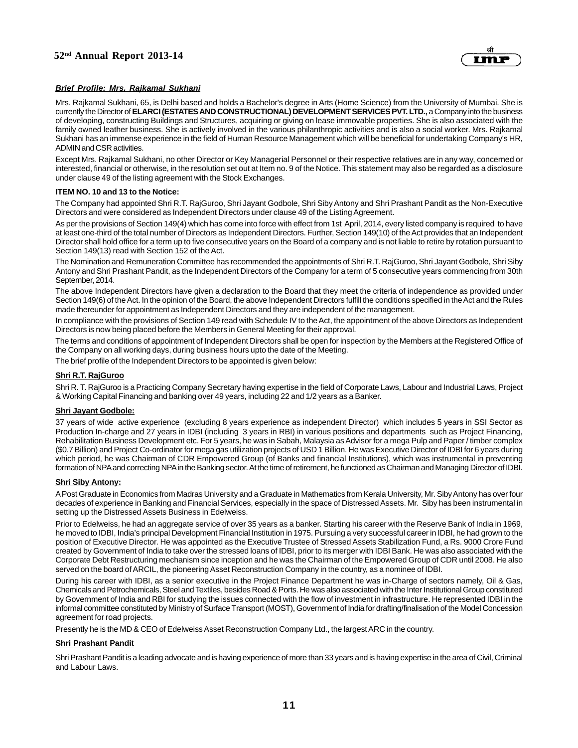***Brief Profile: Mrs. Rajkamal Sukhani***

Mrs. Rajkamal Sukhani, 65, is Delhi based and holds a Bachelor's degree in Arts (Home Science) from the University of Mumbai. She is currently the Director of **ELARCI (ESTATES AND CONSTRUCTIONAL) DEVELOPMENT SERVICES PVT. LTD.,** a Company into the business of developing, constructing Buildings and Structures, acquiring or giving on lease immovable properties. She is also associated with the family owned leather business. She is actively involved in the various philanthropic activities and is also a social worker. Mrs. Rajkamal Sukhani has an immense experience in the field of Human Resource Management which will be beneficial for undertaking Company's HR, ADMIN and CSR activities.

Except Mrs. Rajkamal Sukhani, no other Director or Key Managerial Personnel or their respective relatives are in any way, concerned or interested, financial or otherwise, in the resolution set out at Item no. 9 of the Notice. This statement may also be regarded as a disclosure under clause 49 of the listing agreement with the Stock Exchanges.

**ITEM NO. 10 and 13 to the Notice:**

The Company had appointed Shri R.T. RajGuroo, Shri Jayant Godbole, Shri Siby Antony and Shri Prashant Pandit as the Non-Executive Directors and were considered as Independent Directors under clause 49 of the Listing Agreement.

As per the provisions of Section 149(4) which has come into force with effect from 1st April, 2014, every listed company is required to have at least one-third of the total number of Directors as Independent Directors. Further, Section 149(10) of the Act provides that an Independent Director shall hold office for a term up to five consecutive years on the Board of a company and is not liable to retire by rotation pursuant to Section 149(13) read with Section 152 of the Act.

The Nomination and Remuneration Committee has recommended the appointments of Shri R.T. RajGuroo, Shri Jayant Godbole, Shri Siby Antony and Shri Prashant Pandit, as the Independent Directors of the Company for a term of 5 consecutive years commencing from 30th September, 2014.

The above Independent Directors have given a declaration to the Board that they meet the criteria of independence as provided under Section 149(6) of the Act. In the opinion of the Board, the above Independent Directors fulfill the conditions specified in the Act and the Rules made thereunder for appointment as Independent Directors and they are independent of the management.

In compliance with the provisions of Section 149 read with Schedule IV to the Act, the appointment of the above Directors as Independent Directors is now being placed before the Members in General Meeting for their approval.

The terms and conditions of appointment of Independent Directors shall be open for inspection by the Members at the Registered Office of the Company on all working days, during business hours upto the date of the Meeting.

The brief profile of the Independent Directors to be appointed is given below:

**Shri R.T. RajGuroo**

Shri R. T. RajGuroo is a Practicing Company Secretary having expertise in the field of Corporate Laws, Labour and Industrial Laws, Project & Working Capital Financing and banking over 49 years, including 22 and 1/2 years as a Banker.

**Shri Jayant Godbole:**

37 years of wide active experience (excluding 8 years experience as independent Director) which includes 5 years in SSI Sector as Production In-charge and 27 years in IDBI (including 3 years in RBI) in various positions and departments such as Project Financing, Rehabilitation Business Development etc. For 5 years, he was in Sabah, Malaysia as Advisor for a mega Pulp and Paper / timber complex ($0.7 Billion) and Project Co-ordinator for mega gas utilization projects of USD 1 Billion. He was Executive Director of IDBI for 6 years during which period, he was Chairman of CDR Empowered Group (of Banks and financial Institutions), which was instrumental in preventing formation of NPA and correcting NPA in the Banking sector. At the time of retirement, he functioned as Chairman and Managing Director of IDBI.

**Shri Siby Antony:**

A Post Graduate in Economics from Madras University and a Graduate in Mathematics from Kerala University, Mr. Siby Antony has over four decades of experience in Banking and Financial Services, especially in the space of Distressed Assets. Mr. Siby has been instrumental in setting up the Distressed Assets Business in Edelweiss.

Prior to Edelweiss, he had an aggregate service of over 35 years as a banker. Starting his career with the Reserve Bank of India in 1969, he moved to IDBI, India's principal Development Financial Institution in 1975. Pursuing a very successful career in IDBI, he had grown to the position of Executive Director. He was appointed as the Executive Trustee of Stressed Assets Stabilization Fund, a Rs. 9000 Crore Fund created by Government of India to take over the stressed loans of IDBI, prior to its merger with IDBI Bank. He was also associated with the Corporate Debt Restructuring mechanism since inception and he was the Chairman of the Empowered Group of CDR until 2008. He also served on the board of ARCIL, the pioneering Asset Reconstruction Company in the country, as a nominee of IDBI.

During his career with IDBI, as a senior executive in the Project Finance Department he was in-Charge of sectors namely, Oil & Gas, Chemicals and Petrochemicals, Steel and Textiles, besides Road & Ports. He was also associated with the Inter Institutional Group constituted by Government of India and RBI for studying the issues connected with the flow of investment in infrastructure. He represented IDBI in the informal committee constituted by Ministry of Surface Transport (MOST), Government of India for drafting/finalisation of the Model Concession agreement for road projects.

Presently he is the MD & CEO of Edelweiss Asset Reconstruction Company Ltd., the largest ARC in the country.

**Shri Prashant Pandit**

Shri Prashant Pandit is a leading advocate and is having experience of more than 33 years and is having expertise in the area of Civil, Criminal and Labour Laws.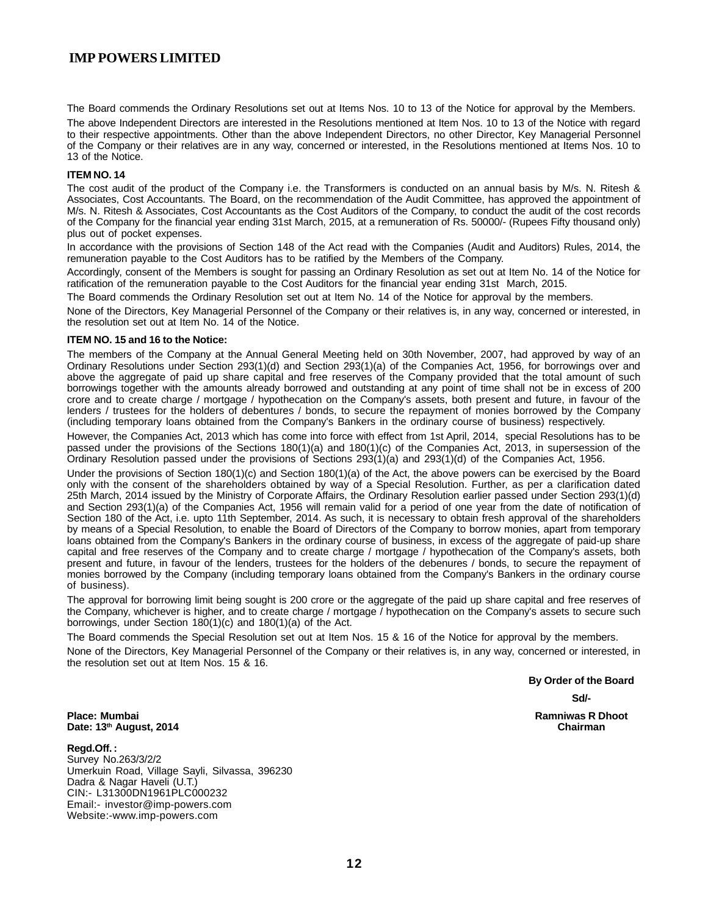The Board commends the Ordinary Resolutions set out at Items Nos. 10 to 13 of the Notice for approval by the Members.

The above Independent Directors are interested in the Resolutions mentioned at Item Nos. 10 to 13 of the Notice with regard to their respective appointments. Other than the above Independent Directors, no other Director, Key Managerial Personnel of the Company or their relatives are in any way, concerned or interested, in the Resolutions mentioned at Items Nos. 10 to 13 of the Notice.

**ITEM NO. 14**

The cost audit of the product of the Company i.e. the Transformers is conducted on an annual basis by M/s. N. Ritesh & Associates, Cost Accountants. The Board, on the recommendation of the Audit Committee, has approved the appointment of M/s. N. Ritesh & Associates, Cost Accountants as the Cost Auditors of the Company, to conduct the audit of the cost records of the Company for the financial year ending 31st March, 2015, at a remuneration of Rs. 50000/- (Rupees Fifty thousand only) plus out of pocket expenses.

In accordance with the provisions of Section 148 of the Act read with the Companies (Audit and Auditors) Rules, 2014, the remuneration payable to the Cost Auditors has to be ratified by the Members of the Company.

Accordingly, consent of the Members is sought for passing an Ordinary Resolution as set out at Item No. 14 of the Notice for ratification of the remuneration payable to the Cost Auditors for the financial year ending 31st March, 2015.

The Board commends the Ordinary Resolution set out at Item No. 14 of the Notice for approval by the members.

None of the Directors, Key Managerial Personnel of the Company or their relatives is, in any way, concerned or interested, in the resolution set out at Item No. 14 of the Notice.

**ITEM NO. 15 and 16 to the Notice:**

The members of the Company at the Annual General Meeting held on 30th November, 2007, had approved by way of an Ordinary Resolutions under Section 293(1)(d) and Section 293(1)(a) of the Companies Act, 1956, for borrowings over and above the aggregate of paid up share capital and free reserves of the Company provided that the total amount of such borrowings together with the amounts already borrowed and outstanding at any point of time shall not be in excess of 200 crore and to create charge / mortgage / hypothecation on the Company's assets, both present and future, in favour of the lenders / trustees for the holders of debentures / bonds, to secure the repayment of monies borrowed by the Company (including temporary loans obtained from the Company's Bankers in the ordinary course of business) respectively.

However, the Companies Act, 2013 which has come into force with effect from 1st April, 2014, special Resolutions has to be passed under the provisions of the Sections 180(1)(a) and 180(1)(c) of the Companies Act, 2013, in supersession of the Ordinary Resolution passed under the provisions of Sections 293(1)(a) and 293(1)(d) of the Companies Act, 1956.

Under the provisions of Section 180(1)(c) and Section 180(1)(a) of the Act, the above powers can be exercised by the Board only with the consent of the shareholders obtained by way of a Special Resolution. Further, as per a clarification dated 25th March, 2014 issued by the Ministry of Corporate Affairs, the Ordinary Resolution earlier passed under Section 293(1)(d) and Section 293(1)(a) of the Companies Act, 1956 will remain valid for a period of one year from the date of notification of Section 180 of the Act, i.e. upto 11th September, 2014. As such, it is necessary to obtain fresh approval of the shareholders by means of a Special Resolution, to enable the Board of Directors of the Company to borrow monies, apart from temporary loans obtained from the Company's Bankers in the ordinary course of business, in excess of the aggregate of paid-up share capital and free reserves of the Company and to create charge / mortgage / hypothecation of the Company's assets, both present and future, in favour of the lenders, trustees for the holders of the debenures / bonds, to secure the repayment of monies borrowed by the Company (including temporary loans obtained from the Company's Bankers in the ordinary course of business).

The approval for borrowing limit being sought is 200 crore or the aggregate of the paid up share capital and free reserves of the Company, whichever is higher, and to create charge / mortgage / hypothecation on the Company's assets to secure such borrowings, under Section 180(1)(c) and 180(1)(a) of the Act.

The Board commends the Special Resolution set out at Item Nos. 15 & 16 of the Notice for approval by the members.

None of the Directors, Key Managerial Personnel of the Company or their relatives is, in any way, concerned or interested, in the resolution set out at Item Nos. 15 & 16.

**By Order of the Board**

**Sd/-**

**Ramniwas R Dhoot**
**Chairman**

**Place: Mumbai**
**Date: 13th August, 2014**

**Regd.Off. :**
Survey No.263/3/2/2
Umerkuin Road, Village Sayli, Silvassa, 396230
Dadra & Nagar Haveli (U.T.)
CIN:- L31300DN1961PLC000232
Email:- investor@imp-powers.com
Website:-www.imp-powers.com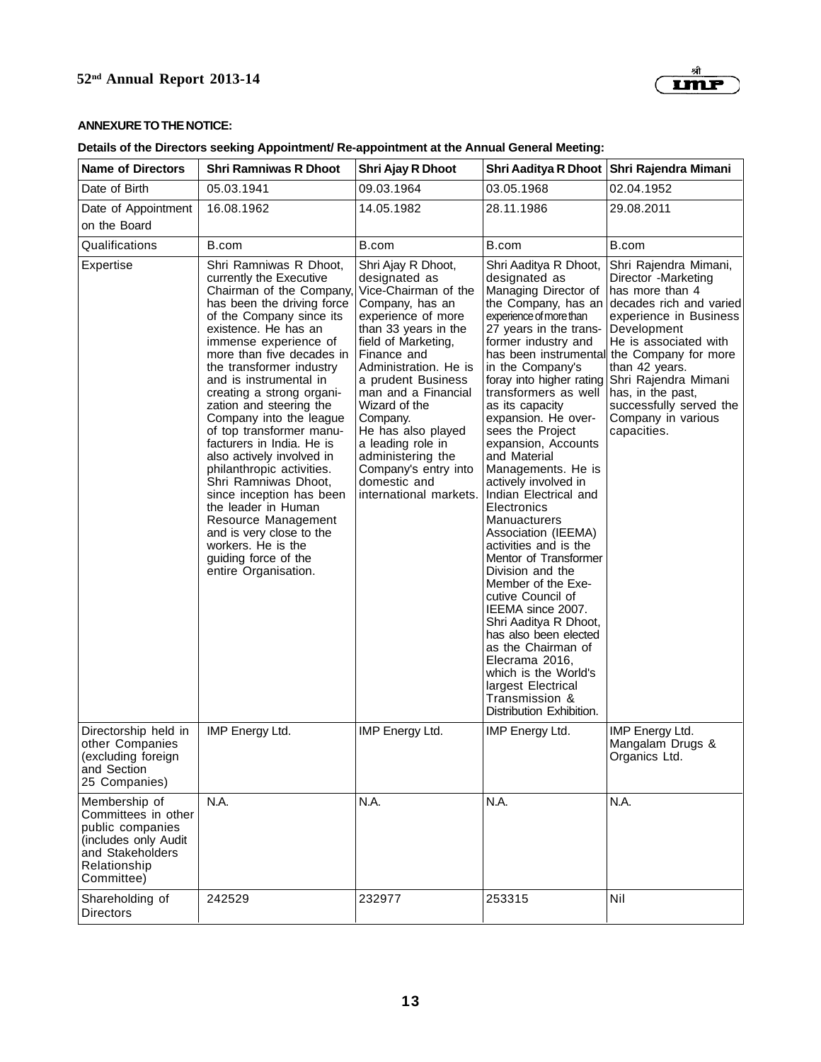**ANNEXURE TO THE NOTICE:**

**Details of the Directors seeking Appointment/ Re-appointment at the Annual General Meeting:**

| Name of Directors | Shri Ramniwas R Dhoot | Shri Ajay R Dhoot | Shri Aaditya R Dhoot | Shri Rajendra Mimani |
|---|---|---|---|---|
| Date of Birth | 05.03.1941 | 09.03.1964 | 03.05.1968 | 02.04.1952 |
| Date of Appointment on the Board | 16.08.1962 | 14.05.1982 | 28.11.1986 | 29.08.2011 |
| Qualifications | B.com | B.com | B.com | B.com |
| Expertise | Shri Ramniwas R Dhoot, currently the Executive Chairman of the Company, has been the driving force of the Company since its existence. He has an immense experience of more than five decades in the transformer industry and is instrumental in creating a strong organization and steering the Company into the league of top transformer manufacturers in India. He is also actively involved in philanthropic activities. Shri Ramniwas Dhoot, since inception has been the leader in Human Resource Management and is very close to the workers. He is the guiding force of the entire Organisation. | Shri Ajay R Dhoot, designated as Vice-Chairman of the Company, has an experience of more than 33 years in the field of Marketing, Finance and Administration. He is a prudent Business man and a Financial Wizard of the Company. He has also played a leading role in administering the Company's entry into domestic and international markets. | Shri Aaditya R Dhoot, designated as Managing Director of the Company, has an experience of more than 27 years in the transformer industry and has been instrumental in the Company's foray into higher rating transformers as well as its capacity expansion. He oversees the Project expansion, Accounts and Material Managements. He is actively involved in Indian Electrical and Electronics Manuacturers Association (IEEMA) activities and is the Mentor of Transformer Division and the Member of the Executive Council of IEEMA since 2007. Shri Aaditya R Dhoot, has also been elected as the Chairman of Elecrama 2016, which is the World's largest Electrical Transmission & Distribution Exhibition. | Shri Rajendra Mimani, Director -Marketing has more than 4 decades rich and varied experience in Business Development He is associated with the Company for more than 42 years. Shri Rajendra Mimani has, in the past, successfully served the Company in various capacities. |
| Directorship held in other Companies (excluding foreign and Section 25 Companies) | IMP Energy Ltd. | IMP Energy Ltd. | IMP Energy Ltd. | IMP Energy Ltd. Mangalam Drugs & Organics Ltd. |
| Membership of Committees in other public companies (includes only Audit and Stakeholders Relationship Committee) | N.A. | N.A. | N.A. | N.A. |
| Shareholding of Directors | 242529 | 232977 | 253315 | Nil |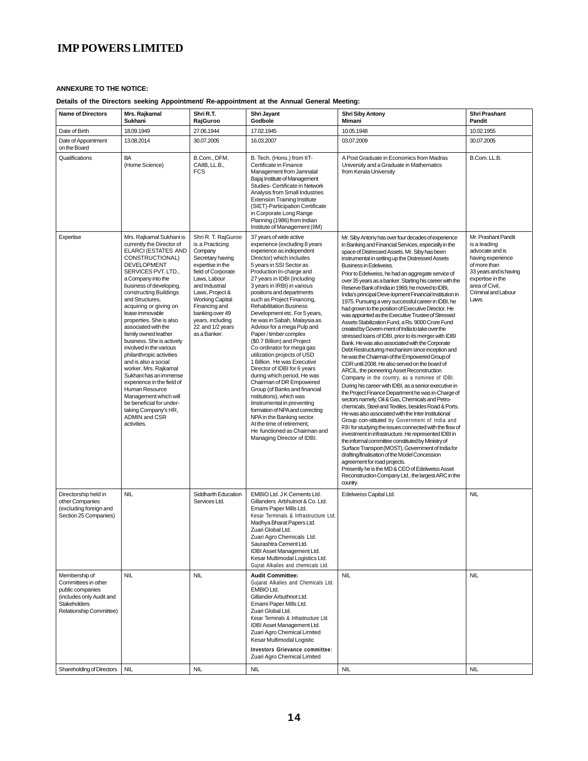# IMP POWERS LIMITED

**ANNEXURE TO THE NOTICE:**

**Details of the Directors seeking Appointment/ Re-appointment at the Annual General Meeting:**

| Name of Directors | Mrs. Rajkamal Sukhani | Shri R.T. RajGuroo | Shri Jayant Godbole | Shri Siby Antony Mimani | Shri Prashant Pandit |
|---|---|---|---|---|---|
| Date of Birth | 18.09.1949 | 27.06.1944 | 17.02.1945 | 10.05.1948 | 10.02.1955 |
| Date of Appointment on the Board | 13.08.2014 | 30.07.2005 | 16.03.2007 | 03.07.2009 | 30.07.2005 |
| Qualifications | BA (Home Science) | B.Com., DFM, CAIIB, LL.B., FCS | B. Tech. (Hons.) from IIT-Certificate in Finance Management from Jamnalal Bajaj Institute of Management Studies- Certificate in Network Analysis from Small Industries Extension Training Institute (SIET)-Participation Certificate in Corporate Long Range Planning (1986) from Indian Institute of Management (IIM) | A Post Graduate in Economics from Madras University and a Graduate in Mathematics from Kerala University | B.Com. LL.B. |
| Expertise | Mrs. Rajkamal Sukhani is currently the Director of ELARCI (ESTATES AND CONSTRUCTIONAL) DEVELOPMENT SERVICES PVT. LTD., a Company into the business of developing, constructing Buildings and Structures, acquiring or giving on lease immovable properties. She is also associated with the family owned leather business. She is actively involved in the various philanthropic activities and is also a social worker. Mrs. Rajkamal Sukhani has an immense experience in the field of Human Resource Management which will be beneficial for under-taking Company's HR, ADMIN and CSR activities. | Shri R. T. RajGuroo is a Practicing Company Secretary having expertise in the field of Corporate Laws, Labour and Industrial Laws, Project & Working Capital Financing and banking over 49 years, including 22 and 1/2 years as a Banker. | 37 years of wide active experience (excluding 8 years experience as independent Director) which includes 5 years in SSI Sector as Production In-charge and 27 years in IDBI (including 3 years in IRBI) in various positions and departments such as Project Financing, Rehabilitation Business Development etc. For 5 years, he was in Sabah, Malaysia as Advisor for a mega Pulp and Paper / timber complex ($0.7 Billion) and Project Co-ordinator for mega gas utilization projects of USD 1 Billion. He was Executive Director of IDBI for 6 years during which period, He was Chairman of DR Empowered Group (of Banks and financial nstitutions), which was Iinstrumental in preventing formation of NPA and correcting NPA in the Banking sector. At the time of retirement, He functioned as Chairman and Managing Director of IDBI. | Mr. Siby Antony has over four decades of experience in Banking and Financial Services, especially in the space of Distressed Assets. Mr. Siby has been instrumental in setting up the Distressed Assets Business in Edelweiss.<br>Prior to Edelweiss, he had an aggregate service of over 35 years as a banker. Starting his career with the Reserve Bank of India in 1969, he moved to IDBI, India's principal Deve-lopment Financial Institution in 1975. Pursuing a very successful career in IDBI, he had grown to the position of Executive Director. He was appointed as the Executive Trustee of Stressed Assets Stabilization Fund, a Rs. 9000 Crore Fund created by Govern-ment of India to take over the stressed loans of IDBI, prior to its merger with IDBI Bank. He was also associated with the Corporate Debt Restructuring mechanism since inception and he was the Chairman of the Empowered Group of CDR until 2008. He also served on the board of ARCIL, the pioneering Asset Reconstruction Company in the country, as a nominee of IDBI. During his career with IDBI, as a senior executive in the Project Finance Department he was in-Charge of sectors namely, Oil & Gas, Chemicals and Petro-chemicals, Steel and Textiles, besides Road & Ports. He was also associated with the Inter Institutional Group con-stituted by Government of India and RBI for studying the issues connected with the flow of investment in infrastructure. He represented IDBI in the informal committee constituted by Ministry of Surface Transport (MOST), Government of India for drafting/finalisation of the Model Concession agreement for road projects.<br>Presently he is the MD & CEO of Edelweiss Asset Reconstruction Company Ltd., the largest ARC in the country. | Mr. Prashant Pandit is a leading advocate and is having experience of more than 33 years and is having expertise in the area of Civil, Criminal and Labour Laws. |
| Directorship held in other Companies (excluding foreign and Section 25 Companies) | NIL | Siddharth Education Services Ltd. | EMBIO Ltd. J K Cements Ltd.<br>Gillanders Arbhutnot & Co. Ltd.<br>Emami Paper Mills Ltd.<br>Kesar Terminals & Infrastructure Ltd.<br>Madhya Bharat Papers Ltd.<br>Zuari Global Ltd.<br>Zuari Agro Chemicals Ltd.<br>Saurashtra Cement Ltd.<br>IDBI Asset Management Ltd.<br>Kesar Multimodal Logistics Ltd.<br>Gujrat Alkalies and chemicals Ltd. | Edelweiss Capital Ltd. | NIL |
| Membership of Committees in other public companies (includes only Audit and Stakeholders Relationship Committee) | NIL | NIL | **Audit Committee:**<br>Gujarat Alkalies and Chemicals Ltd.<br>EMBIO Ltd.<br>Gillander Arbuthnot Ltd.<br>Emami Paper Mills Ltd.<br>Zuari Global Ltd.<br>Kesar Terminals & Infrastructure Ltd.<br>IDBI Asset Management Ltd.<br>Zuari Agro Chemical Limited<br>Kesar Multimodal Logistic<br>**Investors Grievance committee:**<br>Zuari Agro Chemical Limited | NIL | NIL |
| Shareholding of Directors | NIL | NIL | NIL | NIL | NIL |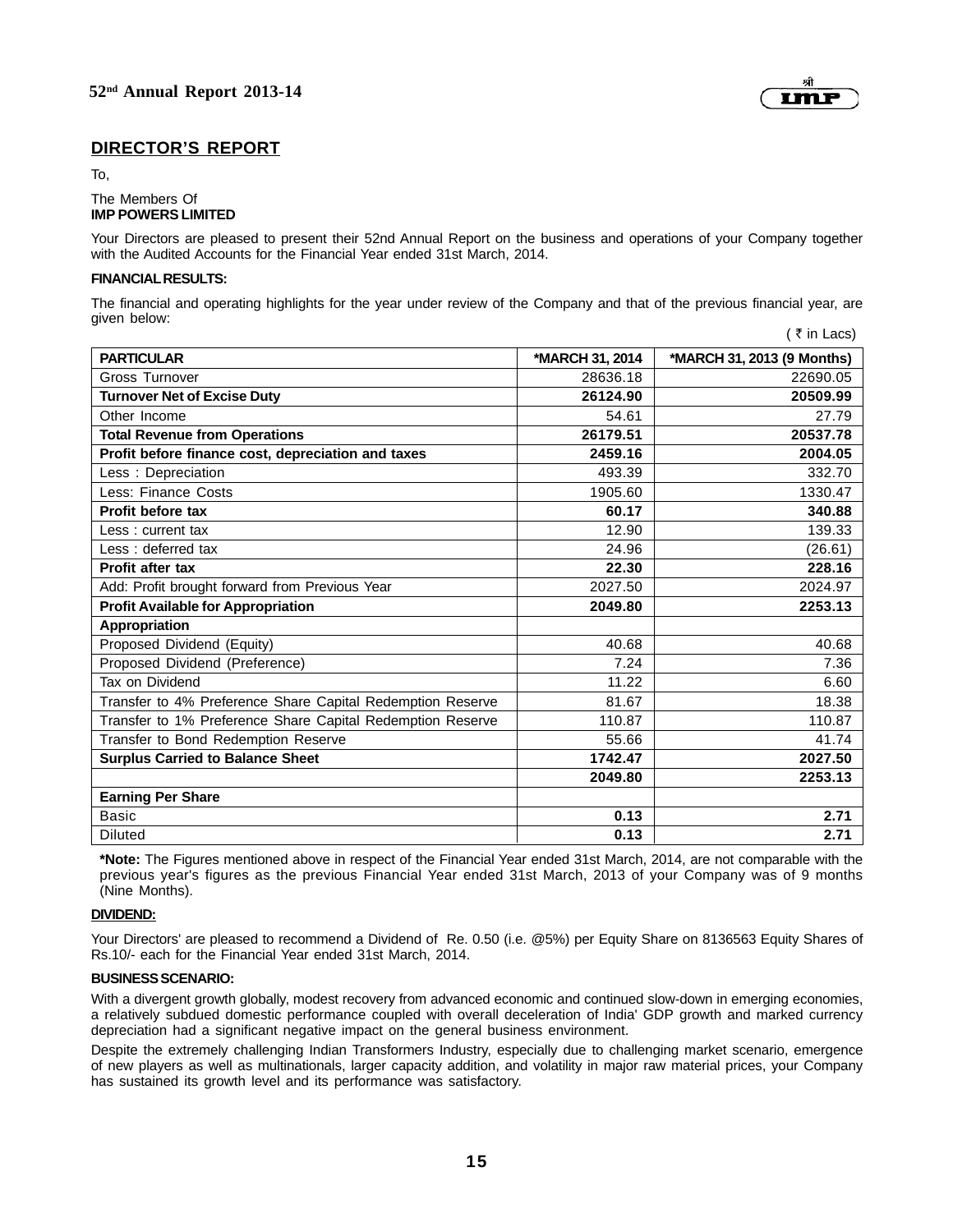## DIRECTOR'S REPORT

To,

The Members Of
**IMP POWERS LIMITED**

Your Directors are pleased to present their 52nd Annual Report on the business and operations of your Company together with the Audited Accounts for the Financial Year ended 31st March, 2014.

**FINANCIAL RESULTS:**

The financial and operating highlights for the year under review of the Company and that of the previous financial year, are given below:

( ₹ in Lacs)

| PARTICULAR | *MARCH 31, 2014 | *MARCH 31, 2013 (9 Months) |
|---|---|---|
| Gross Turnover | 28636.18 | 22690.05 |
| **Turnover Net of Excise Duty** | **26124.90** | **20509.99** |
| Other Income | 54.61 | 27.79 |
| **Total Revenue from Operations** | **26179.51** | **20537.78** |
| **Profit before finance cost, depreciation and taxes** | **2459.16** | **2004.05** |
| Less : Depreciation | 493.39 | 332.70 |
| Less: Finance Costs | 1905.60 | 1330.47 |
| **Profit before tax** | **60.17** | **340.88** |
| Less : current tax | 12.90 | 139.33 |
| Less : deferred tax | 24.96 | (26.61) |
| **Profit after tax** | **22.30** | **228.16** |
| Add: Profit brought forward from Previous Year | 2027.50 | 2024.97 |
| **Profit Available for Appropriation** | **2049.80** | **2253.13** |
| **Appropriation** | | |
| Proposed Dividend (Equity) | 40.68 | 40.68 |
| Proposed Dividend (Preference) | 7.24 | 7.36 |
| Tax on Dividend | 11.22 | 6.60 |
| Transfer to 4% Preference Share Capital Redemption Reserve | 81.67 | 18.38 |
| Transfer to 1% Preference Share Capital Redemption Reserve | 110.87 | 110.87 |
| Transfer to Bond Redemption Reserve | 55.66 | 41.74 |
| **Surplus Carried to Balance Sheet** | **1742.47** | **2027.50** |
| | **2049.80** | **2253.13** |
| **Earning Per Share** | | |
| Basic | **0.13** | **2.71** |
| Diluted | **0.13** | **2.71** |

**\*Note:** The Figures mentioned above in respect of the Financial Year ended 31st March, 2014, are not comparable with the previous year's figures as the previous Financial Year ended 31st March, 2013 of your Company was of 9 months (Nine Months).

**DIVIDEND:**

Your Directors' are pleased to recommend a Dividend of Re. 0.50 (i.e. @5%) per Equity Share on 8136563 Equity Shares of Rs.10/- each for the Financial Year ended 31st March, 2014.

**BUSINESS SCENARIO:**

With a divergent growth globally, modest recovery from advanced economic and continued slow-down in emerging economies, a relatively subdued domestic performance coupled with overall deceleration of India' GDP growth and marked currency depreciation had a significant negative impact on the general business environment.

Despite the extremely challenging Indian Transformers Industry, especially due to challenging market scenario, emergence of new players as well as multinationals, larger capacity addition, and volatility in major raw material prices, your Company has sustained its growth level and its performance was satisfactory.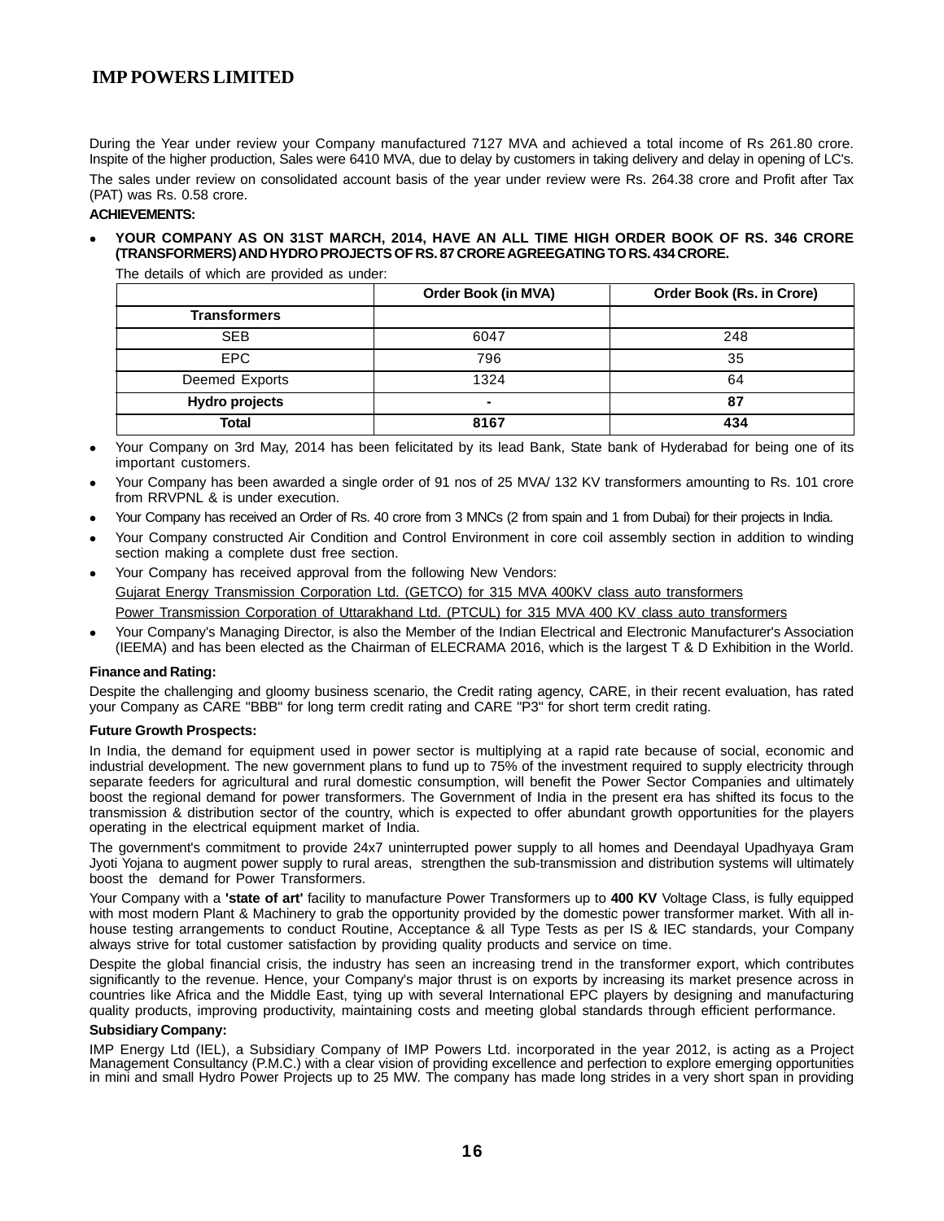During the Year under review your Company manufactured 7127 MVA and achieved a total income of Rs 261.80 crore. Inspite of the higher production, Sales were 6410 MVA, due to delay by customers in taking delivery and delay in opening of LC's.

The sales under review on consolidated account basis of the year under review were Rs. 264.38 crore and Profit after Tax (PAT) was Rs. 0.58 crore.

**ACHIEVEMENTS:**

- **YOUR COMPANY AS ON 31ST MARCH, 2014, HAVE AN ALL TIME HIGH ORDER BOOK OF RS. 346 CRORE (TRANSFORMERS) AND HYDRO PROJECTS OF RS. 87 CRORE AGREEGATING TO RS. 434 CRORE.**

  The details of which are provided as under:

| | Order Book (in MVA) | Order Book (Rs. in Crore) |
|---|---|---|
| **Transformers** | | |
| SEB | 6047 | 248 |
| EPC | 796 | 35 |
| Deemed Exports | 1324 | 64 |
| **Hydro projects** | **-** | **87** |
| **Total** | **8167** | **434** |

- Your Company on 3rd May, 2014 has been felicitated by its lead Bank, State bank of Hyderabad for being one of its important customers.
- Your Company has been awarded a single order of 91 nos of 25 MVA/ 132 KV transformers amounting to Rs. 101 crore from RRVPNL & is under execution.
- Your Company has received an Order of Rs. 40 crore from 3 MNCs (2 from spain and 1 from Dubai) for their projects in India.
- Your Company constructed Air Condition and Control Environment in core coil assembly section in addition to winding section making a complete dust free section.
- Your Company has received approval from the following New Vendors:

  Gujarat Energy Transmission Corporation Ltd. (GETCO) for 315 MVA 400KV class auto transformers

  Power Transmission Corporation of Uttarakhand Ltd. (PTCUL) for 315 MVA 400 KV class auto transformers
- Your Company's Managing Director, is also the Member of the Indian Electrical and Electronic Manufacturer's Association (IEEMA) and has been elected as the Chairman of ELECRAMA 2016, which is the largest T & D Exhibition in the World.

**Finance and Rating:**

Despite the challenging and gloomy business scenario, the Credit rating agency, CARE, in their recent evaluation, has rated your Company as CARE "BBB" for long term credit rating and CARE "P3" for short term credit rating.

**Future Growth Prospects:**

In India, the demand for equipment used in power sector is multiplying at a rapid rate because of social, economic and industrial development. The new government plans to fund up to 75% of the investment required to supply electricity through separate feeders for agricultural and rural domestic consumption, will benefit the Power Sector Companies and ultimately boost the regional demand for power transformers. The Government of India in the present era has shifted its focus to the transmission & distribution sector of the country, which is expected to offer abundant growth opportunities for the players operating in the electrical equipment market of India.

The government's commitment to provide 24x7 uninterrupted power supply to all homes and Deendayal Upadhyaya Gram Jyoti Yojana to augment power supply to rural areas, strengthen the sub-transmission and distribution systems will ultimately boost the demand for Power Transformers.

Your Company with a **'state of art'** facility to manufacture Power Transformers up to **400 KV** Voltage Class, is fully equipped with most modern Plant & Machinery to grab the opportunity provided by the domestic power transformer market. With all in-house testing arrangements to conduct Routine, Acceptance & all Type Tests as per IS & IEC standards, your Company always strive for total customer satisfaction by providing quality products and service on time.

Despite the global financial crisis, the industry has seen an increasing trend in the transformer export, which contributes significantly to the revenue. Hence, your Company's major thrust is on exports by increasing its market presence across in countries like Africa and the Middle East, tying up with several International EPC players by designing and manufacturing quality products, improving productivity, maintaining costs and meeting global standards through efficient performance.

**Subsidiary Company:**

IMP Energy Ltd (IEL), a Subsidiary Company of IMP Powers Ltd. incorporated in the year 2012, is acting as a Project Management Consultancy (P.M.C.) with a clear vision of providing excellence and perfection to explore emerging opportunities in mini and small Hydro Power Projects up to 25 MW. The company has made long strides in a very short span in providing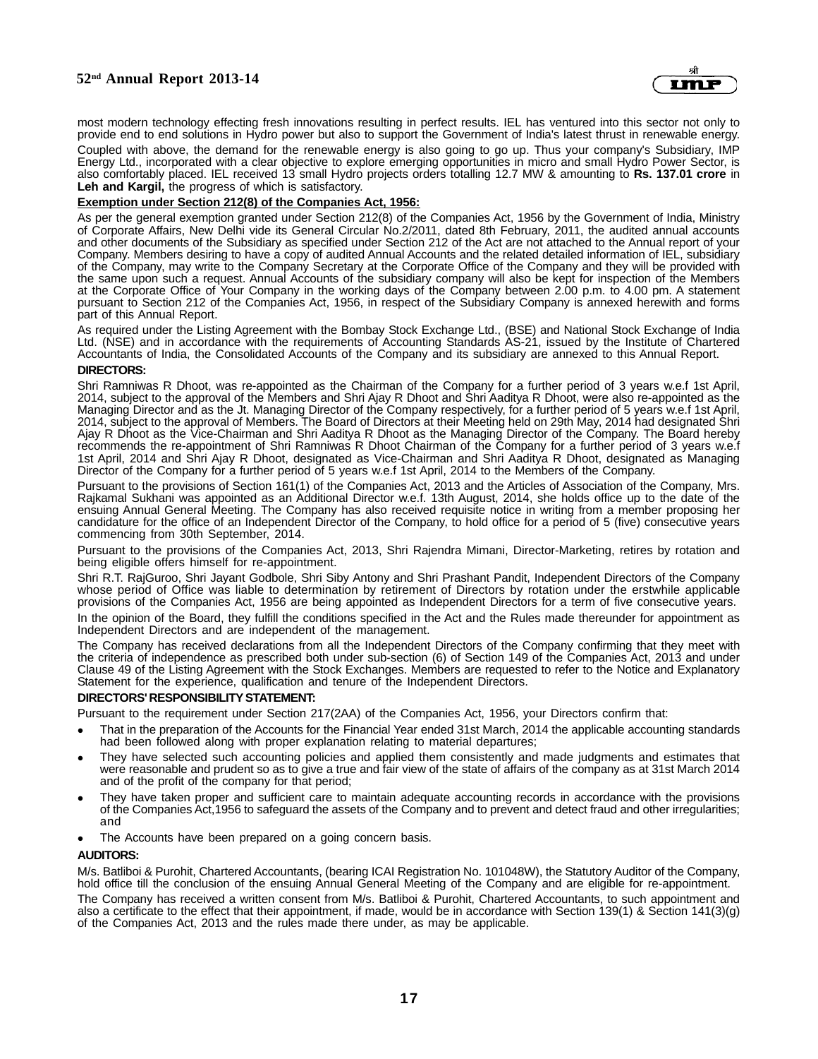most modern technology effecting fresh innovations resulting in perfect results. IEL has ventured into this sector not only to provide end to end solutions in Hydro power but also to support the Government of India's latest thrust in renewable energy.

Coupled with above, the demand for the renewable energy is also going to go up. Thus your company's Subsidiary, IMP Energy Ltd., incorporated with a clear objective to explore emerging opportunities in micro and small Hydro Power Sector, is also comfortably placed. IEL received 13 small Hydro projects orders totalling 12.7 MW & amounting to **Rs. 137.01 crore** in **Leh and Kargil,** the progress of which is satisfactory.

**Exemption under Section 212(8) of the Companies Act, 1956:**

As per the general exemption granted under Section 212(8) of the Companies Act, 1956 by the Government of India, Ministry of Corporate Affairs, New Delhi vide its General Circular No.2/2011, dated 8th February, 2011, the audited annual accounts and other documents of the Subsidiary as specified under Section 212 of the Act are not attached to the Annual report of your Company. Members desiring to have a copy of audited Annual Accounts and the related detailed information of IEL, subsidiary of the Company, may write to the Company Secretary at the Corporate Office of the Company and they will be provided with the same upon such a request. Annual Accounts of the subsidiary company will also be kept for inspection of the Members at the Corporate Office of Your Company in the working days of the Company between 2.00 p.m. to 4.00 pm. A statement pursuant to Section 212 of the Companies Act, 1956, in respect of the Subsidiary Company is annexed herewith and forms part of this Annual Report.

As required under the Listing Agreement with the Bombay Stock Exchange Ltd., (BSE) and National Stock Exchange of India Ltd. (NSE) and in accordance with the requirements of Accounting Standards AS-21, issued by the Institute of Chartered Accountants of India, the Consolidated Accounts of the Company and its subsidiary are annexed to this Annual Report.

**DIRECTORS:**

Shri Ramniwas R Dhoot, was re-appointed as the Chairman of the Company for a further period of 3 years w.e.f 1st April, 2014, subject to the approval of the Members and Shri Ajay R Dhoot and Shri Aaditya R Dhoot, were also re-appointed as the Managing Director and as the Jt. Managing Director of the Company respectively, for a further period of 5 years w.e.f 1st April, 2014, subject to the approval of Members. The Board of Directors at their Meeting held on 29th May, 2014 had designated Shri Ajay R Dhoot as the Vice-Chairman and Shri Aaditya R Dhoot as the Managing Director of the Company. The Board hereby recommends the re-appointment of Shri Ramniwas R Dhoot Chairman of the Company for a further period of 3 years w.e.f 1st April, 2014 and Shri Ajay R Dhoot, designated as Vice-Chairman and Shri Aaditya R Dhoot, designated as Managing Director of the Company for a further period of 5 years w.e.f 1st April, 2014 to the Members of the Company.

Pursuant to the provisions of Section 161(1) of the Companies Act, 2013 and the Articles of Association of the Company, Mrs. Rajkamal Sukhani was appointed as an Additional Director w.e.f. 13th August, 2014, she holds office up to the date of the ensuing Annual General Meeting. The Company has also received requisite notice in writing from a member proposing her candidature for the office of an Independent Director of the Company, to hold office for a period of 5 (five) consecutive years commencing from 30th September, 2014.

Pursuant to the provisions of the Companies Act, 2013, Shri Rajendra Mimani, Director-Marketing, retires by rotation and being eligible offers himself for re-appointment.

Shri R.T. RajGuroo, Shri Jayant Godbole, Shri Siby Antony and Shri Prashant Pandit, Independent Directors of the Company whose period of Office was liable to determination by retirement of Directors by rotation under the erstwhile applicable provisions of the Companies Act, 1956 are being appointed as Independent Directors for a term of five consecutive years.

In the opinion of the Board, they fulfill the conditions specified in the Act and the Rules made thereunder for appointment as Independent Directors and are independent of the management.

The Company has received declarations from all the Independent Directors of the Company confirming that they meet with the criteria of independence as prescribed both under sub-section (6) of Section 149 of the Companies Act, 2013 and under Clause 49 of the Listing Agreement with the Stock Exchanges. Members are requested to refer to the Notice and Explanatory Statement for the experience, qualification and tenure of the Independent Directors.

**DIRECTORS' RESPONSIBILITY STATEMENT:**

Pursuant to the requirement under Section 217(2AA) of the Companies Act, 1956, your Directors confirm that:

- That in the preparation of the Accounts for the Financial Year ended 31st March, 2014 the applicable accounting standards had been followed along with proper explanation relating to material departures;
- They have selected such accounting policies and applied them consistently and made judgments and estimates that were reasonable and prudent so as to give a true and fair view of the state of affairs of the company as at 31st March 2014 and of the profit of the company for that period;
- They have taken proper and sufficient care to maintain adequate accounting records in accordance with the provisions of the Companies Act,1956 to safeguard the assets of the Company and to prevent and detect fraud and other irregularities; and
- The Accounts have been prepared on a going concern basis.

**AUDITORS:**

M/s. Batliboi & Purohit, Chartered Accountants, (bearing ICAI Registration No. 101048W), the Statutory Auditor of the Company, hold office till the conclusion of the ensuing Annual General Meeting of the Company and are eligible for re-appointment.

The Company has received a written consent from M/s. Batliboi & Purohit, Chartered Accountants, to such appointment and also a certificate to the effect that their appointment, if made, would be in accordance with Section 139(1) & Section 141(3)(g) of the Companies Act, 2013 and the rules made there under, as may be applicable.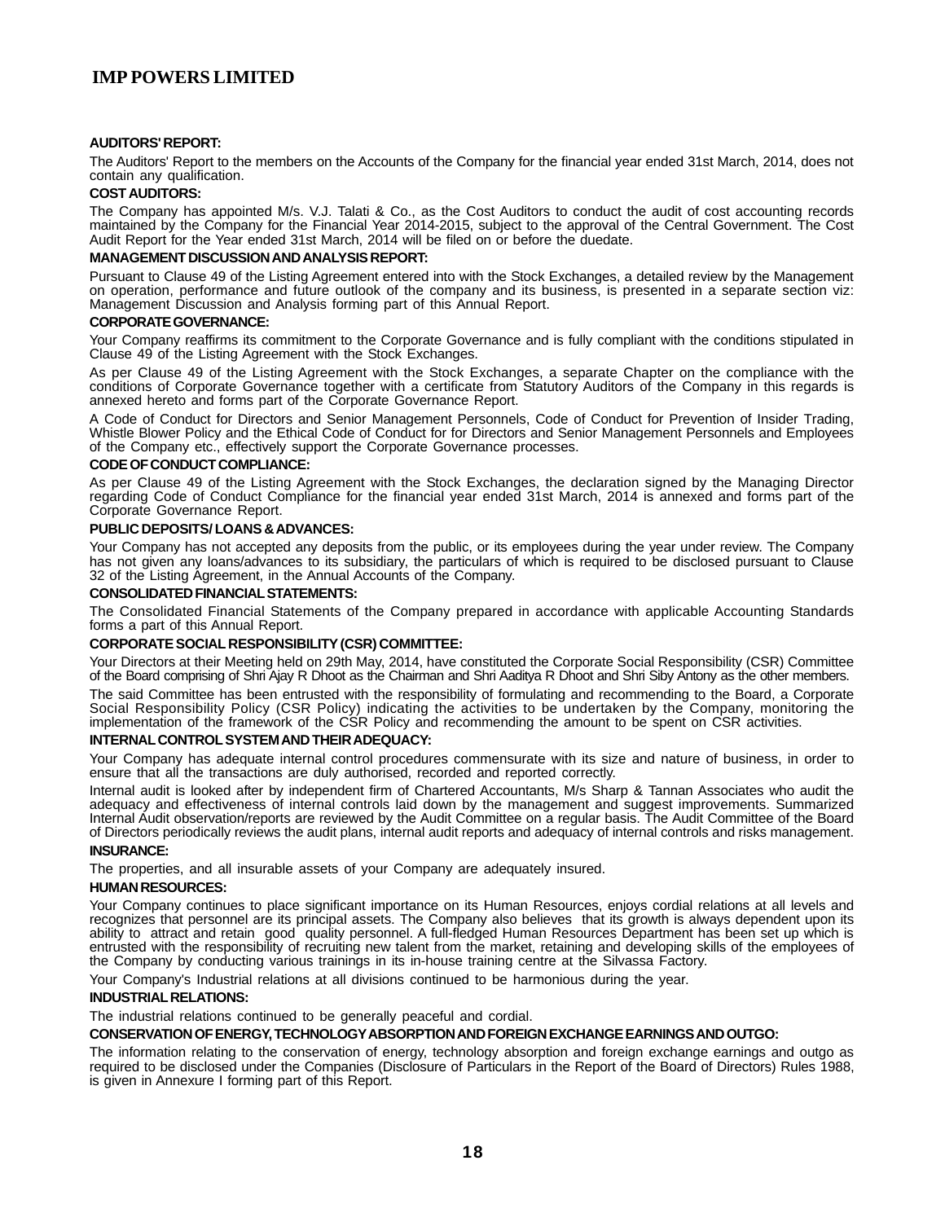**AUDITORS' REPORT:**

The Auditors' Report to the members on the Accounts of the Company for the financial year ended 31st March, 2014, does not contain any qualification.

**COST AUDITORS:**

The Company has appointed M/s. V.J. Talati & Co., as the Cost Auditors to conduct the audit of cost accounting records maintained by the Company for the Financial Year 2014-2015, subject to the approval of the Central Government. The Cost Audit Report for the Year ended 31st March, 2014 will be filed on or before the duedate.

**MANAGEMENT DISCUSSION AND ANALYSIS REPORT:**

Pursuant to Clause 49 of the Listing Agreement entered into with the Stock Exchanges, a detailed review by the Management on operation, performance and future outlook of the company and its business, is presented in a separate section viz: Management Discussion and Analysis forming part of this Annual Report.

**CORPORATE GOVERNANCE:**

Your Company reaffirms its commitment to the Corporate Governance and is fully compliant with the conditions stipulated in Clause 49 of the Listing Agreement with the Stock Exchanges.

As per Clause 49 of the Listing Agreement with the Stock Exchanges, a separate Chapter on the compliance with the conditions of Corporate Governance together with a certificate from Statutory Auditors of the Company in this regards is annexed hereto and forms part of the Corporate Governance Report.

A Code of Conduct for Directors and Senior Management Personnels, Code of Conduct for Prevention of Insider Trading, Whistle Blower Policy and the Ethical Code of Conduct for for Directors and Senior Management Personnels and Employees of the Company etc., effectively support the Corporate Governance processes.

**CODE OF CONDUCT COMPLIANCE:**

As per Clause 49 of the Listing Agreement with the Stock Exchanges, the declaration signed by the Managing Director regarding Code of Conduct Compliance for the financial year ended 31st March, 2014 is annexed and forms part of the Corporate Governance Report.

**PUBLIC DEPOSITS/ LOANS & ADVANCES:**

Your Company has not accepted any deposits from the public, or its employees during the year under review. The Company has not given any loans/advances to its subsidiary, the particulars of which is required to be disclosed pursuant to Clause 32 of the Listing Agreement, in the Annual Accounts of the Company.

**CONSOLIDATED FINANCIAL STATEMENTS:**

The Consolidated Financial Statements of the Company prepared in accordance with applicable Accounting Standards forms a part of this Annual Report.

**CORPORATE SOCIAL RESPONSIBILITY (CSR) COMMITTEE:**

Your Directors at their Meeting held on 29th May, 2014, have constituted the Corporate Social Responsibility (CSR) Committee of the Board comprising of Shri Ajay R Dhoot as the Chairman and Shri Aaditya R Dhoot and Shri Siby Antony as the other members.

The said Committee has been entrusted with the responsibility of formulating and recommending to the Board, a Corporate Social Responsibility Policy (CSR Policy) indicating the activities to be undertaken by the Company, monitoring the implementation of the framework of the CSR Policy and recommending the amount to be spent on CSR activities.

**INTERNAL CONTROL SYSTEM AND THEIR ADEQUACY:**

Your Company has adequate internal control procedures commensurate with its size and nature of business, in order to ensure that all the transactions are duly authorised, recorded and reported correctly.

Internal audit is looked after by independent firm of Chartered Accountants, M/s Sharp & Tannan Associates who audit the adequacy and effectiveness of internal controls laid down by the management and suggest improvements. Summarized Internal Audit observation/reports are reviewed by the Audit Committee on a regular basis. The Audit Committee of the Board of Directors periodically reviews the audit plans, internal audit reports and adequacy of internal controls and risks management.

**INSURANCE:**

The properties, and all insurable assets of your Company are adequately insured.

**HUMAN RESOURCES:**

Your Company continues to place significant importance on its Human Resources, enjoys cordial relations at all levels and recognizes that personnel are its principal assets. The Company also believes that its growth is always dependent upon its ability to attract and retain good quality personnel. A full-fledged Human Resources Department has been set up which is entrusted with the responsibility of recruiting new talent from the market, retaining and developing skills of the employees of the Company by conducting various trainings in its in-house training centre at the Silvassa Factory.

Your Company's Industrial relations at all divisions continued to be harmonious during the year.

**INDUSTRIAL RELATIONS:**

The industrial relations continued to be generally peaceful and cordial.

**CONSERVATION OF ENERGY, TECHNOLOGY ABSORPTION AND FOREIGN EXCHANGE EARNINGS AND OUTGO:**

The information relating to the conservation of energy, technology absorption and foreign exchange earnings and outgo as required to be disclosed under the Companies (Disclosure of Particulars in the Report of the Board of Directors) Rules 1988, is given in Annexure I forming part of this Report.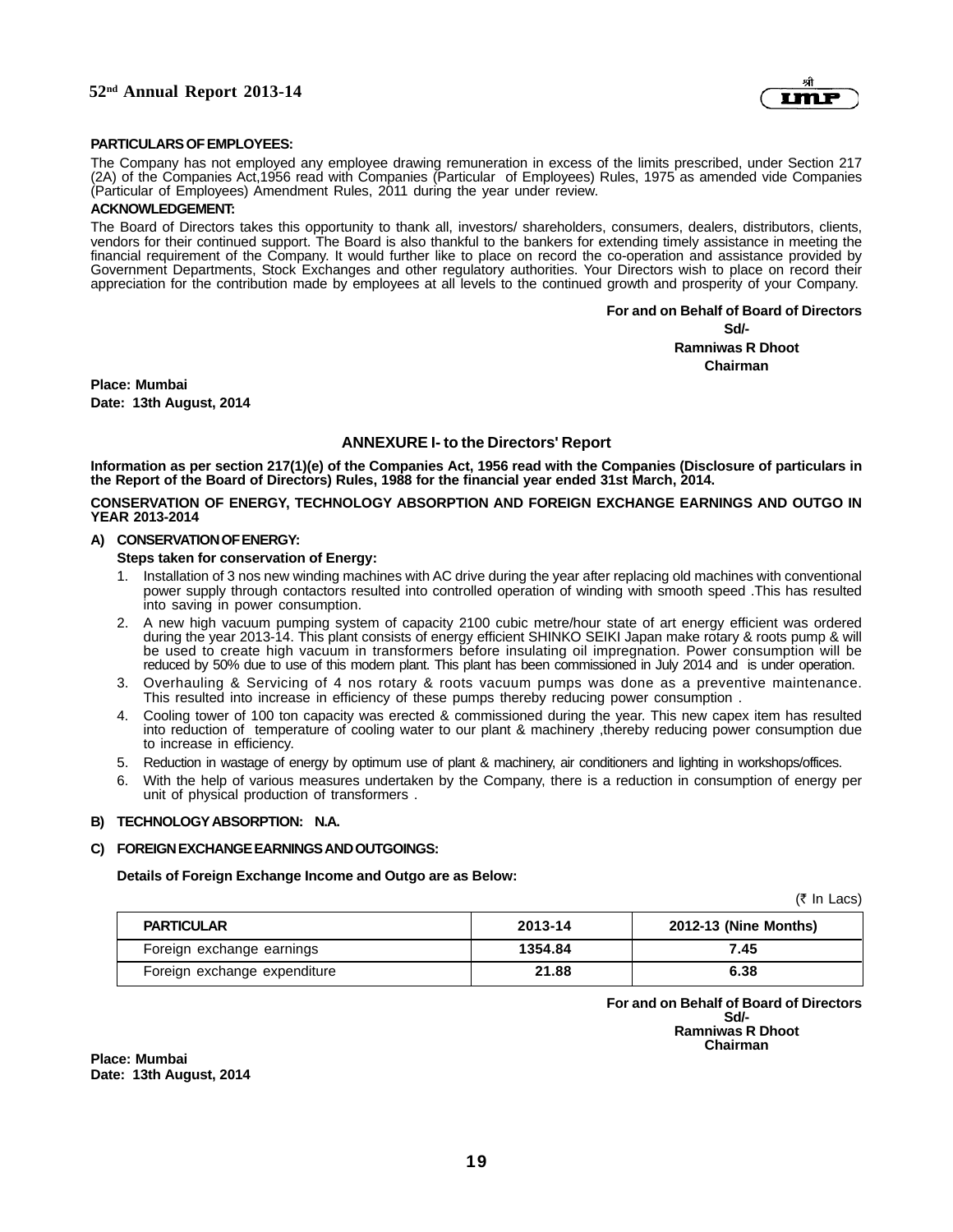**PARTICULARS OF EMPLOYEES:**

The Company has not employed any employee drawing remuneration in excess of the limits prescribed, under Section 217 (2A) of the Companies Act,1956 read with Companies (Particular of Employees) Rules, 1975 as amended vide Companies (Particular of Employees) Amendment Rules, 2011 during the year under review.

**ACKNOWLEDGEMENT:**

The Board of Directors takes this opportunity to thank all, investors/ shareholders, consumers, dealers, distributors, clients, vendors for their continued support. The Board is also thankful to the bankers for extending timely assistance in meeting the financial requirement of the Company. It would further like to place on record the co-operation and assistance provided by Government Departments, Stock Exchanges and other regulatory authorities. Your Directors wish to place on record their appreciation for the contribution made by employees at all levels to the continued growth and prosperity of your Company.

**For and on Behalf of Board of Directors**
**Sd/-**
**Ramniwas R Dhoot**
**Chairman**

**Place: Mumbai**
**Date: 13th August, 2014**

## ANNEXURE I- to the Directors' Report

**Information as per section 217(1)(e) of the Companies Act, 1956 read with the Companies (Disclosure of particulars in the Report of the Board of Directors) Rules, 1988 for the financial year ended 31st March, 2014.**

**CONSERVATION OF ENERGY, TECHNOLOGY ABSORPTION AND FOREIGN EXCHANGE EARNINGS AND OUTGO IN YEAR 2013-2014**

**A) CONSERVATION OF ENERGY:**

**Steps taken for conservation of Energy:**

1. Installation of 3 nos new winding machines with AC drive during the year after replacing old machines with conventional power supply through contactors resulted into controlled operation of winding with smooth speed .This has resulted into saving in power consumption.
2. A new high vacuum pumping system of capacity 2100 cubic metre/hour state of art energy efficient was ordered during the year 2013-14. This plant consists of energy efficient SHINKO SEIKI Japan make rotary & roots pump & will be used to create high vacuum in transformers before insulating oil impregnation. Power consumption will be reduced by 50% due to use of this modern plant. This plant has been commissioned in July 2014 and is under operation.
3. Overhauling & Servicing of 4 nos rotary & roots vacuum pumps was done as a preventive maintenance. This resulted into increase in efficiency of these pumps thereby reducing power consumption .
4. Cooling tower of 100 ton capacity was erected & commissioned during the year. This new capex item has resulted into reduction of temperature of cooling water to our plant & machinery ,thereby reducing power consumption due to increase in efficiency.
5. Reduction in wastage of energy by optimum use of plant & machinery, air conditioners and lighting in workshops/offices.
6. With the help of various measures undertaken by the Company, there is a reduction in consumption of energy per unit of physical production of transformers .

**B) TECHNOLOGY ABSORPTION: N.A.**

**C) FOREIGN EXCHANGE EARNINGS AND OUTGOINGS:**

**Details of Foreign Exchange Income and Outgo are as Below:**

(₹ In Lacs)

| PARTICULAR | 2013-14 | 2012-13 (Nine Months) |
|---|---|---|
| Foreign exchange earnings | 1354.84 | 7.45 |
| Foreign exchange expenditure | 21.88 | 6.38 |

**For and on Behalf of Board of Directors**
**Sd/-**
**Ramniwas R Dhoot**
**Chairman**

**Place: Mumbai**
**Date: 13th August, 2014**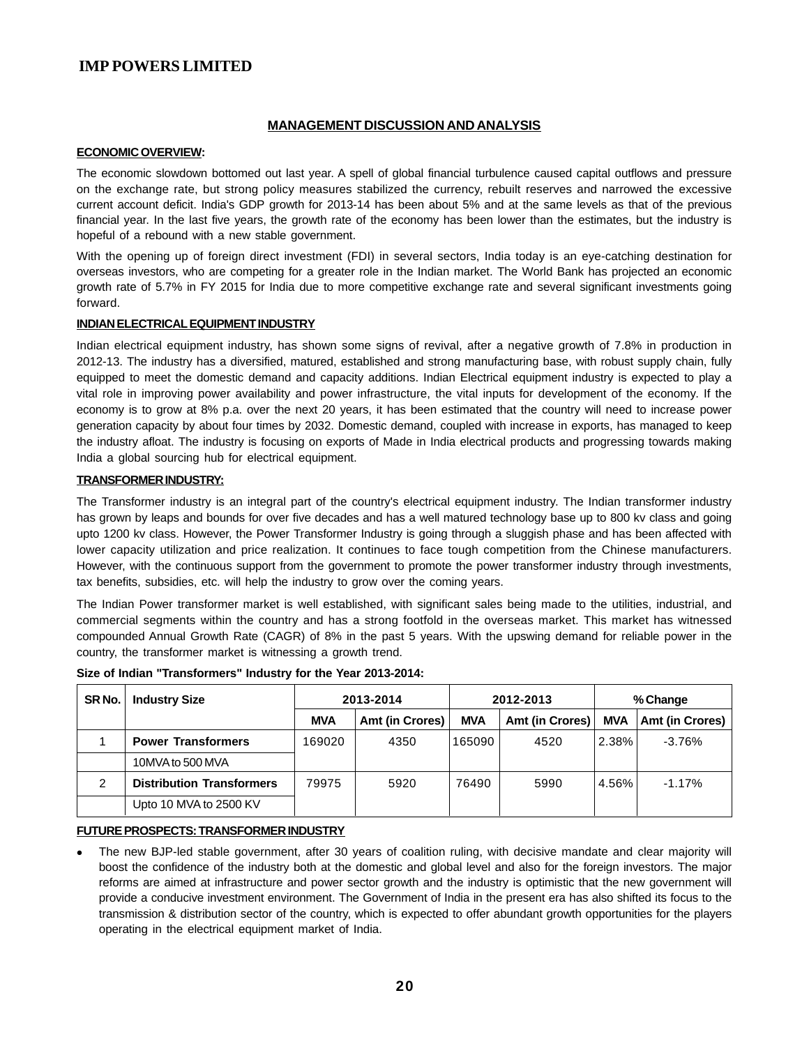## MANAGEMENT DISCUSSION AND ANALYSIS

### ECONOMIC OVERVIEW:

The economic slowdown bottomed out last year. A spell of global financial turbulence caused capital outflows and pressure on the exchange rate, but strong policy measures stabilized the currency, rebuilt reserves and narrowed the excessive current account deficit. India's GDP growth for 2013-14 has been about 5% and at the same levels as that of the previous financial year. In the last five years, the growth rate of the economy has been lower than the estimates, but the industry is hopeful of a rebound with a new stable government.

With the opening up of foreign direct investment (FDI) in several sectors, India today is an eye-catching destination for overseas investors, who are competing for a greater role in the Indian market. The World Bank has projected an economic growth rate of 5.7% in FY 2015 for India due to more competitive exchange rate and several significant investments going forward.

### INDIAN ELECTRICAL EQUIPMENT INDUSTRY

Indian electrical equipment industry, has shown some signs of revival, after a negative growth of 7.8% in production in 2012-13. The industry has a diversified, matured, established and strong manufacturing base, with robust supply chain, fully equipped to meet the domestic demand and capacity additions. Indian Electrical equipment industry is expected to play a vital role in improving power availability and power infrastructure, the vital inputs for development of the economy. If the economy is to grow at 8% p.a. over the next 20 years, it has been estimated that the country will need to increase power generation capacity by about four times by 2032. Domestic demand, coupled with increase in exports, has managed to keep the industry afloat. The industry is focusing on exports of Made in India electrical products and progressing towards making India a global sourcing hub for electrical equipment.

### TRANSFORMER INDUSTRY:

The Transformer industry is an integral part of the country's electrical equipment industry. The Indian transformer industry has grown by leaps and bounds for over five decades and has a well matured technology base up to 800 kv class and going upto 1200 kv class. However, the Power Transformer Industry is going through a sluggish phase and has been affected with lower capacity utilization and price realization. It continues to face tough competition from the Chinese manufacturers. However, with the continuous support from the government to promote the power transformer industry through investments, tax benefits, subsidies, etc. will help the industry to grow over the coming years.

The Indian Power transformer market is well established, with significant sales being made to the utilities, industrial, and commercial segments within the country and has a strong footfold in the overseas market. This market has witnessed compounded Annual Growth Rate (CAGR) of 8% in the past 5 years. With the upswing demand for reliable power in the country, the transformer market is witnessing a growth trend.

**Size of Indian "Transformers" Industry for the Year 2013-2014:**

| SR No. | Industry Size | 2013-2014 | | 2012-2013 | | % Change | |
|---|---|---|---|---|---|---|---|
| | | MVA | Amt (in Crores) | MVA | Amt (in Crores) | MVA | Amt (in Crores) |
| 1 | **Power Transformers** | 169020 | 4350 | 165090 | 4520 | 2.38% | -3.76% |
| | 10MVA to 500 MVA | | | | | | |
| 2 | **Distribution Transformers** | 79975 | 5920 | 76490 | 5990 | 4.56% | -1.17% |
| | Upto 10 MVA to 2500 KV | | | | | | |

### FUTURE PROSPECTS: TRANSFORMER INDUSTRY

- The new BJP-led stable government, after 30 years of coalition ruling, with decisive mandate and clear majority will boost the confidence of the industry both at the domestic and global level and also for the foreign investors. The major reforms are aimed at infrastructure and power sector growth and the industry is optimistic that the new government will provide a conducive investment environment. The Government of India in the present era has also shifted its focus to the transmission & distribution sector of the country, which is expected to offer abundant growth opportunities for the players operating in the electrical equipment market of India.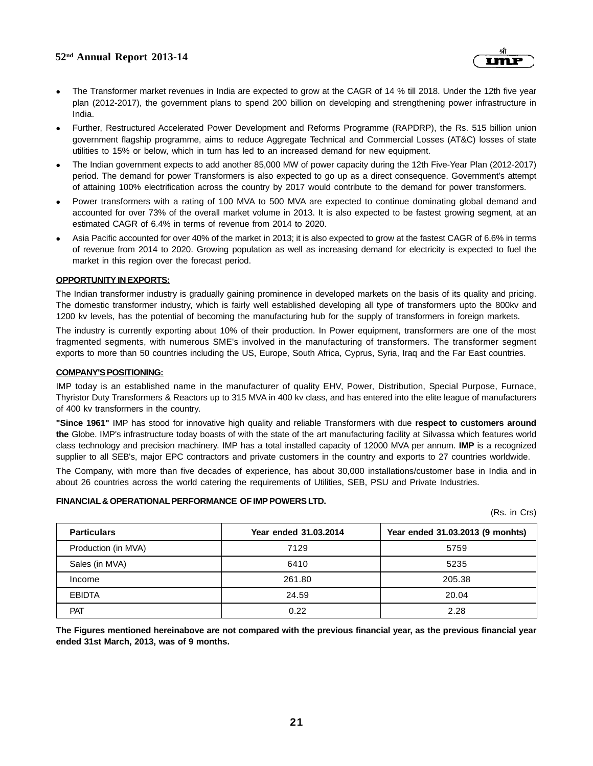- The Transformer market revenues in India are expected to grow at the CAGR of 14 % till 2018. Under the 12th five year plan (2012-2017), the government plans to spend 200 billion on developing and strengthening power infrastructure in India.
- Further, Restructured Accelerated Power Development and Reforms Programme (RAPDRP), the Rs. 515 billion union government flagship programme, aims to reduce Aggregate Technical and Commercial Losses (AT&C) losses of state utilities to 15% or below, which in turn has led to an increased demand for new equipment.
- The Indian government expects to add another 85,000 MW of power capacity during the 12th Five-Year Plan (2012-2017) period. The demand for power Transformers is also expected to go up as a direct consequence. Government's attempt of attaining 100% electrification across the country by 2017 would contribute to the demand for power transformers.
- Power transformers with a rating of 100 MVA to 500 MVA are expected to continue dominating global demand and accounted for over 73% of the overall market volume in 2013. It is also expected to be fastest growing segment, at an estimated CAGR of 6.4% in terms of revenue from 2014 to 2020.
- Asia Pacific accounted for over 40% of the market in 2013; it is also expected to grow at the fastest CAGR of 6.6% in terms of revenue from 2014 to 2020. Growing population as well as increasing demand for electricity is expected to fuel the market in this region over the forecast period.

**OPPORTUNITY IN EXPORTS:**

The Indian transformer industry is gradually gaining prominence in developed markets on the basis of its quality and pricing. The domestic transformer industry, which is fairly well established developing all type of transformers upto the 800kv and 1200 kv levels, has the potential of becoming the manufacturing hub for the supply of transformers in foreign markets.

The industry is currently exporting about 10% of their production. In Power equipment, transformers are one of the most fragmented segments, with numerous SME's involved in the manufacturing of transformers. The transformer segment exports to more than 50 countries including the US, Europe, South Africa, Cyprus, Syria, Iraq and the Far East countries.

**COMPANY'S POSITIONING:**

IMP today is an established name in the manufacturer of quality EHV, Power, Distribution, Special Purpose, Furnace, Thyristor Duty Transformers & Reactors up to 315 MVA in 400 kv class, and has entered into the elite league of manufacturers of 400 kv transformers in the country.

**"Since 1961"** IMP has stood for innovative high quality and reliable Transformers with due **respect to customers around the** Globe. IMP's infrastructure today boasts of with the state of the art manufacturing facility at Silvassa which features world class technology and precision machinery. IMP has a total installed capacity of 12000 MVA per annum. **IMP** is a recognized supplier to all SEB's, major EPC contractors and private customers in the country and exports to 27 countries worldwide.

The Company, with more than five decades of experience, has about 30,000 installations/customer base in India and in about 26 countries across the world catering the requirements of Utilities, SEB, PSU and Private Industries.

**FINANCIAL & OPERATIONAL PERFORMANCE OF IMP POWERS LTD.**

(Rs. in Crs)

| Particulars | Year ended 31.03.2014 | Year ended 31.03.2013 (9 monhts) |
|---|---|---|
| Production (in MVA) | 7129 | 5759 |
| Sales (in MVA) | 6410 | 5235 |
| Income | 261.80 | 205.38 |
| EBIDTA | 24.59 | 20.04 |
| PAT | 0.22 | 2.28 |

**The Figures mentioned hereinabove are not compared with the previous financial year, as the previous financial year ended 31st March, 2013, was of 9 months.**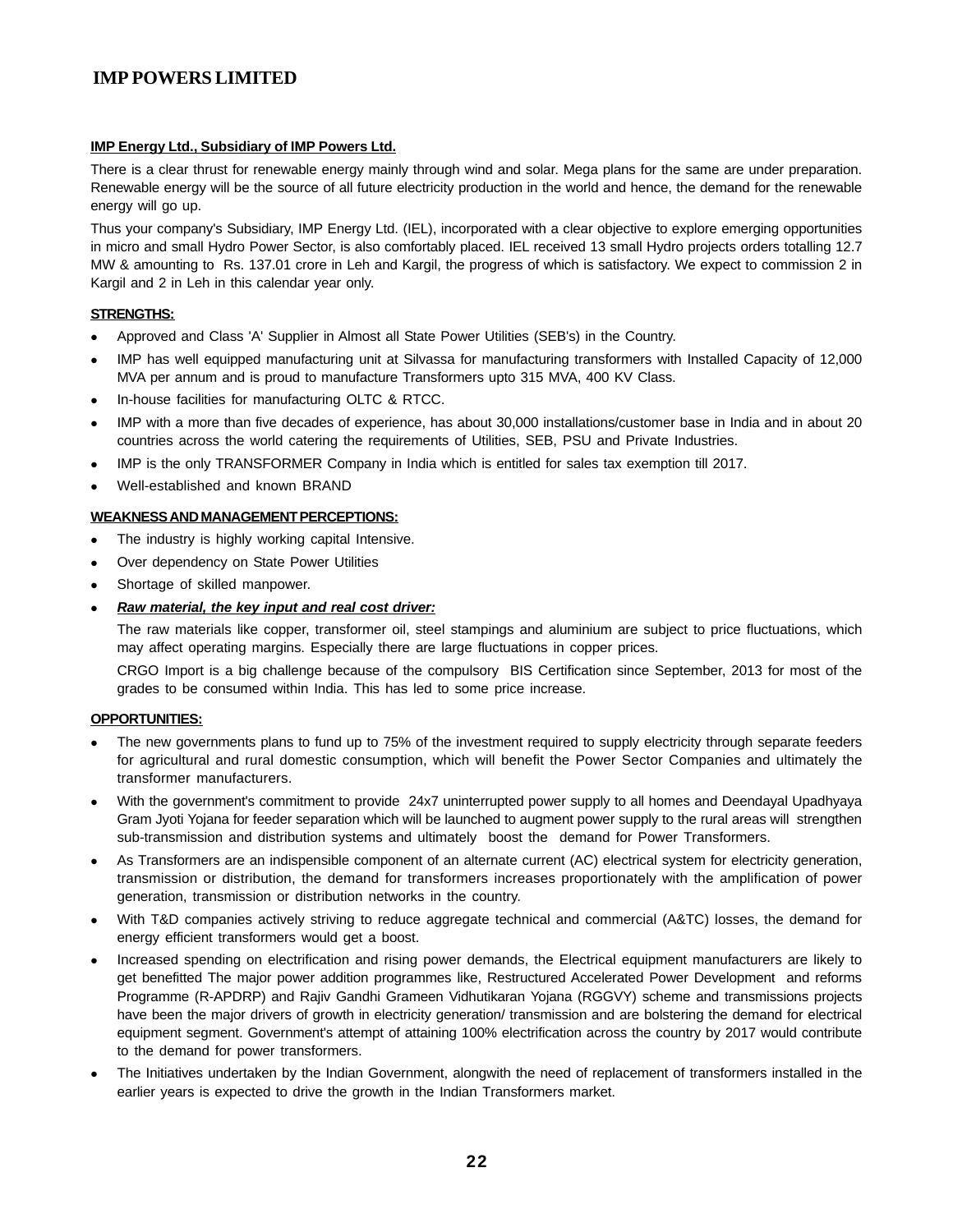#### **IMP Energy Ltd., Subsidiary of IMP Powers Ltd.**

There is a clear thrust for renewable energy mainly through wind and solar. Mega plans for the same are under preparation. Renewable energy will be the source of all future electricity production in the world and hence, the demand for the renewable energy will go up.

Thus your company's Subsidiary, IMP Energy Ltd. (IEL), incorporated with a clear objective to explore emerging opportunities in micro and small Hydro Power Sector, is also comfortably placed. IEL received 13 small Hydro projects orders totalling 12.7 MW & amounting to Rs. 137.01 crore in Leh and Kargil, the progress of which is satisfactory. We expect to commission 2 in Kargil and 2 in Leh in this calendar year only.

#### **STRENGTHS:**

- Approved and Class 'A' Supplier in Almost all State Power Utilities (SEB's) in the Country.
- IMP has well equipped manufacturing unit at Silvassa for manufacturing transformers with Installed Capacity of 12,000 MVA per annum and is proud to manufacture Transformers upto 315 MVA, 400 KV Class.
- In-house facilities for manufacturing OLTC & RTCC.
- IMP with a more than five decades of experience, has about 30,000 installations/customer base in India and in about 20 countries across the world catering the requirements of Utilities, SEB, PSU and Private Industries.
- IMP is the only TRANSFORMER Company in India which is entitled for sales tax exemption till 2017.
- Well-established and known BRAND

#### **WEAKNESS AND MANAGEMENT PERCEPTIONS:**

- The industry is highly working capital Intensive.
- Over dependency on State Power Utilities
- Shortage of skilled manpower.
- ***Raw material, the key input and real cost driver:***

  The raw materials like copper, transformer oil, steel stampings and aluminium are subject to price fluctuations, which may affect operating margins. Especially there are large fluctuations in copper prices.

  CRGO Import is a big challenge because of the compulsory BIS Certification since September, 2013 for most of the grades to be consumed within India. This has led to some price increase.

#### **OPPORTUNITIES:**

- The new governments plans to fund up to 75% of the investment required to supply electricity through separate feeders for agricultural and rural domestic consumption, which will benefit the Power Sector Companies and ultimately the transformer manufacturers.
- With the government's commitment to provide 24x7 uninterrupted power supply to all homes and Deendayal Upadhyaya Gram Jyoti Yojana for feeder separation which will be launched to augment power supply to the rural areas will strengthen sub-transmission and distribution systems and ultimately boost the demand for Power Transformers.
- As Transformers are an indispensible component of an alternate current (AC) electrical system for electricity generation, transmission or distribution, the demand for transformers increases proportionately with the amplification of power generation, transmission or distribution networks in the country.
- With T&D companies actively striving to reduce aggregate technical and commercial (A&TC) losses, the demand for energy efficient transformers would get a boost.
- Increased spending on electrification and rising power demands, the Electrical equipment manufacturers are likely to get benefitted The major power addition programmes like, Restructured Accelerated Power Development and reforms Programme (R-APDRP) and Rajiv Gandhi Grameen Vidhutikaran Yojana (RGGVY) scheme and transmissions projects have been the major drivers of growth in electricity generation/ transmission and are bolstering the demand for electrical equipment segment. Government's attempt of attaining 100% electrification across the country by 2017 would contribute to the demand for power transformers.
- The Initiatives undertaken by the Indian Government, alongwith the need of replacement of transformers installed in the earlier years is expected to drive the growth in the Indian Transformers market.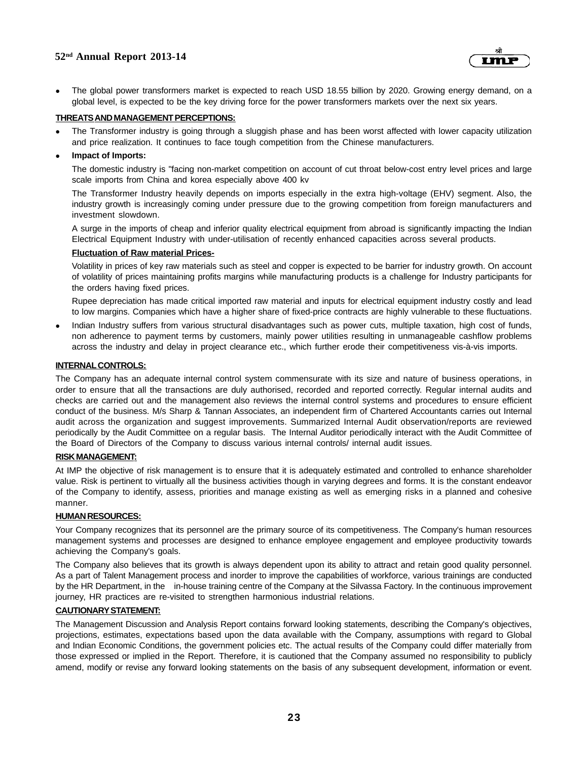- The global power transformers market is expected to reach USD 18.55 billion by 2020. Growing energy demand, on a global level, is expected to be the key driving force for the power transformers markets over the next six years.

**THREATS AND MANAGEMENT PERCEPTIONS:**

- The Transformer industry is going through a sluggish phase and has been worst affected with lower capacity utilization and price realization. It continues to face tough competition from the Chinese manufacturers.
- **Impact of Imports:**

  The domestic industry is "facing non-market competition on account of cut throat below-cost entry level prices and large scale imports from China and korea especially above 400 kv

  The Transformer Industry heavily depends on imports especially in the extra high-voltage (EHV) segment. Also, the industry growth is increasingly coming under pressure due to the growing competition from foreign manufacturers and investment slowdown.

  A surge in the imports of cheap and inferior quality electrical equipment from abroad is significantly impacting the Indian Electrical Equipment Industry with under-utilisation of recently enhanced capacities across several products.

  **Fluctuation of Raw material Prices-**

  Volatility in prices of key raw materials such as steel and copper is expected to be barrier for industry growth. On account of volatility of prices maintaining profits margins while manufacturing products is a challenge for Industry participants for the orders having fixed prices.

  Rupee depreciation has made critical imported raw material and inputs for electrical equipment industry costly and lead to low margins. Companies which have a higher share of fixed-price contracts are highly vulnerable to these fluctuations.

- Indian Industry suffers from various structural disadvantages such as power cuts, multiple taxation, high cost of funds, non adherence to payment terms by customers, mainly power utilities resulting in unmanageable cashflow problems across the industry and delay in project clearance etc., which further erode their competitiveness vis-à-vis imports.

**INTERNAL CONTROLS:**

The Company has an adequate internal control system commensurate with its size and nature of business operations, in order to ensure that all the transactions are duly authorised, recorded and reported correctly. Regular internal audits and checks are carried out and the management also reviews the internal control systems and procedures to ensure efficient conduct of the business. M/s Sharp & Tannan Associates, an independent firm of Chartered Accountants carries out Internal audit across the organization and suggest improvements. Summarized Internal Audit observation/reports are reviewed periodically by the Audit Committee on a regular basis. The Internal Auditor periodically interact with the Audit Committee of the Board of Directors of the Company to discuss various internal controls/ internal audit issues.

**RISK MANAGEMENT:**

At IMP the objective of risk management is to ensure that it is adequately estimated and controlled to enhance shareholder value. Risk is pertinent to virtually all the business activities though in varying degrees and forms. It is the constant endeavor of the Company to identify, assess, priorities and manage existing as well as emerging risks in a planned and cohesive manner.

**HUMAN RESOURCES:**

Your Company recognizes that its personnel are the primary source of its competitiveness. The Company's human resources management systems and processes are designed to enhance employee engagement and employee productivity towards achieving the Company's goals.

The Company also believes that its growth is always dependent upon its ability to attract and retain good quality personnel. As a part of Talent Management process and inorder to improve the capabilities of workforce, various trainings are conducted by the HR Department, in the in-house training centre of the Company at the Silvassa Factory. In the continuous improvement journey, HR practices are re-visited to strengthen harmonious industrial relations.

**CAUTIONARY STATEMENT:**

The Management Discussion and Analysis Report contains forward looking statements, describing the Company's objectives, projections, estimates, expectations based upon the data available with the Company, assumptions with regard to Global and Indian Economic Conditions, the government policies etc. The actual results of the Company could differ materially from those expressed or implied in the Report. Therefore, it is cautioned that the Company assumed no responsibility to publicly amend, modify or revise any forward looking statements on the basis of any subsequent development, information or event.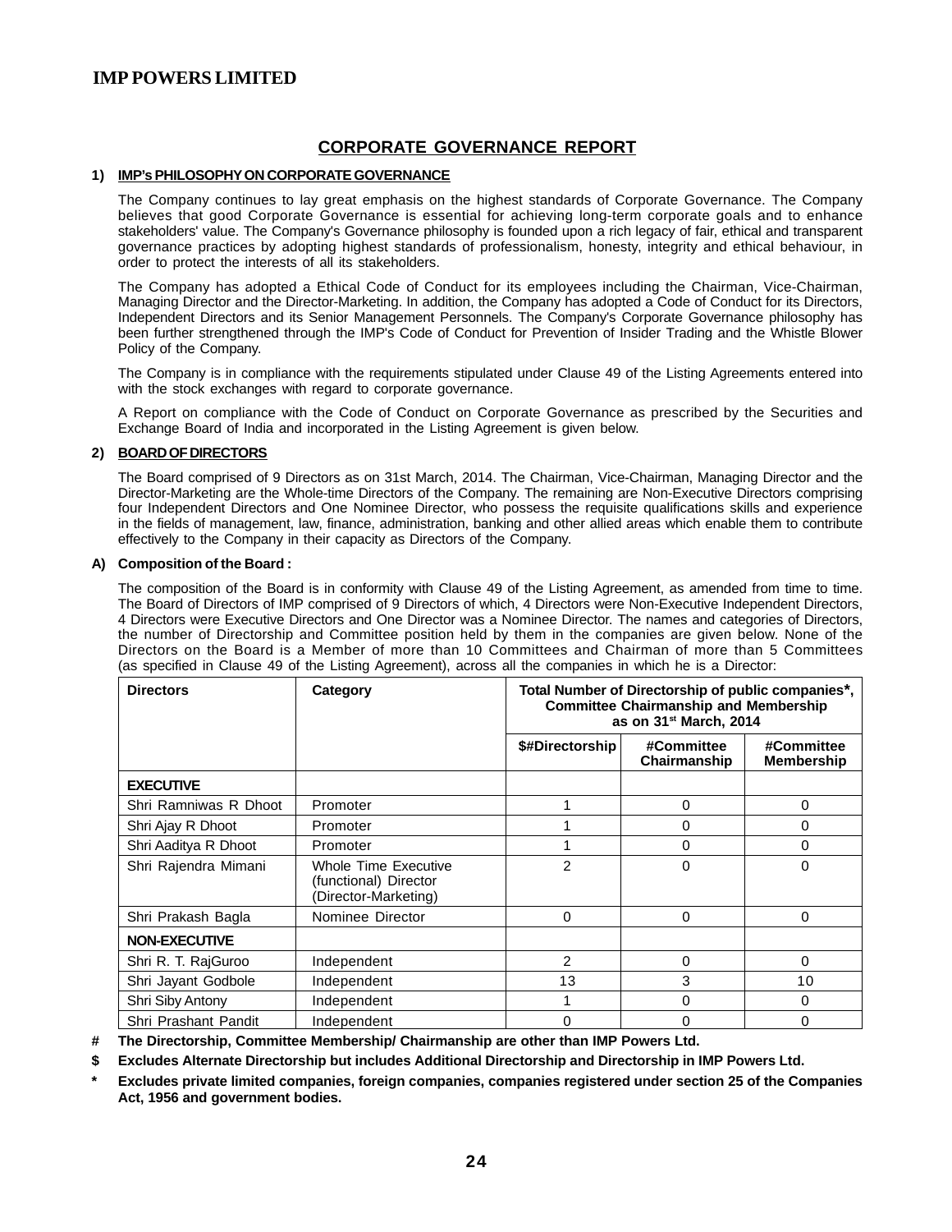## CORPORATE GOVERNANCE REPORT

### 1) IMP's PHILOSOPHY ON CORPORATE GOVERNANCE

The Company continues to lay great emphasis on the highest standards of Corporate Governance. The Company believes that good Corporate Governance is essential for achieving long-term corporate goals and to enhance stakeholders' value. The Company's Governance philosophy is founded upon a rich legacy of fair, ethical and transparent governance practices by adopting highest standards of professionalism, honesty, integrity and ethical behaviour, in order to protect the interests of all its stakeholders.

The Company has adopted a Ethical Code of Conduct for its employees including the Chairman, Vice-Chairman, Managing Director and the Director-Marketing. In addition, the Company has adopted a Code of Conduct for its Directors, Independent Directors and its Senior Management Personnels. The Company's Corporate Governance philosophy has been further strengthened through the IMP's Code of Conduct for Prevention of Insider Trading and the Whistle Blower Policy of the Company.

The Company is in compliance with the requirements stipulated under Clause 49 of the Listing Agreements entered into with the stock exchanges with regard to corporate governance.

A Report on compliance with the Code of Conduct on Corporate Governance as prescribed by the Securities and Exchange Board of India and incorporated in the Listing Agreement is given below.

### 2) BOARD OF DIRECTORS

The Board comprised of 9 Directors as on 31st March, 2014. The Chairman, Vice-Chairman, Managing Director and the Director-Marketing are the Whole-time Directors of the Company. The remaining are Non-Executive Directors comprising four Independent Directors and One Nominee Director, who possess the requisite qualifications skills and experience in the fields of management, law, finance, administration, banking and other allied areas which enable them to contribute effectively to the Company in their capacity as Directors of the Company.

#### A) Composition of the Board :

The composition of the Board is in conformity with Clause 49 of the Listing Agreement, as amended from time to time. The Board of Directors of IMP comprised of 9 Directors of which, 4 Directors were Non-Executive Independent Directors, 4 Directors were Executive Directors and One Director was a Nominee Director. The names and categories of Directors, the number of Directorship and Committee position held by them in the companies are given below. None of the Directors on the Board is a Member of more than 10 Committees and Chairman of more than 5 Committees (as specified in Clause 49 of the Listing Agreement), across all the companies in which he is a Director:

| Directors | Category | Total Number of Directorship of public companies*, Committee Chairmanship and Membership as on 31st March, 2014 | | |
|---|---|---|---|---|
| | | $#Directorship | #Committee Chairmanship | #Committee Membership |
| **EXECUTIVE** | | | | |
| Shri Ramniwas R Dhoot | Promoter | 1 | 0 | 0 |
| Shri Ajay R Dhoot | Promoter | 1 | 0 | 0 |
| Shri Aaditya R Dhoot | Promoter | 1 | 0 | 0 |
| Shri Rajendra Mimani | Whole Time Executive (functional) Director (Director-Marketing) | 2 | 0 | 0 |
| Shri Prakash Bagla | Nominee Director | 0 | 0 | 0 |
| **NON-EXECUTIVE** | | | | |
| Shri R. T. RajGuroo | Independent | 2 | 0 | 0 |
| Shri Jayant Godbole | Independent | 13 | 3 | 10 |
| Shri Siby Antony | Independent | 1 | 0 | 0 |
| Shri Prashant Pandit | Independent | 0 | 0 | 0 |

**# The Directorship, Committee Membership/ Chairmanship are other than IMP Powers Ltd.**

**$ Excludes Alternate Directorship but includes Additional Directorship and Directorship in IMP Powers Ltd.**

**\* Excludes private limited companies, foreign companies, companies registered under section 25 of the Companies Act, 1956 and government bodies.**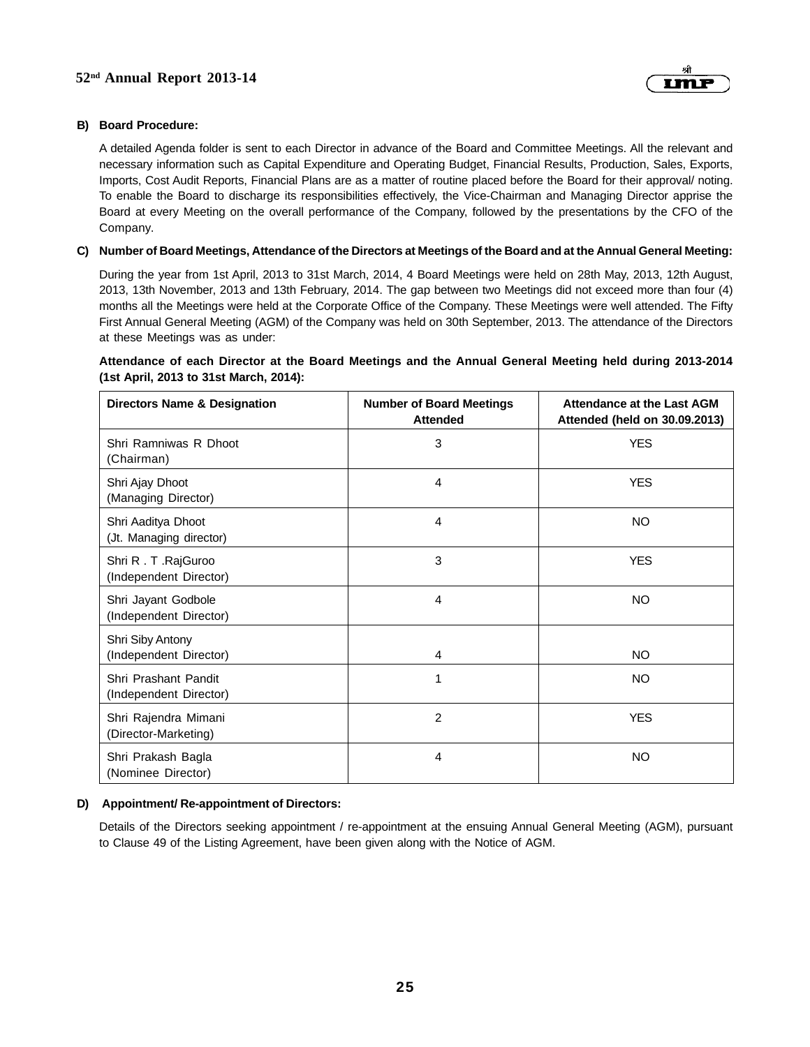**B) Board Procedure:**

A detailed Agenda folder is sent to each Director in advance of the Board and Committee Meetings. All the relevant and necessary information such as Capital Expenditure and Operating Budget, Financial Results, Production, Sales, Exports, Imports, Cost Audit Reports, Financial Plans are as a matter of routine placed before the Board for their approval/ noting. To enable the Board to discharge its responsibilities effectively, the Vice-Chairman and Managing Director apprise the Board at every Meeting on the overall performance of the Company, followed by the presentations by the CFO of the Company.

**C) Number of Board Meetings, Attendance of the Directors at Meetings of the Board and at the Annual General Meeting:**

During the year from 1st April, 2013 to 31st March, 2014, 4 Board Meetings were held on 28th May, 2013, 12th August, 2013, 13th November, 2013 and 13th February, 2014. The gap between two Meetings did not exceed more than four (4) months all the Meetings were held at the Corporate Office of the Company. These Meetings were well attended. The Fifty First Annual General Meeting (AGM) of the Company was held on 30th September, 2013. The attendance of the Directors at these Meetings was as under:

**Attendance of each Director at the Board Meetings and the Annual General Meeting held during 2013-2014 (1st April, 2013 to 31st March, 2014):**

| Directors Name & Designation | Number of Board Meetings Attended | Attendance at the Last AGM Attended (held on 30.09.2013) |
|---|---|---|
| Shri Ramniwas R Dhoot (Chairman) | 3 | YES |
| Shri Ajay Dhoot (Managing Director) | 4 | YES |
| Shri Aaditya Dhoot (Jt. Managing director) | 4 | NO |
| Shri R . T .RajGuroo (Independent Director) | 3 | YES |
| Shri Jayant Godbole (Independent Director) | 4 | NO |
| Shri Siby Antony (Independent Director) | 4 | NO |
| Shri Prashant Pandit (Independent Director) | 1 | NO |
| Shri Rajendra Mimani (Director-Marketing) | 2 | YES |
| Shri Prakash Bagla (Nominee Director) | 4 | NO |

**D) Appointment/ Re-appointment of Directors:**

Details of the Directors seeking appointment / re-appointment at the ensuing Annual General Meeting (AGM), pursuant to Clause 49 of the Listing Agreement, have been given along with the Notice of AGM.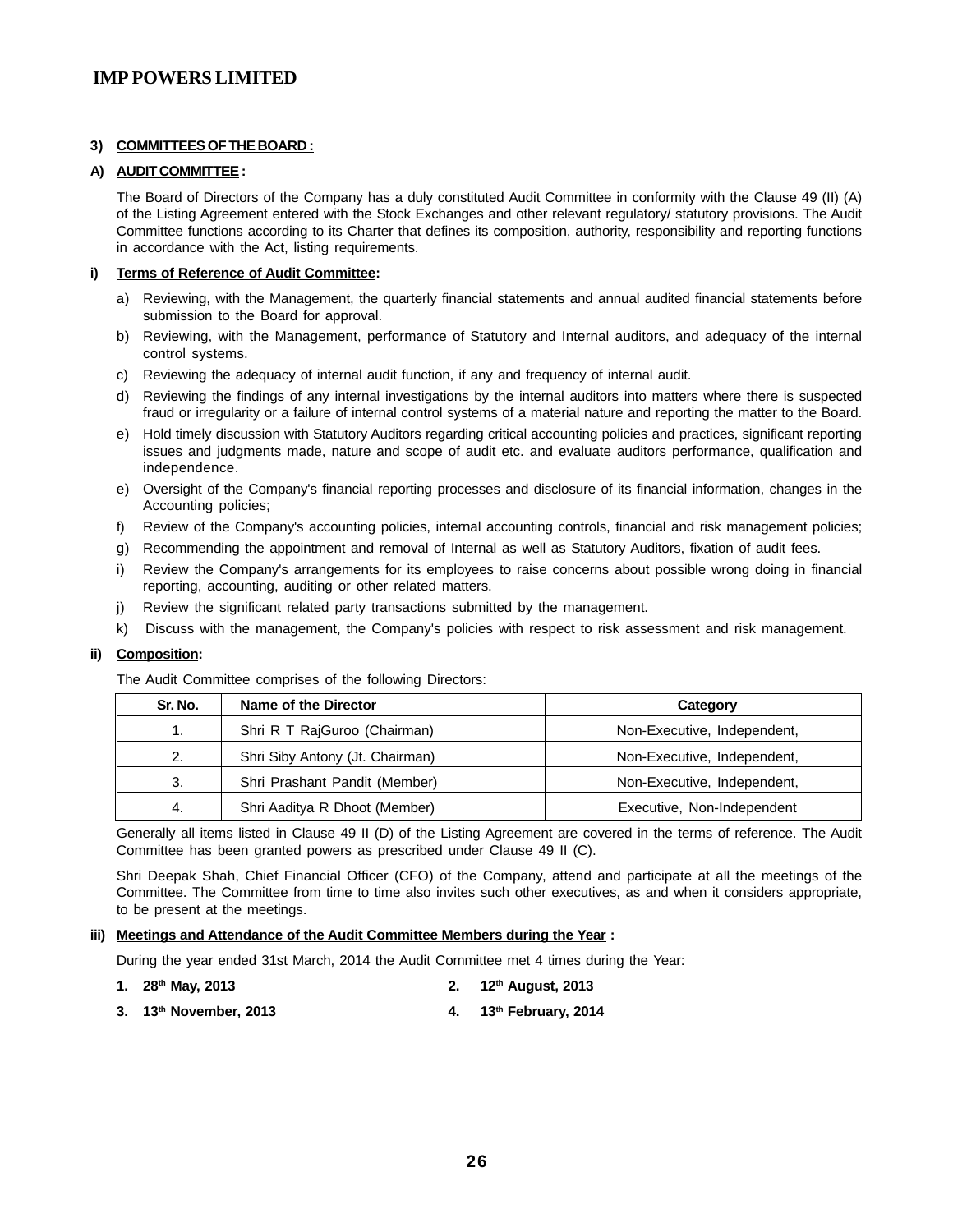**3) COMMITTEES OF THE BOARD :**

**A) AUDIT COMMITTEE :**

The Board of Directors of the Company has a duly constituted Audit Committee in conformity with the Clause 49 (II) (A) of the Listing Agreement entered with the Stock Exchanges and other relevant regulatory/ statutory provisions. The Audit Committee functions according to its Charter that defines its composition, authority, responsibility and reporting functions in accordance with the Act, listing requirements.

**i) Terms of Reference of Audit Committee:**

a) Reviewing, with the Management, the quarterly financial statements and annual audited financial statements before submission to the Board for approval.

b) Reviewing, with the Management, performance of Statutory and Internal auditors, and adequacy of the internal control systems.

c) Reviewing the adequacy of internal audit function, if any and frequency of internal audit.

d) Reviewing the findings of any internal investigations by the internal auditors into matters where there is suspected fraud or irregularity or a failure of internal control systems of a material nature and reporting the matter to the Board.

e) Hold timely discussion with Statutory Auditors regarding critical accounting policies and practices, significant reporting issues and judgments made, nature and scope of audit etc. and evaluate auditors performance, qualification and independence.

e) Oversight of the Company's financial reporting processes and disclosure of its financial information, changes in the Accounting policies;

f) Review of the Company's accounting policies, internal accounting controls, financial and risk management policies;

g) Recommending the appointment and removal of Internal as well as Statutory Auditors, fixation of audit fees.

i) Review the Company's arrangements for its employees to raise concerns about possible wrong doing in financial reporting, accounting, auditing or other related matters.

j) Review the significant related party transactions submitted by the management.

k) Discuss with the management, the Company's policies with respect to risk assessment and risk management.

**ii) Composition:**

The Audit Committee comprises of the following Directors:

| Sr. No. | Name of the Director | Category |
|---|---|---|
| 1. | Shri R T RajGuroo (Chairman) | Non-Executive, Independent, |
| 2. | Shri Siby Antony (Jt. Chairman) | Non-Executive, Independent, |
| 3. | Shri Prashant Pandit (Member) | Non-Executive, Independent, |
| 4. | Shri Aaditya R Dhoot (Member) | Executive, Non-Independent |

Generally all items listed in Clause 49 II (D) of the Listing Agreement are covered in the terms of reference. The Audit Committee has been granted powers as prescribed under Clause 49 II (C).

Shri Deepak Shah, Chief Financial Officer (CFO) of the Company, attend and participate at all the meetings of the Committee. The Committee from time to time also invites such other executives, as and when it considers appropriate, to be present at the meetings.

**iii) Meetings and Attendance of the Audit Committee Members during the Year :**

During the year ended 31st March, 2014 the Audit Committee met 4 times during the Year:

**1. 28th May, 2013**

**2. 12th August, 2013**

**3. 13th November, 2013**

**4. 13th February, 2014**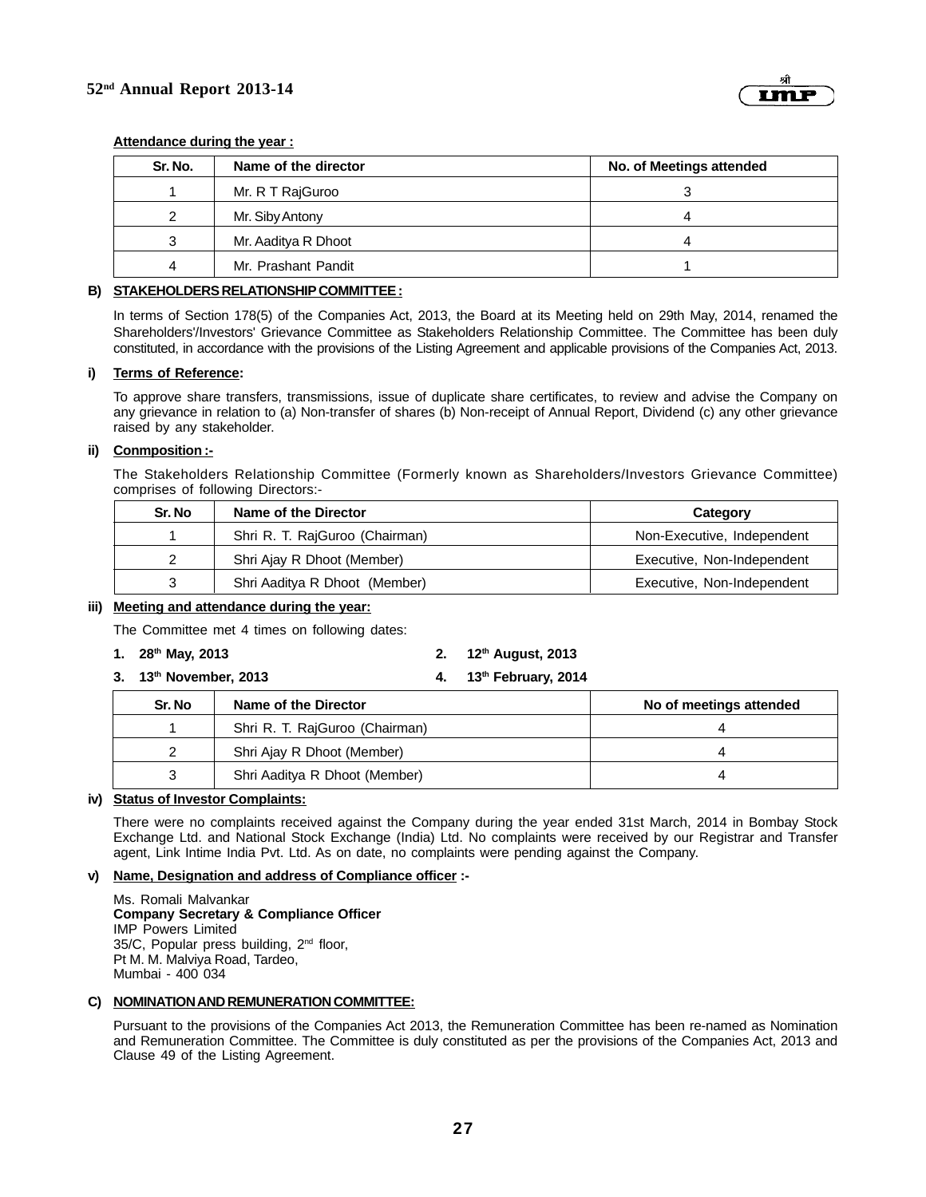**Attendance during the year :**

| Sr. No. | Name of the director | No. of Meetings attended |
|---|---|---|
| 1 | Mr. R T RajGuroo | 3 |
| 2 | Mr. Siby Antony | 4 |
| 3 | Mr. Aaditya R Dhoot | 4 |
| 4 | Mr. Prashant Pandit | 1 |

**B) STAKEHOLDERS RELATIONSHIP COMMITTEE :**

In terms of Section 178(5) of the Companies Act, 2013, the Board at its Meeting held on 29th May, 2014, renamed the Shareholders'/Investors' Grievance Committee as Stakeholders Relationship Committee. The Committee has been duly constituted, in accordance with the provisions of the Listing Agreement and applicable provisions of the Companies Act, 2013.

**i) Terms of Reference:**

To approve share transfers, transmissions, issue of duplicate share certificates, to review and advise the Company on any grievance in relation to (a) Non-transfer of shares (b) Non-receipt of Annual Report, Dividend (c) any other grievance raised by any stakeholder.

**ii) Conmposition :-**

The Stakeholders Relationship Committee (Formerly known as Shareholders/Investors Grievance Committee) comprises of following Directors:-

| Sr. No | Name of the Director | Category |
|---|---|---|
| 1 | Shri R. T. RajGuroo (Chairman) | Non-Executive, Independent |
| 2 | Shri Ajay R Dhoot (Member) | Executive, Non-Independent |
| 3 | Shri Aaditya R Dhoot (Member) | Executive, Non-Independent |

**iii) Meeting and attendance during the year:**

The Committee met 4 times on following dates:

1. **28th May, 2013**
2. **12th August, 2013**
3. **13th November, 2013**
4. **13th February, 2014**

| Sr. No | Name of the Director | No of meetings attended |
|---|---|---|
| 1 | Shri R. T. RajGuroo (Chairman) | 4 |
| 2 | Shri Ajay R Dhoot (Member) | 4 |
| 3 | Shri Aaditya R Dhoot (Member) | 4 |

**iv) Status of Investor Complaints:**

There were no complaints received against the Company during the year ended 31st March, 2014 in Bombay Stock Exchange Ltd. and National Stock Exchange (India) Ltd. No complaints were received by our Registrar and Transfer agent, Link Intime India Pvt. Ltd. As on date, no complaints were pending against the Company.

**v) Name, Designation and address of Compliance officer :-**

Ms. Romali Malvankar
**Company Secretary & Compliance Officer**
IMP Powers Limited
35/C, Popular press building, 2nd floor,
Pt M. M. Malviya Road, Tardeo,
Mumbai - 400 034

**C) NOMINATION AND REMUNERATION COMMITTEE:**

Pursuant to the provisions of the Companies Act 2013, the Remuneration Committee has been re-named as Nomination and Remuneration Committee. The Committee is duly constituted as per the provisions of the Companies Act, 2013 and Clause 49 of the Listing Agreement.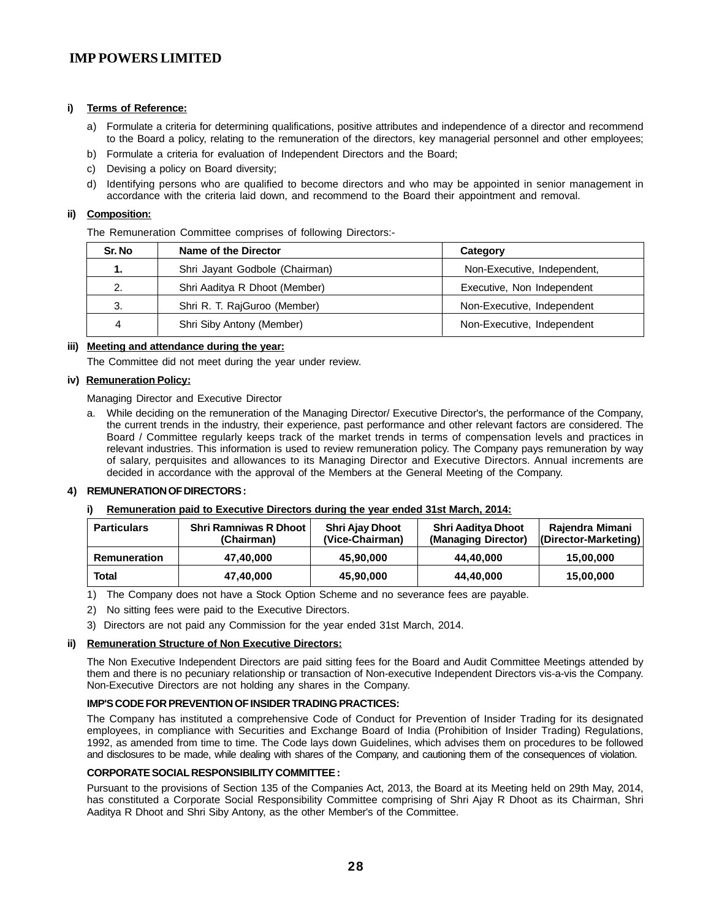**i) Terms of Reference:**

a) Formulate a criteria for determining qualifications, positive attributes and independence of a director and recommend to the Board a policy, relating to the remuneration of the directors, key managerial personnel and other employees;

b) Formulate a criteria for evaluation of Independent Directors and the Board;

c) Devising a policy on Board diversity;

d) Identifying persons who are qualified to become directors and who may be appointed in senior management in accordance with the criteria laid down, and recommend to the Board their appointment and removal.

**ii) Composition:**

The Remuneration Committee comprises of following Directors:-

| Sr. No | Name of the Director | Category |
|---|---|---|
| **1.** | Shri Jayant Godbole (Chairman) | Non-Executive, Independent, |
| 2. | Shri Aaditya R Dhoot (Member) | Executive, Non Independent |
| 3. | Shri R. T. RajGuroo (Member) | Non-Executive, Independent |
| 4 | Shri Siby Antony (Member) | Non-Executive, Independent |

**iii) Meeting and attendance during the year:**

The Committee did not meet during the year under review.

**iv) Remuneration Policy:**

Managing Director and Executive Director

a. While deciding on the remuneration of the Managing Director/ Executive Director's, the performance of the Company, the current trends in the industry, their experience, past performance and other relevant factors are considered. The Board / Committee regularly keeps track of the market trends in terms of compensation levels and practices in relevant industries. This information is used to review remuneration policy. The Company pays remuneration by way of salary, perquisites and allowances to its Managing Director and Executive Directors. Annual increments are decided in accordance with the approval of the Members at the General Meeting of the Company.

**4) REMUNERATION OF DIRECTORS :**

**i) Remuneration paid to Executive Directors during the year ended 31st March, 2014:**

| Particulars | Shri Ramniwas R Dhoot (Chairman) | Shri Ajay Dhoot (Vice-Chairman) | Shri Aaditya Dhoot (Managing Director) | Rajendra Mimani (Director-Marketing) |
|---|---|---|---|---|
| **Remuneration** | **47,40,000** | **45,90,000** | **44,40,000** | **15,00,000** |
| **Total** | **47,40,000** | **45,90,000** | **44,40,000** | **15,00,000** |

1) The Company does not have a Stock Option Scheme and no severance fees are payable.

2) No sitting fees were paid to the Executive Directors.

3) Directors are not paid any Commission for the year ended 31st March, 2014.

**ii) Remuneration Structure of Non Executive Directors:**

The Non Executive Independent Directors are paid sitting fees for the Board and Audit Committee Meetings attended by them and there is no pecuniary relationship or transaction of Non-executive Independent Directors vis-a-vis the Company. Non-Executive Directors are not holding any shares in the Company.

**IMP'S CODE FOR PREVENTION OF INSIDER TRADING PRACTICES:**

The Company has instituted a comprehensive Code of Conduct for Prevention of Insider Trading for its designated employees, in compliance with Securities and Exchange Board of India (Prohibition of Insider Trading) Regulations, 1992, as amended from time to time. The Code lays down Guidelines, which advises them on procedures to be followed and disclosures to be made, while dealing with shares of the Company, and cautioning them of the consequences of violation.

**CORPORATE SOCIAL RESPONSIBILITY COMMITTEE :**

Pursuant to the provisions of Section 135 of the Companies Act, 2013, the Board at its Meeting held on 29th May, 2014, has constituted a Corporate Social Responsibility Committee comprising of Shri Ajay R Dhoot as its Chairman, Shri Aaditya R Dhoot and Shri Siby Antony, as the other Member's of the Committee.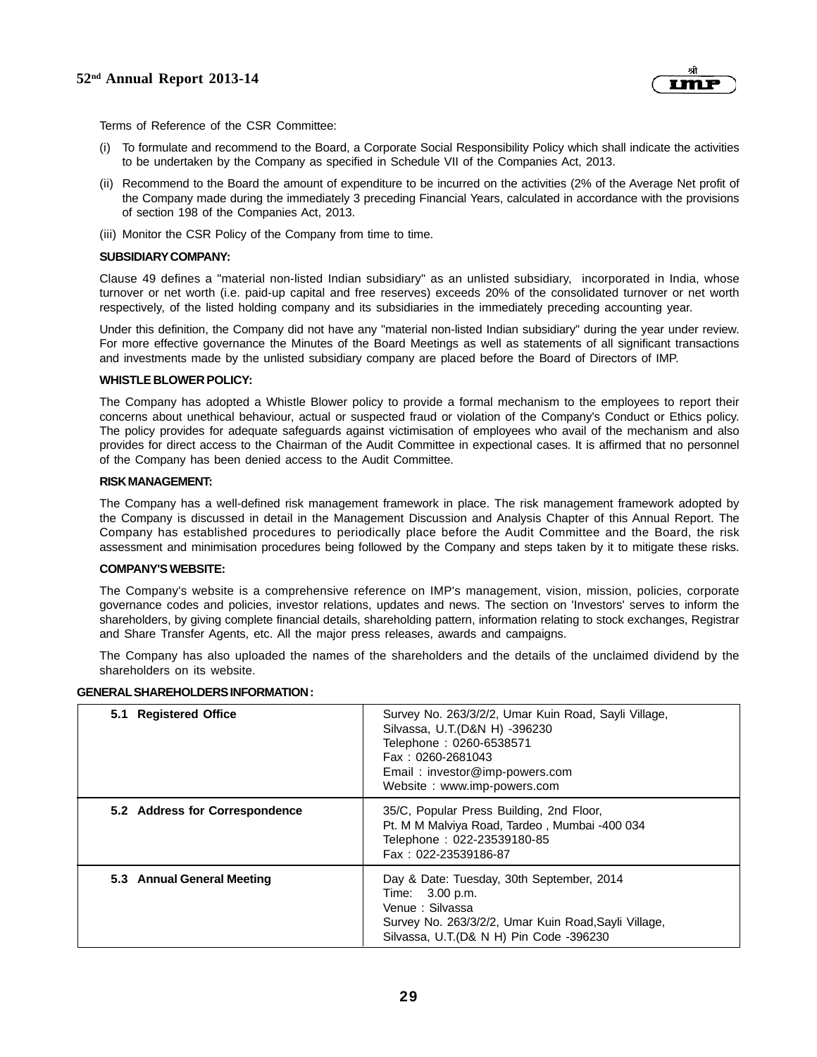Terms of Reference of the CSR Committee:

(i) To formulate and recommend to the Board, a Corporate Social Responsibility Policy which shall indicate the activities to be undertaken by the Company as specified in Schedule VII of the Companies Act, 2013.

(ii) Recommend to the Board the amount of expenditure to be incurred on the activities (2% of the Average Net profit of the Company made during the immediately 3 preceding Financial Years, calculated in accordance with the provisions of section 198 of the Companies Act, 2013.

(iii) Monitor the CSR Policy of the Company from time to time.

**SUBSIDIARY COMPANY:**

Clause 49 defines a "material non-listed Indian subsidiary" as an unlisted subsidiary, incorporated in India, whose turnover or net worth (i.e. paid-up capital and free reserves) exceeds 20% of the consolidated turnover or net worth respectively, of the listed holding company and its subsidiaries in the immediately preceding accounting year.

Under this definition, the Company did not have any "material non-listed Indian subsidiary" during the year under review. For more effective governance the Minutes of the Board Meetings as well as statements of all significant transactions and investments made by the unlisted subsidiary company are placed before the Board of Directors of IMP.

**WHISTLE BLOWER POLICY:**

The Company has adopted a Whistle Blower policy to provide a formal mechanism to the employees to report their concerns about unethical behaviour, actual or suspected fraud or violation of the Company's Conduct or Ethics policy. The policy provides for adequate safeguards against victimisation of employees who avail of the mechanism and also provides for direct access to the Chairman of the Audit Committee in expectional cases. It is affirmed that no personnel of the Company has been denied access to the Audit Committee.

**RISK MANAGEMENT:**

The Company has a well-defined risk management framework in place. The risk management framework adopted by the Company is discussed in detail in the Management Discussion and Analysis Chapter of this Annual Report. The Company has established procedures to periodically place before the Audit Committee and the Board, the risk assessment and minimisation procedures being followed by the Company and steps taken by it to mitigate these risks.

**COMPANY'S WEBSITE:**

The Company's website is a comprehensive reference on IMP's management, vision, mission, policies, corporate governance codes and policies, investor relations, updates and news. The section on 'Investors' serves to inform the shareholders, by giving complete financial details, shareholding pattern, information relating to stock exchanges, Registrar and Share Transfer Agents, etc. All the major press releases, awards and campaigns.

The Company has also uploaded the names of the shareholders and the details of the unclaimed dividend by the shareholders on its website.

**GENERAL SHAREHOLDERS INFORMATION :**

| | |
|---|---|
| **5.1 Registered Office** | Survey No. 263/3/2/2, Umar Kuin Road, Sayli Village, Silvassa, U.T.(D&N H) -396230<br>Telephone : 0260-6538571<br>Fax : 0260-2681043<br>Email : investor@imp-powers.com<br>Website : www.imp-powers.com |
| **5.2 Address for Correspondence** | 35/C, Popular Press Building, 2nd Floor, Pt. M M Malviya Road, Tardeo , Mumbai -400 034<br>Telephone : 022-23539180-85<br>Fax : 022-23539186-87 |
| **5.3 Annual General Meeting** | Day & Date: Tuesday, 30th September, 2014<br>Time: 3.00 p.m.<br>Venue : Silvassa<br>Survey No. 263/3/2/2, Umar Kuin Road,Sayli Village, Silvassa, U.T.(D& N H) Pin Code -396230 |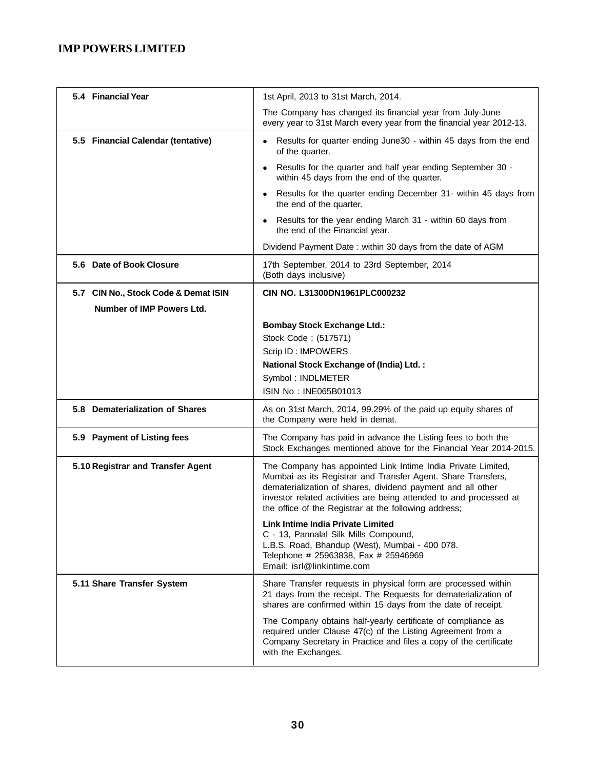| | |
|---|---|
| **5.4 Financial Year** | 1st April, 2013 to 31st March, 2014.<br><br>The Company has changed its financial year from July-June every year to 31st March every year from the financial year 2012-13. |
| **5.5 Financial Calendar (tentative)** | • Results for quarter ending June30 - within 45 days from the end of the quarter.<br>• Results for the quarter and half year ending September 30 - within 45 days from the end of the quarter.<br>• Results for the quarter ending December 31- within 45 days from the end of the quarter.<br>• Results for the year ending March 31 - within 60 days from the end of the Financial year.<br><br>Dividend Payment Date : within 30 days from the date of AGM |
| **5.6 Date of Book Closure** | 17th September, 2014 to 23rd September, 2014<br>(Both days inclusive) |
| **5.7 CIN No., Stock Code & Demat ISIN Number of IMP Powers Ltd.** | **CIN NO. L31300DN1961PLC000232**<br><br>**Bombay Stock Exchange Ltd.:**<br>Stock Code : (517571)<br>Scrip ID : IMPOWERS<br>**National Stock Exchange of (India) Ltd. :**<br>Symbol : INDLMETER<br>ISIN No : INE065B01013 |
| **5.8 Dematerialization of Shares** | As on 31st March, 2014, 99.29% of the paid up equity shares of the Company were held in demat. |
| **5.9 Payment of Listing fees** | The Company has paid in advance the Listing fees to both the Stock Exchanges mentioned above for the Financial Year 2014-2015. |
| **5.10 Registrar and Transfer Agent** | The Company has appointed Link Intime India Private Limited, Mumbai as its Registrar and Transfer Agent. Share Transfers, dematerialization of shares, dividend payment and all other investor related activities are being attended to and processed at the office of the Registrar at the following address;<br><br>**Link Intime India Private Limited**<br>C - 13, Pannalal Silk Mills Compound,<br>L.B.S. Road, Bhandup (West), Mumbai - 400 078.<br>Telephone # 25963838, Fax # 25946969<br>Email: isrl@linkintime.com |
| **5.11 Share Transfer System** | Share Transfer requests in physical form are processed within 21 days from the receipt. The Requests for dematerialization of shares are confirmed within 15 days from the date of receipt.<br><br>The Company obtains half-yearly certificate of compliance as required under Clause 47(c) of the Listing Agreement from a Company Secretary in Practice and files a copy of the certificate with the Exchanges. |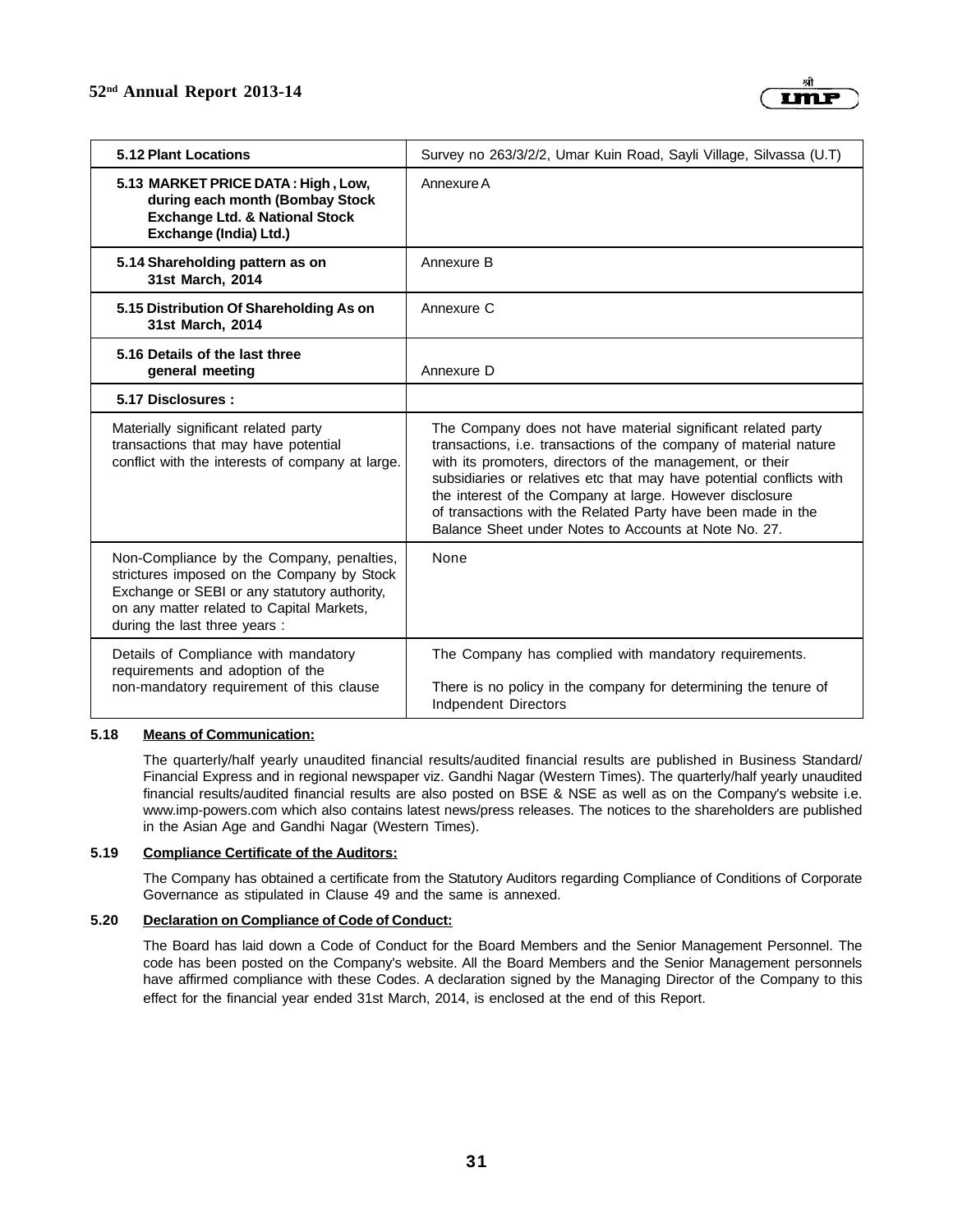| **5.12 Plant Locations** | Survey no 263/3/2/2, Umar Kuin Road, Sayli Village, Silvassa (U.T) |
|---|---|
| **5.13 MARKET PRICE DATA : High , Low, during each month (Bombay Stock Exchange Ltd. & National Stock Exchange (India) Ltd.)** | Annexure A |
| **5.14 Shareholding pattern as on 31st March, 2014** | Annexure B |
| **5.15 Distribution Of Shareholding As on 31st March, 2014** | Annexure C |
| **5.16 Details of the last three general meeting** | Annexure D |
| **5.17 Disclosures :** | |
| Materially significant related party transactions that may have potential conflict with the interests of company at large. | The Company does not have material significant related party transactions, i.e. transactions of the company of material nature with its promoters, directors of the management, or their subsidiaries or relatives etc that may have potential conflicts with the interest of the Company at large. However disclosure of transactions with the Related Party have been made in the Balance Sheet under Notes to Accounts at Note No. 27. |
| Non-Compliance by the Company, penalties, strictures imposed on the Company by Stock Exchange or SEBI or any statutory authority, on any matter related to Capital Markets, during the last three years : | None |
| Details of Compliance with mandatory requirements and adoption of the non-mandatory requirement of this clause | The Company has complied with mandatory requirements.<br><br>There is no policy in the company for determining the tenure of Indpendent Directors |

**5.18 Means of Communication:**

The quarterly/half yearly unaudited financial results/audited financial results are published in Business Standard/ Financial Express and in regional newspaper viz. Gandhi Nagar (Western Times). The quarterly/half yearly unaudited financial results/audited financial results are also posted on BSE & NSE as well as on the Company's website i.e. www.imp-powers.com which also contains latest news/press releases. The notices to the shareholders are published in the Asian Age and Gandhi Nagar (Western Times).

**5.19 Compliance Certificate of the Auditors:**

The Company has obtained a certificate from the Statutory Auditors regarding Compliance of Conditions of Corporate Governance as stipulated in Clause 49 and the same is annexed.

**5.20 Declaration on Compliance of Code of Conduct:**

The Board has laid down a Code of Conduct for the Board Members and the Senior Management Personnel. The code has been posted on the Company's website. All the Board Members and the Senior Management personnels have affirmed compliance with these Codes. A declaration signed by the Managing Director of the Company to this effect for the financial year ended 31st March, 2014, is enclosed at the end of this Report.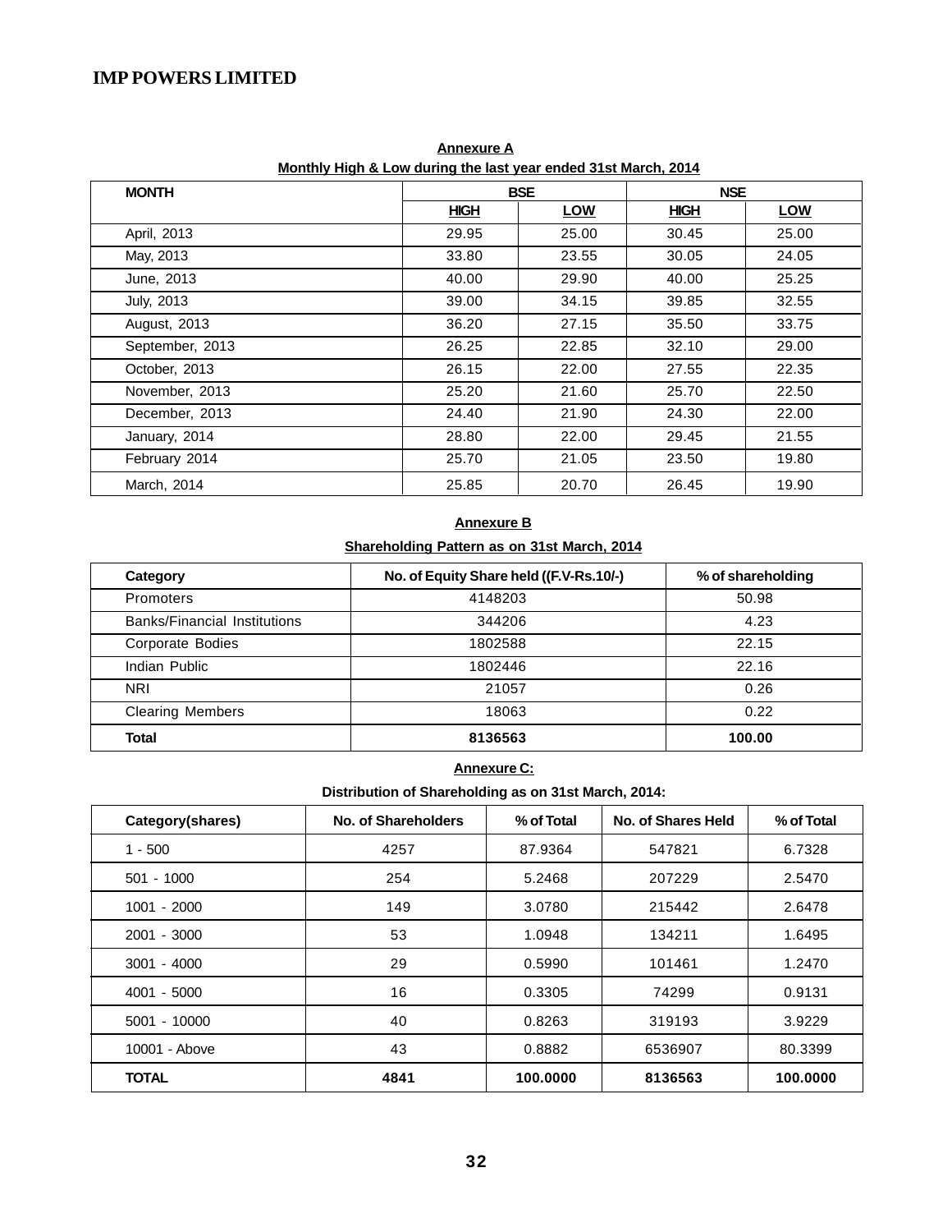**Annexure A**

**Monthly High & Low during the last year ended 31st March, 2014**

| MONTH | BSE | | NSE | |
|---|---|---|---|---|
| | HIGH | LOW | HIGH | LOW |
| April, 2013 | 29.95 | 25.00 | 30.45 | 25.00 |
| May, 2013 | 33.80 | 23.55 | 30.05 | 24.05 |
| June, 2013 | 40.00 | 29.90 | 40.00 | 25.25 |
| July, 2013 | 39.00 | 34.15 | 39.85 | 32.55 |
| August, 2013 | 36.20 | 27.15 | 35.50 | 33.75 |
| September, 2013 | 26.25 | 22.85 | 32.10 | 29.00 |
| October, 2013 | 26.15 | 22.00 | 27.55 | 22.35 |
| November, 2013 | 25.20 | 21.60 | 25.70 | 22.50 |
| December, 2013 | 24.40 | 21.90 | 24.30 | 22.00 |
| January, 2014 | 28.80 | 22.00 | 29.45 | 21.55 |
| February 2014 | 25.70 | 21.05 | 23.50 | 19.80 |
| March, 2014 | 25.85 | 20.70 | 26.45 | 19.90 |

**Annexure B**

**Shareholding Pattern as on 31st March, 2014**

| Category | No. of Equity Share held ((F.V-Rs.10/-) | % of shareholding |
|---|---|---|
| Promoters | 4148203 | 50.98 |
| Banks/Financial Institutions | 344206 | 4.23 |
| Corporate Bodies | 1802588 | 22.15 |
| Indian Public | 1802446 | 22.16 |
| NRI | 21057 | 0.26 |
| Clearing Members | 18063 | 0.22 |
| **Total** | **8136563** | **100.00** |

**Annexure C:**

**Distribution of Shareholding as on 31st March, 2014:**

| Category(shares) | No. of Shareholders | % of Total | No. of Shares Held | % of Total |
|---|---|---|---|---|
| 1 - 500 | 4257 | 87.9364 | 547821 | 6.7328 |
| 501 - 1000 | 254 | 5.2468 | 207229 | 2.5470 |
| 1001 - 2000 | 149 | 3.0780 | 215442 | 2.6478 |
| 2001 - 3000 | 53 | 1.0948 | 134211 | 1.6495 |
| 3001 - 4000 | 29 | 0.5990 | 101461 | 1.2470 |
| 4001 - 5000 | 16 | 0.3305 | 74299 | 0.9131 |
| 5001 - 10000 | 40 | 0.8263 | 319193 | 3.9229 |
| 10001 - Above | 43 | 0.8882 | 6536907 | 80.3399 |
| **TOTAL** | **4841** | **100.0000** | **8136563** | **100.0000** |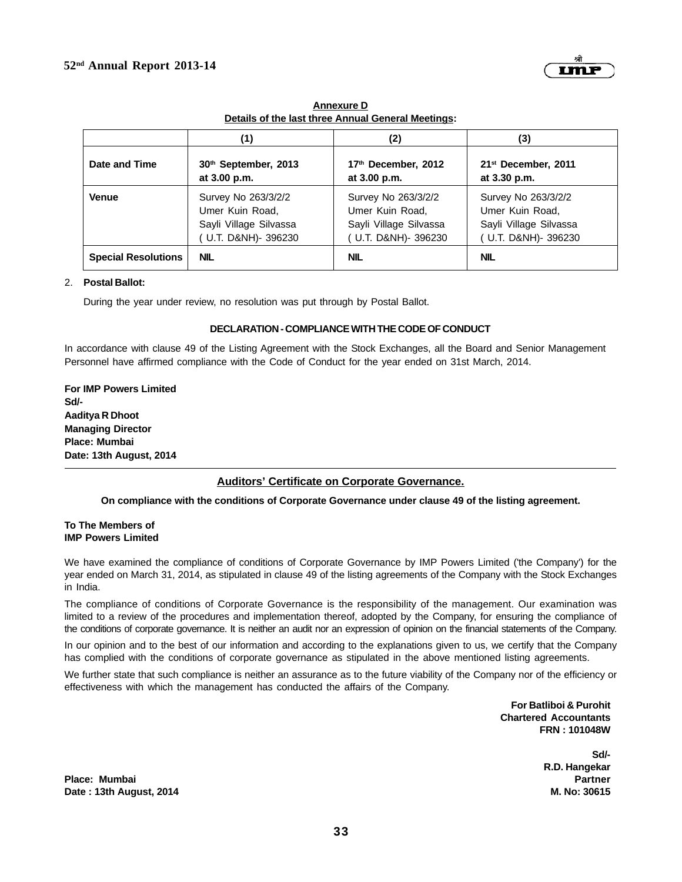**Annexure D**

**Details of the last three Annual General Meetings:**

| | (1) | (2) | (3) |
|---|---|---|---|
| **Date and Time** | **30th September, 2013 at 3.00 p.m.** | **17th December, 2012 at 3.00 p.m.** | **21st December, 2011 at 3.30 p.m.** |
| **Venue** | Survey No 263/3/2/2 Umer Kuin Road, Sayli Village Silvassa ( U.T. D&NH)- 396230 | Survey No 263/3/2/2 Umer Kuin Road, Sayli Village Silvassa ( U.T. D&NH)- 396230 | Survey No 263/3/2/2 Umer Kuin Road, Sayli Village Silvassa ( U.T. D&NH)- 396230 |
| **Special Resolutions** | **NIL** | **NIL** | **NIL** |

2. **Postal Ballot:**

   During the year under review, no resolution was put through by Postal Ballot.

**DECLARATION - COMPLIANCE WITH THE CODE OF CONDUCT**

In accordance with clause 49 of the Listing Agreement with the Stock Exchanges, all the Board and Senior Management Personnel have affirmed compliance with the Code of Conduct for the year ended on 31st March, 2014.

**For IMP Powers Limited**
**Sd/-**
**Aaditya R Dhoot**
**Managing Director**
**Place: Mumbai**
**Date: 13th August, 2014**

---

## Auditors' Certificate on Corporate Governance.

**On compliance with the conditions of Corporate Governance under clause 49 of the listing agreement.**

**To The Members of**
**IMP Powers Limited**

We have examined the compliance of conditions of Corporate Governance by IMP Powers Limited ('the Company') for the year ended on March 31, 2014, as stipulated in clause 49 of the listing agreements of the Company with the Stock Exchanges in India.

The compliance of conditions of Corporate Governance is the responsibility of the management. Our examination was limited to a review of the procedures and implementation thereof, adopted by the Company, for ensuring the compliance of the conditions of corporate governance. It is neither an audit nor an expression of opinion on the financial statements of the Company.

In our opinion and to the best of our information and according to the explanations given to us, we certify that the Company has complied with the conditions of corporate governance as stipulated in the above mentioned listing agreements.

We further state that such compliance is neither an assurance as to the future viability of the Company nor of the efficiency or effectiveness with which the management has conducted the affairs of the Company.

**For Batliboi & Purohit**
**Chartered Accountants**
**FRN : 101048W**

**Sd/-**
**R.D. Hangekar**
**Partner**
**M. No: 30615**

**Place: Mumbai**
**Date : 13th August, 2014**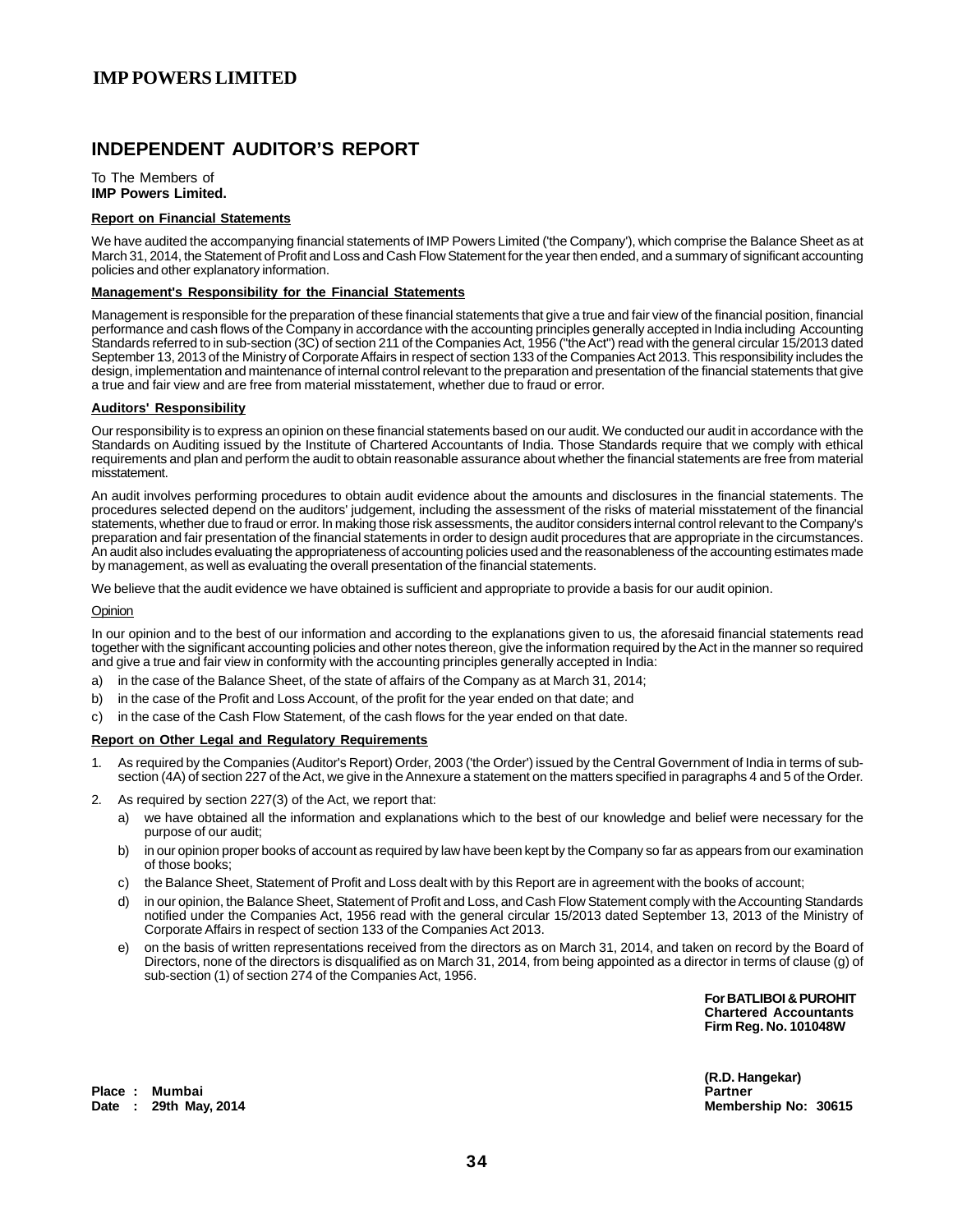# INDEPENDENT AUDITOR'S REPORT

To The Members of
**IMP Powers Limited.**

**Report on Financial Statements**

We have audited the accompanying financial statements of IMP Powers Limited ('the Company'), which comprise the Balance Sheet as at March 31, 2014, the Statement of Profit and Loss and Cash Flow Statement for the year then ended, and a summary of significant accounting policies and other explanatory information.

**Management's Responsibility for the Financial Statements**

Management is responsible for the preparation of these financial statements that give a true and fair view of the financial position, financial performance and cash flows of the Company in accordance with the accounting principles generally accepted in India including Accounting Standards referred to in sub-section (3C) of section 211 of the Companies Act, 1956 ("the Act") read with the general circular 15/2013 dated September 13, 2013 of the Ministry of Corporate Affairs in respect of section 133 of the Companies Act 2013. This responsibility includes the design, implementation and maintenance of internal control relevant to the preparation and presentation of the financial statements that give a true and fair view and are free from material misstatement, whether due to fraud or error.

**Auditors' Responsibility**

Our responsibility is to express an opinion on these financial statements based on our audit. We conducted our audit in accordance with the Standards on Auditing issued by the Institute of Chartered Accountants of India. Those Standards require that we comply with ethical requirements and plan and perform the audit to obtain reasonable assurance about whether the financial statements are free from material misstatement.

An audit involves performing procedures to obtain audit evidence about the amounts and disclosures in the financial statements. The procedures selected depend on the auditors' judgement, including the assessment of the risks of material misstatement of the financial statements, whether due to fraud or error. In making those risk assessments, the auditor considers internal control relevant to the Company's preparation and fair presentation of the financial statements in order to design audit procedures that are appropriate in the circumstances. An audit also includes evaluating the appropriateness of accounting policies used and the reasonableness of the accounting estimates made by management, as well as evaluating the overall presentation of the financial statements.

We believe that the audit evidence we have obtained is sufficient and appropriate to provide a basis for our audit opinion.

Opinion

In our opinion and to the best of our information and according to the explanations given to us, the aforesaid financial statements read together with the significant accounting policies and other notes thereon, give the information required by the Act in the manner so required and give a true and fair view in conformity with the accounting principles generally accepted in India:

a) in the case of the Balance Sheet, of the state of affairs of the Company as at March 31, 2014;

b) in the case of the Profit and Loss Account, of the profit for the year ended on that date; and

c) in the case of the Cash Flow Statement, of the cash flows for the year ended on that date.

**Report on Other Legal and Regulatory Requirements**

1. As required by the Companies (Auditor's Report) Order, 2003 ('the Order') issued by the Central Government of India in terms of sub-section (4A) of section 227 of the Act, we give in the Annexure a statement on the matters specified in paragraphs 4 and 5 of the Order.

2. As required by section 227(3) of the Act, we report that:

   a) we have obtained all the information and explanations which to the best of our knowledge and belief were necessary for the purpose of our audit;

   b) in our opinion proper books of account as required by law have been kept by the Company so far as appears from our examination of those books;

   c) the Balance Sheet, Statement of Profit and Loss dealt with by this Report are in agreement with the books of account;

   d) in our opinion, the Balance Sheet, Statement of Profit and Loss, and Cash Flow Statement comply with the Accounting Standards notified under the Companies Act, 1956 read with the general circular 15/2013 dated September 13, 2013 of the Ministry of Corporate Affairs in respect of section 133 of the Companies Act 2013.

   e) on the basis of written representations received from the directors as on March 31, 2014, and taken on record by the Board of Directors, none of the directors is disqualified as on March 31, 2014, from being appointed as a director in terms of clause (g) of sub-section (1) of section 274 of the Companies Act, 1956.

**For BATLIBOI & PUROHIT**
**Chartered Accountants**
**Firm Reg. No. 101048W**

**(R.D. Hangekar)**
**Partner**
**Membership No: 30615**

**Place : Mumbai**
**Date : 29th May, 2014**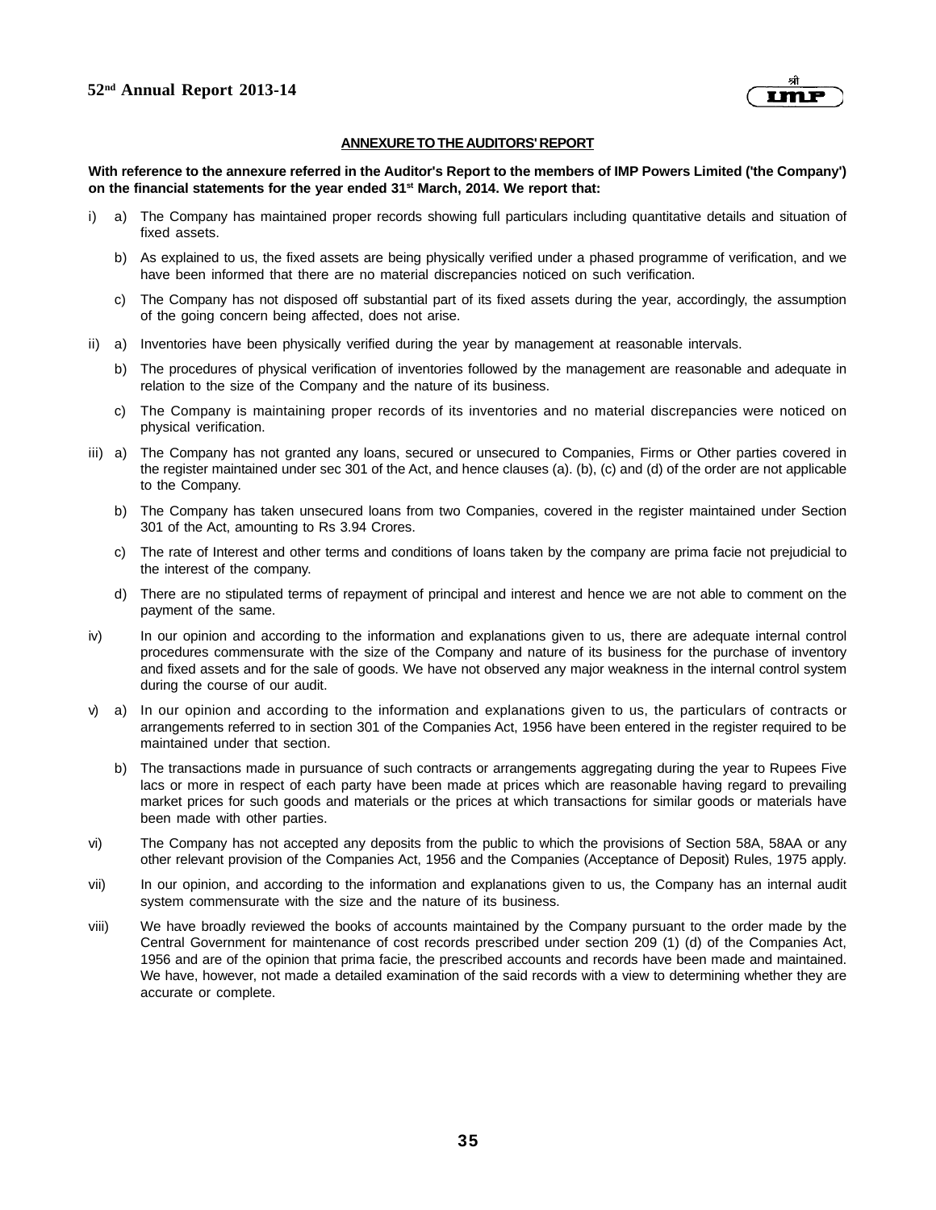## ANNEXURE TO THE AUDITORS' REPORT

**With reference to the annexure referred in the Auditor's Report to the members of IMP Powers Limited ('the Company') on the financial statements for the year ended 31st March, 2014. We report that:**

i) a) The Company has maintained proper records showing full particulars including quantitative details and situation of fixed assets.

b) As explained to us, the fixed assets are being physically verified under a phased programme of verification, and we have been informed that there are no material discrepancies noticed on such verification.

c) The Company has not disposed off substantial part of its fixed assets during the year, accordingly, the assumption of the going concern being affected, does not arise.

ii) a) Inventories have been physically verified during the year by management at reasonable intervals.

b) The procedures of physical verification of inventories followed by the management are reasonable and adequate in relation to the size of the Company and the nature of its business.

c) The Company is maintaining proper records of its inventories and no material discrepancies were noticed on physical verification.

iii) a) The Company has not granted any loans, secured or unsecured to Companies, Firms or Other parties covered in the register maintained under sec 301 of the Act, and hence clauses (a). (b), (c) and (d) of the order are not applicable to the Company.

b) The Company has taken unsecured loans from two Companies, covered in the register maintained under Section 301 of the Act, amounting to Rs 3.94 Crores.

c) The rate of Interest and other terms and conditions of loans taken by the company are prima facie not prejudicial to the interest of the company.

d) There are no stipulated terms of repayment of principal and interest and hence we are not able to comment on the payment of the same.

iv) In our opinion and according to the information and explanations given to us, there are adequate internal control procedures commensurate with the size of the Company and nature of its business for the purchase of inventory and fixed assets and for the sale of goods. We have not observed any major weakness in the internal control system during the course of our audit.

v) a) In our opinion and according to the information and explanations given to us, the particulars of contracts or arrangements referred to in section 301 of the Companies Act, 1956 have been entered in the register required to be maintained under that section.

b) The transactions made in pursuance of such contracts or arrangements aggregating during the year to Rupees Five lacs or more in respect of each party have been made at prices which are reasonable having regard to prevailing market prices for such goods and materials or the prices at which transactions for similar goods or materials have been made with other parties.

vi) The Company has not accepted any deposits from the public to which the provisions of Section 58A, 58AA or any other relevant provision of the Companies Act, 1956 and the Companies (Acceptance of Deposit) Rules, 1975 apply.

vii) In our opinion, and according to the information and explanations given to us, the Company has an internal audit system commensurate with the size and the nature of its business.

viii) We have broadly reviewed the books of accounts maintained by the Company pursuant to the order made by the Central Government for maintenance of cost records prescribed under section 209 (1) (d) of the Companies Act, 1956 and are of the opinion that prima facie, the prescribed accounts and records have been made and maintained. We have, however, not made a detailed examination of the said records with a view to determining whether they are accurate or complete.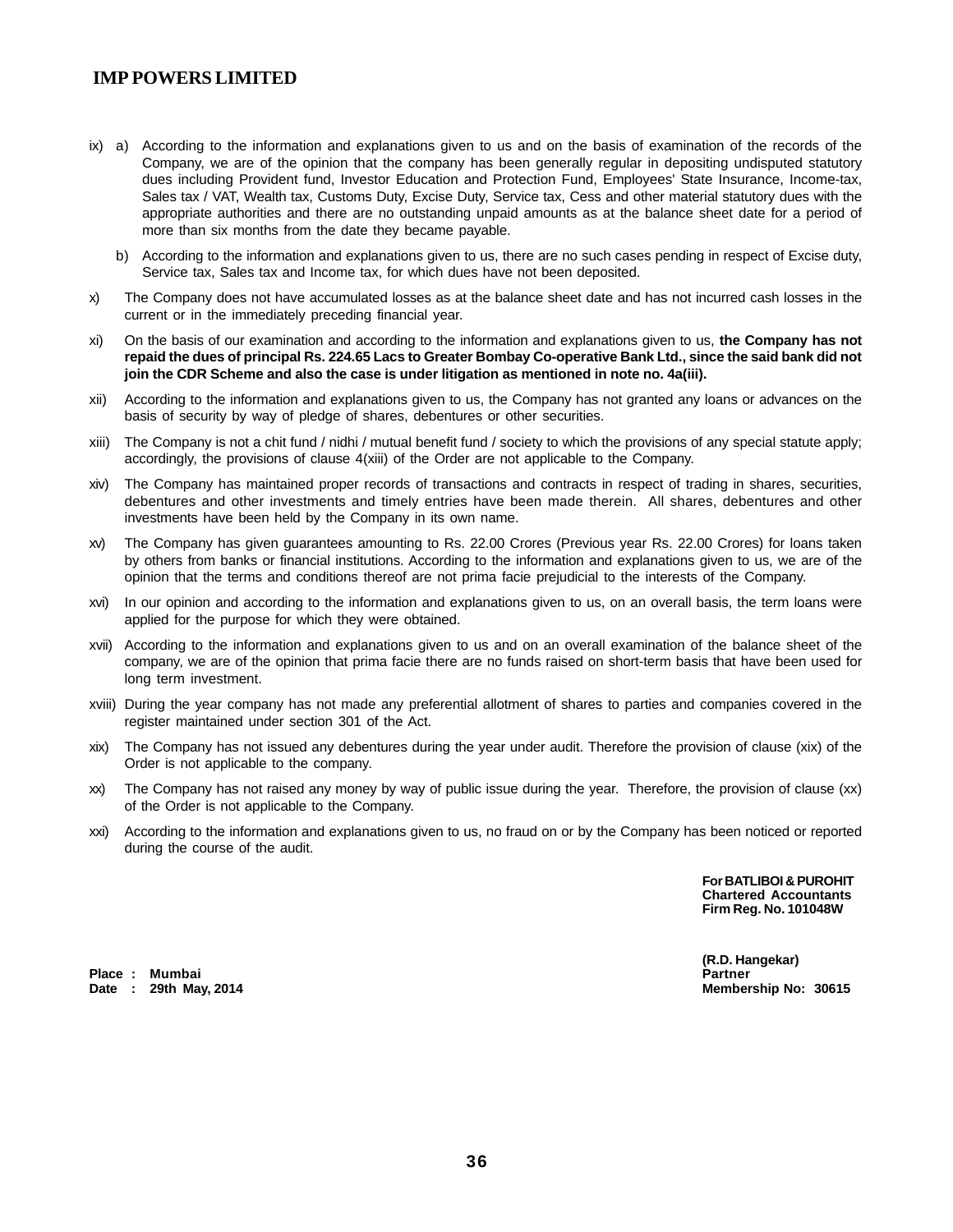ix) a) According to the information and explanations given to us and on the basis of examination of the records of the Company, we are of the opinion that the company has been generally regular in depositing undisputed statutory dues including Provident fund, Investor Education and Protection Fund, Employees' State Insurance, Income-tax, Sales tax / VAT, Wealth tax, Customs Duty, Excise Duty, Service tax, Cess and other material statutory dues with the appropriate authorities and there are no outstanding unpaid amounts as at the balance sheet date for a period of more than six months from the date they became payable.

b) According to the information and explanations given to us, there are no such cases pending in respect of Excise duty, Service tax, Sales tax and Income tax, for which dues have not been deposited.

x) The Company does not have accumulated losses as at the balance sheet date and has not incurred cash losses in the current or in the immediately preceding financial year.

xi) On the basis of our examination and according to the information and explanations given to us, **the Company has not repaid the dues of principal Rs. 224.65 Lacs to Greater Bombay Co-operative Bank Ltd., since the said bank did not join the CDR Scheme and also the case is under litigation as mentioned in note no. 4a(iii).**

xii) According to the information and explanations given to us, the Company has not granted any loans or advances on the basis of security by way of pledge of shares, debentures or other securities.

xiii) The Company is not a chit fund / nidhi / mutual benefit fund / society to which the provisions of any special statute apply; accordingly, the provisions of clause 4(xiii) of the Order are not applicable to the Company.

xiv) The Company has maintained proper records of transactions and contracts in respect of trading in shares, securities, debentures and other investments and timely entries have been made therein. All shares, debentures and other investments have been held by the Company in its own name.

xv) The Company has given guarantees amounting to Rs. 22.00 Crores (Previous year Rs. 22.00 Crores) for loans taken by others from banks or financial institutions. According to the information and explanations given to us, we are of the opinion that the terms and conditions thereof are not prima facie prejudicial to the interests of the Company.

xvi) In our opinion and according to the information and explanations given to us, on an overall basis, the term loans were applied for the purpose for which they were obtained.

xvii) According to the information and explanations given to us and on an overall examination of the balance sheet of the company, we are of the opinion that prima facie there are no funds raised on short-term basis that have been used for long term investment.

xviii) During the year company has not made any preferential allotment of shares to parties and companies covered in the register maintained under section 301 of the Act.

xix) The Company has not issued any debentures during the year under audit. Therefore the provision of clause (xix) of the Order is not applicable to the company.

xx) The Company has not raised any money by way of public issue during the year. Therefore, the provision of clause (xx) of the Order is not applicable to the Company.

xxi) According to the information and explanations given to us, no fraud on or by the Company has been noticed or reported during the course of the audit.

**For BATLIBOI & PUROHIT**
**Chartered Accountants**
**Firm Reg. No. 101048W**

**(R.D. Hangekar)**
**Partner**
**Membership No: 30615**

**Place : Mumbai**
**Date : 29th May, 2014**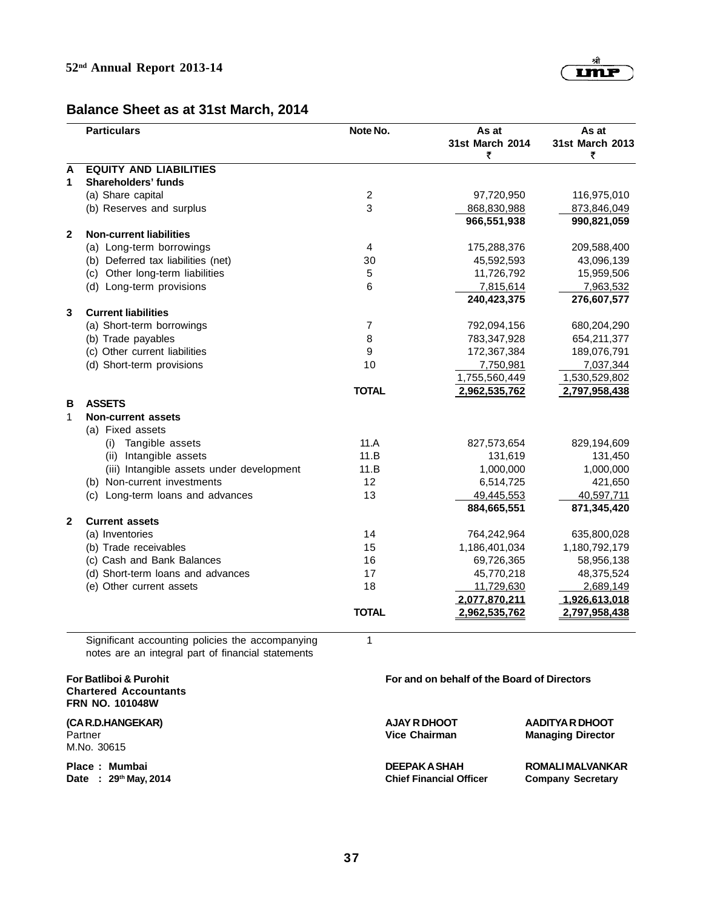## Balance Sheet as at 31st March, 2014

| | Particulars | Note No. | As at 31st March 2014 ₹ | As at 31st March 2013 ₹ |
|---|---|---|---|---|
| **A** | **EQUITY AND LIABILITIES** | | | |
| **1** | **Shareholders' funds** | | | |
| | (a) Share capital | 2 | 97,720,950 | 116,975,010 |
| | (b) Reserves and surplus | 3 | 868,830,988 | 873,846,049 |
| | | | **966,551,938** | **990,821,059** |
| **2** | **Non-current liabilities** | | | |
| | (a) Long-term borrowings | 4 | 175,288,376 | 209,588,400 |
| | (b) Deferred tax liabilities (net) | 30 | 45,592,593 | 43,096,139 |
| | (c) Other long-term liabilities | 5 | 11,726,792 | 15,959,506 |
| | (d) Long-term provisions | 6 | 7,815,614 | 7,963,532 |
| | | | **240,423,375** | **276,607,577** |
| **3** | **Current liabilities** | | | |
| | (a) Short-term borrowings | 7 | 792,094,156 | 680,204,290 |
| | (b) Trade payables | 8 | 783,347,928 | 654,211,377 |
| | (c) Other current liabilities | 9 | 172,367,384 | 189,076,791 |
| | (d) Short-term provisions | 10 | 7,750,981 | 7,037,344 |
| | | | 1,755,560,449 | 1,530,529,802 |
| | | **TOTAL** | **2,962,535,762** | **2,797,958,438** |
| **B** | **ASSETS** | | | |
| 1 | **Non-current assets** | | | |
| | (a) Fixed assets | | | |
| | (i) Tangible assets | 11.A | 827,573,654 | 829,194,609 |
| | (ii) Intangible assets | 11.B | 131,619 | 131,450 |
| | (iii) Intangible assets under development | 11.B | 1,000,000 | 1,000,000 |
| | (b) Non-current investments | 12 | 6,514,725 | 421,650 |
| | (c) Long-term loans and advances | 13 | 49,445,553 | 40,597,711 |
| | | | **884,665,551** | **871,345,420** |
| **2** | **Current assets** | | | |
| | (a) Inventories | 14 | 764,242,964 | 635,800,028 |
| | (b) Trade receivables | 15 | 1,186,401,034 | 1,180,792,179 |
| | (c) Cash and Bank Balances | 16 | 69,726,365 | 58,956,138 |
| | (d) Short-term loans and advances | 17 | 45,770,218 | 48,375,524 |
| | (e) Other current assets | 18 | 11,729,630 | 2,689,149 |
| | | | **2,077,870,211** | **1,926,613,018** |
| | | **TOTAL** | **2,962,535,762** | **2,797,958,438** |

Significant accounting policies the accompanying notes are an integral part of financial statements — 1

**For Batliboi & Purohit**
**Chartered Accountants**
**FRN NO. 101048W**

**(CA R.D.HANGEKAR)**
Partner
M.No. 30615

**Place : Mumbai**
**Date : 29th May, 2014**

**For and on behalf of the Board of Directors**

**AJAY R DHOOT**
**Vice Chairman**

**AADITYA R DHOOT**
**Managing Director**

**DEEPAK A SHAH**
**Chief Financial Officer**

**ROMALI MALVANKAR**
**Company Secretary**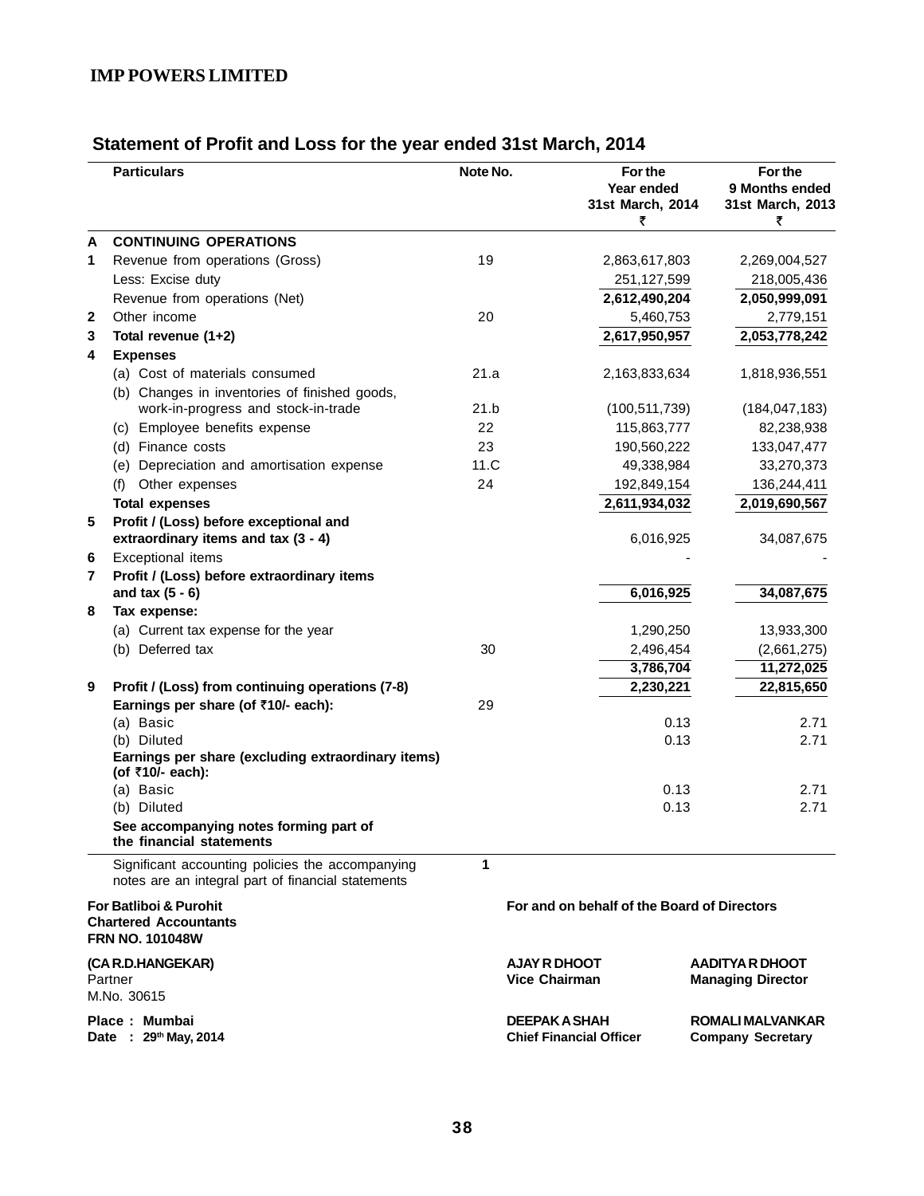**IMP POWERS LIMITED**

## Statement of Profit and Loss for the year ended 31st March, 2014

| | Particulars | Note No. | For the Year ended 31st March, 2014 ₹ | For the 9 Months ended 31st March, 2013 ₹ |
|---|---|---|---|---|
| **A** | **CONTINUING OPERATIONS** | | | |
| **1** | Revenue from operations (Gross) | 19 | 2,863,617,803 | 2,269,004,527 |
| | Less: Excise duty | | 251,127,599 | 218,005,436 |
| | Revenue from operations (Net) | | **2,612,490,204** | **2,050,999,091** |
| **2** | Other income | 20 | 5,460,753 | 2,779,151 |
| **3** | **Total revenue (1+2)** | | **2,617,950,957** | **2,053,778,242** |
| **4** | **Expenses** | | | |
| | (a) Cost of materials consumed | 21.a | 2,163,833,634 | 1,818,936,551 |
| | (b) Changes in inventories of finished goods, work-in-progress and stock-in-trade | 21.b | (100,511,739) | (184,047,183) |
| | (c) Employee benefits expense | 22 | 115,863,777 | 82,238,938 |
| | (d) Finance costs | 23 | 190,560,222 | 133,047,477 |
| | (e) Depreciation and amortisation expense | 11.C | 49,338,984 | 33,270,373 |
| | (f) Other expenses | 24 | 192,849,154 | 136,244,411 |
| | **Total expenses** | | **2,611,934,032** | **2,019,690,567** |
| **5** | **Profit / (Loss) before exceptional and extraordinary items and tax (3 - 4)** | | 6,016,925 | 34,087,675 |
| **6** | Exceptional items | | - | - |
| **7** | **Profit / (Loss) before extraordinary items and tax (5 - 6)** | | **6,016,925** | **34,087,675** |
| **8** | **Tax expense:** | | | |
| | (a) Current tax expense for the year | | 1,290,250 | 13,933,300 |
| | (b) Deferred tax | 30 | 2,496,454 | (2,661,275) |
| | | | **3,786,704** | **11,272,025** |
| **9** | **Profit / (Loss) from continuing operations (7-8)** | | **2,230,221** | **22,815,650** |
| | **Earnings per share (of ₹10/- each):** | 29 | | |
| | (a) Basic | | 0.13 | 2.71 |
| | (b) Diluted | | 0.13 | 2.71 |
| | **Earnings per share (excluding extraordinary items) (of ₹10/- each):** | | | |
| | (a) Basic | | 0.13 | 2.71 |
| | (b) Diluted | | 0.13 | 2.71 |
| | **See accompanying notes forming part of the financial statements** | | | |
| | Significant accounting policies the accompanying notes are an integral part of financial statements | **1** | | |

**For Batliboi & Purohit**
**Chartered Accountants**
**FRN NO. 101048W**

**(CA R.D.HANGEKAR)**
Partner
M.No. 30615

**Place : Mumbai**
**Date : 29th May, 2014**

**For and on behalf of the Board of Directors**

**AJAY R DHOOT**
**Vice Chairman**

**AADITYA R DHOOT**
**Managing Director**

**DEEPAK A SHAH**
**Chief Financial Officer**

**ROMALI MALVANKAR**
**Company Secretary**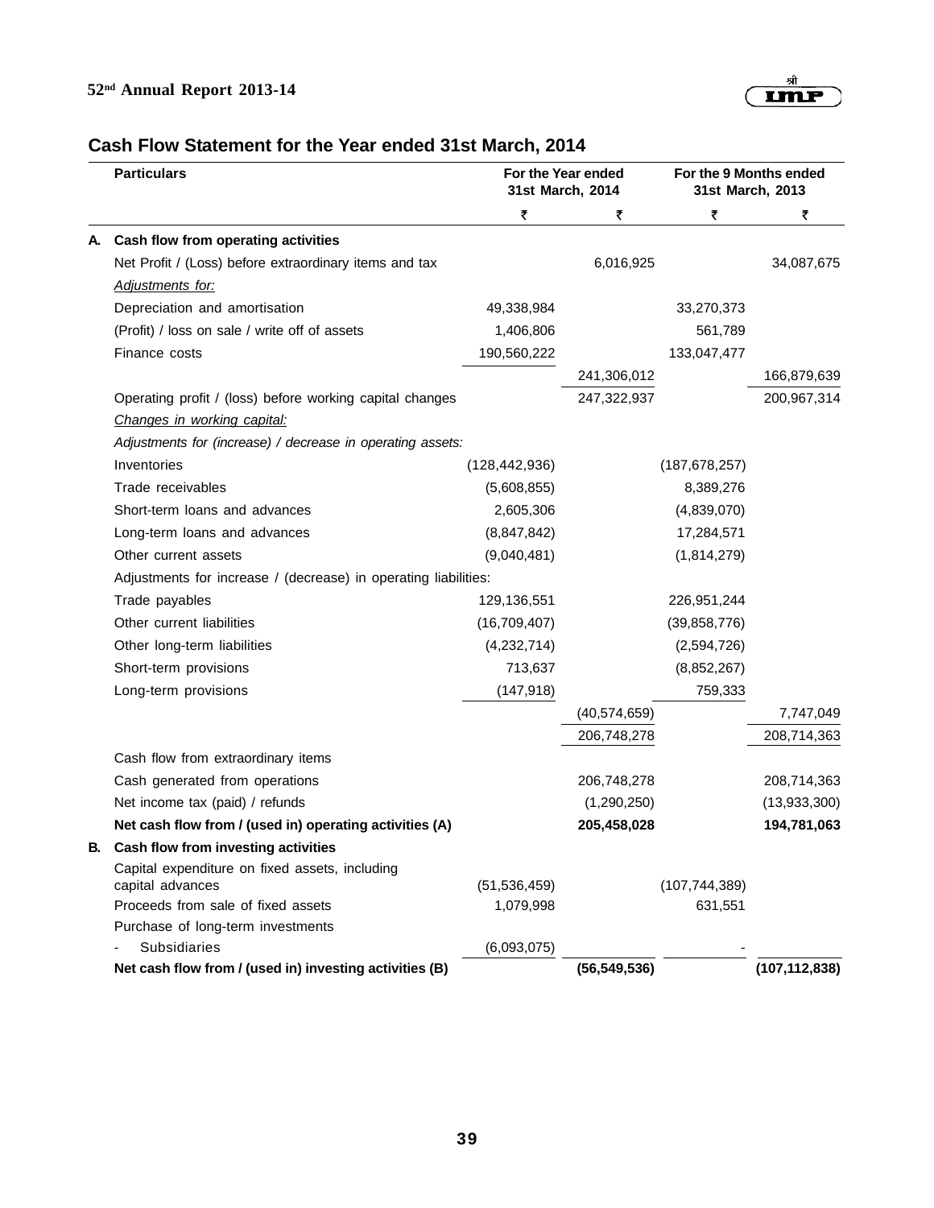## Cash Flow Statement for the Year ended 31st March, 2014

| | Particulars | For the Year ended 31st March, 2014 | | For the 9 Months ended 31st March, 2013 | |
|---|---|---|---|---|---|
| | | ₹ | ₹ | ₹ | ₹ |
| **A.** | **Cash flow from operating activities** | | | | |
| | Net Profit / (Loss) before extraordinary items and tax | | 6,016,925 | | 34,087,675 |
| | *Adjustments for:* | | | | |
| | Depreciation and amortisation | 49,338,984 | | 33,270,373 | |
| | (Profit) / loss on sale / write off of assets | 1,406,806 | | 561,789 | |
| | Finance costs | 190,560,222 | | 133,047,477 | |
| | | | 241,306,012 | | 166,879,639 |
| | Operating profit / (loss) before working capital changes | | 247,322,937 | | 200,967,314 |
| | *Changes in working capital:* | | | | |
| | *Adjustments for (increase) / decrease in operating assets:* | | | | |
| | Inventories | (128,442,936) | | (187,678,257) | |
| | Trade receivables | (5,608,855) | | 8,389,276 | |
| | Short-term loans and advances | 2,605,306 | | (4,839,070) | |
| | Long-term loans and advances | (8,847,842) | | 17,284,571 | |
| | Other current assets | (9,040,481) | | (1,814,279) | |
| | Adjustments for increase / (decrease) in operating liabilities: | | | | |
| | Trade payables | 129,136,551 | | 226,951,244 | |
| | Other current liabilities | (16,709,407) | | (39,858,776) | |
| | Other long-term liabilities | (4,232,714) | | (2,594,726) | |
| | Short-term provisions | 713,637 | | (8,852,267) | |
| | Long-term provisions | (147,918) | | 759,333 | |
| | | | (40,574,659) | | 7,747,049 |
| | | | 206,748,278 | | 208,714,363 |
| | Cash flow from extraordinary items | | | | |
| | Cash generated from operations | | 206,748,278 | | 208,714,363 |
| | Net income tax (paid) / refunds | | (1,290,250) | | (13,933,300) |
| | **Net cash flow from / (used in) operating activities (A)** | | **205,458,028** | | **194,781,063** |
| **B.** | **Cash flow from investing activities** | | | | |
| | Capital expenditure on fixed assets, including capital advances | (51,536,459) | | (107,744,389) | |
| | Proceeds from sale of fixed assets | 1,079,998 | | 631,551 | |
| | Purchase of long-term investments | | | | |
| | - Subsidiaries | (6,093,075) | | - | |
| | **Net cash flow from / (used in) investing activities (B)** | | **(56,549,536)** | | **(107,112,838)** |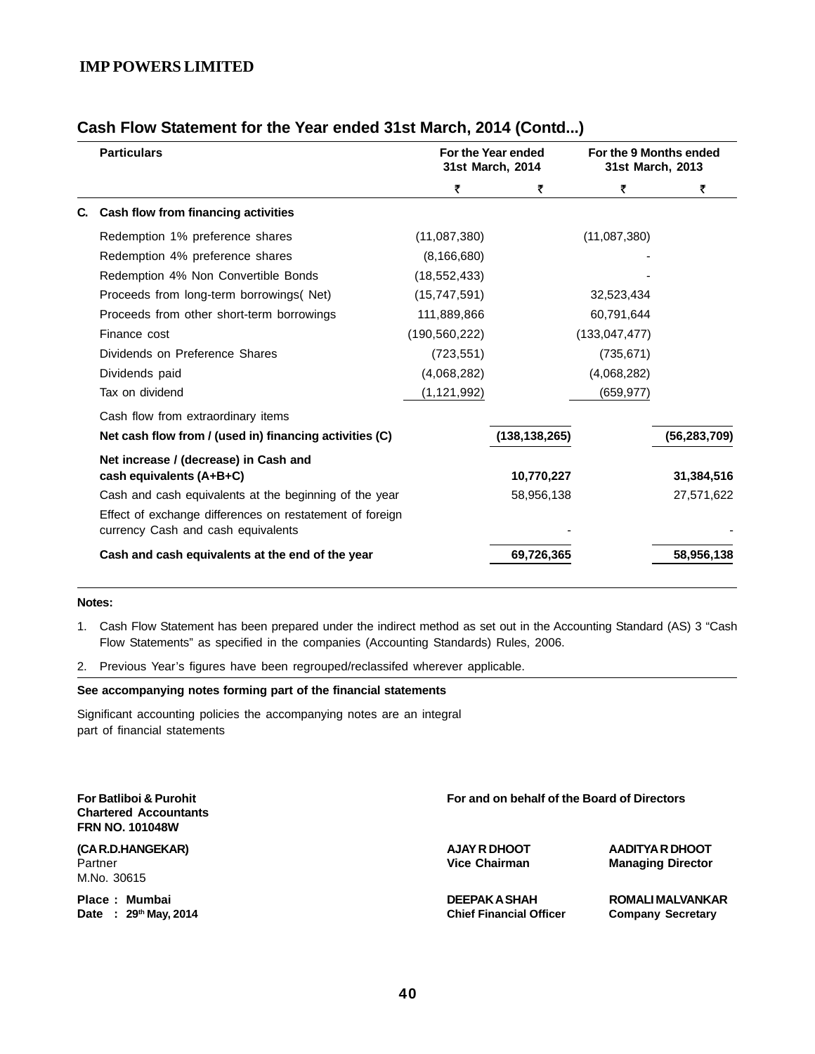**IMP POWERS LIMITED**

## Cash Flow Statement for the Year ended 31st March, 2014 (Contd...)

| | Particulars | For the Year ended 31st March, 2014 | | For the 9 Months ended 31st March, 2013 | |
|---|---|---|---|---|---|
| | | ₹ | ₹ | ₹ | ₹ |
| **C.** | **Cash flow from financing activities** | | | | |
| | Redemption 1% preference shares | (11,087,380) | | (11,087,380) | |
| | Redemption 4% preference shares | (8,166,680) | | - | |
| | Redemption 4% Non Convertible Bonds | (18,552,433) | | - | |
| | Proceeds from long-term borrowings( Net) | (15,747,591) | | 32,523,434 | |
| | Proceeds from other short-term borrowings | 111,889,866 | | 60,791,644 | |
| | Finance cost | (190,560,222) | | (133,047,477) | |
| | Dividends on Preference Shares | (723,551) | | (735,671) | |
| | Dividends paid | (4,068,282) | | (4,068,282) | |
| | Tax on dividend | (1,121,992) | | (659,977) | |
| | Cash flow from extraordinary items | | | | |
| | **Net cash flow from / (used in) financing activities (C)** | | **(138,138,265)** | | **(56,283,709)** |
| | **Net increase / (decrease) in Cash and cash equivalents (A+B+C)** | | **10,770,227** | | **31,384,516** |
| | Cash and cash equivalents at the beginning of the year | | 58,956,138 | | 27,571,622 |
| | Effect of exchange differences on restatement of foreign currency Cash and cash equivalents | | - | | - |
| | **Cash and cash equivalents at the end of the year** | | **69,726,365** | | **58,956,138** |

**Notes:**

1. Cash Flow Statement has been prepared under the indirect method as set out in the Accounting Standard (AS) 3 "Cash Flow Statements" as specified in the companies (Accounting Standards) Rules, 2006.
2. Previous Year's figures have been regrouped/reclassifed wherever applicable.

**See accompanying notes forming part of the financial statements**

Significant accounting policies the accompanying notes are an integral part of financial statements

**For Batliboi & Purohit**
**Chartered Accountants**
**FRN NO. 101048W**

**(CA R.D.HANGEKAR)**
Partner
M.No. 30615

**Place : Mumbai**
**Date : 29th May, 2014**

**For and on behalf of the Board of Directors**

**AJAY R DHOOT**
**Vice Chairman**

**AADITYA R DHOOT**
**Managing Director**

**DEEPAK A SHAH**
**Chief Financial Officer**

**ROMALI MALVANKAR**
**Company Secretary**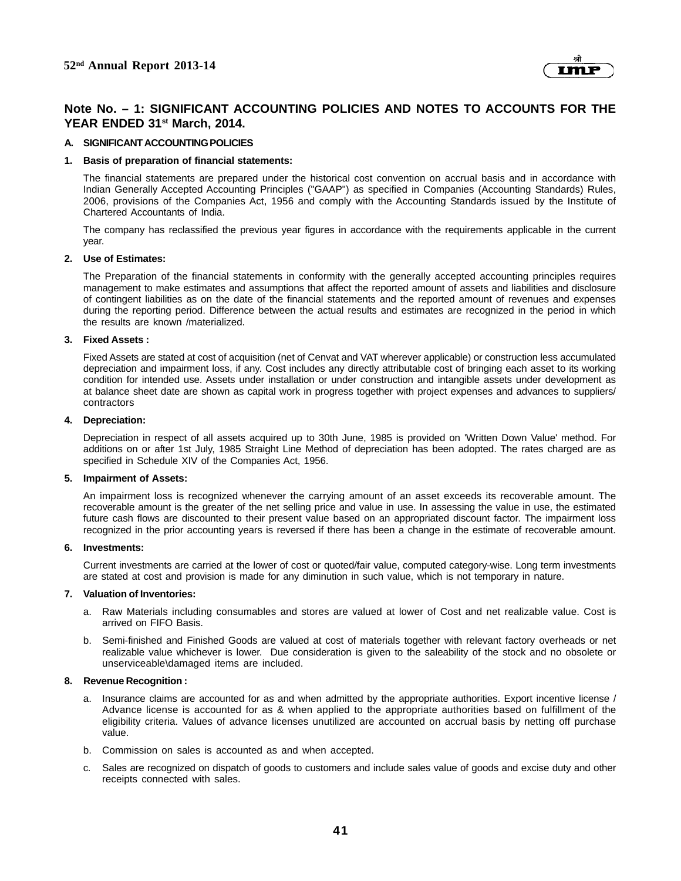## Note No. – 1: SIGNIFICANT ACCOUNTING POLICIES AND NOTES TO ACCOUNTS FOR THE YEAR ENDED 31st March, 2014.

### A. SIGNIFICANT ACCOUNTING POLICIES

**1. Basis of preparation of financial statements:**

The financial statements are prepared under the historical cost convention on accrual basis and in accordance with Indian Generally Accepted Accounting Principles ("GAAP") as specified in Companies (Accounting Standards) Rules, 2006, provisions of the Companies Act, 1956 and comply with the Accounting Standards issued by the Institute of Chartered Accountants of India.

The company has reclassified the previous year figures in accordance with the requirements applicable in the current year.

**2. Use of Estimates:**

The Preparation of the financial statements in conformity with the generally accepted accounting principles requires management to make estimates and assumptions that affect the reported amount of assets and liabilities and disclosure of contingent liabilities as on the date of the financial statements and the reported amount of revenues and expenses during the reporting period. Difference between the actual results and estimates are recognized in the period in which the results are known /materialized.

**3. Fixed Assets :**

Fixed Assets are stated at cost of acquisition (net of Cenvat and VAT wherever applicable) or construction less accumulated depreciation and impairment loss, if any. Cost includes any directly attributable cost of bringing each asset to its working condition for intended use. Assets under installation or under construction and intangible assets under development as at balance sheet date are shown as capital work in progress together with project expenses and advances to suppliers/ contractors

**4. Depreciation:**

Depreciation in respect of all assets acquired up to 30th June, 1985 is provided on 'Written Down Value' method. For additions on or after 1st July, 1985 Straight Line Method of depreciation has been adopted. The rates charged are as specified in Schedule XIV of the Companies Act, 1956.

**5. Impairment of Assets:**

An impairment loss is recognized whenever the carrying amount of an asset exceeds its recoverable amount. The recoverable amount is the greater of the net selling price and value in use. In assessing the value in use, the estimated future cash flows are discounted to their present value based on an appropriated discount factor. The impairment loss recognized in the prior accounting years is reversed if there has been a change in the estimate of recoverable amount.

**6. Investments:**

Current investments are carried at the lower of cost or quoted/fair value, computed category-wise. Long term investments are stated at cost and provision is made for any diminution in such value, which is not temporary in nature.

**7. Valuation of Inventories:**

a. Raw Materials including consumables and stores are valued at lower of Cost and net realizable value. Cost is arrived on FIFO Basis.

b. Semi-finished and Finished Goods are valued at cost of materials together with relevant factory overheads or net realizable value whichever is lower. Due consideration is given to the saleability of the stock and no obsolete or unserviceable\damaged items are included.

**8. Revenue Recognition :**

a. Insurance claims are accounted for as and when admitted by the appropriate authorities. Export incentive license / Advance license is accounted for as & when applied to the appropriate authorities based on fulfillment of the eligibility criteria. Values of advance licenses unutilized are accounted on accrual basis by netting off purchase value.

b. Commission on sales is accounted as and when accepted.

c. Sales are recognized on dispatch of goods to customers and include sales value of goods and excise duty and other receipts connected with sales.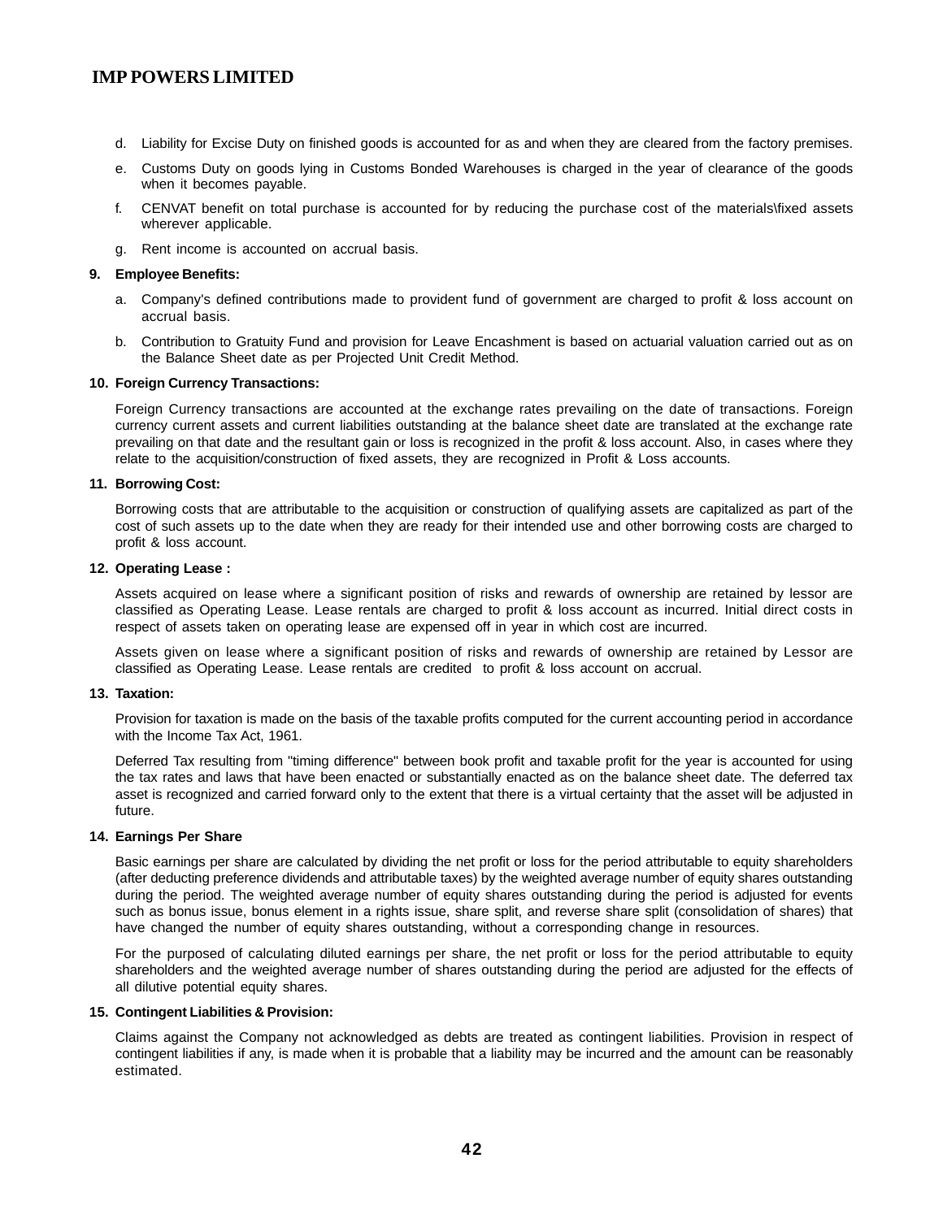d. Liability for Excise Duty on finished goods is accounted for as and when they are cleared from the factory premises.

e. Customs Duty on goods lying in Customs Bonded Warehouses is charged in the year of clearance of the goods when it becomes payable.

f. CENVAT benefit on total purchase is accounted for by reducing the purchase cost of the materials\fixed assets wherever applicable.

g. Rent income is accounted on accrual basis.

**9. Employee Benefits:**

a. Company's defined contributions made to provident fund of government are charged to profit & loss account on accrual basis.

b. Contribution to Gratuity Fund and provision for Leave Encashment is based on actuarial valuation carried out as on the Balance Sheet date as per Projected Unit Credit Method.

**10. Foreign Currency Transactions:**

Foreign Currency transactions are accounted at the exchange rates prevailing on the date of transactions. Foreign currency current assets and current liabilities outstanding at the balance sheet date are translated at the exchange rate prevailing on that date and the resultant gain or loss is recognized in the profit & loss account. Also, in cases where they relate to the acquisition/construction of fixed assets, they are recognized in Profit & Loss accounts.

**11. Borrowing Cost:**

Borrowing costs that are attributable to the acquisition or construction of qualifying assets are capitalized as part of the cost of such assets up to the date when they are ready for their intended use and other borrowing costs are charged to profit & loss account.

**12. Operating Lease :**

Assets acquired on lease where a significant position of risks and rewards of ownership are retained by lessor are classified as Operating Lease. Lease rentals are charged to profit & loss account as incurred. Initial direct costs in respect of assets taken on operating lease are expensed off in year in which cost are incurred.

Assets given on lease where a significant position of risks and rewards of ownership are retained by Lessor are classified as Operating Lease. Lease rentals are credited to profit & loss account on accrual.

**13. Taxation:**

Provision for taxation is made on the basis of the taxable profits computed for the current accounting period in accordance with the Income Tax Act, 1961.

Deferred Tax resulting from "timing difference" between book profit and taxable profit for the year is accounted for using the tax rates and laws that have been enacted or substantially enacted as on the balance sheet date. The deferred tax asset is recognized and carried forward only to the extent that there is a virtual certainty that the asset will be adjusted in future.

**14. Earnings Per Share**

Basic earnings per share are calculated by dividing the net profit or loss for the period attributable to equity shareholders (after deducting preference dividends and attributable taxes) by the weighted average number of equity shares outstanding during the period. The weighted average number of equity shares outstanding during the period is adjusted for events such as bonus issue, bonus element in a rights issue, share split, and reverse share split (consolidation of shares) that have changed the number of equity shares outstanding, without a corresponding change in resources.

For the purposed of calculating diluted earnings per share, the net profit or loss for the period attributable to equity shareholders and the weighted average number of shares outstanding during the period are adjusted for the effects of all dilutive potential equity shares.

**15. Contingent Liabilities & Provision:**

Claims against the Company not acknowledged as debts are treated as contingent liabilities. Provision in respect of contingent liabilities if any, is made when it is probable that a liability may be incurred and the amount can be reasonably estimated.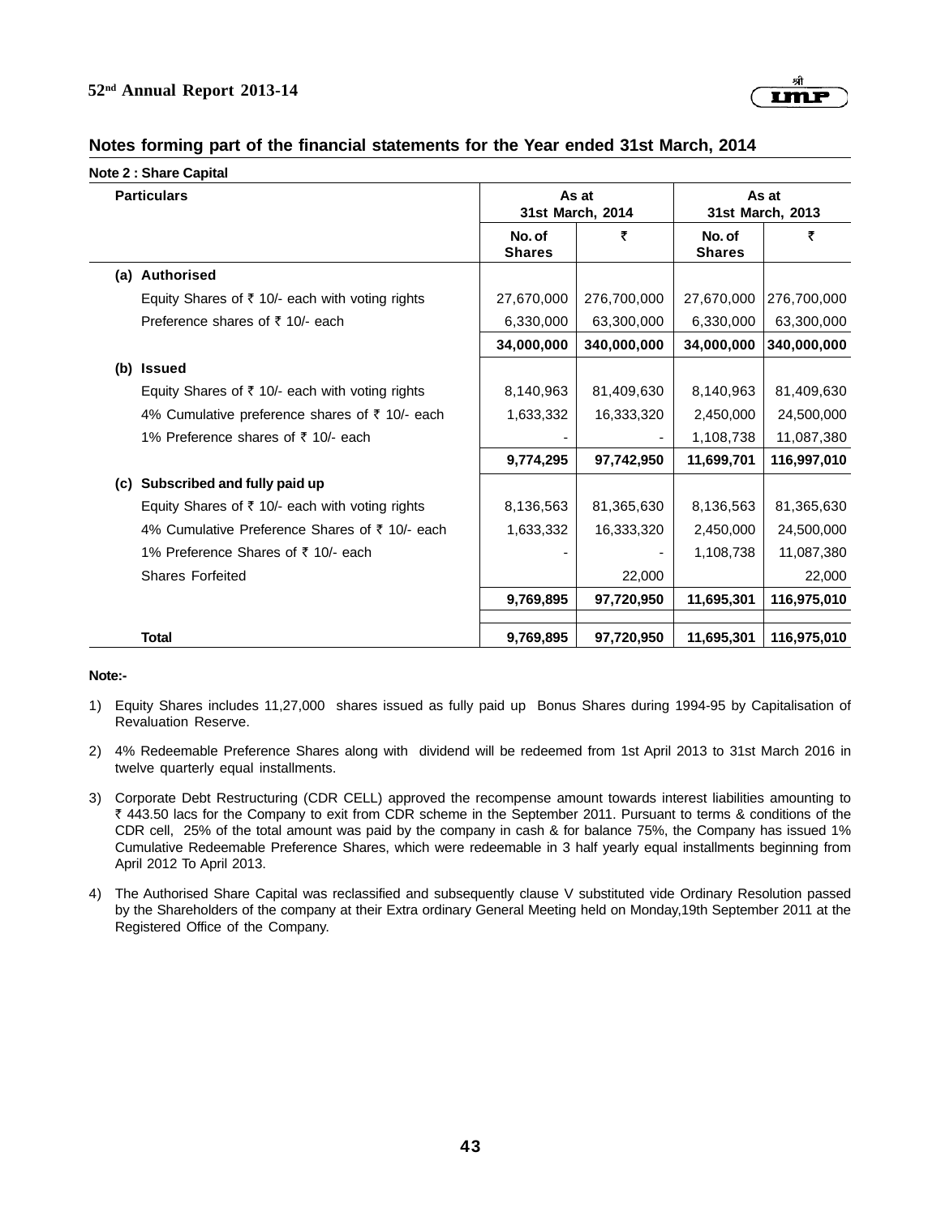## Notes forming part of the financial statements for the Year ended 31st March, 2014

**Note 2 : Share Capital**

| Particulars | As at 31st March, 2014 | | As at 31st March, 2013 | |
|---|---|---|---|---|
| | No. of Shares | ₹ | No. of Shares | ₹ |
| **(a) Authorised** | | | | |
| Equity Shares of ₹ 10/- each with voting rights | 27,670,000 | 276,700,000 | 27,670,000 | 276,700,000 |
| Preference shares of ₹ 10/- each | 6,330,000 | 63,300,000 | 6,330,000 | 63,300,000 |
| | **34,000,000** | **340,000,000** | **34,000,000** | **340,000,000** |
| **(b) Issued** | | | | |
| Equity Shares of ₹ 10/- each with voting rights | 8,140,963 | 81,409,630 | 8,140,963 | 81,409,630 |
| 4% Cumulative preference shares of ₹ 10/- each | 1,633,332 | 16,333,320 | 2,450,000 | 24,500,000 |
| 1% Preference shares of ₹ 10/- each | - | - | 1,108,738 | 11,087,380 |
| | **9,774,295** | **97,742,950** | **11,699,701** | **116,997,010** |
| **(c) Subscribed and fully paid up** | | | | |
| Equity Shares of ₹ 10/- each with voting rights | 8,136,563 | 81,365,630 | 8,136,563 | 81,365,630 |
| 4% Cumulative Preference Shares of ₹ 10/- each | 1,633,332 | 16,333,320 | 2,450,000 | 24,500,000 |
| 1% Preference Shares of ₹ 10/- each | - | - | 1,108,738 | 11,087,380 |
| Shares Forfeited | | 22,000 | | 22,000 |
| | **9,769,895** | **97,720,950** | **11,695,301** | **116,975,010** |
| **Total** | **9,769,895** | **97,720,950** | **11,695,301** | **116,975,010** |

**Note:-**

1) Equity Shares includes 11,27,000 shares issued as fully paid up Bonus Shares during 1994-95 by Capitalisation of Revaluation Reserve.

2) 4% Redeemable Preference Shares along with dividend will be redeemed from 1st April 2013 to 31st March 2016 in twelve quarterly equal installments.

3) Corporate Debt Restructuring (CDR CELL) approved the recompense amount towards interest liabilities amounting to ₹ 443.50 lacs for the Company to exit from CDR scheme in the September 2011. Pursuant to terms & conditions of the CDR cell, 25% of the total amount was paid by the company in cash & for balance 75%, the Company has issued 1% Cumulative Redeemable Preference Shares, which were redeemable in 3 half yearly equal installments beginning from April 2012 To April 2013.

4) The Authorised Share Capital was reclassified and subsequently clause V substituted vide Ordinary Resolution passed by the Shareholders of the company at their Extra ordinary General Meeting held on Monday,19th September 2011 at the Registered Office of the Company.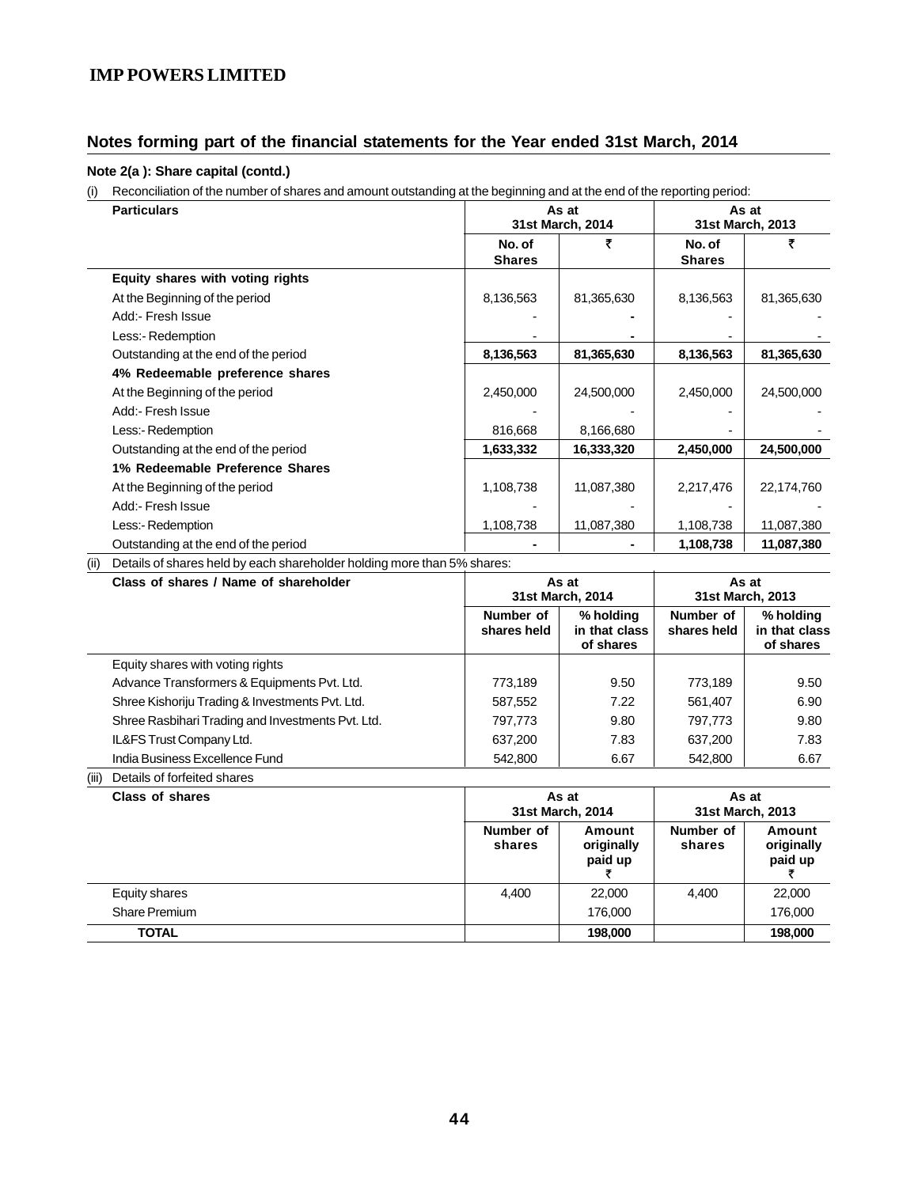# IMP POWERS LIMITED

## Notes forming part of the financial statements for the Year ended 31st March, 2014

### Note 2(a ): Share capital (contd.)

(i) Reconciliation of the number of shares and amount outstanding at the beginning and at the end of the reporting period:

| Particulars | As at 31st March, 2014 | | As at 31st March, 2013 | |
|---|---|---|---|---|
| | No. of Shares | ₹ | No. of Shares | ₹ |
| **Equity shares with voting rights** | | | | |
| At the Beginning of the period | 8,136,563 | 81,365,630 | 8,136,563 | 81,365,630 |
| Add:- Fresh Issue | - | - | - | - |
| Less:- Redemption | - | - | - | - |
| Outstanding at the end of the period | **8,136,563** | **81,365,630** | **8,136,563** | **81,365,630** |
| **4% Redeemable preference shares** | | | | |
| At the Beginning of the period | 2,450,000 | 24,500,000 | 2,450,000 | 24,500,000 |
| Add:- Fresh Issue | - | - | - | - |
| Less:- Redemption | 816,668 | 8,166,680 | - | - |
| Outstanding at the end of the period | **1,633,332** | **16,333,320** | **2,450,000** | **24,500,000** |
| **1% Redeemable Preference Shares** | | | | |
| At the Beginning of the period | 1,108,738 | 11,087,380 | 2,217,476 | 22,174,760 |
| Add:- Fresh Issue | - | - | - | - |
| Less:- Redemption | 1,108,738 | 11,087,380 | 1,108,738 | 11,087,380 |
| Outstanding at the end of the period | **-** | **-** | **1,108,738** | **11,087,380** |

(ii) Details of shares held by each shareholder holding more than 5% shares:

| Class of shares / Name of shareholder | As at 31st March, 2014 | | As at 31st March, 2013 | |
|---|---|---|---|---|
| | Number of shares held | % holding in that class of shares | Number of shares held | % holding in that class of shares |
| Equity shares with voting rights | | | | |
| Advance Transformers & Equipments Pvt. Ltd. | 773,189 | 9.50 | 773,189 | 9.50 |
| Shree Kishoriju Trading & Investments Pvt. Ltd. | 587,552 | 7.22 | 561,407 | 6.90 |
| Shree Rasbihari Trading and Investments Pvt. Ltd. | 797,773 | 9.80 | 797,773 | 9.80 |
| IL&FS Trust Company Ltd. | 637,200 | 7.83 | 637,200 | 7.83 |
| India Business Excellence Fund | 542,800 | 6.67 | 542,800 | 6.67 |

(iii) Details of forfeited shares

| Class of shares | As at 31st March, 2014 | | As at 31st March, 2013 | |
|---|---|---|---|---|
| | Number of shares | Amount originally paid up ₹ | Number of shares | Amount originally paid up ₹ |
| Equity shares | 4,400 | 22,000 | 4,400 | 22,000 |
| Share Premium | | 176,000 | | 176,000 |
| **TOTAL** | | **198,000** | | **198,000** |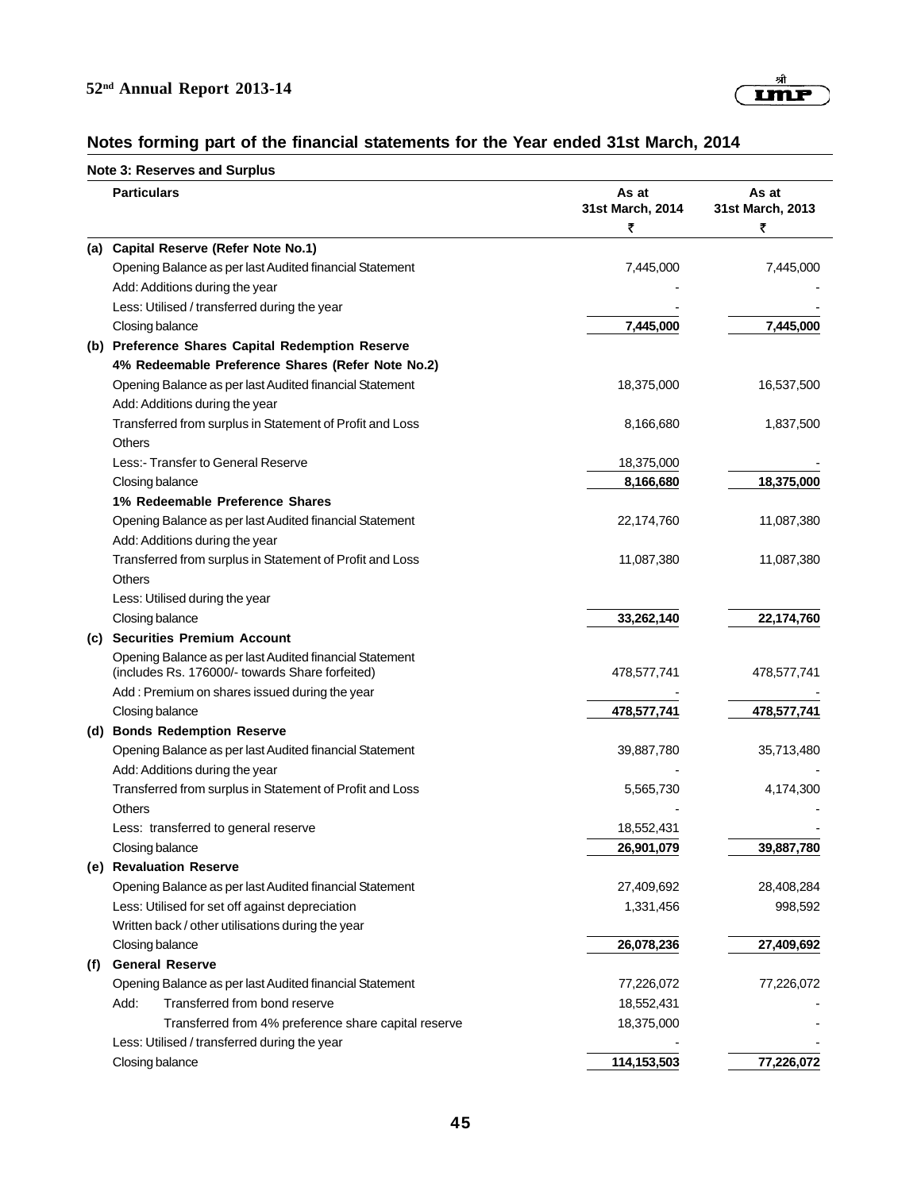## Notes forming part of the financial statements for the Year ended 31st March, 2014

### Note 3: Reserves and Surplus

| | Particulars | As at 31st March, 2014 ₹ | As at 31st March, 2013 ₹ |
|---|---|---|---|
| **(a)** | **Capital Reserve (Refer Note No.1)** | | |
| | Opening Balance as per last Audited financial Statement | 7,445,000 | 7,445,000 |
| | Add: Additions during the year | - | - |
| | Less: Utilised / transferred during the year | - | - |
| | Closing balance | **7,445,000** | **7,445,000** |
| **(b)** | **Preference Shares Capital Redemption Reserve** | | |
| | **4% Redeemable Preference Shares (Refer Note No.2)** | | |
| | Opening Balance as per last Audited financial Statement | 18,375,000 | 16,537,500 |
| | Add: Additions during the year | | |
| | Transferred from surplus in Statement of Profit and Loss | 8,166,680 | 1,837,500 |
| | Others | | |
| | Less:- Transfer to General Reserve | 18,375,000 | - |
| | Closing balance | **8,166,680** | **18,375,000** |
| | **1% Redeemable Preference Shares** | | |
| | Opening Balance as per last Audited financial Statement | 22,174,760 | 11,087,380 |
| | Add: Additions during the year | | |
| | Transferred from surplus in Statement of Profit and Loss | 11,087,380 | 11,087,380 |
| | Others | | |
| | Less: Utilised during the year | | |
| | Closing balance | **33,262,140** | **22,174,760** |
| **(c)** | **Securities Premium Account** | | |
| | Opening Balance as per last Audited financial Statement (includes Rs. 176000/- towards Share forfeited) | 478,577,741 | 478,577,741 |
| | Add : Premium on shares issued during the year | - | - |
| | Closing balance | **478,577,741** | **478,577,741** |
| **(d)** | **Bonds Redemption Reserve** | | |
| | Opening Balance as per last Audited financial Statement | 39,887,780 | 35,713,480 |
| | Add: Additions during the year | - | - |
| | Transferred from surplus in Statement of Profit and Loss | 5,565,730 | 4,174,300 |
| | Others | - | - |
| | Less: transferred to general reserve | 18,552,431 | - |
| | Closing balance | **26,901,079** | **39,887,780** |
| **(e)** | **Revaluation Reserve** | | |
| | Opening Balance as per last Audited financial Statement | 27,409,692 | 28,408,284 |
| | Less: Utilised for set off against depreciation | 1,331,456 | 998,592 |
| | Written back / other utilisations during the year | | |
| | Closing balance | **26,078,236** | **27,409,692** |
| **(f)** | **General Reserve** | | |
| | Opening Balance as per last Audited financial Statement | 77,226,072 | 77,226,072 |
| | Add: Transferred from bond reserve | 18,552,431 | - |
| | Transferred from 4% preference share capital reserve | 18,375,000 | - |
| | Less: Utilised / transferred during the year | - | - |
| | Closing balance | **114,153,503** | **77,226,072** |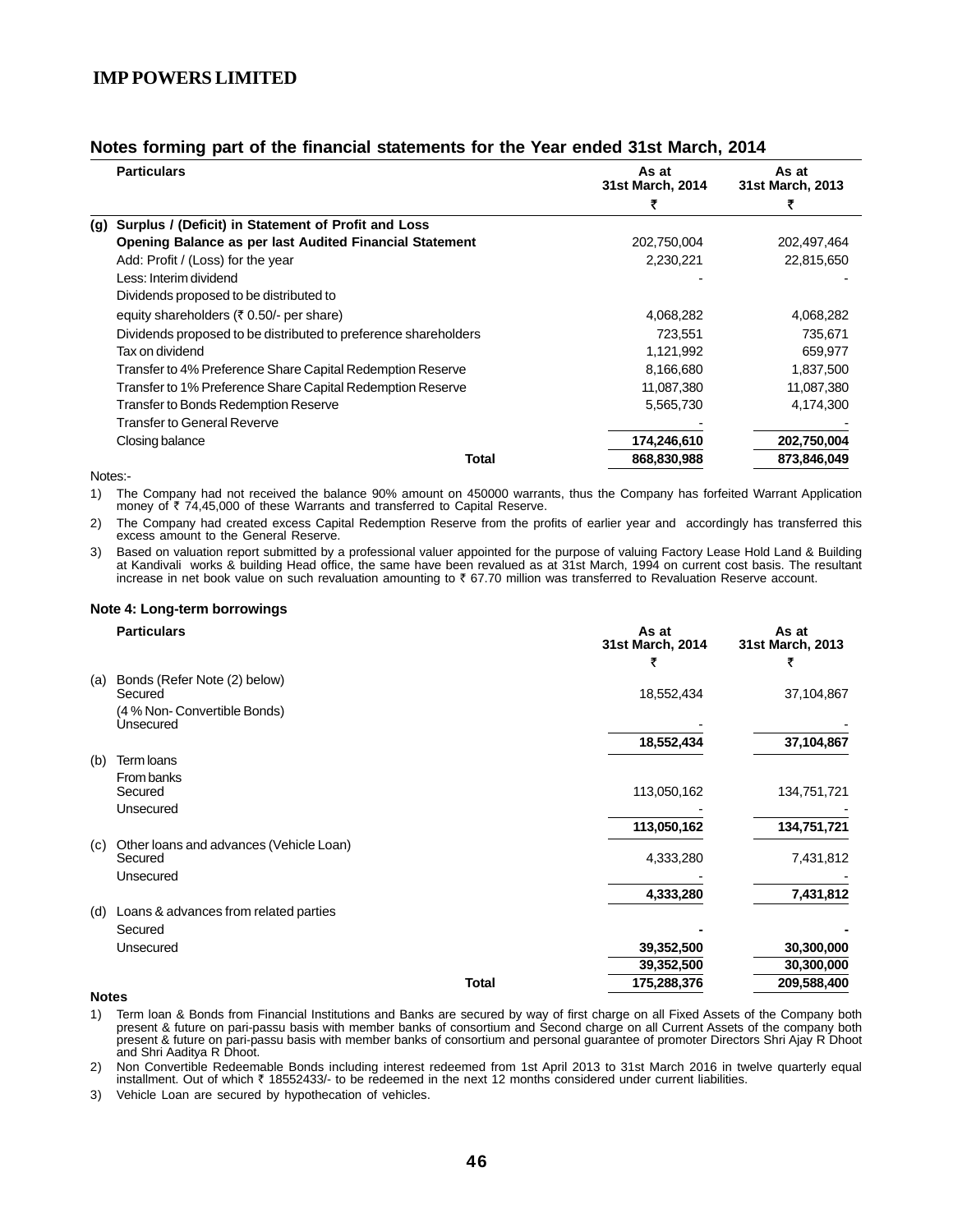## Notes forming part of the financial statements for the Year ended 31st March, 2014

| | Particulars | As at 31st March, 2014 ₹ | As at 31st March, 2013 ₹ |
|---|---|---|---|
| (g) | **Surplus / (Deficit) in Statement of Profit and Loss** | | |
| | **Opening Balance as per last Audited Financial Statement** | 202,750,004 | 202,497,464 |
| | Add: Profit / (Loss) for the year | 2,230,221 | 22,815,650 |
| | Less: Interim dividend | - | - |
| | Dividends proposed to be distributed to | | |
| | equity shareholders (₹ 0.50/- per share) | 4,068,282 | 4,068,282 |
| | Dividends proposed to be distributed to preference shareholders | 723,551 | 735,671 |
| | Tax on dividend | 1,121,992 | 659,977 |
| | Transfer to 4% Preference Share Capital Redemption Reserve | 8,166,680 | 1,837,500 |
| | Transfer to 1% Preference Share Capital Redemption Reserve | 11,087,380 | 11,087,380 |
| | Transfer to Bonds Redemption Reserve | 5,565,730 | 4,174,300 |
| | Transfer to General Reverve | - | - |
| | Closing balance | **174,246,610** | **202,750,004** |
| | **Total** | **868,830,988** | **873,846,049** |

Notes:-

1) The Company had not received the balance 90% amount on 450000 warrants, thus the Company has forfeited Warrant Application money of ₹ 74,45,000 of these Warrants and transferred to Capital Reserve.

2) The Company had created excess Capital Redemption Reserve from the profits of earlier year and accordingly has transferred this excess amount to the General Reserve.

3) Based on valuation report submitted by a professional valuer appointed for the purpose of valuing Factory Lease Hold Land & Building at Kandivali works & building Head office, the same have been revalued as at 31st March, 1994 on current cost basis. The resultant increase in net book value on such revaluation amounting to ₹ 67.70 million was transferred to Revaluation Reserve account.

### Note 4: Long-term borrowings

| | Particulars | As at 31st March, 2014 ₹ | As at 31st March, 2013 ₹ |
|---|---|---|---|
| (a) | Bonds (Refer Note (2) below) | | |
| | Secured | 18,552,434 | 37,104,867 |
| | (4 % Non- Convertible Bonds) | | |
| | Unsecured | - | - |
| | | **18,552,434** | **37,104,867** |
| (b) | Term loans | | |
| | From banks | | |
| | Secured | 113,050,162 | 134,751,721 |
| | Unsecured | - | - |
| | | **113,050,162** | **134,751,721** |
| (c) | Other loans and advances (Vehicle Loan) | | |
| | Secured | 4,333,280 | 7,431,812 |
| | Unsecured | - | - |
| | | **4,333,280** | **7,431,812** |
| (d) | Loans & advances from related parties | | |
| | Secured | **-** | **-** |
| | Unsecured | **39,352,500** | **30,300,000** |
| | | **39,352,500** | **30,300,000** |
| | **Total** | **175,288,376** | **209,588,400** |

**Notes**

1) Term loan & Bonds from Financial Institutions and Banks are secured by way of first charge on all Fixed Assets of the Company both present & future on pari-passu basis with member banks of consortium and Second charge on all Current Assets of the company both present & future on pari-passu basis with member banks of consortium and personal guarantee of promoter Directors Shri Ajay R Dhoot and Shri Aaditya R Dhoot.

2) Non Convertible Redeemable Bonds including interest redeemed from 1st April 2013 to 31st March 2016 in twelve quarterly equal installment. Out of which ₹ 18552433/- to be redeemed in the next 12 months considered under current liabilities.

3) Vehicle Loan are secured by hypothecation of vehicles.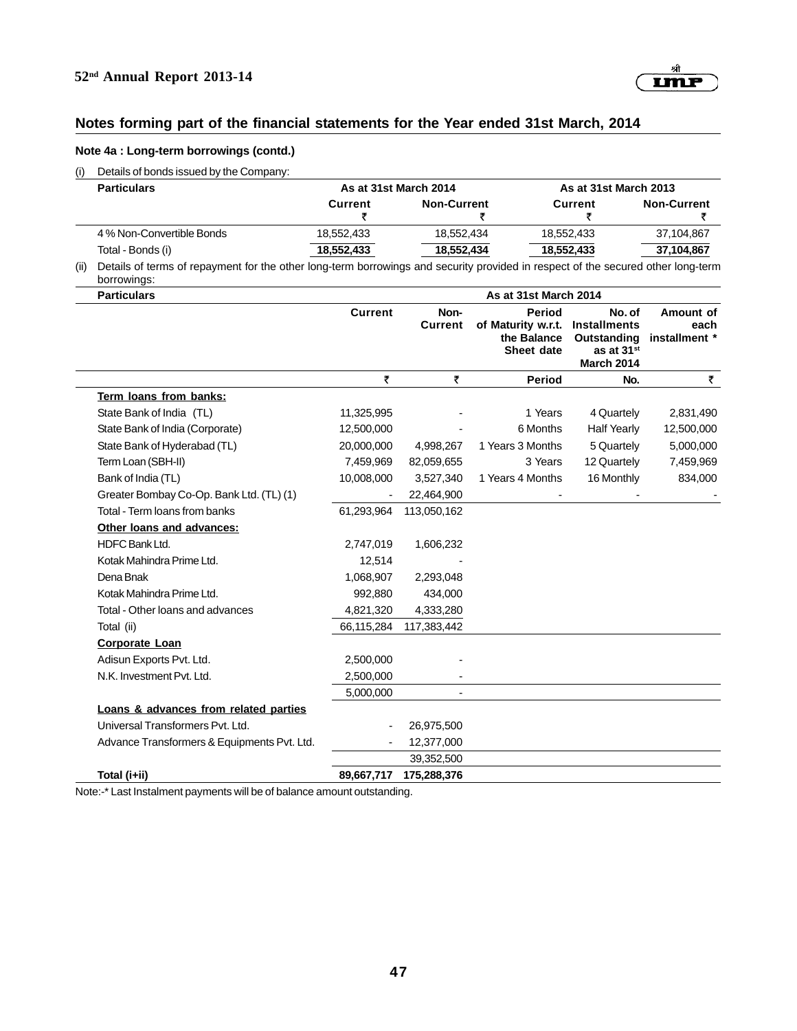## Notes forming part of the financial statements for the Year ended 31st March, 2014

### Note 4a : Long-term borrowings (contd.)

(i) Details of bonds issued by the Company:

| Particulars | As at 31st March 2014 | | As at 31st March 2013 | |
|---|---|---|---|---|
| | Current ₹ | Non-Current ₹ | Current ₹ | Non-Current ₹ |
| 4 % Non-Convertible Bonds | 18,552,433 | 18,552,434 | 18,552,433 | 37,104,867 |
| Total - Bonds (i) | 18,552,433 | 18,552,434 | 18,552,433 | 37,104,867 |

(ii) Details of terms of repayment for the other long-term borrowings and security provided in respect of the secured other long-term borrowings:

| Particulars | As at 31st March 2014 | | | | |
|---|---|---|---|---|---|
| | Current | Non-Current | Period of Maturity w.r.t. the Balance Sheet date | No. of Installments Outstanding as at 31st March 2014 | Amount of each installment * |
| | ₹ | ₹ | Period | No. | ₹ |
| **Term loans from banks:** | | | | | |
| State Bank of India (TL) | 11,325,995 | - | 1 Years | 4 Quartely | 2,831,490 |
| State Bank of India (Corporate) | 12,500,000 | - | 6 Months | Half Yearly | 12,500,000 |
| State Bank of Hyderabad (TL) | 20,000,000 | 4,998,267 | 1 Years 3 Months | 5 Quartely | 5,000,000 |
| Term Loan (SBH-II) | 7,459,969 | 82,059,655 | 3 Years | 12 Quartely | 7,459,969 |
| Bank of India (TL) | 10,008,000 | 3,527,340 | 1 Years 4 Months | 16 Monthly | 834,000 |
| Greater Bombay Co-Op. Bank Ltd. (TL) (1) | - | 22,464,900 | - | - | - |
| Total - Term loans from banks | 61,293,964 | 113,050,162 | | | |
| **Other loans and advances:** | | | | | |
| HDFC Bank Ltd. | 2,747,019 | 1,606,232 | | | |
| Kotak Mahindra Prime Ltd. | 12,514 | - | | | |
| Dena Bnak | 1,068,907 | 2,293,048 | | | |
| Kotak Mahindra Prime Ltd. | 992,880 | 434,000 | | | |
| Total - Other loans and advances | 4,821,320 | 4,333,280 | | | |
| Total (ii) | 66,115,284 | 117,383,442 | | | |
| **Corporate Loan** | | | | | |
| Adisun Exports Pvt. Ltd. | 2,500,000 | - | | | |
| N.K. Investment Pvt. Ltd. | 2,500,000 | - | | | |
| | 5,000,000 | - | | | |
| **Loans & advances from related parties** | | | | | |
| Universal Transformers Pvt. Ltd. | - | 26,975,500 | | | |
| Advance Transformers & Equipments Pvt. Ltd. | - | 12,377,000 | | | |
| | | 39,352,500 | | | |
| **Total (i+ii)** | **89,667,717** | **175,288,376** | | | |

Note:-* Last Instalment payments will be of balance amount outstanding.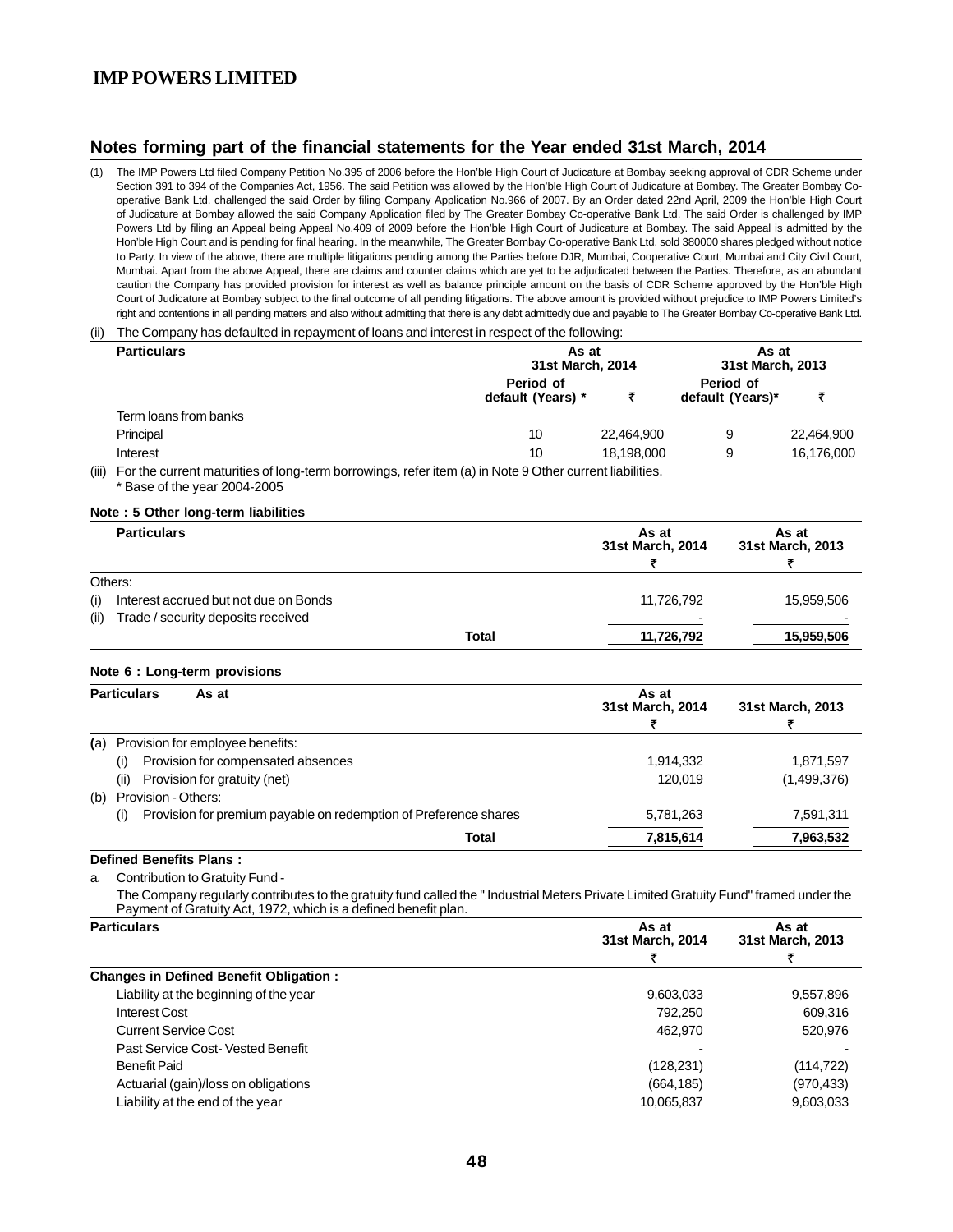## Notes forming part of the financial statements for the Year ended 31st March, 2014

(1) The IMP Powers Ltd filed Company Petition No.395 of 2006 before the Hon'ble High Court of Judicature at Bombay seeking approval of CDR Scheme under Section 391 to 394 of the Companies Act, 1956. The said Petition was allowed by the Hon'ble High Court of Judicature at Bombay. The Greater Bombay Co-operative Bank Ltd. challenged the said Order by filing Company Application No.966 of 2007. By an Order dated 22nd April, 2009 the Hon'ble High Court of Judicature at Bombay allowed the said Company Application filed by The Greater Bombay Co-operative Bank Ltd. The said Order is challenged by IMP Powers Ltd by filing an Appeal being Appeal No.409 of 2009 before the Hon'ble High Court of Judicature at Bombay. The said Appeal is admitted by the Hon'ble High Court and is pending for final hearing. In the meanwhile, The Greater Bombay Co-operative Bank Ltd. sold 380000 shares pledged without notice to Party. In view of the above, there are multiple litigations pending among the Parties before DJR, Mumbai, Cooperative Court, Mumbai and City Civil Court, Mumbai. Apart from the above Appeal, there are claims and counter claims which are yet to be adjudicated between the Parties. Therefore, as an abundant caution the Company has provided provision for interest as well as balance principle amount on the basis of CDR Scheme approved by the Hon'ble High Court of Judicature at Bombay subject to the final outcome of all pending litigations. The above amount is provided without prejudice to IMP Powers Limited's right and contentions in all pending matters and also without admitting that there is any debt admittedly due and payable to The Greater Bombay Co-operative Bank Ltd.

(ii) The Company has defaulted in repayment of loans and interest in respect of the following:

| Particulars | As at 31st March, 2014 | | As at 31st March, 2013 | |
|---|---|---|---|---|
| | Period of default (Years) * | ₹ | Period of default (Years)* | ₹ |
| Term loans from banks | | | | |
| Principal | 10 | 22,464,900 | 9 | 22,464,900 |
| Interest | 10 | 18,198,000 | 9 | 16,176,000 |

(iii) For the current maturities of long-term borrowings, refer item (a) in Note 9 Other current liabilities.
\* Base of the year 2004-2005

### Note : 5 Other long-term liabilities

| Particulars | As at 31st March, 2014 ₹ | As at 31st March, 2013 ₹ |
|---|---|---|
| Others: | | |
| (i) Interest accrued but not due on Bonds | 11,726,792 | 15,959,506 |
| (ii) Trade / security deposits received | - | - |
| **Total** | **11,726,792** | **15,959,506** |

### Note 6 : Long-term provisions

| Particulars As at | As at 31st March, 2014 ₹ | 31st March, 2013 ₹ |
|---|---|---|
| (a) Provision for employee benefits: | | |
| (i) Provision for compensated absences | 1,914,332 | 1,871,597 |
| (ii) Provision for gratuity (net) | 120,019 | (1,499,376) |
| (b) Provision - Others: | | |
| (i) Provision for premium payable on redemption of Preference shares | 5,781,263 | 7,591,311 |
| **Total** | **7,815,614** | **7,963,532** |

**Defined Benefits Plans :**

a. Contribution to Gratuity Fund -

The Company regularly contributes to the gratuity fund called the " Industrial Meters Private Limited Gratuity Fund" framed under the Payment of Gratuity Act, 1972, which is a defined benefit plan.

| Particulars | As at 31st March, 2014 ₹ | As at 31st March, 2013 ₹ |
|---|---|---|
| **Changes in Defined Benefit Obligation :** | | |
| Liability at the beginning of the year | 9,603,033 | 9,557,896 |
| Interest Cost | 792,250 | 609,316 |
| Current Service Cost | 462,970 | 520,976 |
| Past Service Cost- Vested Benefit | - | - |
| Benefit Paid | (128,231) | (114,722) |
| Actuarial (gain)/loss on obligations | (664,185) | (970,433) |
| Liability at the end of the year | 10,065,837 | 9,603,033 |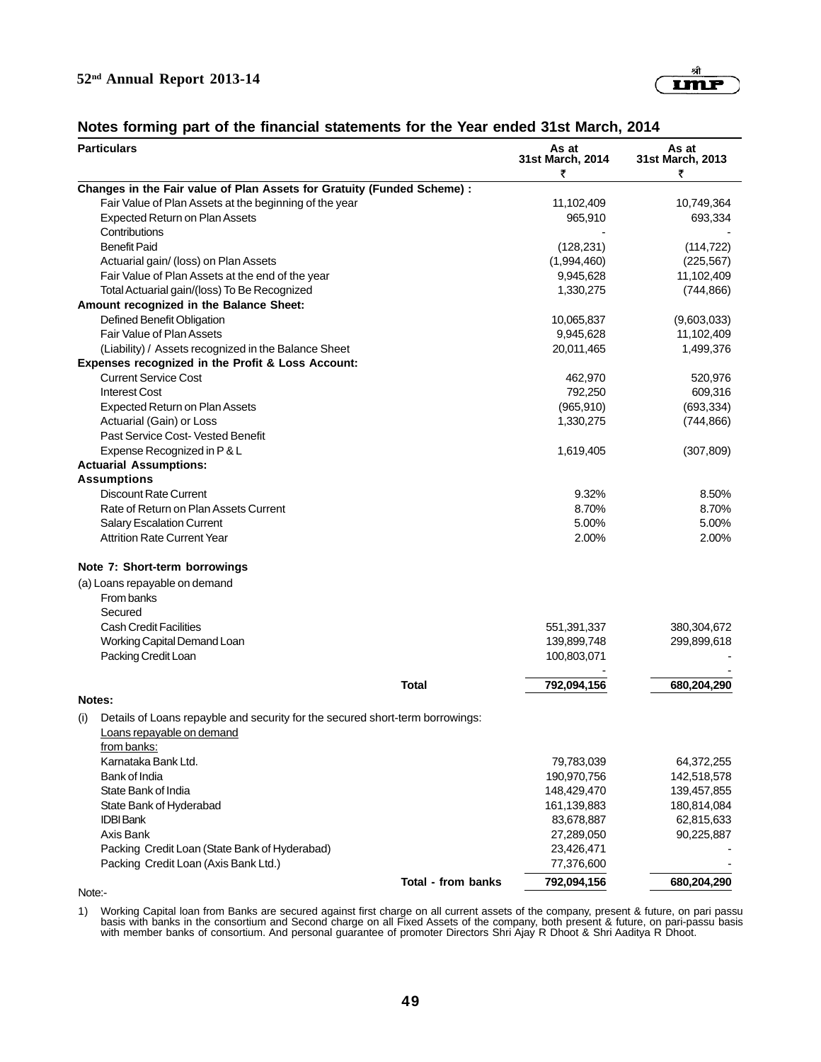## Notes forming part of the financial statements for the Year ended 31st March, 2014

| Particulars | As at 31st March, 2014 ₹ | As at 31st March, 2013 ₹ |
|---|---|---|
| **Changes in the Fair value of Plan Assets for Gratuity (Funded Scheme) :** | | |
| Fair Value of Plan Assets at the beginning of the year | 11,102,409 | 10,749,364 |
| Expected Return on Plan Assets | 965,910 | 693,334 |
| Contributions | - | - |
| Benefit Paid | (128,231) | (114,722) |
| Actuarial gain/ (loss) on Plan Assets | (1,994,460) | (225,567) |
| Fair Value of Plan Assets at the end of the year | 9,945,628 | 11,102,409 |
| Total Actuarial gain/(loss) To Be Recognized | 1,330,275 | (744,866) |
| **Amount recognized in the Balance Sheet:** | | |
| Defined Benefit Obligation | 10,065,837 | (9,603,033) |
| Fair Value of Plan Assets | 9,945,628 | 11,102,409 |
| (Liability) / Assets recognized in the Balance Sheet | 20,011,465 | 1,499,376 |
| **Expenses recognized in the Profit & Loss Account:** | | |
| Current Service Cost | 462,970 | 520,976 |
| Interest Cost | 792,250 | 609,316 |
| Expected Return on Plan Assets | (965,910) | (693,334) |
| Actuarial (Gain) or Loss | 1,330,275 | (744,866) |
| Past Service Cost- Vested Benefit | | |
| Expense Recognized in P & L | 1,619,405 | (307,809) |
| **Actuarial Assumptions:** | | |
| **Assumptions** | | |
| Discount Rate Current | 9.32% | 8.50% |
| Rate of Return on Plan Assets Current | 8.70% | 8.70% |
| Salary Escalation Current | 5.00% | 5.00% |
| Attrition Rate Current Year | 2.00% | 2.00% |

### Note 7: Short-term borrowings

| Particulars | As at 31st March, 2014 ₹ | As at 31st March, 2013 ₹ |
|---|---|---|
| (a) Loans repayable on demand | | |
| From banks | | |
| Secured | | |
| Cash Credit Facilities | 551,391,337 | 380,304,672 |
| Working Capital Demand Loan | 139,899,748 | 299,899,618 |
| Packing Credit Loan | 100,803,071 | - |
| | - | - |
| **Total** | **792,094,156** | **680,204,290** |

**Notes:**

(i) Details of Loans repayble and security for the secured short-term borrowings:

| Particulars | As at 31st March, 2014 ₹ | As at 31st March, 2013 ₹ |
|---|---|---|
| Loans repayable on demand from banks: | | |
| Karnataka Bank Ltd. | 79,783,039 | 64,372,255 |
| Bank of India | 190,970,756 | 142,518,578 |
| State Bank of India | 148,429,470 | 139,457,855 |
| State Bank of Hyderabad | 161,139,883 | 180,814,084 |
| IDBI Bank | 83,678,887 | 62,815,633 |
| Axis Bank | 27,289,050 | 90,225,887 |
| Packing Credit Loan (State Bank of Hyderabad) | 23,426,471 | - |
| Packing Credit Loan (Axis Bank Ltd.) | 77,376,600 | - |
| **Total - from banks** | **792,094,156** | **680,204,290** |

Note:-

1) Working Capital loan from Banks are secured against first charge on all current assets of the company, present & future, on pari passu basis with banks in the consortium and Second charge on all Fixed Assets of the company, both present & future, on pari-passu basis with member banks of consortium. And personal guarantee of promoter Directors Shri Ajay R Dhoot & Shri Aaditya R Dhoot.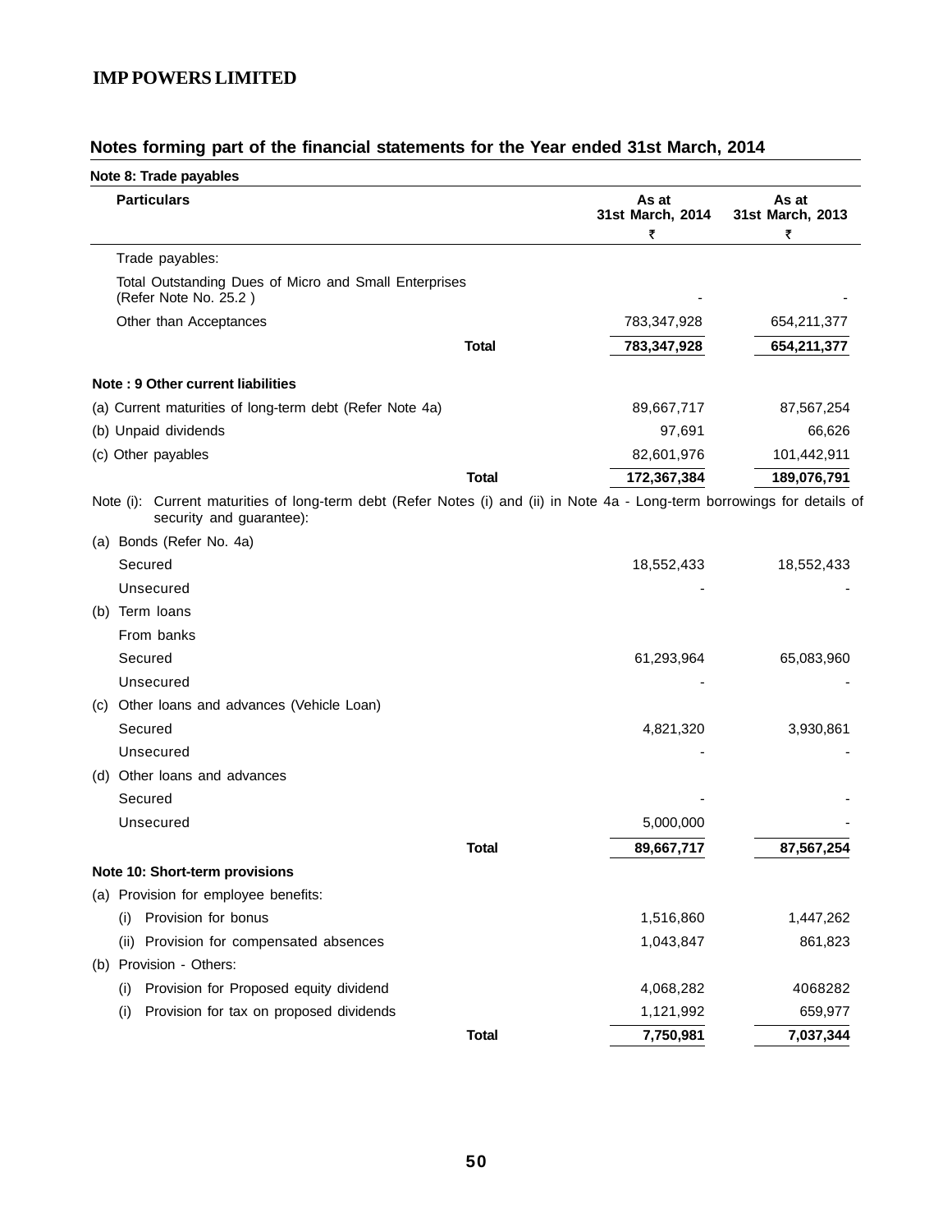**IMP POWERS LIMITED**

## Notes forming part of the financial statements for the Year ended 31st March, 2014

**Note 8: Trade payables**

| Particulars | As at 31st March, 2014 ₹ | As at 31st March, 2013 ₹ |
|---|---|---|
| Trade payables: | | |
| Total Outstanding Dues of Micro and Small Enterprises (Refer Note No. 25.2 ) | - | - |
| Other than Acceptances | 783,347,928 | 654,211,377 |
| **Total** | **783,347,928** | **654,211,377** |

**Note : 9 Other current liabilities**

| Particulars | As at 31st March, 2014 ₹ | As at 31st March, 2013 ₹ |
|---|---|---|
| (a) Current maturities of long-term debt (Refer Note 4a) | 89,667,717 | 87,567,254 |
| (b) Unpaid dividends | 97,691 | 66,626 |
| (c) Other payables | 82,601,976 | 101,442,911 |
| **Total** | **172,367,384** | **189,076,791** |

Note (i): Current maturities of long-term debt (Refer Notes (i) and (ii) in Note 4a - Long-term borrowings for details of security and guarantee):

| Particulars | As at 31st March, 2014 ₹ | As at 31st March, 2013 ₹ |
|---|---|---|
| (a) Bonds (Refer No. 4a) | | |
| Secured | 18,552,433 | 18,552,433 |
| Unsecured | - | - |
| (b) Term loans | | |
| From banks | | |
| Secured | 61,293,964 | 65,083,960 |
| Unsecured | - | - |
| (c) Other loans and advances (Vehicle Loan) | | |
| Secured | 4,821,320 | 3,930,861 |
| Unsecured | - | - |
| (d) Other loans and advances | | |
| Secured | - | - |
| Unsecured | 5,000,000 | - |
| **Total** | **89,667,717** | **87,567,254** |

**Note 10: Short-term provisions**

| Particulars | As at 31st March, 2014 ₹ | As at 31st March, 2013 ₹ |
|---|---|---|
| (a) Provision for employee benefits: | | |
| (i) Provision for bonus | 1,516,860 | 1,447,262 |
| (ii) Provision for compensated absences | 1,043,847 | 861,823 |
| (b) Provision - Others: | | |
| (i) Provision for Proposed equity dividend | 4,068,282 | 4068282 |
| (i) Provision for tax on proposed dividends | 1,121,992 | 659,977 |
| **Total** | **7,750,981** | **7,037,344** |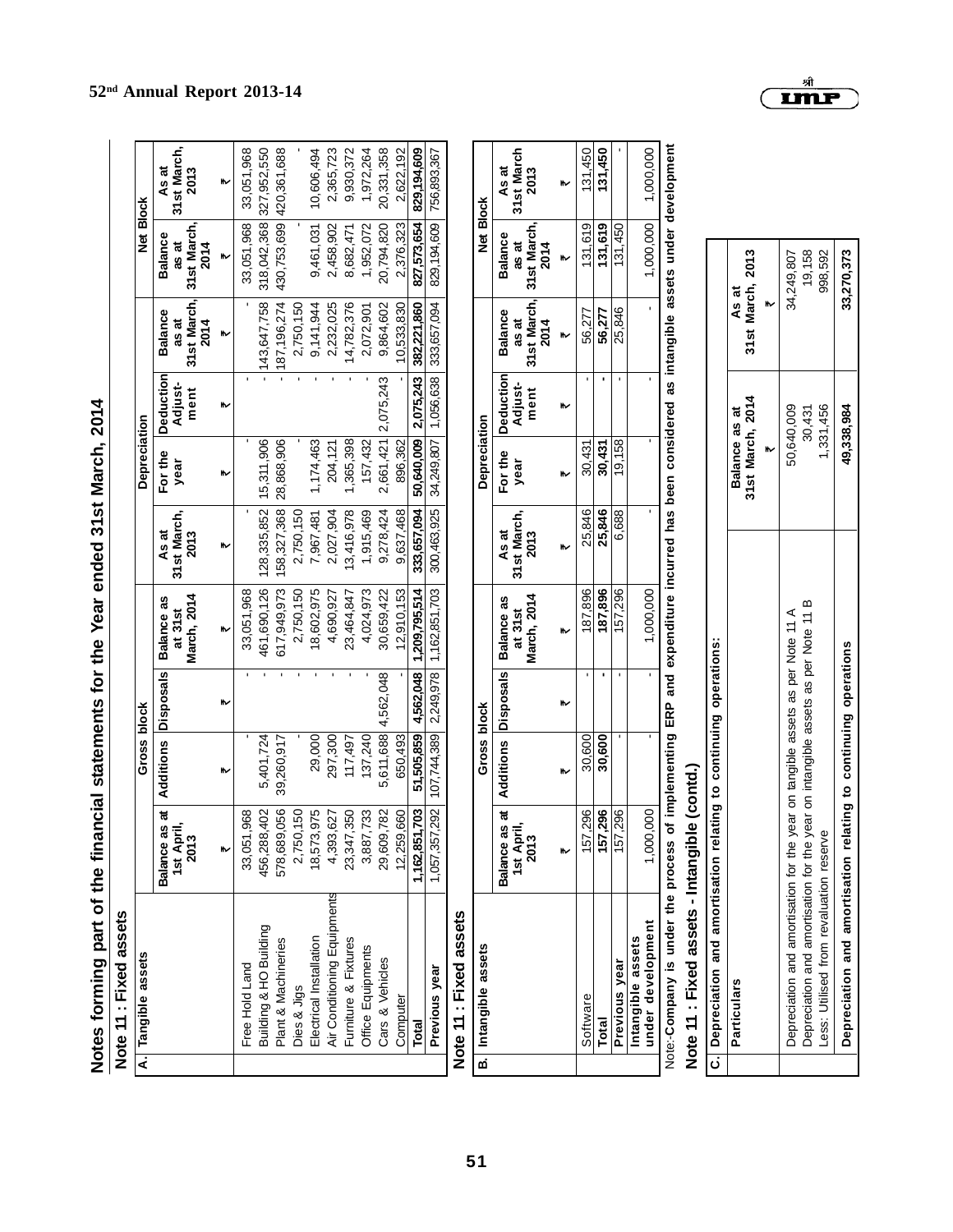# Notes forming part of the financial statements for the Year ended 31st March, 2014

## Note 11 : Fixed assets

**A. Tangible assets**

| Tangible assets | Gross block | | | | Depreciation | | | | Net Block | |
|---|---|---|---|---|---|---|---|---|---|---|
| | Balance as at 1st April, 2013 | Additions | Disposals | Balance as at 31st March, 2014 | As at 31st March, 2013 | For the year | Deduction Adjust-ment | Balance as at 31st March, 2014 | Balance as at 31st March, 2014 | As at 31st March, 2013 |
| | ₹ | ₹ | ₹ | ₹ | ₹ | ₹ | ₹ | ₹ | ₹ | ₹ |
| Free Hold Land | 33,051,968 | - | - | 33,051,968 | - | - | - | - | 33,051,968 | 33,051,968 |
| Building & HO Building | 456,288,402 | 5,401,724 | - | 461,690,126 | 128,335,852 | 15,311,906 | - | 143,647,758 | 318,042,368 | 327,952,550 |
| Plant & Machineries | 578,689,056 | 39,260,917 | - | 617,949,973 | 158,327,368 | 28,868,906 | - | 187,196,274 | 430,753,699 | 420,361,688 |
| Dies & Jigs | 2,750,150 | - | - | 2,750,150 | 2,750,150 | - | - | 2,750,150 | - | - |
| Electrical Installation | 18,573,975 | 29,000 | - | 18,602,975 | 7,967,481 | 1,174,463 | - | 9,141,944 | 9,461,031 | 10,606,494 |
| Air Conditioning Equipments | 4,393,627 | 297,300 | - | 4,690,927 | 2,027,904 | 204,121 | - | 2,232,025 | 2,458,902 | 2,365,723 |
| Furniture & Fixtures | 23,347,350 | 117,497 | - | 23,464,847 | 13,416,978 | 1,365,398 | - | 14,782,376 | 8,682,471 | 9,930,372 |
| Office Equipments | 3,887,733 | 137,240 | - | 4,024,973 | 1,915,469 | 157,432 | - | 2,072,901 | 1,952,072 | 1,972,264 |
| Cars & Vehicles | 29,609,782 | 5,611,688 | 4,562,048 | 30,659,422 | 9,278,424 | 2,661,421 | 2,075,243 | 9,864,602 | 20,794,820 | 20,331,358 |
| Computer | 12,259,660 | 650,493 | - | 12,910,153 | 9,637,468 | 896,362 | - | 10,533,830 | 2,376,323 | 2,622,192 |
| **Total** | **1,162,851,703** | **51,505,859** | **4,562,048** | **1,209,795,514** | **333,657,094** | **50,640,009** | **2,075,243** | **382,221,860** | **827,573,654** | **829,194,609** |
| **Previous year** | 1,057,357,292 | 107,744,389 | 2,249,978 | 1,162,851,703 | 300,463,925 | 34,249,807 | 1,056,638 | 333,657,094 | 829,194,609 | 756,893,367 |

## Note 11 : Fixed assets

**B. Intangible assets**

| Intangible assets | Gross block | | | | Depreciation | | | | Net Block | |
|---|---|---|---|---|---|---|---|---|---|---|
| | Balance as at 1st April, 2013 | Additions | Disposals | Balance as at 31st March, 2014 | As at 31st March, 2013 | For the year | Deduction Adjust-ment | Balance as at 31st March, 2014 | Balance as at 31st March, 2014 | As at 31st March 2013 |
| | ₹ | ₹ | ₹ | ₹ | ₹ | ₹ | ₹ | ₹ | ₹ | ₹ |
| Software | 157,296 | 30,600 | - | 187,896 | 25,846 | 30,431 | - | 56,277 | 131,619 | 131,450 |
| **Total** | **157,296** | **30,600** | **-** | **187,896** | **25,846** | **30,431** | **-** | **56,277** | **131,619** | **131,450** |
| **Previous year** | 157,296 | - | - | 157,296 | 6,688 | 19,158 | - | 25,846 | 131,450 | - |
| **Intangible assets under development** | 1,000,000 | - | - | 1,000,000 | - | - | - | - | 1,000,000 | 1,000,000 |

Note:-**Company is under the process of implementing ERP and expenditure incurred has been considered as intangible assets under development**

## Note 11 : Fixed assets - Intangible (contd.)

**C. Depreciation and amortisation relating to continuing operations:**

| Particulars | Balance as at 31st March, 2014 | As at 31st March, 2013 |
|---|---|---|
| | ₹ | ₹ |
| Depreciation and amortisation for the year on tangible assets as per Note 11 A | 50,640,009 | 34,249,807 |
| Depreciation and amortisation for the year on intangible assets as per Note 11 B | 30,431 | 19,158 |
| Less: Utilised from revaluation reserve | 1,331,456 | 998,592 |
| **Depreciation and amortisation relating to continuing operations** | **49,338,984** | **33,270,373** |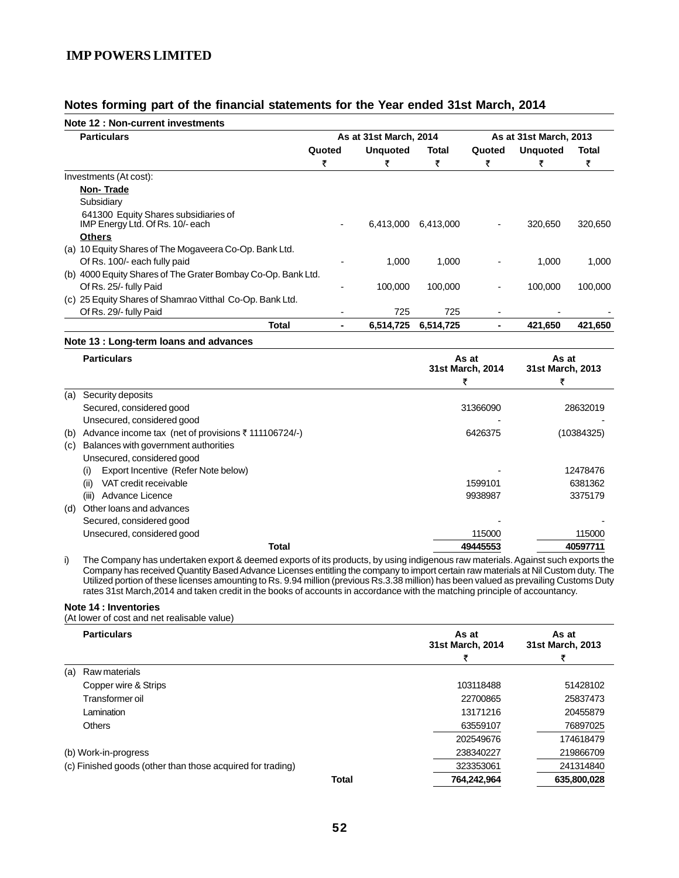## Notes forming part of the financial statements for the Year ended 31st March, 2014

### Note 12 : Non-current investments

| Particulars | As at 31st March, 2014 | | | As at 31st March, 2013 | | |
|---|---|---|---|---|---|---|
| | Quoted | Unquoted | Total | Quoted | Unquoted | Total |
| | ₹ | ₹ | ₹ | ₹ | ₹ | ₹ |
| Investments (At cost): | | | | | | |
| **Non- Trade** | | | | | | |
| Subsidiary | | | | | | |
| 641300 Equity Shares subsidiaries of IMP Energy Ltd. Of Rs. 10/- each | - | 6,413,000 | 6,413,000 | - | 320,650 | 320,650 |
| **Others** | | | | | | |
| (a) 10 Equity Shares of The Mogaveera Co-Op. Bank Ltd. Of Rs. 100/- each fully paid | - | 1,000 | 1,000 | - | 1,000 | 1,000 |
| (b) 4000 Equity Shares of The Grater Bombay Co-Op. Bank Ltd. Of Rs. 25/- fully Paid | - | 100,000 | 100,000 | - | 100,000 | 100,000 |
| (c) 25 Equity Shares of Shamrao Vitthal Co-Op. Bank Ltd. Of Rs. 29/- fully Paid | - | 725 | 725 | - | - | - |
| **Total** | **-** | **6,514,725** | **6,514,725** | **-** | **421,650** | **421,650** |

### Note 13 : Long-term loans and advances

| | Particulars | As at 31st March, 2014 | As at 31st March, 2013 |
|---|---|---|---|
| | | ₹ | ₹ |
| (a) | Security deposits | | |
| | Secured, considered good | 31366090 | 28632019 |
| | Unsecured, considered good | - | - |
| (b) | Advance income tax (net of provisions ₹ 111106724/-) | 6426375 | (10384325) |
| (c) | Balances with government authorities | | |
| | Unsecured, considered good | | |
| | (i) Export Incentive (Refer Note below) | - | 12478476 |
| | (ii) VAT credit receivable | 1599101 | 6381362 |
| | (iii) Advance Licence | 9938987 | 3375179 |
| (d) | Other loans and advances | | |
| | Secured, considered good | - | - |
| | Unsecured, considered good | 115000 | 115000 |
| | **Total** | **49445553** | **40597711** |

i) The Company has undertaken export & deemed exports of its products, by using indigenous raw materials. Against such exports the Company has received Quantity Based Advance Licenses entitling the company to import certain raw materials at Nil Custom duty. The Utilized portion of these licenses amounting to Rs. 9.94 million (previous Rs.3.38 million) has been valued as prevailing Customs Duty rates 31st March,2014 and taken credit in the books of accounts in accordance with the matching principle of accountancy.

### Note 14 : Inventories

(At lower of cost and net realisable value)

| | Particulars | As at 31st March, 2014 | As at 31st March, 2013 |
|---|---|---|---|
| | | ₹ | ₹ |
| (a) | Raw materials | | |
| | Copper wire & Strips | 103118488 | 51428102 |
| | Transformer oil | 22700865 | 25837473 |
| | Lamination | 13171216 | 20455879 |
| | Others | 63559107 | 76897025 |
| | | 202549676 | 174618479 |
| (b) | Work-in-progress | 238340227 | 219866709 |
| (c) | Finished goods (other than those acquired for trading) | 323353061 | 241314840 |
| | **Total** | **764,242,964** | **635,800,028** |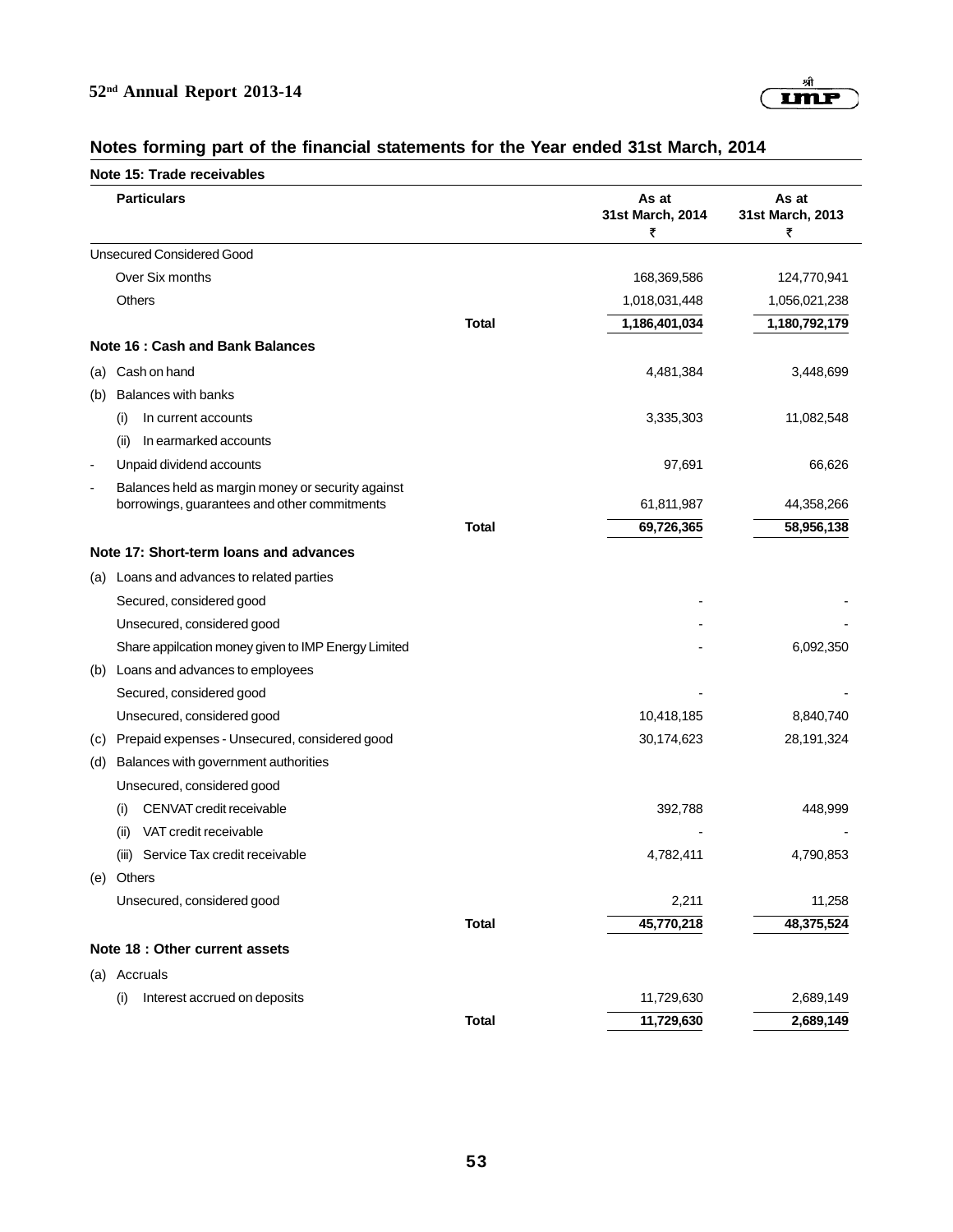## Notes forming part of the financial statements for the Year ended 31st March, 2014

### Note 15: Trade receivables

| Particulars | | As at 31st March, 2014 ₹ | As at 31st March, 2013 ₹ |
|---|---|---|---|
| Unsecured Considered Good | | | |
| Over Six months | | 168,369,586 | 124,770,941 |
| Others | | 1,018,031,448 | 1,056,021,238 |
| | **Total** | **1,186,401,034** | **1,180,792,179** |

### Note 16 : Cash and Bank Balances

| Particulars | | As at 31st March, 2014 ₹ | As at 31st March, 2013 ₹ |
|---|---|---|---|
| (a) Cash on hand | | 4,481,384 | 3,448,699 |
| (b) Balances with banks | | | |
| (i) In current accounts | | 3,335,303 | 11,082,548 |
| (ii) In earmarked accounts | | | |
| - Unpaid dividend accounts | | 97,691 | 66,626 |
| - Balances held as margin money or security against borrowings, guarantees and other commitments | | 61,811,987 | 44,358,266 |
| | **Total** | **69,726,365** | **58,956,138** |

### Note 17: Short-term loans and advances

| Particulars | | As at 31st March, 2014 ₹ | As at 31st March, 2013 ₹ |
|---|---|---|---|
| (a) Loans and advances to related parties | | | |
| Secured, considered good | | - | - |
| Unsecured, considered good | | - | - |
| Share appilcation money given to IMP Energy Limited | | - | 6,092,350 |
| (b) Loans and advances to employees | | | |
| Secured, considered good | | - | - |
| Unsecured, considered good | | 10,418,185 | 8,840,740 |
| (c) Prepaid expenses - Unsecured, considered good | | 30,174,623 | 28,191,324 |
| (d) Balances with government authorities | | | |
| Unsecured, considered good | | | |
| (i) CENVAT credit receivable | | 392,788 | 448,999 |
| (ii) VAT credit receivable | | - | - |
| (iii) Service Tax credit receivable | | 4,782,411 | 4,790,853 |
| (e) Others | | | |
| Unsecured, considered good | | 2,211 | 11,258 |
| | **Total** | **45,770,218** | **48,375,524** |

### Note 18 : Other current assets

| Particulars | | As at 31st March, 2014 ₹ | As at 31st March, 2013 ₹ |
|---|---|---|---|
| (a) Accruals | | | |
| (i) Interest accrued on deposits | | 11,729,630 | 2,689,149 |
| | **Total** | **11,729,630** | **2,689,149** |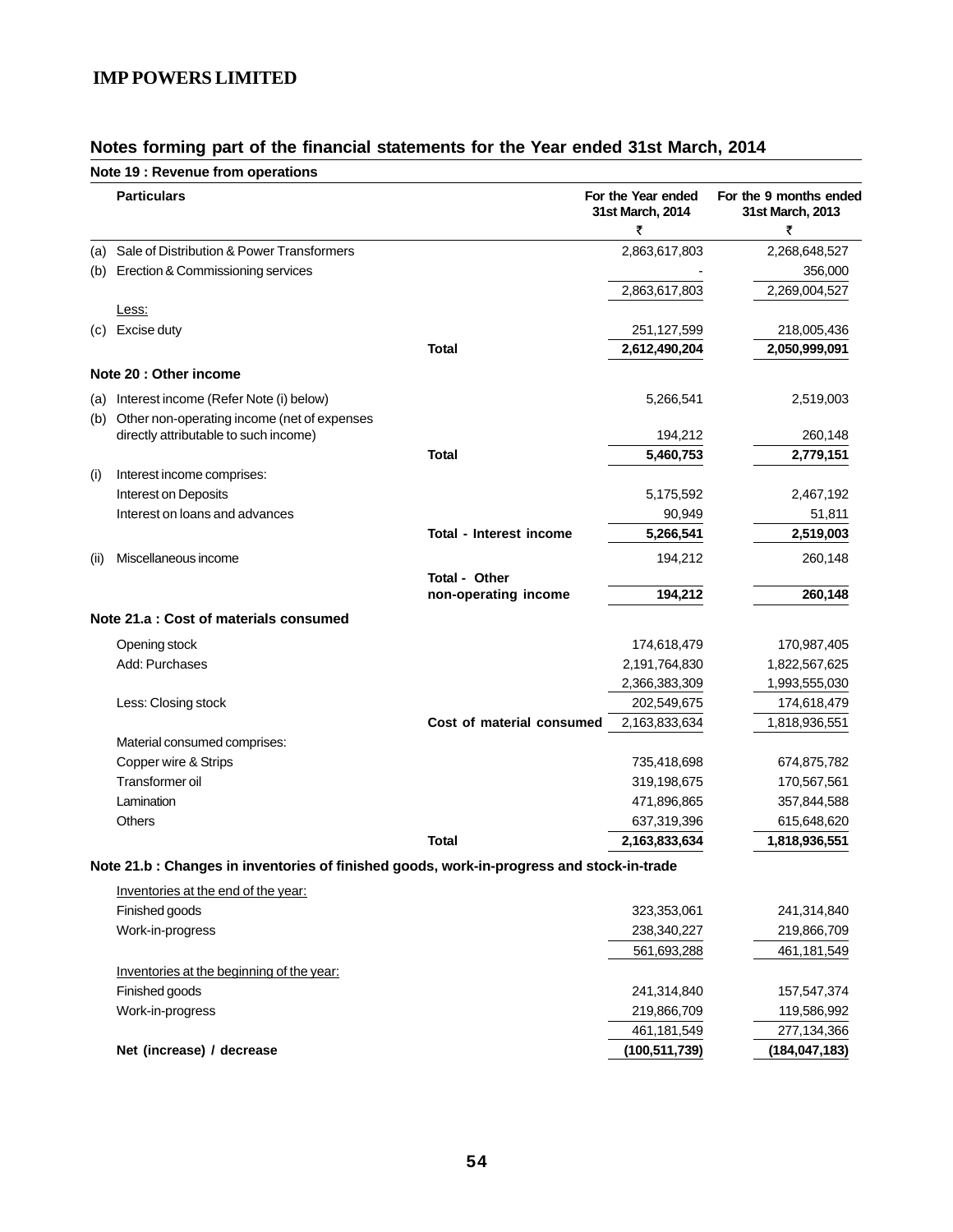## Notes forming part of the financial statements for the Year ended 31st March, 2014

### Note 19 : Revenue from operations

| | Particulars | | For the Year ended 31st March, 2014 ₹ | For the 9 months ended 31st March, 2013 ₹ |
|---|---|---|---|---|
| (a) | Sale of Distribution & Power Transformers | | 2,863,617,803 | 2,268,648,527 |
| (b) | Erection & Commissioning services | | - | 356,000 |
| | | | 2,863,617,803 | 2,269,004,527 |
| | Less: | | | |
| (c) | Excise duty | | 251,127,599 | 218,005,436 |
| | | **Total** | **2,612,490,204** | **2,050,999,091** |

### Note 20 : Other income

| | Particulars | | For the Year ended 31st March, 2014 ₹ | For the 9 months ended 31st March, 2013 ₹ |
|---|---|---|---|---|
| (a) | Interest income (Refer Note (i) below) | | 5,266,541 | 2,519,003 |
| (b) | Other non-operating income (net of expenses directly attributable to such income) | | 194,212 | 260,148 |
| | | **Total** | **5,460,753** | **2,779,151** |
| (i) | Interest income comprises: | | | |
| | Interest on Deposits | | 5,175,592 | 2,467,192 |
| | Interest on loans and advances | | 90,949 | 51,811 |
| | | **Total - Interest income** | **5,266,541** | **2,519,003** |
| (ii) | Miscellaneous income | | 194,212 | 260,148 |
| | | **Total - Other non-operating income** | **194,212** | **260,148** |

### Note 21.a : Cost of materials consumed

| Particulars | | For the Year ended 31st March, 2014 ₹ | For the 9 months ended 31st March, 2013 ₹ |
|---|---|---|---|
| Opening stock | | 174,618,479 | 170,987,405 |
| Add: Purchases | | 2,191,764,830 | 1,822,567,625 |
| | | 2,366,383,309 | 1,993,555,030 |
| Less: Closing stock | | 202,549,675 | 174,618,479 |
| | **Cost of material consumed** | 2,163,833,634 | 1,818,936,551 |
| Material consumed comprises: | | | |
| Copper wire & Strips | | 735,418,698 | 674,875,782 |
| Transformer oil | | 319,198,675 | 170,567,561 |
| Lamination | | 471,896,865 | 357,844,588 |
| Others | | 637,319,396 | 615,648,620 |
| | **Total** | **2,163,833,634** | **1,818,936,551** |

### Note 21.b : Changes in inventories of finished goods, work-in-progress and stock-in-trade

| Particulars | For the Year ended 31st March, 2014 ₹ | For the 9 months ended 31st March, 2013 ₹ |
|---|---|---|
| Inventories at the end of the year: | | |
| Finished goods | 323,353,061 | 241,314,840 |
| Work-in-progress | 238,340,227 | 219,866,709 |
| | 561,693,288 | 461,181,549 |
| Inventories at the beginning of the year: | | |
| Finished goods | 241,314,840 | 157,547,374 |
| Work-in-progress | 219,866,709 | 119,586,992 |
| | 461,181,549 | 277,134,366 |
| **Net (increase) / decrease** | **(100,511,739)** | **(184,047,183)** |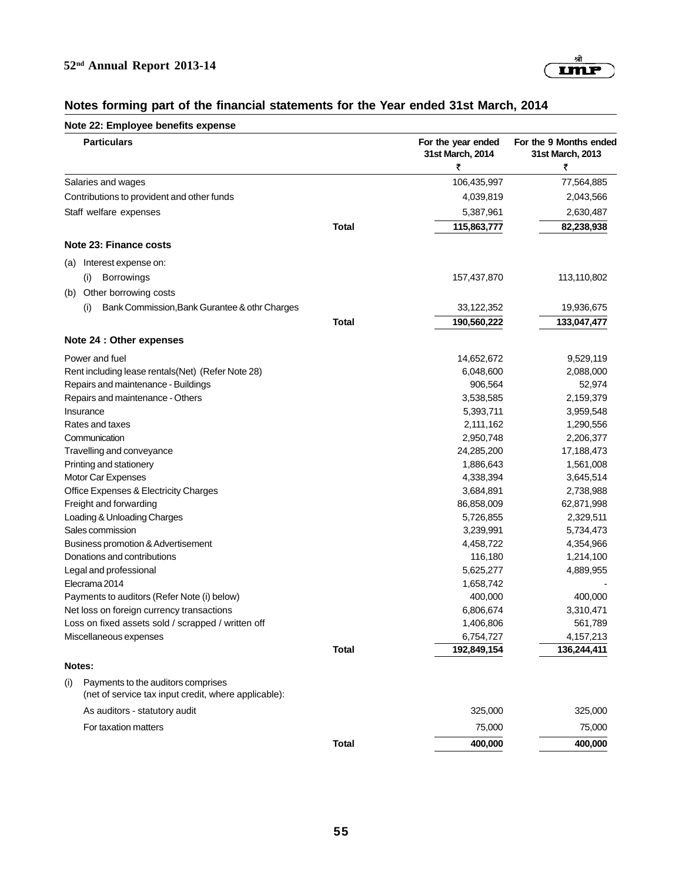## Notes forming part of the financial statements for the Year ended 31st March, 2014

### Note 22: Employee benefits expense

| Particulars | | For the year ended 31st March, 2014 ₹ | For the 9 Months ended 31st March, 2013 ₹ |
|---|---|---|---|
| Salaries and wages | | 106,435,997 | 77,564,885 |
| Contributions to provident and other funds | | 4,039,819 | 2,043,566 |
| Staff welfare expenses | | 5,387,961 | 2,630,487 |
| | **Total** | **115,863,777** | **82,238,938** |

### Note 23: Finance costs

| Particulars | | For the year ended 31st March, 2014 ₹ | For the 9 Months ended 31st March, 2013 ₹ |
|---|---|---|---|
| (a) Interest expense on: | | | |
| (i) Borrowings | | 157,437,870 | 113,110,802 |
| (b) Other borrowing costs | | | |
| (i) Bank Commission,Bank Gurantee & othr Charges | | 33,122,352 | 19,936,675 |
| | **Total** | **190,560,222** | **133,047,477** |

### Note 24 : Other expenses

| Particulars | | For the year ended 31st March, 2014 ₹ | For the 9 Months ended 31st March, 2013 ₹ |
|---|---|---|---|
| Power and fuel | | 14,652,672 | 9,529,119 |
| Rent including lease rentals(Net) (Refer Note 28) | | 6,048,600 | 2,088,000 |
| Repairs and maintenance - Buildings | | 906,564 | 52,974 |
| Repairs and maintenance - Others | | 3,538,585 | 2,159,379 |
| Insurance | | 5,393,711 | 3,959,548 |
| Rates and taxes | | 2,111,162 | 1,290,556 |
| Communication | | 2,950,748 | 2,206,377 |
| Travelling and conveyance | | 24,285,200 | 17,188,473 |
| Printing and stationery | | 1,886,643 | 1,561,008 |
| Motor Car Expenses | | 4,338,394 | 3,645,514 |
| Office Expenses & Electricity Charges | | 3,684,891 | 2,738,988 |
| Freight and forwarding | | 86,858,009 | 62,871,998 |
| Loading & Unloading Charges | | 5,726,855 | 2,329,511 |
| Sales commission | | 3,239,991 | 5,734,473 |
| Business promotion & Advertisement | | 4,458,722 | 4,354,966 |
| Donations and contributions | | 116,180 | 1,214,100 |
| Legal and professional | | 5,625,277 | 4,889,955 |
| Elecrama 2014 | | 1,658,742 | - |
| Payments to auditors (Refer Note (i) below) | | 400,000 | 400,000 |
| Net loss on foreign currency transactions | | 6,806,674 | 3,310,471 |
| Loss on fixed assets sold / scrapped / written off | | 1,406,806 | 561,789 |
| Miscellaneous expenses | | 6,754,727 | 4,157,213 |
| | **Total** | **192,849,154** | **136,244,411** |

**Notes:**

(i) Payments to the auditors comprises (net of service tax input credit, where applicable):

| Particulars | | For the year ended 31st March, 2014 ₹ | For the 9 Months ended 31st March, 2013 ₹ |
|---|---|---|---|
| As auditors - statutory audit | | 325,000 | 325,000 |
| For taxation matters | | 75,000 | 75,000 |
| | **Total** | **400,000** | **400,000** |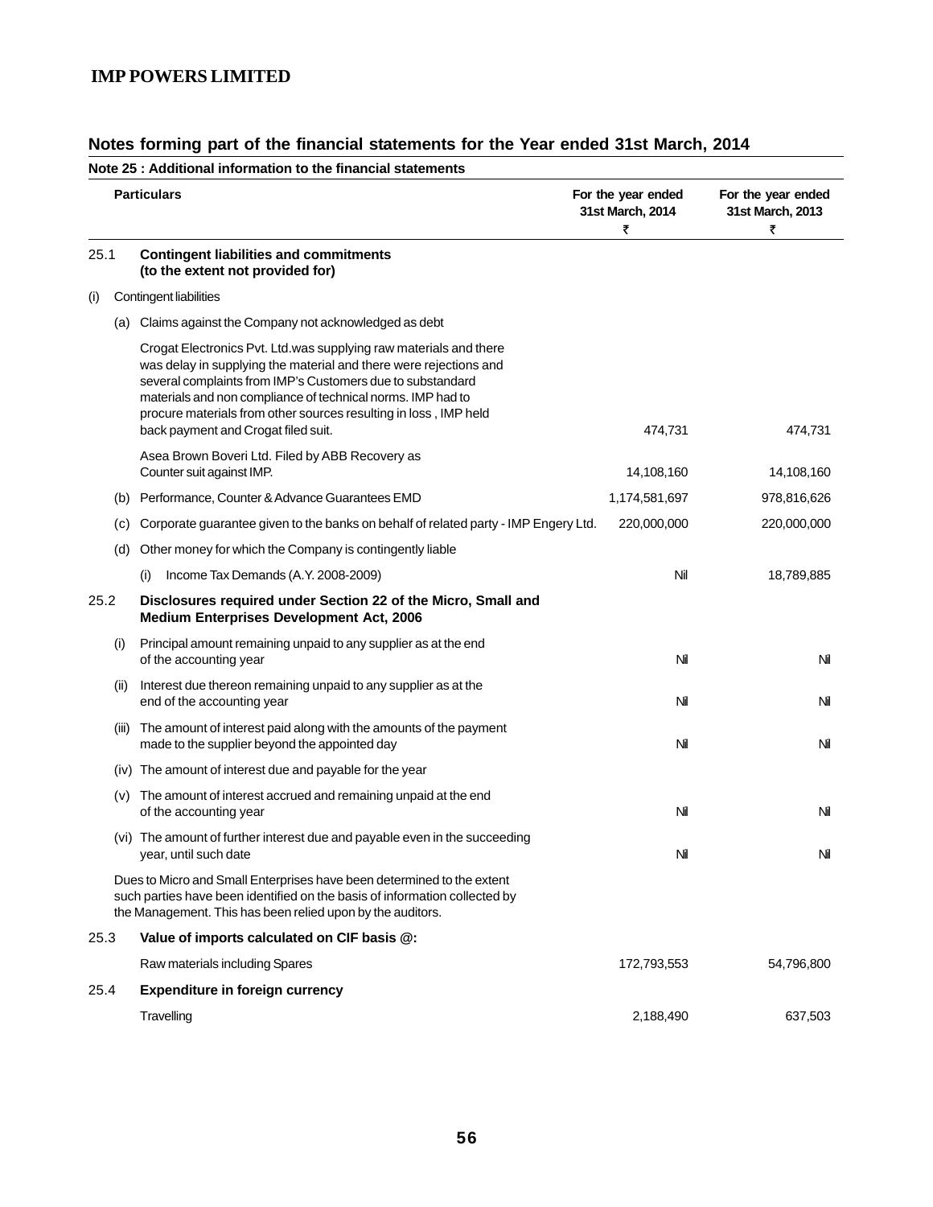## Notes forming part of the financial statements for the Year ended 31st March, 2014

### Note 25 : Additional information to the financial statements

| | | Particulars | For the year ended 31st March, 2014 ₹ | For the year ended 31st March, 2013 ₹ |
|---|---|---|---|---|
| 25.1 | | **Contingent liabilities and commitments (to the extent not provided for)** | | |
| (i) | | Contingent liabilities | | |
| | (a) | Claims against the Company not acknowledged as debt | | |
| | | Crogat Electronics Pvt. Ltd.was supplying raw materials and there was delay in supplying the material and there were rejections and several complaints from IMP's Customers due to substandard materials and non compliance of technical norms. IMP had to procure materials from other sources resulting in loss , IMP held back payment and Crogat filed suit. | 474,731 | 474,731 |
| | | Asea Brown Boveri Ltd. Filed by ABB Recovery as Counter suit against IMP. | 14,108,160 | 14,108,160 |
| | (b) | Performance, Counter & Advance Guarantees EMD | 1,174,581,697 | 978,816,626 |
| | (c) | Corporate guarantee given to the banks on behalf of related party - IMP Engery Ltd. | 220,000,000 | 220,000,000 |
| | (d) | Other money for which the Company is contingently liable | | |
| | | (i) Income Tax Demands (A.Y. 2008-2009) | Nil | 18,789,885 |
| 25.2 | | **Disclosures required under Section 22 of the Micro, Small and Medium Enterprises Development Act, 2006** | | |
| | (i) | Principal amount remaining unpaid to any supplier as at the end of the accounting year | Nil | Nil |
| | (ii) | Interest due thereon remaining unpaid to any supplier as at the end of the accounting year | Nil | Nil |
| | (iii) | The amount of interest paid along with the amounts of the payment made to the supplier beyond the appointed day | Nil | Nil |
| | (iv) | The amount of interest due and payable for the year | | |
| | (v) | The amount of interest accrued and remaining unpaid at the end of the accounting year | Nil | Nil |
| | (vi) | The amount of further interest due and payable even in the succeeding year, until such date | Nil | Nil |
| | | Dues to Micro and Small Enterprises have been determined to the extent such parties have been identified on the basis of information collected by the Management. This has been relied upon by the auditors. | | |
| 25.3 | | **Value of imports calculated on CIF basis @:** | | |
| | | Raw materials including Spares | 172,793,553 | 54,796,800 |
| 25.4 | | **Expenditure in foreign currency** | | |
| | | Travelling | 2,188,490 | 637,503 |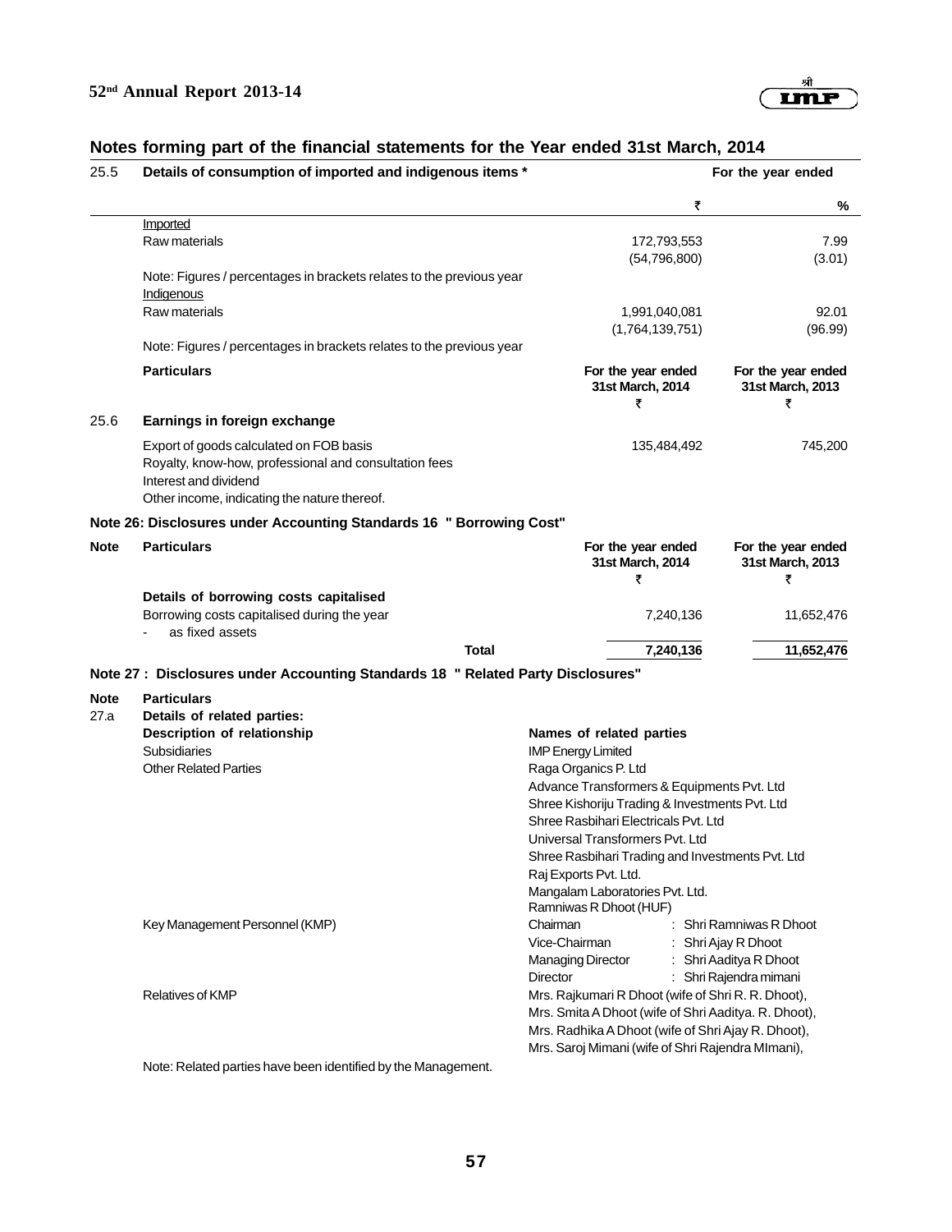## Notes forming part of the financial statements for the Year ended 31st March, 2014

| 25.5 | Details of consumption of imported and indigenous items * | For the year ended | |
|---|---|---|---|
| | | ₹ | % |
| | Imported | | |
| | Raw materials | 172,793,553 | 7.99 |
| | | (54,796,800) | (3.01) |
| | Note: Figures / percentages in brackets relates to the previous year | | |
| | Indigenous | | |
| | Raw materials | 1,991,040,081 | 92.01 |
| | | (1,764,139,751) | (96.99) |
| | Note: Figures / percentages in brackets relates to the previous year | | |

| | Particulars | For the year ended 31st March, 2014 ₹ | For the year ended 31st March, 2013 ₹ |
|---|---|---|---|
| 25.6 | **Earnings in foreign exchange** | | |
| | Export of goods calculated on FOB basis | 135,484,492 | 745,200 |
| | Royalty, know-how, professional and consultation fees | | |
| | Interest and dividend | | |
| | Other income, indicating the nature thereof. | | |

### Note 26: Disclosures under Accounting Standards 16 " Borrowing Cost"

| Note | Particulars | For the year ended 31st March, 2014 ₹ | For the year ended 31st March, 2013 ₹ |
|---|---|---|---|
| | **Details of borrowing costs capitalised** | | |
| | Borrowing costs capitalised during the year | 7,240,136 | 11,652,476 |
| | - as fixed assets | | |
| | **Total** | **7,240,136** | **11,652,476** |

### Note 27 : Disclosures under Accounting Standards 18 " Related Party Disclosures"

**Note 27.a** **Particulars**

**Details of related parties:**

| Description of relationship | Names of related parties |
|---|---|
| Subsidiaries | IMP Energy Limited |
| Other Related Parties | Raga Organics P. Ltd |
| | Advance Transformers & Equipments Pvt. Ltd |
| | Shree Kishoriju Trading & Investments Pvt. Ltd |
| | Shree Rasbihari Electricals Pvt. Ltd |
| | Universal Transformers Pvt. Ltd |
| | Shree Rasbihari Trading and Investments Pvt. Ltd |
| | Raj Exports Pvt. Ltd. |
| | Mangalam Laboratories Pvt. Ltd. |
| | Ramniwas R Dhoot (HUF) |
| Key Management Personnel (KMP) | Chairman : Shri Ramniwas R Dhoot |
| | Vice-Chairman : Shri Ajay R Dhoot |
| | Managing Director : Shri Aaditya R Dhoot |
| | Director : Shri Rajendra mimani |
| Relatives of KMP | Mrs. Rajkumari R Dhoot (wife of Shri R. R. Dhoot), |
| | Mrs. Smita A Dhoot (wife of Shri Aaditya. R. Dhoot), |
| | Mrs. Radhika A Dhoot (wife of Shri Ajay R. Dhoot), |
| | Mrs. Saroj Mimani (wife of Shri Rajendra MImani), |

Note: Related parties have been identified by the Management.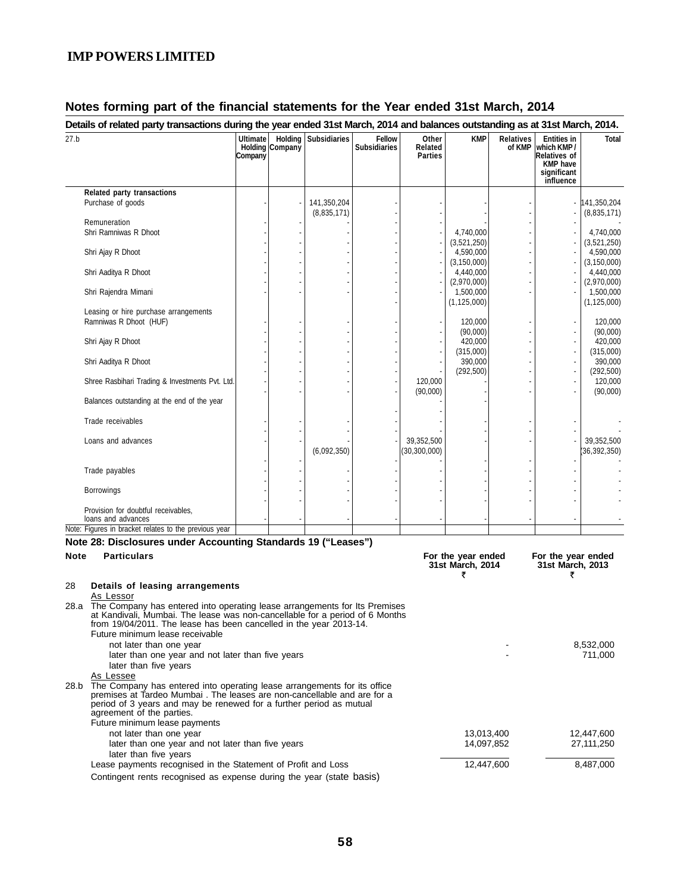## Notes forming part of the financial statements for the Year ended 31st March, 2014

**Details of related party transactions during the year ended 31st March, 2014 and balances outstanding as at 31st March, 2014.**

| 27.b | Ultimate Holding Company | Holding Company | Subsidiaries | Fellow Subsidiaries | Other Related Parties | KMP | Relatives of KMP | Entities in which KMP / Relatives of KMP have significant influence | Total |
|---|---|---|---|---|---|---|---|---|---|
| **Related party transactions** | | | | | | | | | |
| Purchase of goods | - | - | 141,350,204 | - | - | - | - | - | 141,350,204 |
| | | | (8,835,171) | - | - | - | - | - | (8,835,171) |
| Remuneration | - | - | - | - | - | - | - | - | - |
| Shri Ramniwas R Dhoot | - | - | - | - | - | 4,740,000 | - | - | 4,740,000 |
| | - | - | - | - | - | (3,521,250) | - | - | (3,521,250) |
| Shri Ajay R Dhoot | - | - | - | - | - | 4,590,000 | - | - | 4,590,000 |
| | - | - | - | - | - | (3,150,000) | - | - | (3,150,000) |
| Shri Aaditya R Dhoot | - | - | - | - | - | 4,440,000 | - | - | 4,440,000 |
| | - | - | - | - | - | (2,970,000) | - | - | (2,970,000) |
| Shri Rajendra Mimani | - | - | - | - | - | 1,500,000 | - | - | 1,500,000 |
| | | | | - | | (1,125,000) | | | (1,125,000) |
| Leasing or hire purchase arrangements | | | | | | | | | |
| Ramniwas R Dhoot (HUF) | - | - | - | - | - | 120,000 | - | - | 120,000 |
| | - | - | - | - | - | (90,000) | - | - | (90,000) |
| Shri Ajay R Dhoot | - | - | - | - | - | 420,000 | - | - | 420,000 |
| | - | - | - | - | - | (315,000) | - | - | (315,000) |
| Shri Aaditya R Dhoot | - | - | - | - | - | 390,000 | - | - | 390,000 |
| | - | - | - | - | - | (292,500) | - | - | (292,500) |
| Shree Rasbihari Trading & Investments Pvt. Ltd. | - | - | - | - | 120,000 | - | - | - | 120,000 |
| | - | - | - | - | (90,000) | - | - | - | (90,000) |
| Balances outstanding at the end of the year | | | | | - | - | | | |
| | | | | - | - | | | | |
| Trade receivables | - | - | - | - | - | - | - | - | - |
| | - | - | - | - | - | - | - | - | - |
| Loans and advances | - | - | - | - | 39,352,500 | - | - | - | 39,352,500 |
| | | | (6,092,350) | | (30,300,000) | | | | (36,392,350) |
| | - | - | - | - | - | - | - | - | - |
| Trade payables | - | - | - | - | - | - | - | - | - |
| | - | - | - | - | - | - | - | - | - |
| Borrowings | - | - | - | - | - | - | - | - | - |
| | - | - | - | - | - | - | - | - | - |
| Provision for doubtful receivables, loans and advances | - | - | - | - | - | - | - | - | - |

Note: Figures in bracket relates to the previous year

### Note 28: Disclosures under Accounting Standards 19 ("Leases")

| Note | Particulars | For the year ended 31st March, 2014 ₹ | For the year ended 31st March, 2013 ₹ |
|---|---|---|---|
| 28 | **Details of leasing arrangements** | | |
| | As Lessor | | |
| 28.a | The Company has entered into operating lease arrangements for Its Premises at Kandivali, Mumbai. The lease was non-cancellable for a period of 6 Months from 19/04/2011. The lease has been cancelled in the year 2013-14. | | |
| | Future minimum lease receivable | | |
| | not later than one year | - | 8,532,000 |
| | later than one year and not later than five years | - | 711,000 |
| | later than five years | | |
| | As Lessee | | |
| 28.b | The Company has entered into operating lease arrangements for its office premises at Tardeo Mumbai . The leases are non-cancellable and are for a period of 3 years and may be renewed for a further period as mutual agreement of the parties. | | |
| | Future minimum lease payments | | |
| | not later than one year | 13,013,400 | 12,447,600 |
| | later than one year and not later than five years | 14,097,852 | 27,111,250 |
| | later than five years | | |
| | Lease payments recognised in the Statement of Profit and Loss | 12,447,600 | 8,487,000 |
| | Contingent rents recognised as expense during the year (state basis) | | |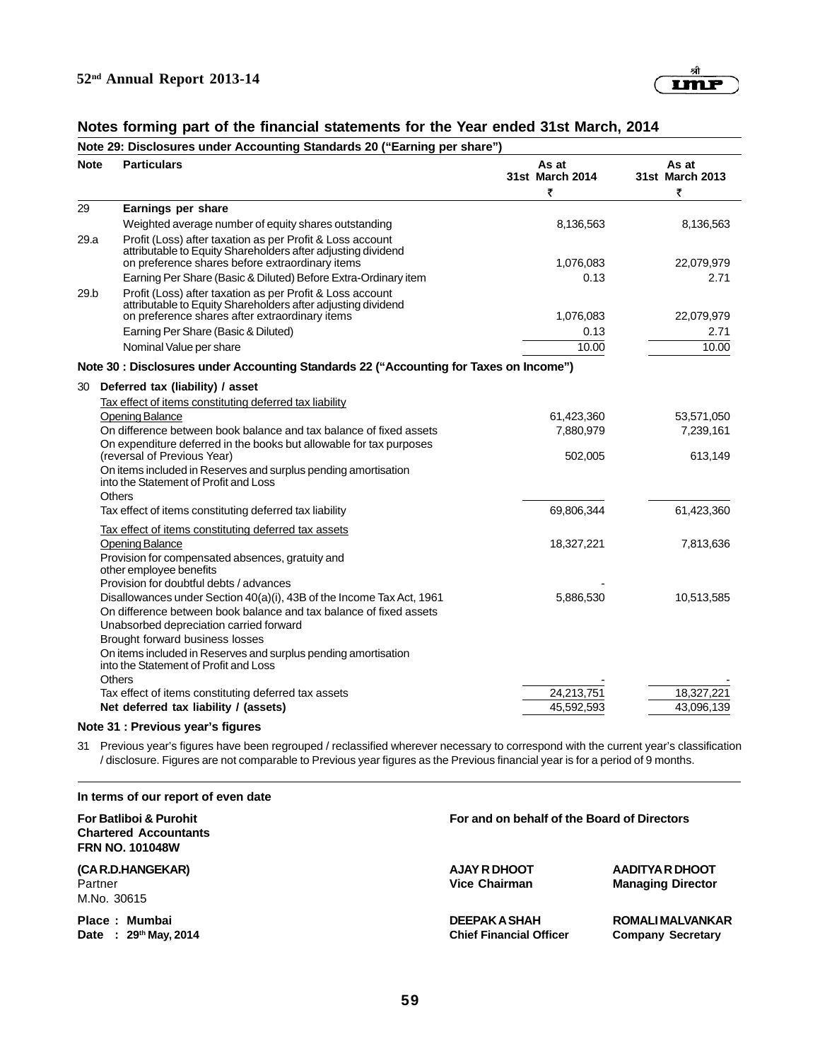## Notes forming part of the financial statements for the Year ended 31st March, 2014

### Note 29: Disclosures under Accounting Standards 20 ("Earning per share")

| Note | Particulars | As at 31st March 2014 ₹ | As at 31st March 2013 ₹ |
|---|---|---|---|
| 29 | **Earnings per share** | | |
| | Weighted average number of equity shares outstanding | 8,136,563 | 8,136,563 |
| 29.a | Profit (Loss) after taxation as per Profit & Loss account attributable to Equity Shareholders after adjusting dividend on preference shares before extraordinary items | 1,076,083 | 22,079,979 |
| | Earning Per Share (Basic & Diluted) Before Extra-Ordinary item | 0.13 | 2.71 |
| 29.b | Profit (Loss) after taxation as per Profit & Loss account attributable to Equity Shareholders after adjusting dividend on preference shares after extraordinary items | 1,076,083 | 22,079,979 |
| | Earning Per Share (Basic & Diluted) | 0.13 | 2.71 |
| | Nominal Value per share | 10.00 | 10.00 |

### Note 30 : Disclosures under Accounting Standards 22 ("Accounting for Taxes on Income")

| Note | Particulars | As at 31st March 2014 ₹ | As at 31st March 2013 ₹ |
|---|---|---|---|
| 30 | **Deferred tax (liability) / asset** | | |
| | Tax effect of items constituting deferred tax liability | | |
| | Opening Balance | 61,423,360 | 53,571,050 |
| | On difference between book balance and tax balance of fixed assets | 7,880,979 | 7,239,161 |
| | On expenditure deferred in the books but allowable for tax purposes (reversal of Previous Year) | 502,005 | 613,149 |
| | On items included in Reserves and surplus pending amortisation into the Statement of Profit and Loss | | |
| | Others | | |
| | Tax effect of items constituting deferred tax liability | 69,806,344 | 61,423,360 |
| | Tax effect of items constituting deferred tax assets | | |
| | Opening Balance | 18,327,221 | 7,813,636 |
| | Provision for compensated absences, gratuity and other employee benefits | | |
| | Provision for doubtful debts / advances | - | |
| | Disallowances under Section 40(a)(i), 43B of the Income Tax Act, 1961 | 5,886,530 | 10,513,585 |
| | On difference between book balance and tax balance of fixed assets | | |
| | Unabsorbed depreciation carried forward | | |
| | Brought forward business losses | | |
| | On items included in Reserves and surplus pending amortisation into the Statement of Profit and Loss | | |
| | Others | - | - |
| | Tax effect of items constituting deferred tax assets | 24,213,751 | 18,327,221 |
| | **Net deferred tax liability / (assets)** | 45,592,593 | 43,096,139 |

### Note 31 : Previous year's figures

31 Previous year's figures have been regrouped / reclassified wherever necessary to correspond with the current year's classification / disclosure. Figures are not comparable to Previous year figures as the Previous financial year is for a period of 9 months.

**In terms of our report of even date**

**For Batliboi & Purohit**
**Chartered Accountants**
**FRN NO. 101048W**

**(CA R.D.HANGEKAR)**
Partner
M.No. 30615

**Place : Mumbai**
**Date : 29th May, 2014**

**For and on behalf of the Board of Directors**

**AJAY R DHOOT**
**Vice Chairman**

**AADITYA R DHOOT**
**Managing Director**

**DEEPAK A SHAH**
**Chief Financial Officer**

**ROMALI MALVANKAR**
**Company Secretary**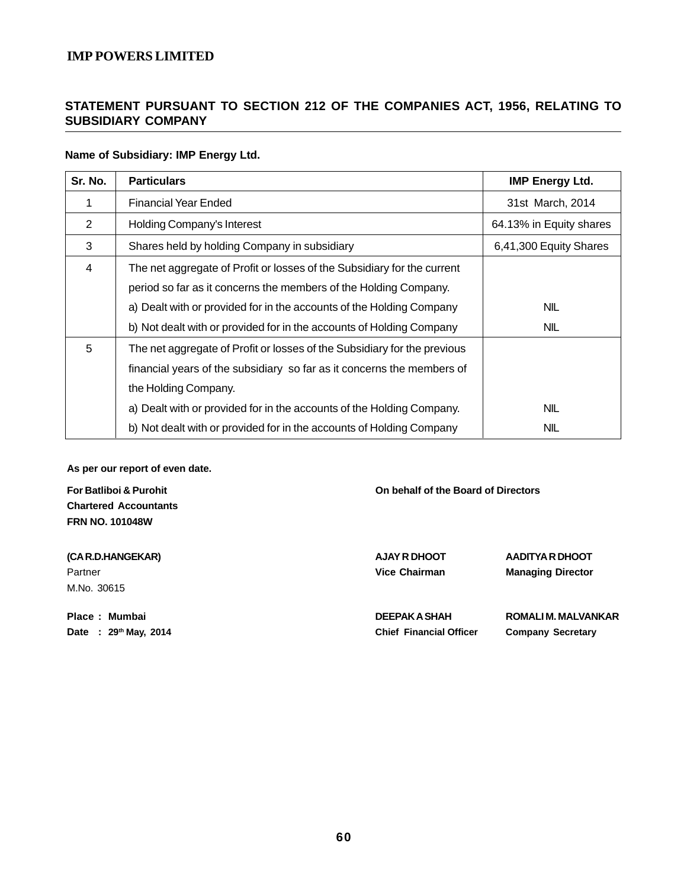IMP POWERS LIMITED

## STATEMENT PURSUANT TO SECTION 212 OF THE COMPANIES ACT, 1956, RELATING TO SUBSIDIARY COMPANY

**Name of Subsidiary: IMP Energy Ltd.**

| Sr. No. | Particulars | IMP Energy Ltd. |
|---|---|---|
| 1 | Financial Year Ended | 31st March, 2014 |
| 2 | Holding Company's Interest | 64.13% in Equity shares |
| 3 | Shares held by holding Company in subsidiary | 6,41,300 Equity Shares |
| 4 | The net aggregate of Profit or losses of the Subsidiary for the current period so far as it concerns the members of the Holding Company. | |
| | a) Dealt with or provided for in the accounts of the Holding Company | NIL |
| | b) Not dealt with or provided for in the accounts of Holding Company | NIL |
| 5 | The net aggregate of Profit or losses of the Subsidiary for the previous financial years of the subsidiary so far as it concerns the members of the Holding Company. | |
| | a) Dealt with or provided for in the accounts of the Holding Company. | NIL |
| | b) Not dealt with or provided for in the accounts of Holding Company | NIL |

**As per our report of even date.**

**For Batliboi & Purohit**
**Chartered Accountants**
**FRN NO. 101048W**

**(CA R.D.HANGEKAR)**
Partner
M.No. 30615

**Place : Mumbai**
**Date : 29th May, 2014**

**On behalf of the Board of Directors**

**AJAY R DHOOT**
**Vice Chairman**

**AADITYA R DHOOT**
**Managing Director**

**DEEPAK A SHAH**
**Chief Financial Officer**

**ROMALI M. MALVANKAR**
**Company Secretary**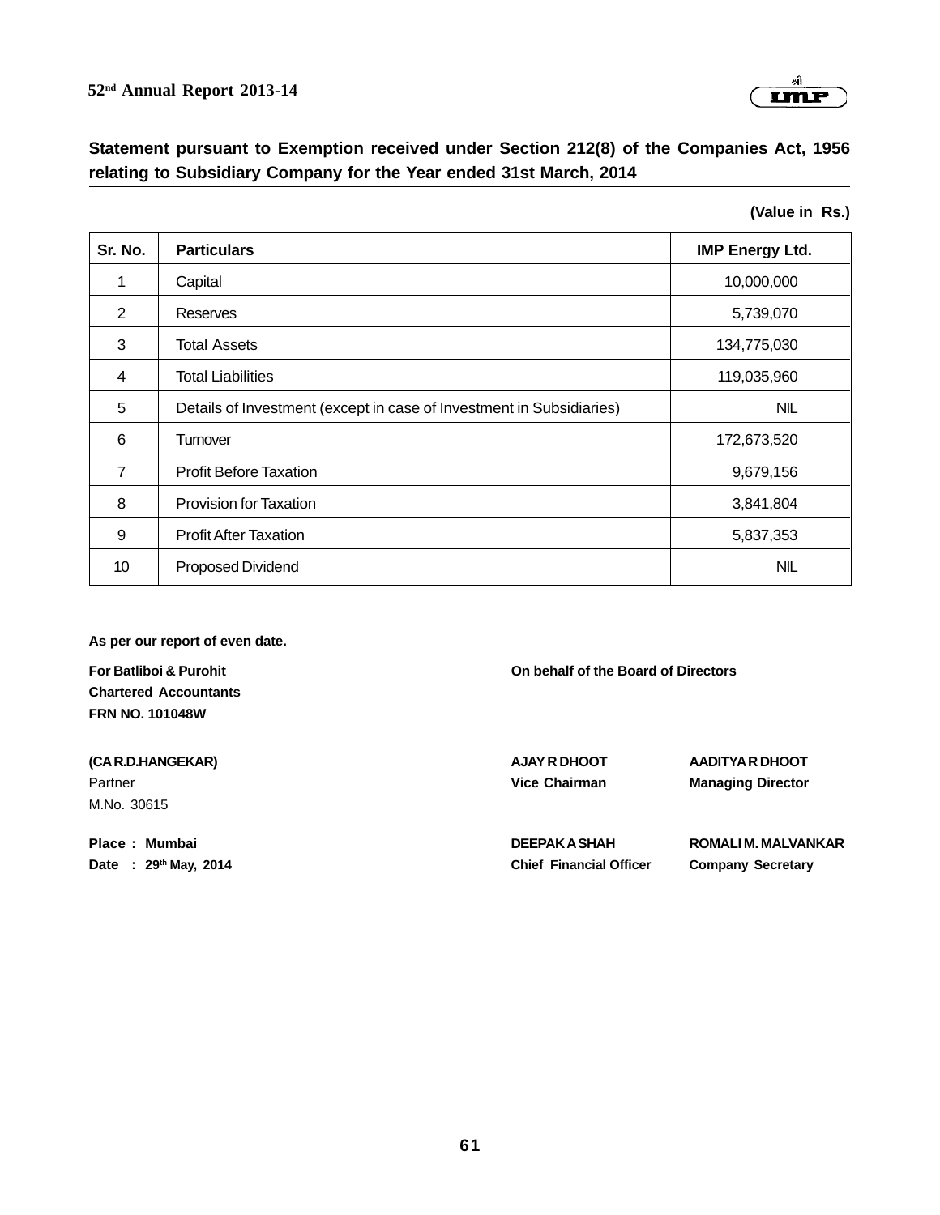## Statement pursuant to Exemption received under Section 212(8) of the Companies Act, 1956 relating to Subsidiary Company for the Year ended 31st March, 2014

**(Value in Rs.)**

| Sr. No. | Particulars | IMP Energy Ltd. |
|---|---|---|
| 1 | Capital | 10,000,000 |
| 2 | Reserves | 5,739,070 |
| 3 | Total Assets | 134,775,030 |
| 4 | Total Liabilities | 119,035,960 |
| 5 | Details of Investment (except in case of Investment in Subsidiaries) | NIL |
| 6 | Turnover | 172,673,520 |
| 7 | Profit Before Taxation | 9,679,156 |
| 8 | Provision for Taxation | 3,841,804 |
| 9 | Profit After Taxation | 5,837,353 |
| 10 | Proposed Dividend | NIL |

**As per our report of even date.**

**For Batliboi & Purohit**
**Chartered Accountants**
**FRN NO. 101048W**

**(CA R.D.HANGEKAR)**
Partner
M.No. 30615

**Place : Mumbai**
**Date : 29th May, 2014**

**On behalf of the Board of Directors**

**AJAY R DHOOT**
**Vice Chairman**

**AADITYA R DHOOT**
**Managing Director**

**DEEPAK A SHAH**
**Chief Financial Officer**

**ROMALI M. MALVANKAR**
**Company Secretary**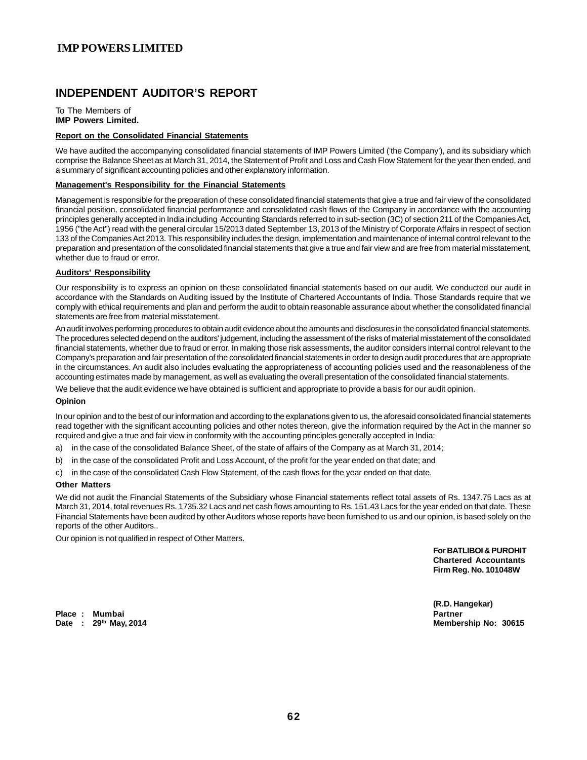# INDEPENDENT AUDITOR'S REPORT

To The Members of
**IMP Powers Limited.**

**Report on the Consolidated Financial Statements**

We have audited the accompanying consolidated financial statements of IMP Powers Limited ('the Company'), and its subsidiary which comprise the Balance Sheet as at March 31, 2014, the Statement of Profit and Loss and Cash Flow Statement for the year then ended, and a summary of significant accounting policies and other explanatory information.

**Management's Responsibility for the Financial Statements**

Management is responsible for the preparation of these consolidated financial statements that give a true and fair view of the consolidated financial position, consolidated financial performance and consolidated cash flows of the Company in accordance with the accounting principles generally accepted in India including Accounting Standards referred to in sub-section (3C) of section 211 of the Companies Act, 1956 ("the Act") read with the general circular 15/2013 dated September 13, 2013 of the Ministry of Corporate Affairs in respect of section 133 of the Companies Act 2013. This responsibility includes the design, implementation and maintenance of internal control relevant to the preparation and presentation of the consolidated financial statements that give a true and fair view and are free from material misstatement, whether due to fraud or error.

**Auditors' Responsibility**

Our responsibility is to express an opinion on these consolidated financial statements based on our audit. We conducted our audit in accordance with the Standards on Auditing issued by the Institute of Chartered Accountants of India. Those Standards require that we comply with ethical requirements and plan and perform the audit to obtain reasonable assurance about whether the consolidated financial statements are free from material misstatement.

An audit involves performing procedures to obtain audit evidence about the amounts and disclosures in the consolidated financial statements. The procedures selected depend on the auditors' judgement, including the assessment of the risks of material misstatement of the consolidated financial statements, whether due to fraud or error. In making those risk assessments, the auditor considers internal control relevant to the Company's preparation and fair presentation of the consolidated financial statements in order to design audit procedures that are appropriate in the circumstances. An audit also includes evaluating the appropriateness of accounting policies used and the reasonableness of the accounting estimates made by management, as well as evaluating the overall presentation of the consolidated financial statements.

We believe that the audit evidence we have obtained is sufficient and appropriate to provide a basis for our audit opinion.

**Opinion**

In our opinion and to the best of our information and according to the explanations given to us, the aforesaid consolidated financial statements read together with the significant accounting policies and other notes thereon, give the information required by the Act in the manner so required and give a true and fair view in conformity with the accounting principles generally accepted in India:

a) in the case of the consolidated Balance Sheet, of the state of affairs of the Company as at March 31, 2014;

b) in the case of the consolidated Profit and Loss Account, of the profit for the year ended on that date; and

c) in the case of the consolidated Cash Flow Statement, of the cash flows for the year ended on that date.

**Other Matters**

We did not audit the Financial Statements of the Subsidiary whose Financial statements reflect total assets of Rs. 1347.75 Lacs as at March 31, 2014, total revenues Rs. 1735.32 Lacs and net cash flows amounting to Rs. 151.43 Lacs for the year ended on that date. These Financial Statements have been audited by other Auditors whose reports have been furnished to us and our opinion, is based solely on the reports of the other Auditors..

Our opinion is not qualified in respect of Other Matters.

**For BATLIBOI & PUROHIT**
**Chartered Accountants**
**Firm Reg. No. 101048W**

**(R.D. Hangekar)**
**Partner**
**Membership No: 30615**

**Place : Mumbai**
**Date : 29th May, 2014**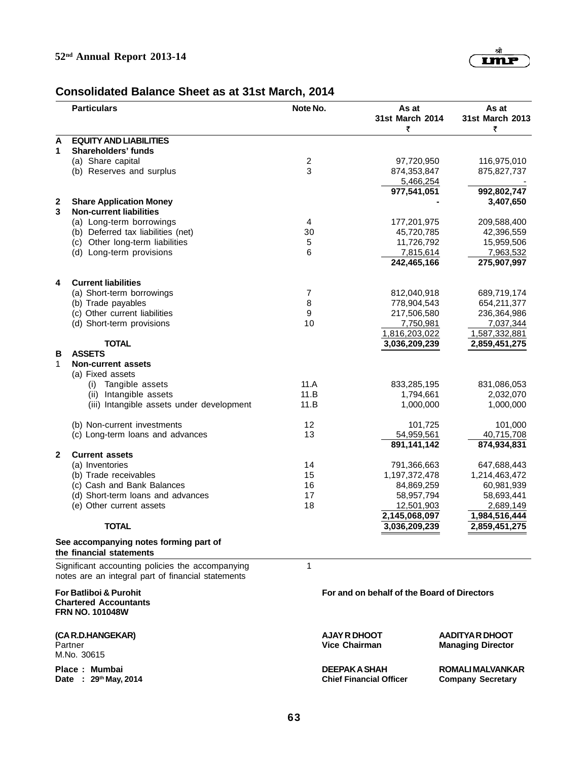## Consolidated Balance Sheet as at 31st March, 2014

| | Particulars | Note No. | As at 31st March 2014 ₹ | As at 31st March 2013 ₹ |
|---|---|---|---|---|
| **A** | **EQUITY AND LIABILITIES** | | | |
| **1** | **Shareholders' funds** | | | |
| | (a) Share capital | 2 | 97,720,950 | 116,975,010 |
| | (b) Reserves and surplus | 3 | 874,353,847 | 875,827,737 |
| | | | 5,466,254 | - |
| | | | **977,541,051** | **992,802,747** |
| **2** | **Share Application Money** | | **-** | **3,407,650** |
| **3** | **Non-current liabilities** | | | |
| | (a) Long-term borrowings | 4 | 177,201,975 | 209,588,400 |
| | (b) Deferred tax liabilities (net) | 30 | 45,720,785 | 42,396,559 |
| | (c) Other long-term liabilities | 5 | 11,726,792 | 15,959,506 |
| | (d) Long-term provisions | 6 | 7,815,614 | 7,963,532 |
| | | | **242,465,166** | **275,907,997** |
| **4** | **Current liabilities** | | | |
| | (a) Short-term borrowings | 7 | 812,040,918 | 689,719,174 |
| | (b) Trade payables | 8 | 778,904,543 | 654,211,377 |
| | (c) Other current liabilities | 9 | 217,506,580 | 236,364,986 |
| | (d) Short-term provisions | 10 | 7,750,981 | 7,037,344 |
| | | | 1,816,203,022 | 1,587,332,881 |
| | **TOTAL** | | **3,036,209,239** | **2,859,451,275** |
| **B** | **ASSETS** | | | |
| 1 | **Non-current assets** | | | |
| | (a) Fixed assets | | | |
| | (i) Tangible assets | 11.A | 833,285,195 | 831,086,053 |
| | (ii) Intangible assets | 11.B | 1,794,661 | 2,032,070 |
| | (iii) Intangible assets under development | 11.B | 1,000,000 | 1,000,000 |
| | (b) Non-current investments | 12 | 101,725 | 101,000 |
| | (c) Long-term loans and advances | 13 | 54,959,561 | 40,715,708 |
| | | | **891,141,142** | **874,934,831** |
| **2** | **Current assets** | | | |
| | (a) Inventories | 14 | 791,366,663 | 647,688,443 |
| | (b) Trade receivables | 15 | 1,197,372,478 | 1,214,463,472 |
| | (c) Cash and Bank Balances | 16 | 84,869,259 | 60,981,939 |
| | (d) Short-term loans and advances | 17 | 58,957,794 | 58,693,441 |
| | (e) Other current assets | 18 | 12,501,903 | 2,689,149 |
| | | | **2,145,068,097** | **1,984,516,444** |
| | **TOTAL** | | **3,036,209,239** | **2,859,451,275** |

**See accompanying notes forming part of the financial statements**

Significant accounting policies the accompanying notes are an integral part of financial statements — 1

**For Batliboi & Purohit**
**Chartered Accountants**
**FRN NO. 101048W**

**(CA R.D.HANGEKAR)**
Partner
M.No. 30615

**Place : Mumbai**
**Date : 29th May, 2014**

**For and on behalf of the Board of Directors**

**AJAY R DHOOT**
**Vice Chairman**

**AADITYA R DHOOT**
**Managing Director**

**DEEPAK A SHAH**
**Chief Financial Officer**

**ROMALI MALVANKAR**
**Company Secretary**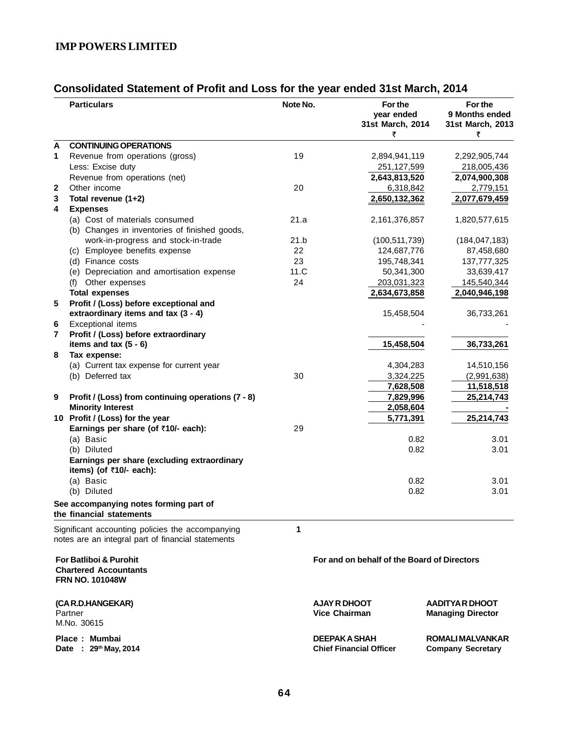# IMP POWERS LIMITED

## Consolidated Statement of Profit and Loss for the year ended 31st March, 2014

| | Particulars | Note No. | For the year ended 31st March, 2014 ₹ | For the 9 Months ended 31st March, 2013 ₹ |
|---|---|---|---|---|
| **A** | **CONTINUING OPERATIONS** | | | |
| **1** | Revenue from operations (gross) | 19 | 2,894,941,119 | 2,292,905,744 |
| | Less: Excise duty | | 251,127,599 | 218,005,436 |
| | Revenue from operations (net) | | **2,643,813,520** | **2,074,900,308** |
| **2** | Other income | 20 | 6,318,842 | 2,779,151 |
| **3** | **Total revenue (1+2)** | | **2,650,132,362** | **2,077,679,459** |
| **4** | **Expenses** | | | |
| | (a) Cost of materials consumed | 21.a | 2,161,376,857 | 1,820,577,615 |
| | (b) Changes in inventories of finished goods, work-in-progress and stock-in-trade | 21.b | (100,511,739) | (184,047,183) |
| | (c) Employee benefits expense | 22 | 124,687,776 | 87,458,680 |
| | (d) Finance costs | 23 | 195,748,341 | 137,777,325 |
| | (e) Depreciation and amortisation expense | 11.C | 50,341,300 | 33,639,417 |
| | (f) Other expenses | 24 | 203,031,323 | 145,540,344 |
| | **Total expenses** | | **2,634,673,858** | **2,040,946,198** |
| **5** | **Profit / (Loss) before exceptional and extraordinary items and tax (3 - 4)** | | 15,458,504 | 36,733,261 |
| **6** | Exceptional items | | - | - |
| **7** | **Profit / (Loss) before extraordinary items and tax (5 - 6)** | | **15,458,504** | **36,733,261** |
| **8** | **Tax expense:** | | | |
| | (a) Current tax expense for current year | | 4,304,283 | 14,510,156 |
| | (b) Deferred tax | 30 | 3,324,225 | (2,991,638) |
| | | | **7,628,508** | **11,518,518** |
| **9** | **Profit / (Loss) from continuing operations (7 - 8)** | | **7,829,996** | **25,214,743** |
| | **Minority Interest** | | **2,058,604** | **-** |
| **10** | **Profit / (Loss) for the year** | | **5,771,391** | **25,214,743** |
| | **Earnings per share (of ₹10/- each):** | 29 | | |
| | (a) Basic | | 0.82 | 3.01 |
| | (b) Diluted | | 0.82 | 3.01 |
| | **Earnings per share (excluding extraordinary items) (of ₹10/- each):** | | | |
| | (a) Basic | | 0.82 | 3.01 |
| | (b) Diluted | | 0.82 | 3.01 |
| | **See accompanying notes forming part of the financial statements** | | | |

Significant accounting policies the accompanying notes are an integral part of financial statements **1**

**For Batliboi & Purohit**
**Chartered Accountants**
**FRN NO. 101048W**

**For and on behalf of the Board of Directors**

**(CA R.D.HANGEKAR)**
Partner
M.No. 30615

**AJAY R DHOOT**
**Vice Chairman**

**AADITYA R DHOOT**
**Managing Director**

**Place : Mumbai**
**Date : 29th May, 2014**

**DEEPAK A SHAH**
**Chief Financial Officer**

**ROMALI MALVANKAR**
**Company Secretary**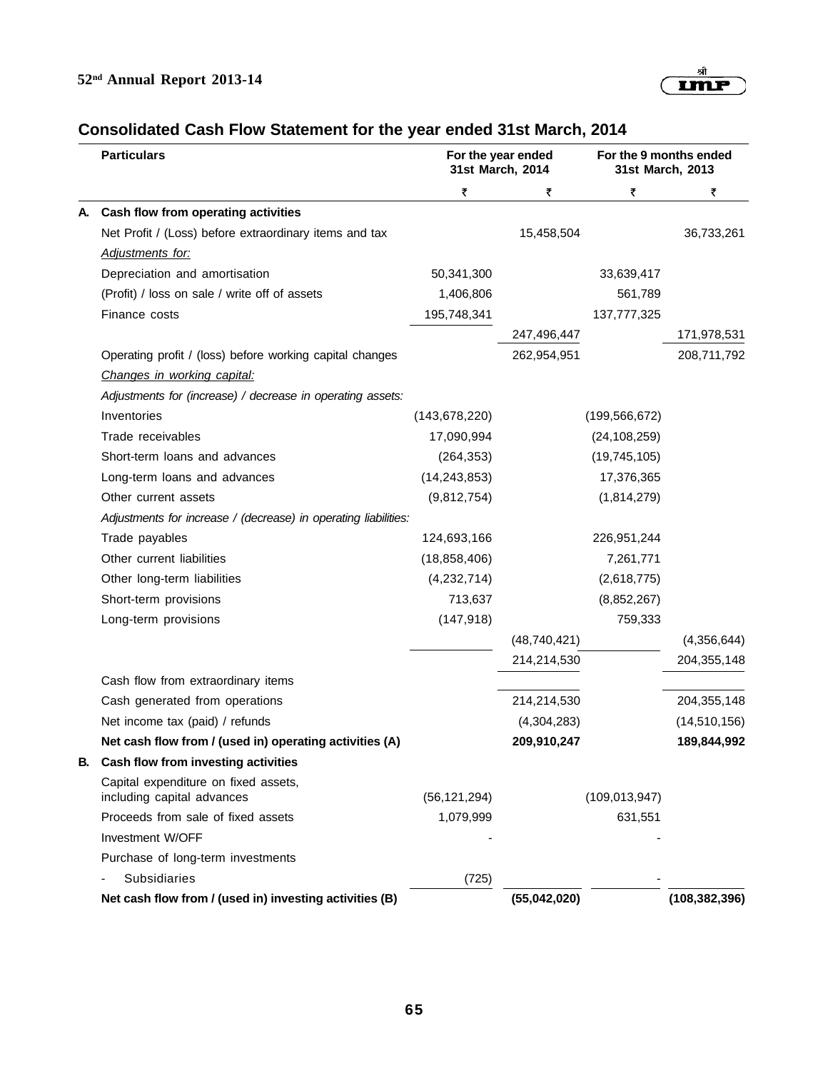## Consolidated Cash Flow Statement for the year ended 31st March, 2014

| | Particulars | For the year ended 31st March, 2014 | | For the 9 months ended 31st March, 2013 | |
|---|---|---|---|---|---|
| | | ₹ | ₹ | ₹ | ₹ |
| **A.** | **Cash flow from operating activities** | | | | |
| | Net Profit / (Loss) before extraordinary items and tax | | 15,458,504 | | 36,733,261 |
| | *Adjustments for:* | | | | |
| | Depreciation and amortisation | 50,341,300 | | 33,639,417 | |
| | (Profit) / loss on sale / write off of assets | 1,406,806 | | 561,789 | |
| | Finance costs | 195,748,341 | | 137,777,325 | |
| | | | 247,496,447 | | 171,978,531 |
| | Operating profit / (loss) before working capital changes | | 262,954,951 | | 208,711,792 |
| | *Changes in working capital:* | | | | |
| | *Adjustments for (increase) / decrease in operating assets:* | | | | |
| | Inventories | (143,678,220) | | (199,566,672) | |
| | Trade receivables | 17,090,994 | | (24,108,259) | |
| | Short-term loans and advances | (264,353) | | (19,745,105) | |
| | Long-term loans and advances | (14,243,853) | | 17,376,365 | |
| | Other current assets | (9,812,754) | | (1,814,279) | |
| | *Adjustments for increase / (decrease) in operating liabilities:* | | | | |
| | Trade payables | 124,693,166 | | 226,951,244 | |
| | Other current liabilities | (18,858,406) | | 7,261,771 | |
| | Other long-term liabilities | (4,232,714) | | (2,618,775) | |
| | Short-term provisions | 713,637 | | (8,852,267) | |
| | Long-term provisions | (147,918) | | 759,333 | |
| | | | (48,740,421) | | (4,356,644) |
| | | | 214,214,530 | | 204,355,148 |
| | Cash flow from extraordinary items | | | | |
| | Cash generated from operations | | 214,214,530 | | 204,355,148 |
| | Net income tax (paid) / refunds | | (4,304,283) | | (14,510,156) |
| | **Net cash flow from / (used in) operating activities (A)** | | **209,910,247** | | **189,844,992** |
| **B.** | **Cash flow from investing activities** | | | | |
| | Capital expenditure on fixed assets, including capital advances | (56,121,294) | | (109,013,947) | |
| | Proceeds from sale of fixed assets | 1,079,999 | | 631,551 | |
| | Investment W/OFF | - | | - | |
| | Purchase of long-term investments | | | | |
| | - Subsidiaries | (725) | | - | |
| | **Net cash flow from / (used in) investing activities (B)** | | **(55,042,020)** | | **(108,382,396)** |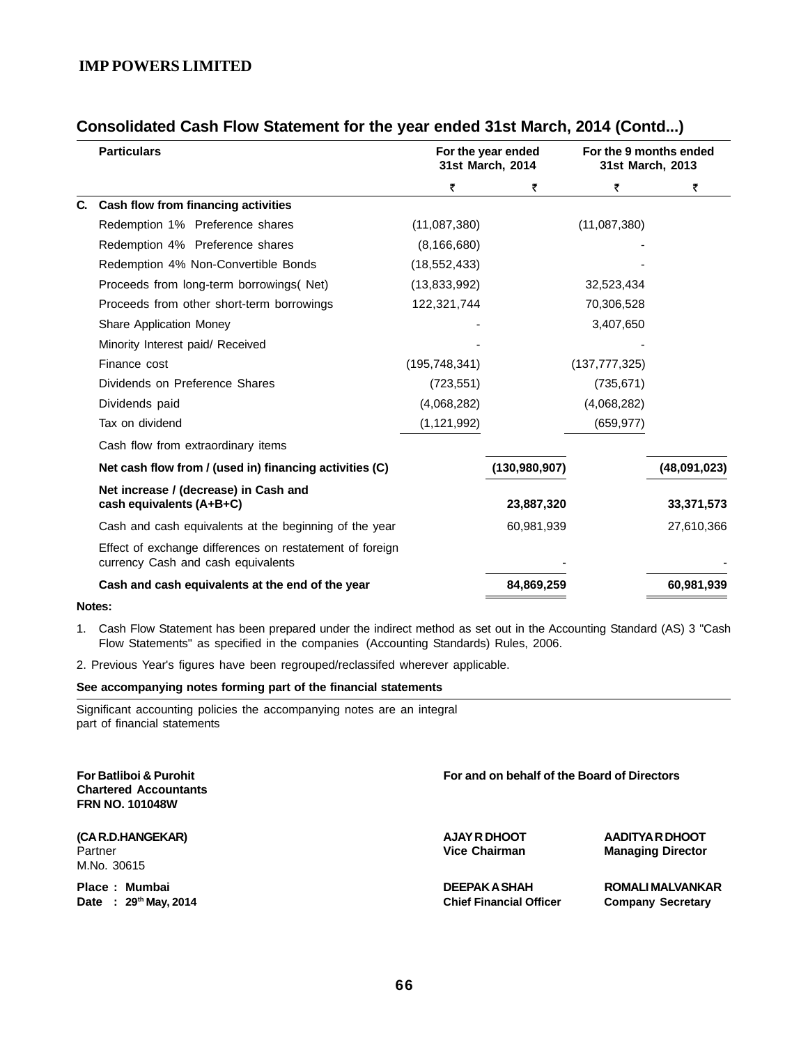**IMP POWERS LIMITED**

## Consolidated Cash Flow Statement for the year ended 31st March, 2014 (Contd...)

| | Particulars | For the year ended 31st March, 2014 | | For the 9 months ended 31st March, 2013 | |
|---|---|---|---|---|---|
| | | ₹ | ₹ | ₹ | ₹ |
| **C.** | **Cash flow from financing activities** | | | | |
| | Redemption 1% Preference shares | (11,087,380) | | (11,087,380) | |
| | Redemption 4% Preference shares | (8,166,680) | | - | |
| | Redemption 4% Non-Convertible Bonds | (18,552,433) | | - | |
| | Proceeds from long-term borrowings( Net) | (13,833,992) | | 32,523,434 | |
| | Proceeds from other short-term borrowings | 122,321,744 | | 70,306,528 | |
| | Share Application Money | - | | 3,407,650 | |
| | Minority Interest paid/ Received | - | | - | |
| | Finance cost | (195,748,341) | | (137,777,325) | |
| | Dividends on Preference Shares | (723,551) | | (735,671) | |
| | Dividends paid | (4,068,282) | | (4,068,282) | |
| | Tax on dividend | (1,121,992) | | (659,977) | |
| | Cash flow from extraordinary items | | | | |
| | **Net cash flow from / (used in) financing activities (C)** | | **(130,980,907)** | | **(48,091,023)** |
| | **Net increase / (decrease) in Cash and cash equivalents (A+B+C)** | | **23,887,320** | | **33,371,573** |
| | Cash and cash equivalents at the beginning of the year | | 60,981,939 | | 27,610,366 |
| | Effect of exchange differences on restatement of foreign currency Cash and cash equivalents | | - | | - |
| | **Cash and cash equivalents at the end of the year** | | **84,869,259** | | **60,981,939** |

**Notes:**

1. Cash Flow Statement has been prepared under the indirect method as set out in the Accounting Standard (AS) 3 "Cash Flow Statements" as specified in the companies (Accounting Standards) Rules, 2006.

2. Previous Year's figures have been regrouped/reclassifed wherever applicable.

**See accompanying notes forming part of the financial statements**

Significant accounting policies the accompanying notes are an integral part of financial statements

**For Batliboi & Purohit**
**Chartered Accountants**
**FRN NO. 101048W**

**(CA R.D.HANGEKAR)**
Partner
M.No. 30615

**Place : Mumbai**
**Date : 29th May, 2014**

**For and on behalf of the Board of Directors**

**AJAY R DHOOT**
**Vice Chairman**

**AADITYA R DHOOT**
**Managing Director**

**DEEPAK A SHAH**
**Chief Financial Officer**

**ROMALI MALVANKAR**
**Company Secretary**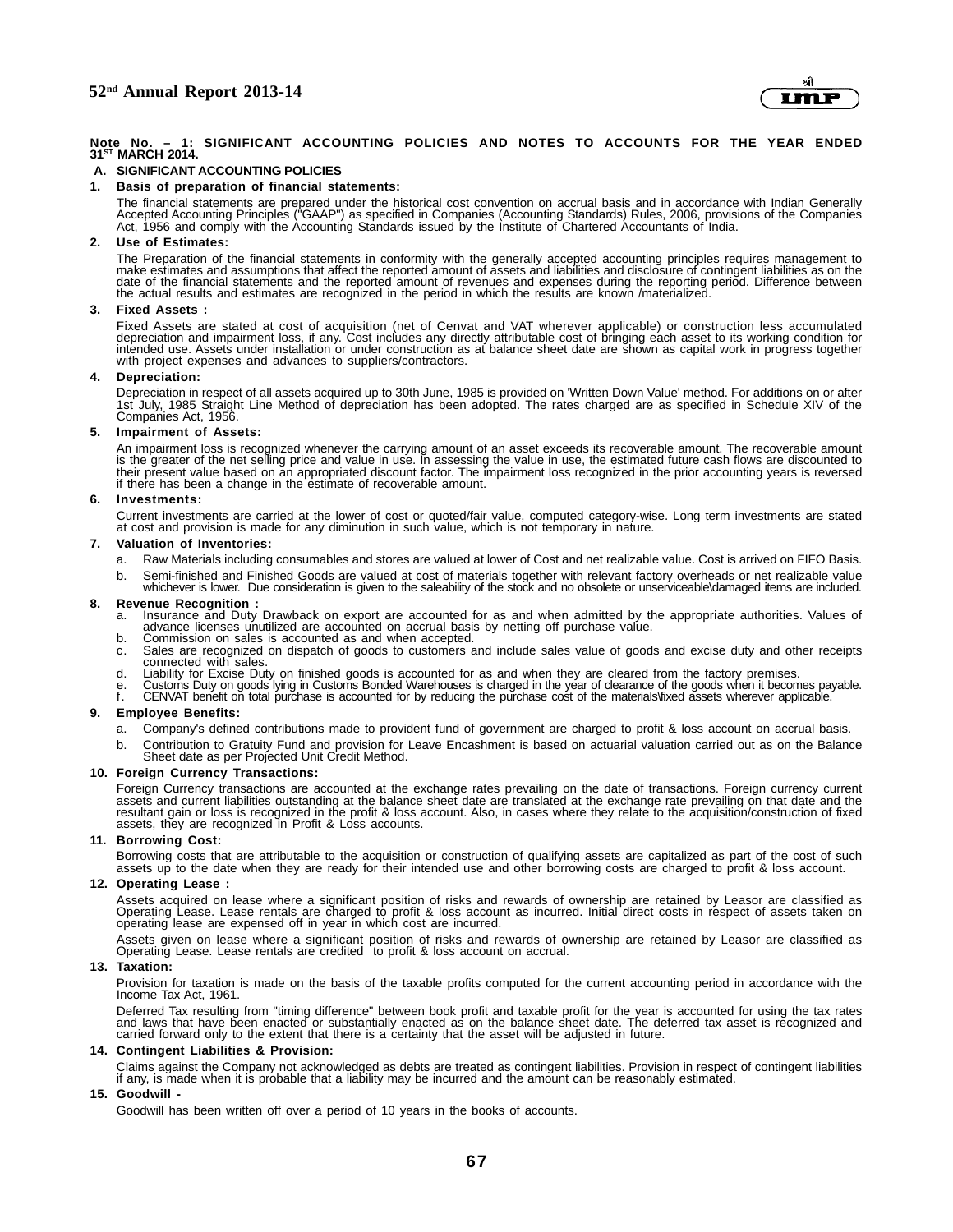**Note No. – 1: SIGNIFICANT ACCOUNTING POLICIES AND NOTES TO ACCOUNTS FOR THE YEAR ENDED 31ST MARCH 2014.**

**A. SIGNIFICANT ACCOUNTING POLICIES**

**1. Basis of preparation of financial statements:**

The financial statements are prepared under the historical cost convention on accrual basis and in accordance with Indian Generally Accepted Accounting Principles ("GAAP") as specified in Companies (Accounting Standards) Rules, 2006, provisions of the Companies Act, 1956 and comply with the Accounting Standards issued by the Institute of Chartered Accountants of India.

**2. Use of Estimates:**

The Preparation of the financial statements in conformity with the generally accepted accounting principles requires management to make estimates and assumptions that affect the reported amount of assets and liabilities and disclosure of contingent liabilities as on the date of the financial statements and the reported amount of revenues and expenses during the reporting period. Difference between the actual results and estimates are recognized in the period in which the results are known /materialized.

**3. Fixed Assets :**

Fixed Assets are stated at cost of acquisition (net of Cenvat and VAT wherever applicable) or construction less accumulated depreciation and impairment loss, if any. Cost includes any directly attributable cost of bringing each asset to its working condition for intended use. Assets under installation or under construction as at balance sheet date are shown as capital work in progress together with project expenses and advances to suppliers/contractors.

**4. Depreciation:**

Depreciation in respect of all assets acquired up to 30th June, 1985 is provided on 'Written Down Value' method. For additions on or after 1st July, 1985 Straight Line Method of depreciation has been adopted. The rates charged are as specified in Schedule XIV of the Companies Act, 1956.

**5. Impairment of Assets:**

An impairment loss is recognized whenever the carrying amount of an asset exceeds its recoverable amount. The recoverable amount is the greater of the net selling price and value in use. In assessing the value in use, the estimated future cash flows are discounted to their present value based on an appropriated discount factor. The impairment loss recognized in the prior accounting years is reversed if there has been a change in the estimate of recoverable amount.

**6. Investments:**

Current investments are carried at the lower of cost or quoted/fair value, computed category-wise. Long term investments are stated at cost and provision is made for any diminution in such value, which is not temporary in nature.

**7. Valuation of Inventories:**

a. Raw Materials including consumables and stores are valued at lower of Cost and net realizable value. Cost is arrived on FIFO Basis.

b. Semi-finished and Finished Goods are valued at cost of materials together with relevant factory overheads or net realizable value whichever is lower. Due consideration is given to the saleability of the stock and no obsolete or unserviceable\damaged items are included.

**8. Revenue Recognition :**

a. Insurance and Duty Drawback on export are accounted for as and when admitted by the appropriate authorities. Values of advance licenses unutilized are accounted on accrual basis by netting off purchase value.

b. Commission on sales is accounted as and when accepted.

c. Sales are recognized on dispatch of goods to customers and include sales value of goods and excise duty and other receipts connected with sales.

d. Liability for Excise Duty on finished goods is accounted for as and when they are cleared from the factory premises.

e. Customs Duty on goods lying in Customs Bonded Warehouses is charged in the year of clearance of the goods when it becomes payable.

f. CENVAT benefit on total purchase is accounted for by reducing the purchase cost of the materials\fixed assets wherever applicable.

**9. Employee Benefits:**

a. Company's defined contributions made to provident fund of government are charged to profit & loss account on accrual basis.

b. Contribution to Gratuity Fund and provision for Leave Encashment is based on actuarial valuation carried out as on the Balance Sheet date as per Projected Unit Credit Method.

**10. Foreign Currency Transactions:**

Foreign Currency transactions are accounted at the exchange rates prevailing on the date of transactions. Foreign currency current assets and current liabilities outstanding at the balance sheet date are translated at the exchange rate prevailing on that date and the resultant gain or loss is recognized in the profit & loss account. Also, in cases where they relate to the acquisition/construction of fixed assets, they are recognized in Profit & Loss accounts.

**11. Borrowing Cost:**

Borrowing costs that are attributable to the acquisition or construction of qualifying assets are capitalized as part of the cost of such assets up to the date when they are ready for their intended use and other borrowing costs are charged to profit & loss account.

**12. Operating Lease :**

Assets acquired on lease where a significant position of risks and rewards of ownership are retained by Leasor are classified as Operating Lease. Lease rentals are charged to profit & loss account as incurred. Initial direct costs in respect of assets taken on operating lease are expensed off in year in which cost are incurred.

Assets given on lease where a significant position of risks and rewards of ownership are retained by Leasor are classified as Operating Lease. Lease rentals are credited to profit & loss account on accrual.

**13. Taxation:**

Provision for taxation is made on the basis of the taxable profits computed for the current accounting period in accordance with the Income Tax Act, 1961.

Deferred Tax resulting from "timing difference" between book profit and taxable profit for the year is accounted for using the tax rates and laws that have been enacted or substantially enacted as on the balance sheet date. The deferred tax asset is recognized and carried forward only to the extent that there is a certainty that the asset will be adjusted in future.

**14. Contingent Liabilities & Provision:**

Claims against the Company not acknowledged as debts are treated as contingent liabilities. Provision in respect of contingent liabilities if any, is made when it is probable that a liability may be incurred and the amount can be reasonably estimated.

**15. Goodwill -**

Goodwill has been written off over a period of 10 years in the books of accounts.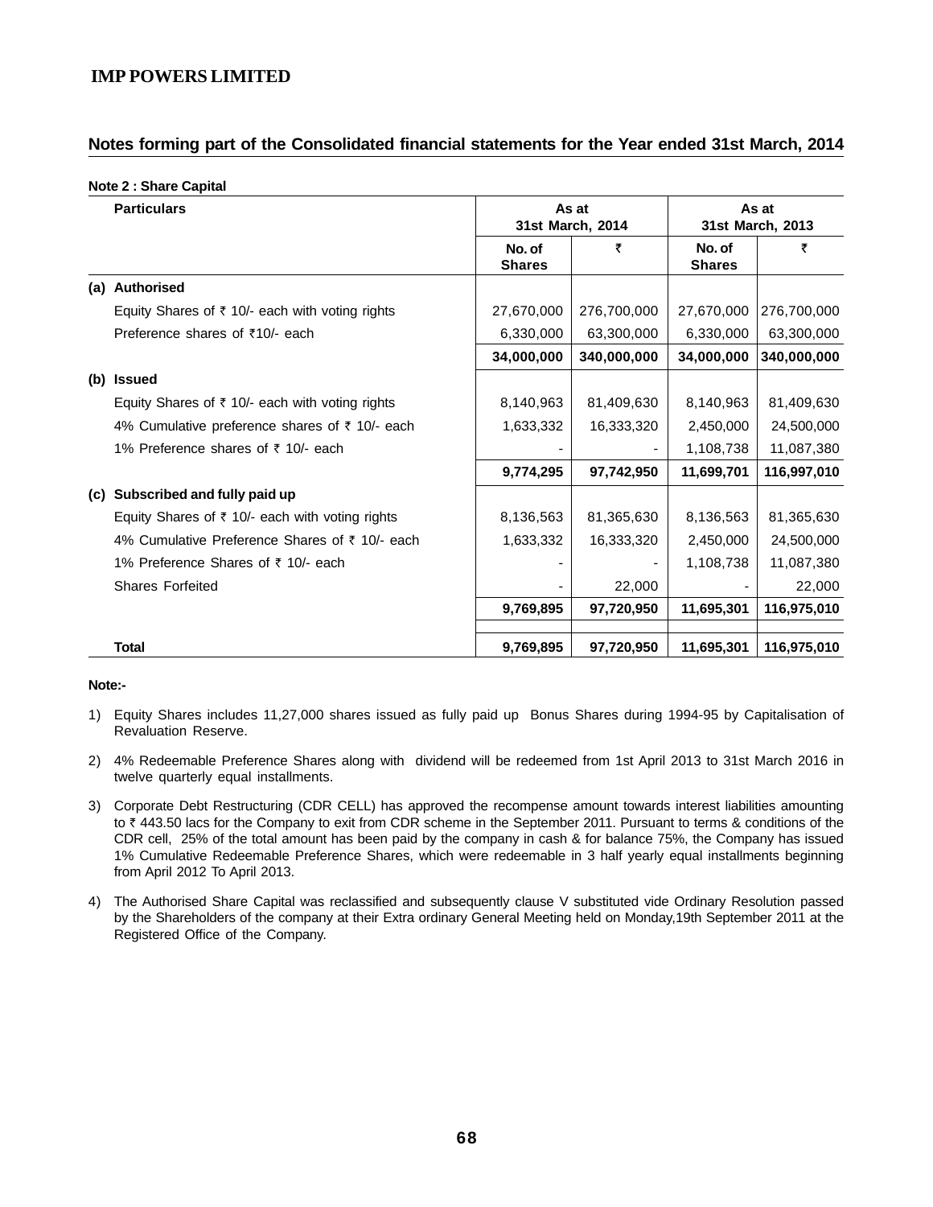# IMP POWERS LIMITED

## Notes forming part of the Consolidated financial statements for the Year ended 31st March, 2014

**Note 2 : Share Capital**

| | Particulars | As at 31st March, 2014 | | As at 31st March, 2013 | |
|---|---|---|---|---|---|
| | | No. of Shares | ₹ | No. of Shares | ₹ |
| **(a)** | **Authorised** | | | | |
| | Equity Shares of ₹ 10/- each with voting rights | 27,670,000 | 276,700,000 | 27,670,000 | 276,700,000 |
| | Preference shares of ₹10/- each | 6,330,000 | 63,300,000 | 6,330,000 | 63,300,000 |
| | | **34,000,000** | **340,000,000** | **34,000,000** | **340,000,000** |
| **(b)** | **Issued** | | | | |
| | Equity Shares of ₹ 10/- each with voting rights | 8,140,963 | 81,409,630 | 8,140,963 | 81,409,630 |
| | 4% Cumulative preference shares of ₹ 10/- each | 1,633,332 | 16,333,320 | 2,450,000 | 24,500,000 |
| | 1% Preference shares of ₹ 10/- each | - | - | 1,108,738 | 11,087,380 |
| | | **9,774,295** | **97,742,950** | **11,699,701** | **116,997,010** |
| **(c)** | **Subscribed and fully paid up** | | | | |
| | Equity Shares of ₹ 10/- each with voting rights | 8,136,563 | 81,365,630 | 8,136,563 | 81,365,630 |
| | 4% Cumulative Preference Shares of ₹ 10/- each | 1,633,332 | 16,333,320 | 2,450,000 | 24,500,000 |
| | 1% Preference Shares of ₹ 10/- each | - | - | 1,108,738 | 11,087,380 |
| | Shares Forfeited | - | 22,000 | - | 22,000 |
| | | **9,769,895** | **97,720,950** | **11,695,301** | **116,975,010** |
| | **Total** | **9,769,895** | **97,720,950** | **11,695,301** | **116,975,010** |

**Note:-**

1) Equity Shares includes 11,27,000 shares issued as fully paid up Bonus Shares during 1994-95 by Capitalisation of Revaluation Reserve.

2) 4% Redeemable Preference Shares along with dividend will be redeemed from 1st April 2013 to 31st March 2016 in twelve quarterly equal installments.

3) Corporate Debt Restructuring (CDR CELL) has approved the recompense amount towards interest liabilities amounting to ₹ 443.50 lacs for the Company to exit from CDR scheme in the September 2011. Pursuant to terms & conditions of the CDR cell, 25% of the total amount has been paid by the company in cash & for balance 75%, the Company has issued 1% Cumulative Redeemable Preference Shares, which were redeemable in 3 half yearly equal installments beginning from April 2012 To April 2013.

4) The Authorised Share Capital was reclassified and subsequently clause V substituted vide Ordinary Resolution passed by the Shareholders of the company at their Extra ordinary General Meeting held on Monday,19th September 2011 at the Registered Office of the Company.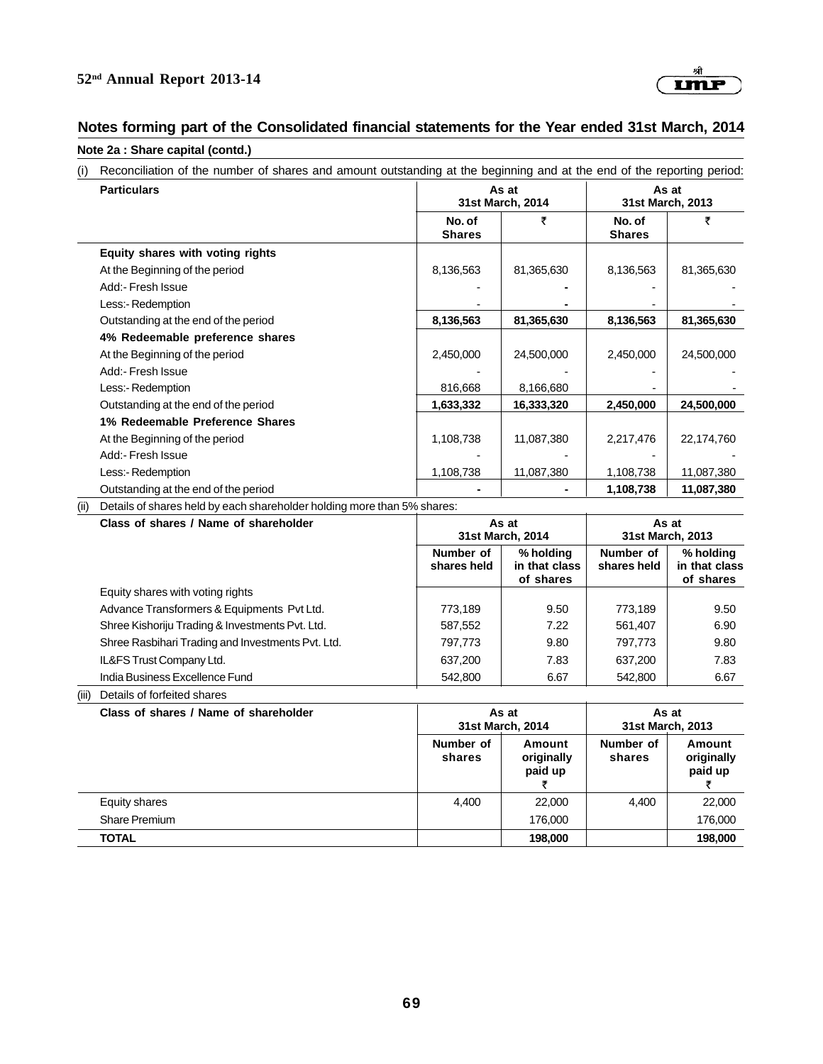## Notes forming part of the Consolidated financial statements for the Year ended 31st March, 2014

### Note 2a : Share capital (contd.)

(i) Reconciliation of the number of shares and amount outstanding at the beginning and at the end of the reporting period:

| Particulars | As at 31st March, 2014 | | As at 31st March, 2013 | |
|---|---|---|---|---|
| | No. of Shares | ₹ | No. of Shares | ₹ |
| **Equity shares with voting rights** | | | | |
| At the Beginning of the period | 8,136,563 | 81,365,630 | 8,136,563 | 81,365,630 |
| Add:- Fresh Issue | - | - | - | - |
| Less:- Redemption | - | - | - | - |
| Outstanding at the end of the period | **8,136,563** | **81,365,630** | **8,136,563** | **81,365,630** |
| **4% Redeemable preference shares** | | | | |
| At the Beginning of the period | 2,450,000 | 24,500,000 | 2,450,000 | 24,500,000 |
| Add:- Fresh Issue | - | - | - | - |
| Less:- Redemption | 816,668 | 8,166,680 | - | - |
| Outstanding at the end of the period | **1,633,332** | **16,333,320** | **2,450,000** | **24,500,000** |
| **1% Redeemable Preference Shares** | | | | |
| At the Beginning of the period | 1,108,738 | 11,087,380 | 2,217,476 | 22,174,760 |
| Add:- Fresh Issue | - | - | - | - |
| Less:- Redemption | 1,108,738 | 11,087,380 | 1,108,738 | 11,087,380 |
| Outstanding at the end of the period | **-** | **-** | **1,108,738** | **11,087,380** |

(ii) Details of shares held by each shareholder holding more than 5% shares:

| Class of shares / Name of shareholder | As at 31st March, 2014 | | As at 31st March, 2013 | |
|---|---|---|---|---|
| | Number of shares held | % holding in that class of shares | Number of shares held | % holding in that class of shares |
| Equity shares with voting rights | | | | |
| Advance Transformers & Equipments Pvt Ltd. | 773,189 | 9.50 | 773,189 | 9.50 |
| Shree Kishoriju Trading & Investments Pvt. Ltd. | 587,552 | 7.22 | 561,407 | 6.90 |
| Shree Rasbihari Trading and Investments Pvt. Ltd. | 797,773 | 9.80 | 797,773 | 9.80 |
| IL&FS Trust Company Ltd. | 637,200 | 7.83 | 637,200 | 7.83 |
| India Business Excellence Fund | 542,800 | 6.67 | 542,800 | 6.67 |

(iii) Details of forfeited shares

| Class of shares / Name of shareholder | As at 31st March, 2014 | | As at 31st March, 2013 | |
|---|---|---|---|---|
| | Number of shares | Amount originally paid up ₹ | Number of shares | Amount originally paid up ₹ |
| Equity shares | 4,400 | 22,000 | 4,400 | 22,000 |
| Share Premium | | 176,000 | | 176,000 |
| **TOTAL** | | **198,000** | | **198,000** |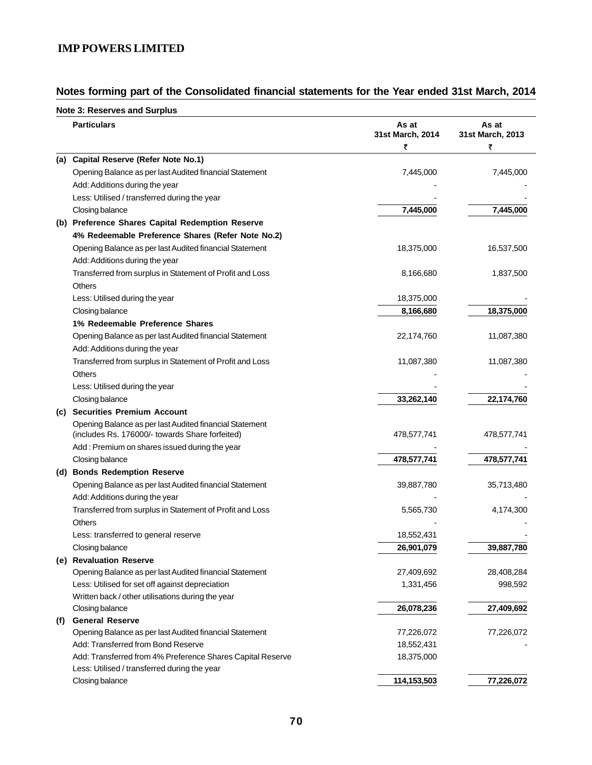## Notes forming part of the Consolidated financial statements for the Year ended 31st March, 2014

### Note 3: Reserves and Surplus

| | Particulars | As at 31st March, 2014 ₹ | As at 31st March, 2013 ₹ |
|---|---|---|---|
| **(a)** | **Capital Reserve (Refer Note No.1)** | | |
| | Opening Balance as per last Audited financial Statement | 7,445,000 | 7,445,000 |
| | Add: Additions during the year | - | - |
| | Less: Utilised / transferred during the year | - | - |
| | Closing balance | **7,445,000** | **7,445,000** |
| **(b)** | **Preference Shares Capital Redemption Reserve** | | |
| | **4% Redeemable Preference Shares (Refer Note No.2)** | | |
| | Opening Balance as per last Audited financial Statement | 18,375,000 | 16,537,500 |
| | Add: Additions during the year | | |
| | Transferred from surplus in Statement of Profit and Loss | 8,166,680 | 1,837,500 |
| | Others | | |
| | Less: Utilised during the year | 18,375,000 | - |
| | Closing balance | **8,166,680** | **18,375,000** |
| | **1% Redeemable Preference Shares** | | |
| | Opening Balance as per last Audited financial Statement | 22,174,760 | 11,087,380 |
| | Add: Additions during the year | | |
| | Transferred from surplus in Statement of Profit and Loss | 11,087,380 | 11,087,380 |
| | Others | - | - |
| | Less: Utilised during the year | - | - |
| | Closing balance | **33,262,140** | **22,174,760** |
| **(c)** | **Securities Premium Account** | | |
| | Opening Balance as per last Audited financial Statement (includes Rs. 176000/- towards Share forfeited) | 478,577,741 | 478,577,741 |
| | Add : Premium on shares issued during the year | - | - |
| | Closing balance | **478,577,741** | **478,577,741** |
| **(d)** | **Bonds Redemption Reserve** | | |
| | Opening Balance as per last Audited financial Statement | 39,887,780 | 35,713,480 |
| | Add: Additions during the year | - | - |
| | Transferred from surplus in Statement of Profit and Loss | 5,565,730 | 4,174,300 |
| | Others | - | - |
| | Less: transferred to general reserve | 18,552,431 | - |
| | Closing balance | **26,901,079** | **39,887,780** |
| **(e)** | **Revaluation Reserve** | | |
| | Opening Balance as per last Audited financial Statement | 27,409,692 | 28,408,284 |
| | Less: Utilised for set off against depreciation | 1,331,456 | 998,592 |
| | Written back / other utilisations during the year | | |
| | Closing balance | **26,078,236** | **27,409,692** |
| **(f)** | **General Reserve** | | |
| | Opening Balance as per last Audited financial Statement | 77,226,072 | 77,226,072 |
| | Add: Transferred from Bond Reserve | 18,552,431 | - |
| | Add: Transferred from 4% Preference Shares Capital Reserve | 18,375,000 | |
| | Less: Utilised / transferred during the year | | |
| | Closing balance | **114,153,503** | **77,226,072** |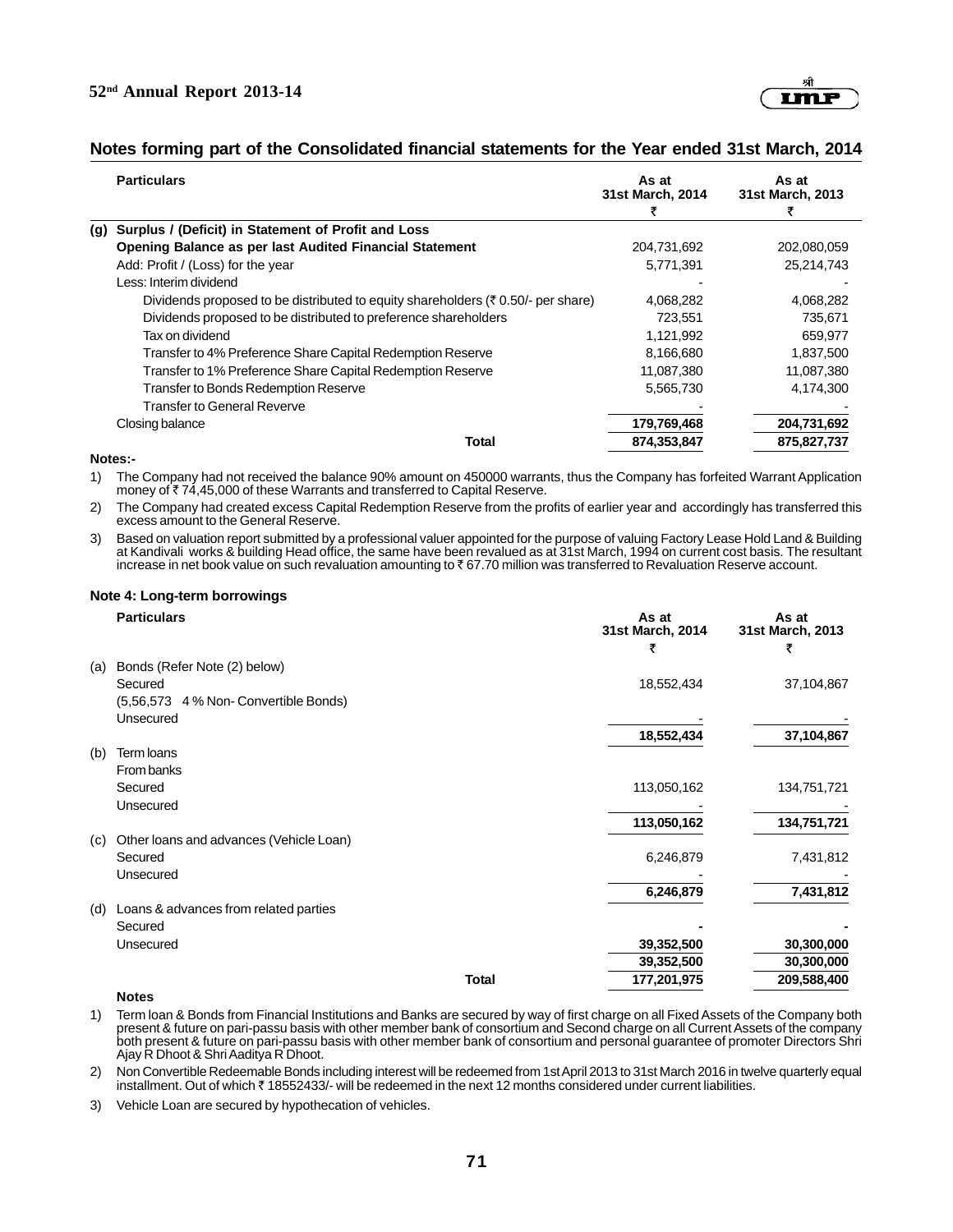## Notes forming part of the Consolidated financial statements for the Year ended 31st March, 2014

| | Particulars | As at 31st March, 2014 ₹ | As at 31st March, 2013 ₹ |
|---|---|---|---|
| **(g)** | **Surplus / (Deficit) in Statement of Profit and Loss** | | |
| | **Opening Balance as per last Audited Financial Statement** | 204,731,692 | 202,080,059 |
| | Add: Profit / (Loss) for the year | 5,771,391 | 25,214,743 |
| | Less: Interim dividend | - | - |
| | Dividends proposed to be distributed to equity shareholders (₹ 0.50/- per share) | 4,068,282 | 4,068,282 |
| | Dividends proposed to be distributed to preference shareholders | 723,551 | 735,671 |
| | Tax on dividend | 1,121,992 | 659,977 |
| | Transfer to 4% Preference Share Capital Redemption Reserve | 8,166,680 | 1,837,500 |
| | Transfer to 1% Preference Share Capital Redemption Reserve | 11,087,380 | 11,087,380 |
| | Transfer to Bonds Redemption Reserve | 5,565,730 | 4,174,300 |
| | Transfer to General Reverve | - | - |
| | Closing balance | **179,769,468** | **204,731,692** |
| | **Total** | **874,353,847** | **875,827,737** |

**Notes:-**

1) The Company had not received the balance 90% amount on 450000 warrants, thus the Company has forfeited Warrant Application money of ₹ 74,45,000 of these Warrants and transferred to Capital Reserve.

2) The Company had created excess Capital Redemption Reserve from the profits of earlier year and accordingly has transferred this excess amount to the General Reserve.

3) Based on valuation report submitted by a professional valuer appointed for the purpose of valuing Factory Lease Hold Land & Building at Kandivali works & building Head office, the same have been revalued as at 31st March, 1994 on current cost basis. The resultant increase in net book value on such revaluation amounting to ₹ 67.70 million was transferred to Revaluation Reserve account.

### Note 4: Long-term borrowings

| | Particulars | As at 31st March, 2014 ₹ | As at 31st March, 2013 ₹ |
|---|---|---|---|
| (a) | Bonds (Refer Note (2) below) | | |
| | Secured | 18,552,434 | 37,104,867 |
| | (5,56,573 4 % Non- Convertible Bonds) | | |
| | Unsecured | - | - |
| | | **18,552,434** | **37,104,867** |
| (b) | Term loans | | |
| | From banks | | |
| | Secured | 113,050,162 | 134,751,721 |
| | Unsecured | - | - |
| | | **113,050,162** | **134,751,721** |
| (c) | Other loans and advances (Vehicle Loan) | | |
| | Secured | 6,246,879 | 7,431,812 |
| | Unsecured | - | - |
| | | **6,246,879** | **7,431,812** |
| (d) | Loans & advances from related parties | | |
| | Secured | **-** | **-** |
| | Unsecured | **39,352,500** | **30,300,000** |
| | | **39,352,500** | **30,300,000** |
| | **Total** | **177,201,975** | **209,588,400** |

**Notes**

1) Term loan & Bonds from Financial Institutions and Banks are secured by way of first charge on all Fixed Assets of the Company both present & future on pari-passu basis with other member bank of consortium and Second charge on all Current Assets of the company both present & future on pari-passu basis with other member bank of consortium and personal guarantee of promoter Directors Shri Ajay R Dhoot & Shri Aaditya R Dhoot.

2) Non Convertible Redeemable Bonds including interest will be redeemed from 1st April 2013 to 31st March 2016 in twelve quarterly equal installment. Out of which ₹ 18552433/- will be redeemed in the next 12 months considered under current liabilities.

3) Vehicle Loan are secured by hypothecation of vehicles.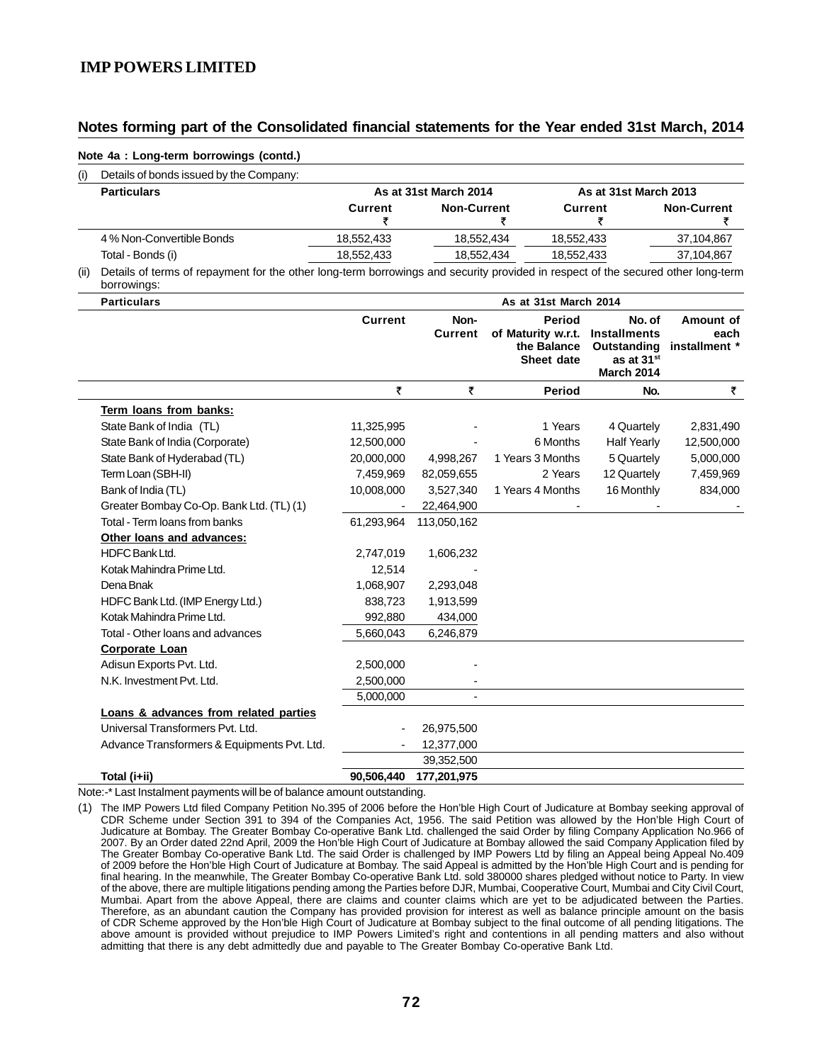## Notes forming part of the Consolidated financial statements for the Year ended 31st March, 2014

**Note 4a : Long-term borrowings (contd.)**

(i) Details of bonds issued by the Company:

| Particulars | As at 31st March 2014 | | As at 31st March 2013 | |
|---|---|---|---|---|
| | Current ₹ | Non-Current ₹ | Current ₹ | Non-Current ₹ |
| 4 % Non-Convertible Bonds | 18,552,433 | 18,552,434 | 18,552,433 | 37,104,867 |
| Total - Bonds (i) | 18,552,433 | 18,552,434 | 18,552,433 | 37,104,867 |

(ii) Details of terms of repayment for the other long-term borrowings and security provided in respect of the secured other long-term borrowings:

| Particulars | As at 31st March 2014 | | | | |
|---|---|---|---|---|---|
| | Current | Non-Current | Period of Maturity w.r.t. the Balance Sheet date | No. of Installments Outstanding as at 31st March 2014 | Amount of each installment * |
| | ₹ | ₹ | Period | No. | ₹ |
| **Term loans from banks:** | | | | | |
| State Bank of India (TL) | 11,325,995 | - | 1 Years | 4 Quartely | 2,831,490 |
| State Bank of India (Corporate) | 12,500,000 | - | 6 Months | Half Yearly | 12,500,000 |
| State Bank of Hyderabad (TL) | 20,000,000 | 4,998,267 | 1 Years 3 Months | 5 Quartely | 5,000,000 |
| Term Loan (SBH-II) | 7,459,969 | 82,059,655 | 2 Years | 12 Quartely | 7,459,969 |
| Bank of India (TL) | 10,008,000 | 3,527,340 | 1 Years 4 Months | 16 Monthly | 834,000 |
| Greater Bombay Co-Op. Bank Ltd. (TL) (1) | - | 22,464,900 | - | - | - |
| Total - Term loans from banks | 61,293,964 | 113,050,162 | | | |
| **Other loans and advances:** | | | | | |
| HDFC Bank Ltd. | 2,747,019 | 1,606,232 | | | |
| Kotak Mahindra Prime Ltd. | 12,514 | - | | | |
| Dena Bnak | 1,068,907 | 2,293,048 | | | |
| HDFC Bank Ltd. (IMP Energy Ltd.) | 838,723 | 1,913,599 | | | |
| Kotak Mahindra Prime Ltd. | 992,880 | 434,000 | | | |
| Total - Other loans and advances | 5,660,043 | 6,246,879 | | | |
| **Corporate Loan** | | | | | |
| Adisun Exports Pvt. Ltd. | 2,500,000 | - | | | |
| N.K. Investment Pvt. Ltd. | 2,500,000 | - | | | |
| | 5,000,000 | - | | | |
| **Loans & advances from related parties** | | | | | |
| Universal Transformers Pvt. Ltd. | - | 26,975,500 | | | |
| Advance Transformers & Equipments Pvt. Ltd. | - | 12,377,000 | | | |
| | | 39,352,500 | | | |
| **Total (i+ii)** | **90,506,440** | **177,201,975** | | | |

Note:-* Last Instalment payments will be of balance amount outstanding.

(1) The IMP Powers Ltd filed Company Petition No.395 of 2006 before the Hon'ble High Court of Judicature at Bombay seeking approval of CDR Scheme under Section 391 to 394 of the Companies Act, 1956. The said Petition was allowed by the Hon'ble High Court of Judicature at Bombay. The Greater Bombay Co-operative Bank Ltd. challenged the said Order by filing Company Application No.966 of 2007. By an Order dated 22nd April, 2009 the Hon'ble High Court of Judicature at Bombay allowed the said Company Application filed by The Greater Bombay Co-operative Bank Ltd. The said Order is challenged by IMP Powers Ltd by filing an Appeal being Appeal No.409 of 2009 before the Hon'ble High Court of Judicature at Bombay. The said Appeal is admitted by the Hon'ble High Court and is pending for final hearing. In the meanwhile, The Greater Bombay Co-operative Bank Ltd. sold 380000 shares pledged without notice to Party. In view of the above, there are multiple litigations pending among the Parties before DJR, Mumbai, Cooperative Court, Mumbai and City Civil Court, Mumbai. Apart from the above Appeal, there are claims and counter claims which are yet to be adjudicated between the Parties. Therefore, as an abundant caution the Company has provided provision for interest as well as balance principle amount on the basis of CDR Scheme approved by the Hon'ble High Court of Judicature at Bombay subject to the final outcome of all pending litigations. The above amount is provided without prejudice to IMP Powers Limited's right and contentions in all pending matters and also without admitting that there is any debt admittedly due and payable to The Greater Bombay Co-operative Bank Ltd.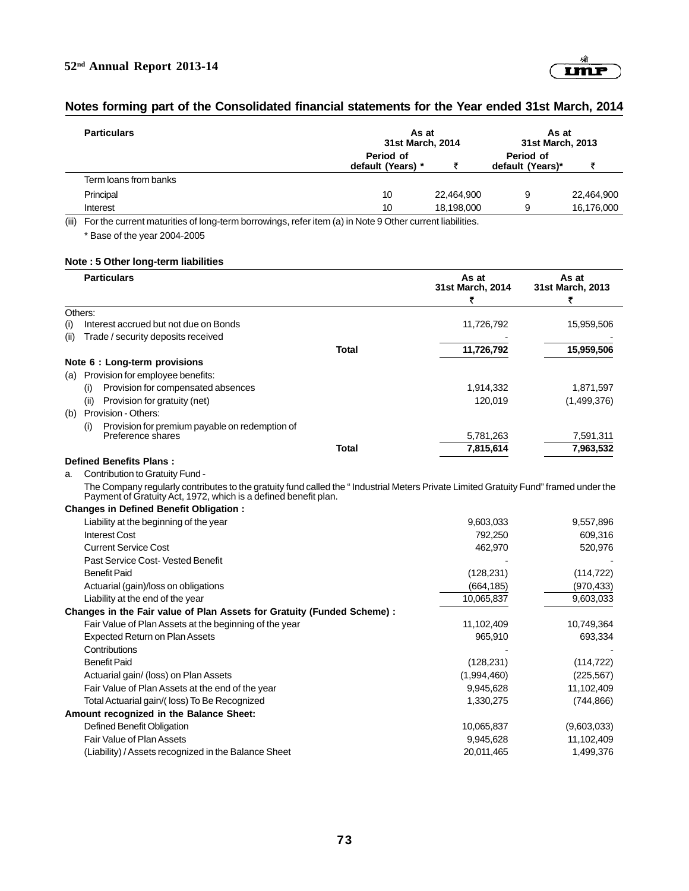## Notes forming part of the Consolidated financial statements for the Year ended 31st March, 2014

| Particulars | As at 31st March, 2014 | | As at 31st March, 2013 | |
|---|---|---|---|---|
| | Period of default (Years) * | ₹ | Period of default (Years)* | ₹ |
| Term loans from banks | | | | |
| Principal | 10 | 22,464,900 | 9 | 22,464,900 |
| Interest | 10 | 18,198,000 | 9 | 16,176,000 |

(iii) For the current maturities of long-term borrowings, refer item (a) in Note 9 Other current liabilities.

\* Base of the year 2004-2005

### Note : 5 Other long-term liabilities

| Particulars | | As at 31st March, 2014 ₹ | As at 31st March, 2013 ₹ |
|---|---|---|---|
| Others: | | | |
| (i) Interest accrued but not due on Bonds | | 11,726,792 | 15,959,506 |
| (ii) Trade / security deposits received | | - | - |
| | **Total** | **11,726,792** | **15,959,506** |

### Note 6 : Long-term provisions

| Particulars | | As at 31st March, 2014 ₹ | As at 31st March, 2013 ₹ |
|---|---|---|---|
| (a) Provision for employee benefits: | | | |
| (i) Provision for compensated absences | | 1,914,332 | 1,871,597 |
| (ii) Provision for gratuity (net) | | 120,019 | (1,499,376) |
| (b) Provision - Others: | | | |
| (i) Provision for premium payable on redemption of Preference shares | | 5,781,263 | 7,591,311 |
| | **Total** | **7,815,614** | **7,963,532** |

**Defined Benefits Plans :**

a. Contribution to Gratuity Fund -

The Company regularly contributes to the gratuity fund called the " Industrial Meters Private Limited Gratuity Fund" framed under the Payment of Gratuity Act, 1972, which is a defined benefit plan.

| Particulars | As at 31st March, 2014 ₹ | As at 31st March, 2013 ₹ |
|---|---|---|
| **Changes in Defined Benefit Obligation :** | | |
| Liability at the beginning of the year | 9,603,033 | 9,557,896 |
| Interest Cost | 792,250 | 609,316 |
| Current Service Cost | 462,970 | 520,976 |
| Past Service Cost- Vested Benefit | - | - |
| Benefit Paid | (128,231) | (114,722) |
| Actuarial (gain)/loss on obligations | (664,185) | (970,433) |
| Liability at the end of the year | 10,065,837 | 9,603,033 |
| **Changes in the Fair value of Plan Assets for Gratuity (Funded Scheme) :** | | |
| Fair Value of Plan Assets at the beginning of the year | 11,102,409 | 10,749,364 |
| Expected Return on Plan Assets | 965,910 | 693,334 |
| Contributions | - | - |
| Benefit Paid | (128,231) | (114,722) |
| Actuarial gain/ (loss) on Plan Assets | (1,994,460) | (225,567) |
| Fair Value of Plan Assets at the end of the year | 9,945,628 | 11,102,409 |
| Total Actuarial gain/( loss) To Be Recognized | 1,330,275 | (744,866) |
| **Amount recognized in the Balance Sheet:** | | |
| Defined Benefit Obligation | 10,065,837 | (9,603,033) |
| Fair Value of Plan Assets | 9,945,628 | 11,102,409 |
| (Liability) / Assets recognized in the Balance Sheet | 20,011,465 | 1,499,376 |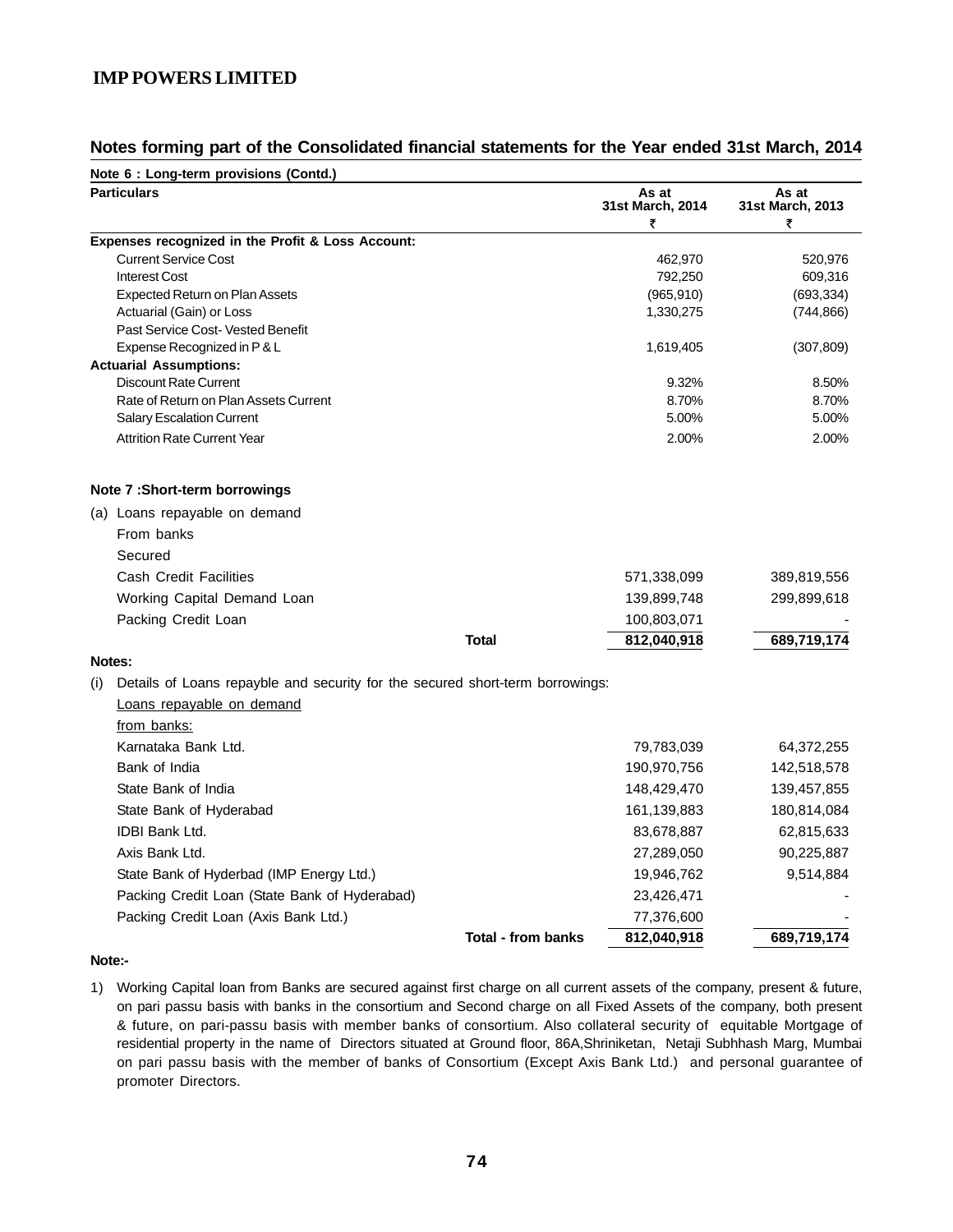## Notes forming part of the Consolidated financial statements for the Year ended 31st March, 2014

**Note 6 : Long-term provisions (Contd.)**

| Particulars | As at 31st March, 2014 ₹ | As at 31st March, 2013 ₹ |
|---|---|---|
| **Expenses recognized in the Profit & Loss Account:** | | |
| Current Service Cost | 462,970 | 520,976 |
| Interest Cost | 792,250 | 609,316 |
| Expected Return on Plan Assets | (965,910) | (693,334) |
| Actuarial (Gain) or Loss | 1,330,275 | (744,866) |
| Past Service Cost- Vested Benefit | | |
| Expense Recognized in P & L | 1,619,405 | (307,809) |
| **Actuarial Assumptions:** | | |
| Discount Rate Current | 9.32% | 8.50% |
| Rate of Return on Plan Assets Current | 8.70% | 8.70% |
| Salary Escalation Current | 5.00% | 5.00% |
| Attrition Rate Current Year | 2.00% | 2.00% |

**Note 7 :Short-term borrowings**

| Particulars | As at 31st March, 2014 ₹ | As at 31st March, 2013 ₹ |
|---|---|---|
| (a) Loans repayable on demand | | |
| From banks | | |
| Secured | | |
| Cash Credit Facilities | 571,338,099 | 389,819,556 |
| Working Capital Demand Loan | 139,899,748 | 299,899,618 |
| Packing Credit Loan | 100,803,071 | - |
| **Total** | **812,040,918** | **689,719,174** |

**Notes:**

(i) Details of Loans repayble and security for the secured short-term borrowings:

| Particulars | As at 31st March, 2014 ₹ | As at 31st March, 2013 ₹ |
|---|---|---|
| Loans repayable on demand from banks: | | |
| Karnataka Bank Ltd. | 79,783,039 | 64,372,255 |
| Bank of India | 190,970,756 | 142,518,578 |
| State Bank of India | 148,429,470 | 139,457,855 |
| State Bank of Hyderabad | 161,139,883 | 180,814,084 |
| IDBI Bank Ltd. | 83,678,887 | 62,815,633 |
| Axis Bank Ltd. | 27,289,050 | 90,225,887 |
| State Bank of Hyderbad (IMP Energy Ltd.) | 19,946,762 | 9,514,884 |
| Packing Credit Loan (State Bank of Hyderabad) | 23,426,471 | - |
| Packing Credit Loan (Axis Bank Ltd.) | 77,376,600 | - |
| **Total - from banks** | **812,040,918** | **689,719,174** |

**Note:-**

1) Working Capital loan from Banks are secured against first charge on all current assets of the company, present & future, on pari passu basis with banks in the consortium and Second charge on all Fixed Assets of the company, both present & future, on pari-passu basis with member banks of consortium. Also collateral security of equitable Mortgage of residential property in the name of Directors situated at Ground floor, 86A,Shriniketan, Netaji Subhhash Marg, Mumbai on pari passu basis with the member of banks of Consortium (Except Axis Bank Ltd.) and personal guarantee of promoter Directors.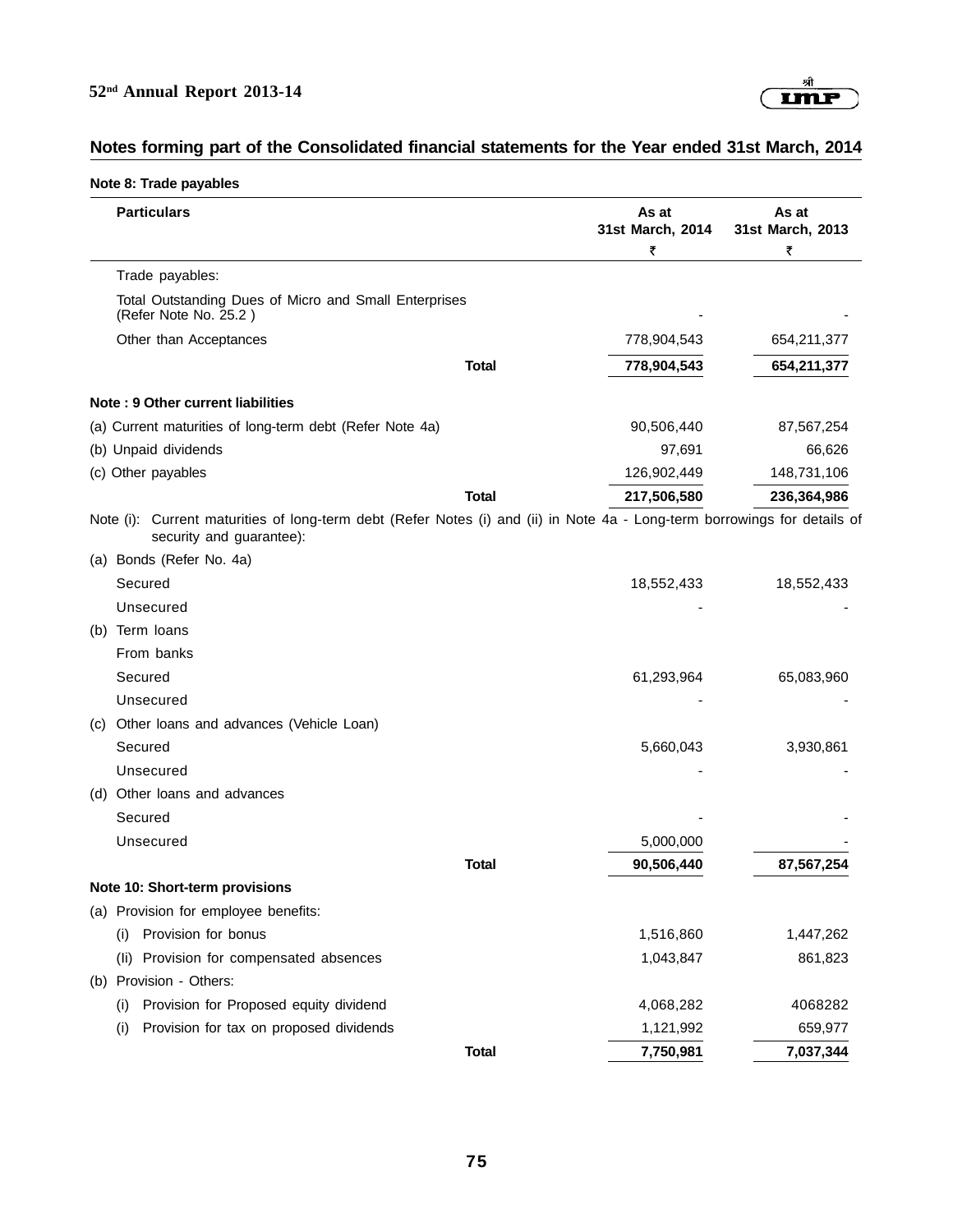## Notes forming part of the Consolidated financial statements for the Year ended 31st March, 2014

### Note 8: Trade payables

| Particulars | | As at 31st March, 2014 ₹ | As at 31st March, 2013 ₹ |
|---|---|---|---|
| Trade payables: | | | |
| Total Outstanding Dues of Micro and Small Enterprises (Refer Note No. 25.2 ) | | - | - |
| Other than Acceptances | | 778,904,543 | 654,211,377 |
| | **Total** | **778,904,543** | **654,211,377** |

### Note : 9 Other current liabilities

| Particulars | | As at 31st March, 2014 ₹ | As at 31st March, 2013 ₹ |
|---|---|---|---|
| (a) Current maturities of long-term debt (Refer Note 4a) | | 90,506,440 | 87,567,254 |
| (b) Unpaid dividends | | 97,691 | 66,626 |
| (c) Other payables | | 126,902,449 | 148,731,106 |
| | **Total** | **217,506,580** | **236,364,986** |

Note (i): Current maturities of long-term debt (Refer Notes (i) and (ii) in Note 4a - Long-term borrowings for details of security and guarantee):

| Particulars | | As at 31st March, 2014 ₹ | As at 31st March, 2013 ₹ |
|---|---|---|---|
| (a) Bonds (Refer No. 4a) | | | |
| Secured | | 18,552,433 | 18,552,433 |
| Unsecured | | - | - |
| (b) Term loans | | | |
| From banks | | | |
| Secured | | 61,293,964 | 65,083,960 |
| Unsecured | | - | - |
| (c) Other loans and advances (Vehicle Loan) | | | |
| Secured | | 5,660,043 | 3,930,861 |
| Unsecured | | - | - |
| (d) Other loans and advances | | | |
| Secured | | - | - |
| Unsecured | | 5,000,000 | - |
| | **Total** | **90,506,440** | **87,567,254** |

### Note 10: Short-term provisions

| Particulars | | As at 31st March, 2014 ₹ | As at 31st March, 2013 ₹ |
|---|---|---|---|
| (a) Provision for employee benefits: | | | |
| (i) Provision for bonus | | 1,516,860 | 1,447,262 |
| (Ii) Provision for compensated absences | | 1,043,847 | 861,823 |
| (b) Provision - Others: | | | |
| (i) Provision for Proposed equity dividend | | 4,068,282 | 4068282 |
| (i) Provision for tax on proposed dividends | | 1,121,992 | 659,977 |
| | **Total** | **7,750,981** | **7,037,344** |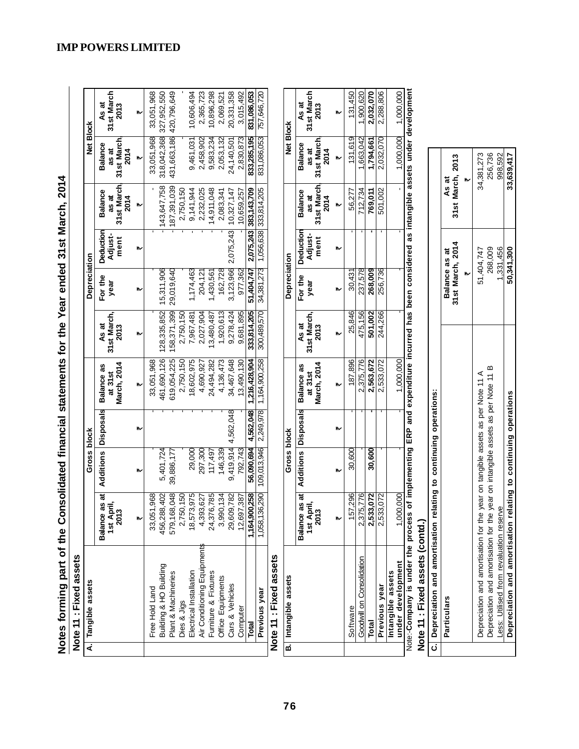## IMP POWERS LIMITED

# Notes forming part of the Consolidated financial statements for the Year ended 31st March, 2014

### Note 11 : Fixed assets

**A. Tangible assets**

| Tangible assets | Gross block | | | | Depreciation | | | | Net Block | |
|---|---|---|---|---|---|---|---|---|---|---|
| | Balance as at 1st April, 2013 | Additions | Disposals | Balance as at 31st March, 2014 | As at 31st March, 2013 | For the year | Deduction Adjust-ment | Balance as at 31st March, 2014 | Balance as at 31st March, 2014 | As at 31st March 2013 |
| | ₹ | ₹ | ₹ | ₹ | ₹ | ₹ | ₹ | ₹ | ₹ | ₹ |
| Free Hold Land | 33,051,968 | - | - | 33,051,968 | - | - | - | - | 33,051,968 | 33,051,968 |
| Building & HO Building | 456,288,402 | 5,401,724 | - | 461,690,126 | 128,335,852 | 15,311,906 | - | 143,647,758 | 318,042,368 | 327,952,550 |
| Plant & Machineries | 579,168,048 | 39,886,177 | - | 619,054,225 | 158,371,399 | 29,019,640 | - | 187,391,039 | 431,663,186 | 420,796,649 |
| Dies & Jigs | 2,750,150 | - | - | 2,750,150 | 2,750,150 | - | - | 2,750,150 | - | - |
| Electrical Installation | 18,573,975 | 29,000 | - | 18,602,975 | 7,967,481 | 1,174,463 | - | 9,141,944 | 9,461,031 | 10,606,494 |
| Air Conditioning Equipments | 4,393,627 | 297,300 | - | 4,690,927 | 2,027,904 | 204,121 | - | 2,232,025 | 2,458,902 | 2,365,723 |
| Furniture & Fixtures | 24,376,785 | 117,497 | - | 24,494,282 | 13,480,487 | 1,430,561 | - | 14,911,048 | 9,583,234 | 10,896,298 |
| Office Equipments | 3,990,134 | 146,339 | - | 4,136,473 | 1,920,613 | 162,728 | - | 2,083,341 | 2,053,132 | 2,069,521 |
| Cars & Vehicles | 29,609,782 | 9,419,914 | 4,562,048 | 34,467,648 | 9,278,424 | 3,123,966 | 2,075,243 | 10,327,147 | 24,140,501 | 20,331,358 |
| Computer | 12,697,387 | 792,743 | - | 13,490,130 | 9,681,895 | 977,362 | - | 10,659,257 | 2,830,873 | 3,015,492 |
| **Total** | **1,164,900,258** | **56,090,694** | **4,562,048** | **1,216,428,904** | **333,814,205** | **51,404,747** | **2,075,243** | **383,143,709** | **833,285,195** | **831,086,053** |
| **Previous year** | 1,058,136,290 | 109,013,946 | 2,249,978 | 1,164,900,258 | 300,489,570 | 34,381,273 | 1,056,638 | 333,814,205 | 831,086,053 | 757,646,720 |

### Note 11 : Fixed assets

**B. Intangible assets**

| Intangible assets | Gross block | | | | Depreciation | | | | Net Block | |
|---|---|---|---|---|---|---|---|---|---|---|
| | Balance as at 1st April, 2013 | Additions | Disposals | Balance as at 31st March, 2014 | As at 31st March, 2013 | For the year | Deduction Adjust-ment | Balance as at 31st March, 2014 | Balance as at 31st March, 2014 | As at 31st March 2013 |
| | ₹ | ₹ | ₹ | ₹ | ₹ | ₹ | ₹ | ₹ | ₹ | ₹ |
| Software | 157,296 | 30,600 | - | 187,896 | 25,846 | 30,431 | - | 56,277 | 131,619 | 131,450 |
| Goodwill on Consolidation | 2,375,776 | - | - | 2,375,776 | 475,156 | 237,578 | - | 712,734 | 1,663,042 | 1,900,620 |
| **Total** | **2,533,072** | **30,600** | **-** | **2,563,672** | **501,002** | **268,009** | **-** | **769,011** | **1,794,661** | **2,032,070** |
| **Previous year** | 2,533,072 | - | - | 2,533,072 | 244,266 | 256,736 | - | 501,002 | 2,032,070 | 2,288,806 |
| **Intangible assets under development** | 1,000,000 | - | - | 1,000,000 | - | - | - | - | 1,000,000 | 1,000,000 |

Note:-**Company is under the process of implementing ERP and expenditure incurred has been considered as intangible assets under development**

### Note 11 : Fixed assets (contd.)

**C. Depreciation and amortisation relating to continuing operations:**

| Particulars | Balance as at 31st March, 2014 | As at 31st March, 2013 |
|---|---|---|
| | ₹ | ₹ |
| Depreciation and amortisation for the year on tangible assets as per Note 11 A | 51,404,747 | 34,381,273 |
| Depreciation and amortisation for the year on intangible assets as per Note 11 B | 268,009 | 256,736 |
| Less: Utilised from revaluation reserve | 1,331,456 | 998,592 |
| **Depreciation and amortisation relating to continuing operations** | **50,341,300** | **33,639,417** |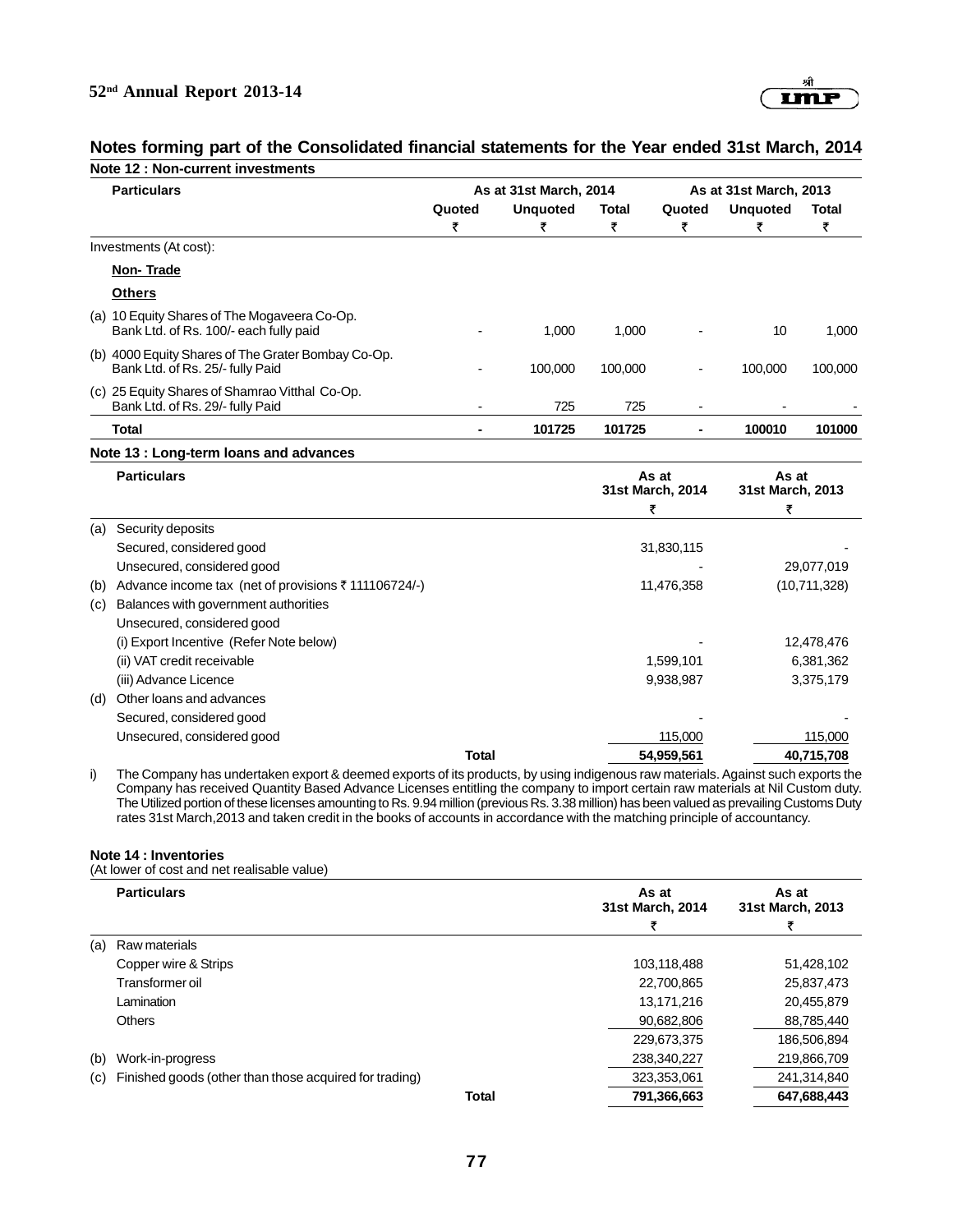## Notes forming part of the Consolidated financial statements for the Year ended 31st March, 2014

### Note 12 : Non-current investments

| Particulars | As at 31st March, 2014 | | | As at 31st March, 2013 | | |
|---|---|---|---|---|---|---|
| | Quoted | Unquoted | Total | Quoted | Unquoted | Total |
| | ₹ | ₹ | ₹ | ₹ | ₹ | ₹ |
| Investments (At cost): | | | | | | |
| **Non- Trade** | | | | | | |
| **Others** | | | | | | |
| (a) 10 Equity Shares of The Mogaveera Co-Op. Bank Ltd. of Rs. 100/- each fully paid | - | 1,000 | 1,000 | - | 10 | 1,000 |
| (b) 4000 Equity Shares of The Grater Bombay Co-Op. Bank Ltd. of Rs. 25/- fully Paid | - | 100,000 | 100,000 | - | 100,000 | 100,000 |
| (c) 25 Equity Shares of Shamrao Vitthal Co-Op. Bank Ltd. of Rs. 29/- fully Paid | - | 725 | 725 | - | - | - |
| **Total** | **-** | **101725** | **101725** | **-** | **100010** | **101000** |

### Note 13 : Long-term loans and advances

| | Particulars | As at 31st March, 2014 | As at 31st March, 2013 |
|---|---|---|---|
| | | ₹ | ₹ |
| (a) | Security deposits | | |
| | Secured, considered good | 31,830,115 | - |
| | Unsecured, considered good | - | 29,077,019 |
| (b) | Advance income tax (net of provisions ₹ 111106724/-) | 11,476,358 | (10,711,328) |
| (c) | Balances with government authorities | | |
| | Unsecured, considered good | | |
| | (i) Export Incentive (Refer Note below) | - | 12,478,476 |
| | (ii) VAT credit receivable | 1,599,101 | 6,381,362 |
| | (iii) Advance Licence | 9,938,987 | 3,375,179 |
| (d) | Other loans and advances | | |
| | Secured, considered good | - | - |
| | Unsecured, considered good | 115,000 | 115,000 |
| | **Total** | **54,959,561** | **40,715,708** |

i) The Company has undertaken export & deemed exports of its products, by using indigenous raw materials. Against such exports the Company has received Quantity Based Advance Licenses entitling the company to import certain raw materials at Nil Custom duty. The Utilized portion of these licenses amounting to Rs. 9.94 million (previous Rs. 3.38 million) has been valued as prevailing Customs Duty rates 31st March,2013 and taken credit in the books of accounts in accordance with the matching principle of accountancy.

### Note 14 : Inventories

(At lower of cost and net realisable value)

| | Particulars | As at 31st March, 2014 | As at 31st March, 2013 |
|---|---|---|---|
| | | ₹ | ₹ |
| (a) | Raw materials | | |
| | Copper wire & Strips | 103,118,488 | 51,428,102 |
| | Transformer oil | 22,700,865 | 25,837,473 |
| | Lamination | 13,171,216 | 20,455,879 |
| | Others | 90,682,806 | 88,785,440 |
| | | 229,673,375 | 186,506,894 |
| (b) | Work-in-progress | 238,340,227 | 219,866,709 |
| (c) | Finished goods (other than those acquired for trading) | 323,353,061 | 241,314,840 |
| | **Total** | **791,366,663** | **647,688,443** |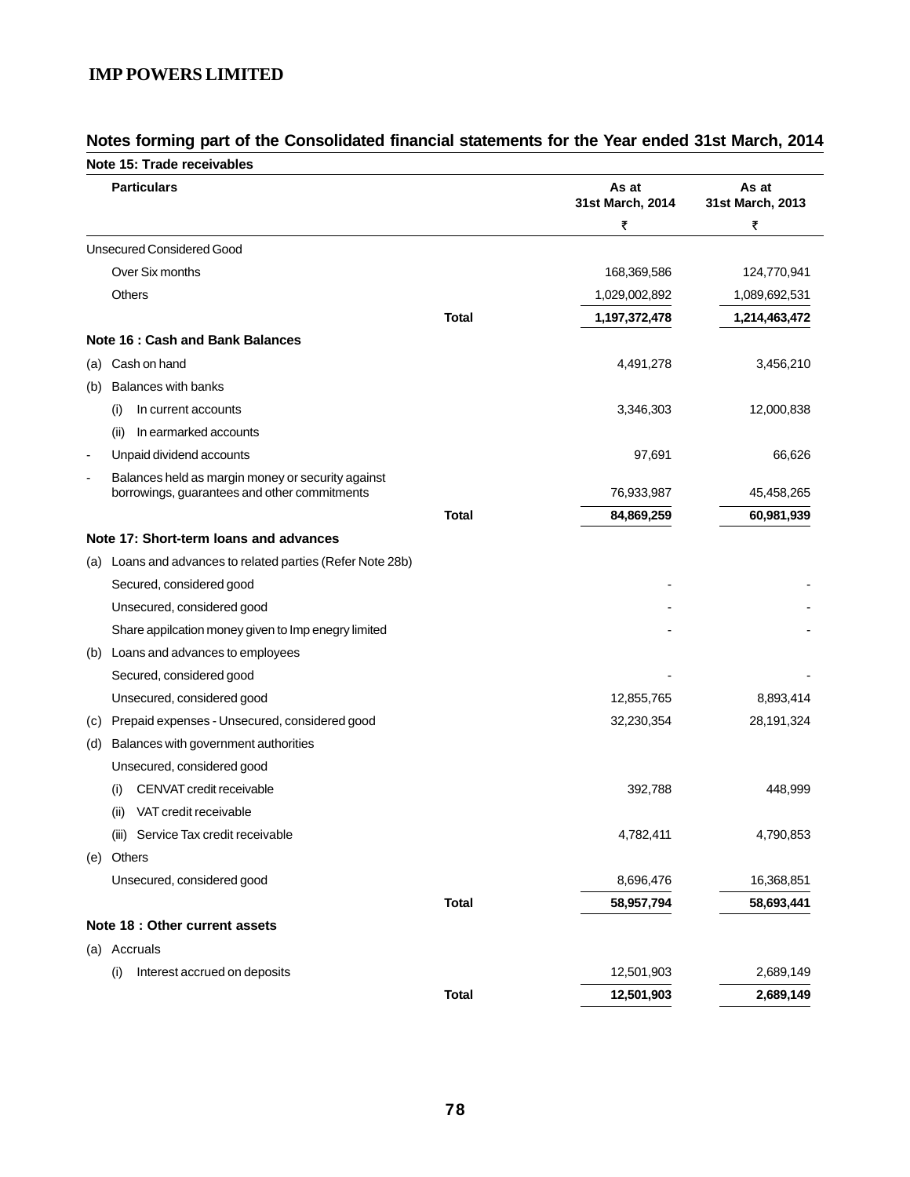## Notes forming part of the Consolidated financial statements for the Year ended 31st March, 2014

### Note 15: Trade receivables

| Particulars | | As at 31st March, 2014 | As at 31st March, 2013 |
|---|---|---|---|
| | | ₹ | ₹ |
| Unsecured Considered Good | | | |
| Over Six months | | 168,369,586 | 124,770,941 |
| Others | | 1,029,002,892 | 1,089,692,531 |
| | **Total** | **1,197,372,478** | **1,214,463,472** |

### Note 16 : Cash and Bank Balances

| Particulars | | As at 31st March, 2014 | As at 31st March, 2013 |
|---|---|---|---|
| (a) Cash on hand | | 4,491,278 | 3,456,210 |
| (b) Balances with banks | | | |
| (i) In current accounts | | 3,346,303 | 12,000,838 |
| (ii) In earmarked accounts | | | |
| - Unpaid dividend accounts | | 97,691 | 66,626 |
| - Balances held as margin money or security against borrowings, guarantees and other commitments | | 76,933,987 | 45,458,265 |
| | **Total** | **84,869,259** | **60,981,939** |

### Note 17: Short-term loans and advances

| Particulars | | As at 31st March, 2014 | As at 31st March, 2013 |
|---|---|---|---|
| (a) Loans and advances to related parties (Refer Note 28b) | | | |
| Secured, considered good | | - | - |
| Unsecured, considered good | | - | - |
| Share appilcation money given to Imp enegry limited | | - | - |
| (b) Loans and advances to employees | | | |
| Secured, considered good | | - | - |
| Unsecured, considered good | | 12,855,765 | 8,893,414 |
| (c) Prepaid expenses - Unsecured, considered good | | 32,230,354 | 28,191,324 |
| (d) Balances with government authorities | | | |
| Unsecured, considered good | | | |
| (i) CENVAT credit receivable | | 392,788 | 448,999 |
| (ii) VAT credit receivable | | | |
| (iii) Service Tax credit receivable | | 4,782,411 | 4,790,853 |
| (e) Others | | | |
| Unsecured, considered good | | 8,696,476 | 16,368,851 |
| | **Total** | **58,957,794** | **58,693,441** |

### Note 18 : Other current assets

| Particulars | | As at 31st March, 2014 | As at 31st March, 2013 |
|---|---|---|---|
| (a) Accruals | | | |
| (i) Interest accrued on deposits | | 12,501,903 | 2,689,149 |
| | **Total** | **12,501,903** | **2,689,149** |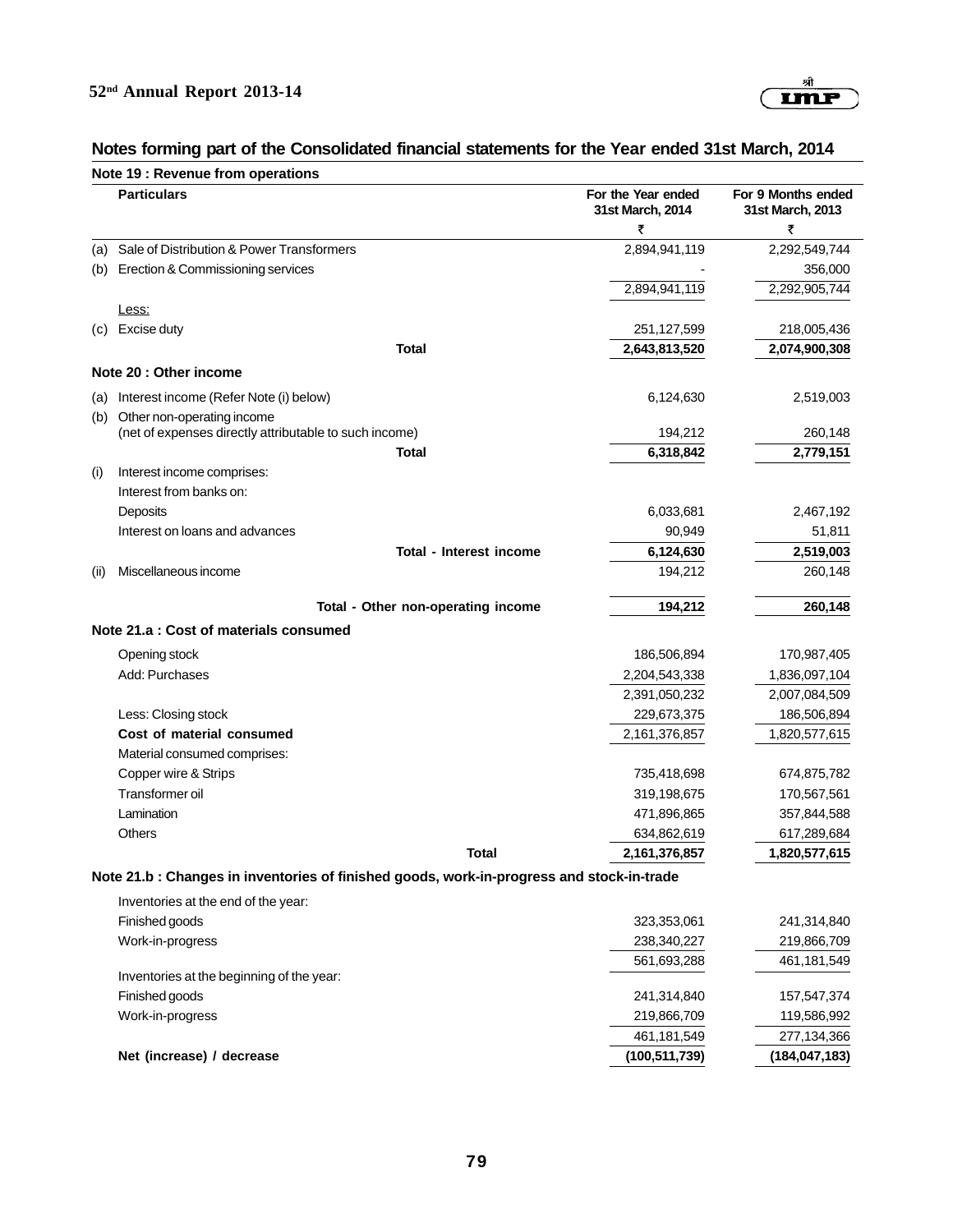## Notes forming part of the Consolidated financial statements for the Year ended 31st March, 2014

### Note 19 : Revenue from operations

| | Particulars | For the Year ended 31st March, 2014 ₹ | For 9 Months ended 31st March, 2013 ₹ |
|---|---|---|---|
| (a) | Sale of Distribution & Power Transformers | 2,894,941,119 | 2,292,549,744 |
| (b) | Erection & Commissioning services | - | 356,000 |
| | | 2,894,941,119 | 2,292,905,744 |
| | Less: | | |
| (c) | Excise duty | 251,127,599 | 218,005,436 |
| | **Total** | **2,643,813,520** | **2,074,900,308** |

### Note 20 : Other income

| | Particulars | For the Year ended 31st March, 2014 ₹ | For 9 Months ended 31st March, 2013 ₹ |
|---|---|---|---|
| (a) | Interest income (Refer Note (i) below) | 6,124,630 | 2,519,003 |
| (b) | Other non-operating income (net of expenses directly attributable to such income) | 194,212 | 260,148 |
| | **Total** | **6,318,842** | **2,779,151** |
| (i) | Interest income comprises: | | |
| | Interest from banks on: | | |
| | Deposits | 6,033,681 | 2,467,192 |
| | Interest on loans and advances | 90,949 | 51,811 |
| | **Total - Interest income** | **6,124,630** | **2,519,003** |
| (ii) | Miscellaneous income | 194,212 | 260,148 |
| | **Total - Other non-operating income** | **194,212** | **260,148** |

### Note 21.a : Cost of materials consumed

| Particulars | For the Year ended 31st March, 2014 ₹ | For 9 Months ended 31st March, 2013 ₹ |
|---|---|---|
| Opening stock | 186,506,894 | 170,987,405 |
| Add: Purchases | 2,204,543,338 | 1,836,097,104 |
| | 2,391,050,232 | 2,007,084,509 |
| Less: Closing stock | 229,673,375 | 186,506,894 |
| **Cost of material consumed** | 2,161,376,857 | 1,820,577,615 |
| Material consumed comprises: | | |
| Copper wire & Strips | 735,418,698 | 674,875,782 |
| Transformer oil | 319,198,675 | 170,567,561 |
| Lamination | 471,896,865 | 357,844,588 |
| Others | 634,862,619 | 617,289,684 |
| **Total** | **2,161,376,857** | **1,820,577,615** |

### Note 21.b : Changes in inventories of finished goods, work-in-progress and stock-in-trade

| Particulars | For the Year ended 31st March, 2014 ₹ | For 9 Months ended 31st March, 2013 ₹ |
|---|---|---|
| Inventories at the end of the year: | | |
| Finished goods | 323,353,061 | 241,314,840 |
| Work-in-progress | 238,340,227 | 219,866,709 |
| | 561,693,288 | 461,181,549 |
| Inventories at the beginning of the year: | | |
| Finished goods | 241,314,840 | 157,547,374 |
| Work-in-progress | 219,866,709 | 119,586,992 |
| | 461,181,549 | 277,134,366 |
| **Net (increase) / decrease** | **(100,511,739)** | **(184,047,183)** |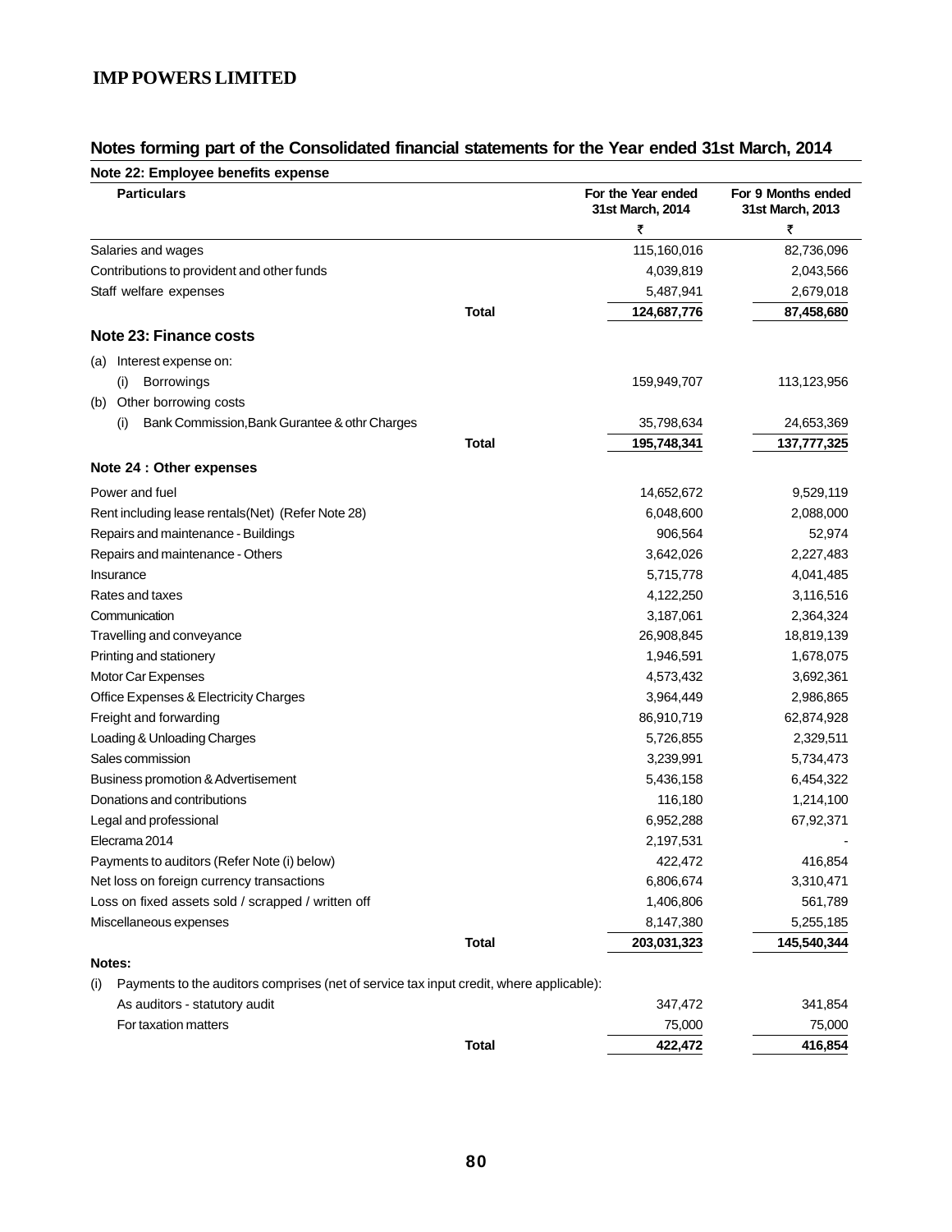# Notes forming part of the Consolidated financial statements for the Year ended 31st March, 2014

### Note 22: Employee benefits expense

| Particulars | | For the Year ended 31st March, 2014 | For 9 Months ended 31st March, 2013 |
|---|---|---|---|
| | | ₹ | ₹ |
| Salaries and wages | | 115,160,016 | 82,736,096 |
| Contributions to provident and other funds | | 4,039,819 | 2,043,566 |
| Staff welfare expenses | | 5,487,941 | 2,679,018 |
| | **Total** | **124,687,776** | **87,458,680** |

### Note 23: Finance costs

| Particulars | | For the Year ended 31st March, 2014 | For 9 Months ended 31st March, 2013 |
|---|---|---|---|
| (a) Interest expense on: | | | |
| (i) Borrowings | | 159,949,707 | 113,123,956 |
| (b) Other borrowing costs | | | |
| (i) Bank Commission,Bank Gurantee & othr Charges | | 35,798,634 | 24,653,369 |
| | **Total** | **195,748,341** | **137,777,325** |

### Note 24 : Other expenses

| Particulars | | For the Year ended 31st March, 2014 | For 9 Months ended 31st March, 2013 |
|---|---|---|---|
| Power and fuel | | 14,652,672 | 9,529,119 |
| Rent including lease rentals(Net) (Refer Note 28) | | 6,048,600 | 2,088,000 |
| Repairs and maintenance - Buildings | | 906,564 | 52,974 |
| Repairs and maintenance - Others | | 3,642,026 | 2,227,483 |
| Insurance | | 5,715,778 | 4,041,485 |
| Rates and taxes | | 4,122,250 | 3,116,516 |
| Communication | | 3,187,061 | 2,364,324 |
| Travelling and conveyance | | 26,908,845 | 18,819,139 |
| Printing and stationery | | 1,946,591 | 1,678,075 |
| Motor Car Expenses | | 4,573,432 | 3,692,361 |
| Office Expenses & Electricity Charges | | 3,964,449 | 2,986,865 |
| Freight and forwarding | | 86,910,719 | 62,874,928 |
| Loading & Unloading Charges | | 5,726,855 | 2,329,511 |
| Sales commission | | 3,239,991 | 5,734,473 |
| Business promotion & Advertisement | | 5,436,158 | 6,454,322 |
| Donations and contributions | | 116,180 | 1,214,100 |
| Legal and professional | | 6,952,288 | 67,92,371 |
| Elecrama 2014 | | 2,197,531 | - |
| Payments to auditors (Refer Note (i) below) | | 422,472 | 416,854 |
| Net loss on foreign currency transactions | | 6,806,674 | 3,310,471 |
| Loss on fixed assets sold / scrapped / written off | | 1,406,806 | 561,789 |
| Miscellaneous expenses | | 8,147,380 | 5,255,185 |
| | **Total** | **203,031,323** | **145,540,344** |

**Notes:**

(i) Payments to the auditors comprises (net of service tax input credit, where applicable):

| Particulars | | For the Year ended 31st March, 2014 | For 9 Months ended 31st March, 2013 |
|---|---|---|---|
| As auditors - statutory audit | | 347,472 | 341,854 |
| For taxation matters | | 75,000 | 75,000 |
| | **Total** | **422,472** | **416,854** |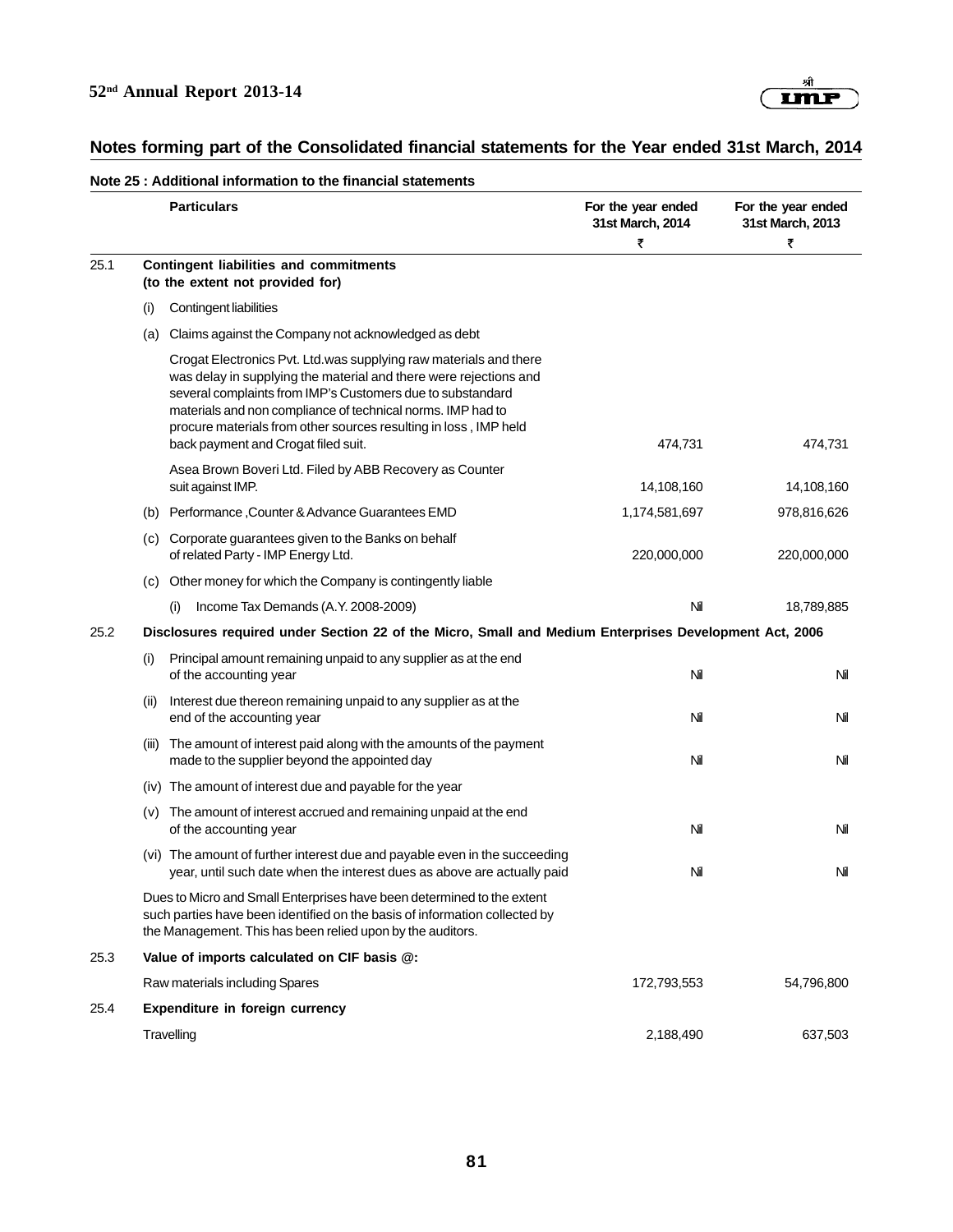## Notes forming part of the Consolidated financial statements for the Year ended 31st March, 2014

### Note 25 : Additional information to the financial statements

| | | Particulars | For the year ended 31st March, 2014 | For the year ended 31st March, 2013 |
|---|---|---|---|---|
| | | | ₹ | ₹ |
| 25.1 | | **Contingent liabilities and commitments (to the extent not provided for)** | | |
| | (i) | Contingent liabilities | | |
| | (a) | Claims against the Company not acknowledged as debt | | |
| | | Crogat Electronics Pvt. Ltd.was supplying raw materials and there was delay in supplying the material and there were rejections and several complaints from IMP's Customers due to substandard materials and non compliance of technical norms. IMP had to procure materials from other sources resulting in loss , IMP held back payment and Crogat filed suit. | 474,731 | 474,731 |
| | | Asea Brown Boveri Ltd. Filed by ABB Recovery as Counter suit against IMP. | 14,108,160 | 14,108,160 |
| | (b) | Performance ,Counter & Advance Guarantees EMD | 1,174,581,697 | 978,816,626 |
| | (c) | Corporate guarantees given to the Banks on behalf of related Party - IMP Energy Ltd. | 220,000,000 | 220,000,000 |
| | (c) | Other money for which the Company is contingently liable | | |
| | | (i) Income Tax Demands (A.Y. 2008-2009) | Nil | 18,789,885 |
| 25.2 | | **Disclosures required under Section 22 of the Micro, Small and Medium Enterprises Development Act, 2006** | | |
| | (i) | Principal amount remaining unpaid to any supplier as at the end of the accounting year | Nil | Nil |
| | (ii) | Interest due thereon remaining unpaid to any supplier as at the end of the accounting year | Nil | Nil |
| | (iii) | The amount of interest paid along with the amounts of the payment made to the supplier beyond the appointed day | Nil | Nil |
| | (iv) | The amount of interest due and payable for the year | | |
| | (v) | The amount of interest accrued and remaining unpaid at the end of the accounting year | Nil | Nil |
| | (vi) | The amount of further interest due and payable even in the succeeding year, until such date when the interest dues as above are actually paid | Nil | Nil |
| | | Dues to Micro and Small Enterprises have been determined to the extent such parties have been identified on the basis of information collected by the Management. This has been relied upon by the auditors. | | |
| 25.3 | | **Value of imports calculated on CIF basis @:** | | |
| | | Raw materials including Spares | 172,793,553 | 54,796,800 |
| 25.4 | | **Expenditure in foreign currency** | | |
| | | Travelling | 2,188,490 | 637,503 |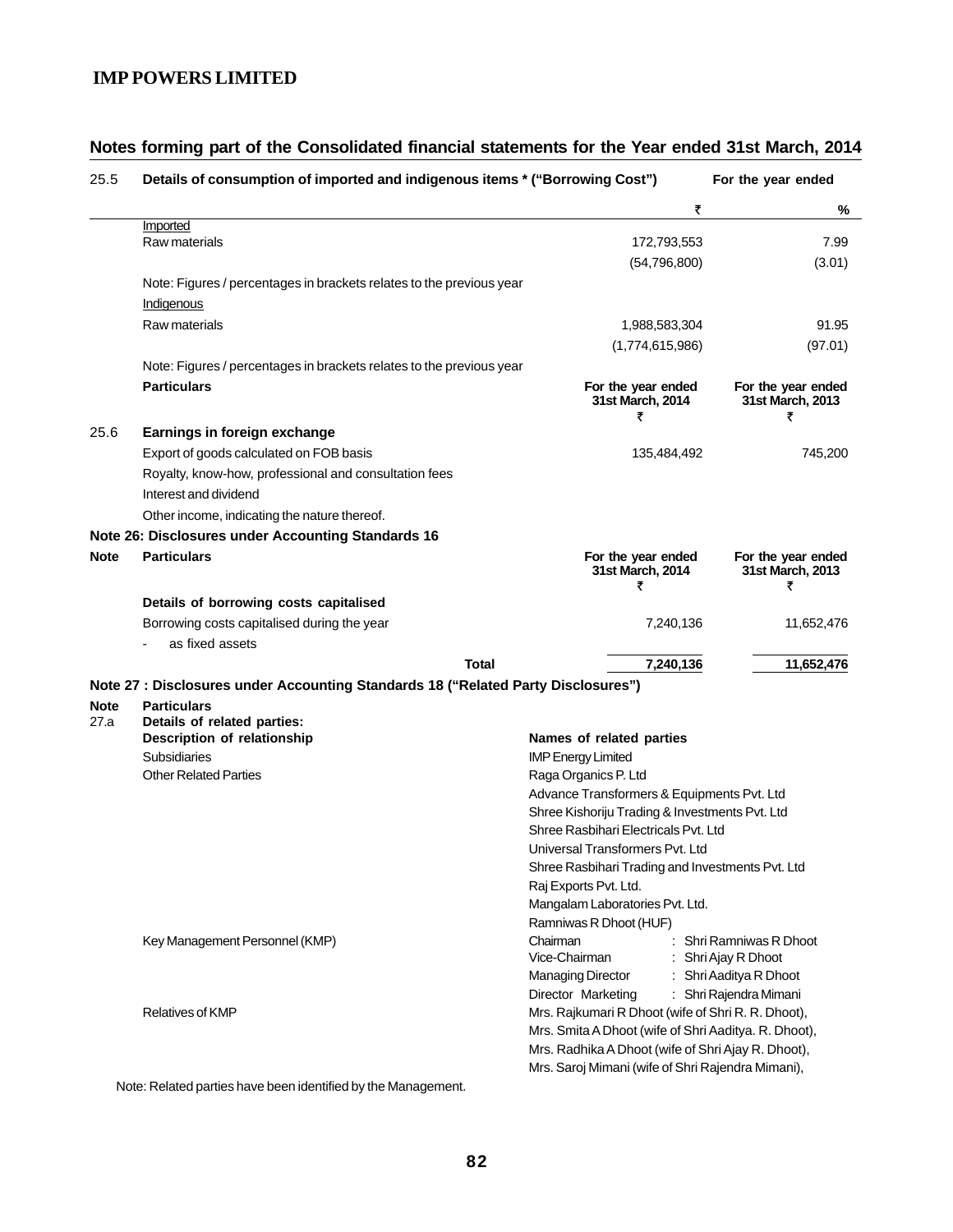## Notes forming part of the Consolidated financial statements for the Year ended 31st March, 2014

| 25.5 | Details of consumption of imported and indigenous items * ("Borrowing Cost") | For the year ended | |
|---|---|---|---|
| | | ₹ | % |
| | Imported | | |
| | Raw materials | 172,793,553 | 7.99 |
| | | (54,796,800) | (3.01) |
| | Note: Figures / percentages in brackets relates to the previous year | | |
| | Indigenous | | |
| | Raw materials | 1,988,583,304 | 91.95 |
| | | (1,774,615,986) | (97.01) |
| | Note: Figures / percentages in brackets relates to the previous year | | |

| | Particulars | For the year ended 31st March, 2014 ₹ | For the year ended 31st March, 2013 ₹ |
|---|---|---|---|
| 25.6 | **Earnings in foreign exchange** | | |
| | Export of goods calculated on FOB basis | 135,484,492 | 745,200 |
| | Royalty, know-how, professional and consultation fees | | |
| | Interest and dividend | | |
| | Other income, indicating the nature thereof. | | |

### Note 26: Disclosures under Accounting Standards 16

| Note | Particulars | For the year ended 31st March, 2014 ₹ | For the year ended 31st March, 2013 ₹ |
|---|---|---|---|
| | **Details of borrowing costs capitalised** | | |
| | Borrowing costs capitalised during the year | 7,240,136 | 11,652,476 |
| | - as fixed assets | | |
| | **Total** | **7,240,136** | **11,652,476** |

### Note 27 : Disclosures under Accounting Standards 18 ("Related Party Disclosures")

**Note 27.a** **Particulars**

**Details of related parties:**

| Description of relationship | Names of related parties |
|---|---|
| Subsidiaries | IMP Energy Limited |
| Other Related Parties | Raga Organics P. Ltd |
| | Advance Transformers & Equipments Pvt. Ltd |
| | Shree Kishoriju Trading & Investments Pvt. Ltd |
| | Shree Rasbihari Electricals Pvt. Ltd |
| | Universal Transformers Pvt. Ltd |
| | Shree Rasbihari Trading and Investments Pvt. Ltd |
| | Raj Exports Pvt. Ltd. |
| | Mangalam Laboratories Pvt. Ltd. |
| | Ramniwas R Dhoot (HUF) |
| Key Management Personnel (KMP) | Chairman : Shri Ramniwas R Dhoot |
| | Vice-Chairman : Shri Ajay R Dhoot |
| | Managing Director : Shri Aaditya R Dhoot |
| | Director Marketing : Shri Rajendra Mimani |
| Relatives of KMP | Mrs. Rajkumari R Dhoot (wife of Shri R. R. Dhoot), |
| | Mrs. Smita A Dhoot (wife of Shri Aaditya. R. Dhoot), |
| | Mrs. Radhika A Dhoot (wife of Shri Ajay R. Dhoot), |
| | Mrs. Saroj Mimani (wife of Shri Rajendra Mimani), |

Note: Related parties have been identified by the Management.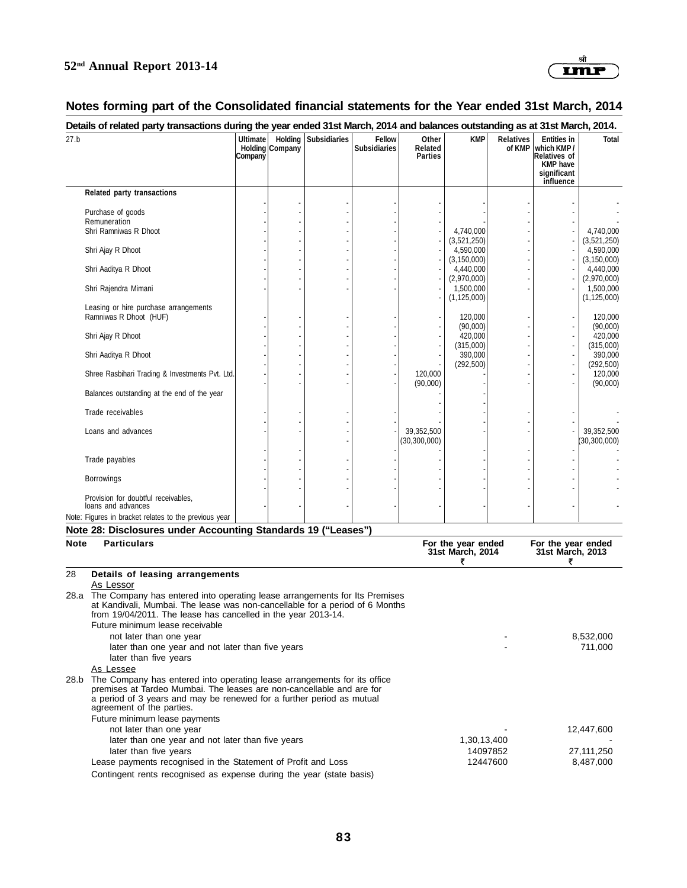## Notes forming part of the Consolidated financial statements for the Year ended 31st March, 2014

**Details of related party transactions during the year ended 31st March, 2014 and balances outstanding as at 31st March, 2014.**

| 27.b | Ultimate Holding Company | Holding Company | Subsidiaries | Fellow Subsidiaries | Other Related Parties | KMP | Relatives of KMP | Entities in which KMP / Relatives of KMP have significant influence | Total |
|---|---|---|---|---|---|---|---|---|---|
| **Related party transactions** | | | | | | | | | |
| | - | - | - | - | - | - | - | - | - |
| Purchase of goods | - | - | - | - | - | - | - | - | - |
| Remuneration | - | - | - | - | - | - | - | - | - |
| Shri Ramniwas R Dhoot | - | - | - | - | - | 4,740,000 | - | - | 4,740,000 |
| | - | - | - | - | - | (3,521,250) | - | - | (3,521,250) |
| Shri Ajay R Dhoot | - | - | - | - | - | 4,590,000 | - | - | 4,590,000 |
| | - | - | - | - | - | (3,150,000) | - | - | (3,150,000) |
| Shri Aaditya R Dhoot | - | - | - | - | - | 4,440,000 | - | - | 4,440,000 |
| | - | - | - | - | - | (2,970,000) | - | - | (2,970,000) |
| Shri Rajendra Mimani | - | - | - | - | - | 1,500,000 | - | - | 1,500,000 |
| | | | | | - | (1,125,000) | | | (1,125,000) |
| Leasing or hire purchase arrangements | | | | | | | | | |
| Ramniwas R Dhoot (HUF) | - | - | - | - | - | 120,000 | - | - | 120,000 |
| | - | - | - | - | - | (90,000) | - | - | (90,000) |
| Shri Ajay R Dhoot | - | - | - | - | - | 420,000 | - | - | 420,000 |
| | - | - | - | - | - | (315,000) | - | - | (315,000) |
| Shri Aaditya R Dhoot | - | - | - | - | - | 390,000 | - | - | 390,000 |
| | - | - | - | - | - | (292,500) | - | - | (292,500) |
| Shree Rasbihari Trading & Investments Pvt. Ltd. | - | - | - | - | 120,000 | - | - | - | 120,000 |
| | - | - | - | - | (90,000) | - | - | - | (90,000) |
| Balances outstanding at the end of the year | | | | | - | - | | | |
| | | | | | - | - | | | |
| Trade receivables | - | - | - | - | - | - | - | - | - |
| | - | - | - | - | - | - | - | - | - |
| Loans and advances | - | - | - | - | 39,352,500 | - | - | - | 39,352,500 |
| | | | - | | (30,300,000) | | | | (30,300,000) |
| | - | - | - | - | - | - | - | - | - |
| Trade payables | - | - | - | - | - | - | - | - | - |
| | - | - | - | - | - | - | - | - | - |
| Borrowings | - | - | - | - | - | - | - | - | - |
| | - | - | - | - | - | - | - | - | - |
| Provision for doubtful receivables, loans and advances | - | - | - | - | - | - | - | - | - |

Note: Figures in bracket relates to the previous year

### Note 28: Disclosures under Accounting Standards 19 ("Leases")

| Note | Particulars | For the year ended 31st March, 2014 ₹ | For the year ended 31st March, 2013 ₹ |
|---|---|---|---|
| 28 | **Details of leasing arrangements** | | |
| | As Lessor | | |
| 28.a | The Company has entered into operating lease arrangements for Its Premises at Kandivali, Mumbai. The lease was non-cancellable for a period of 6 Months from 19/04/2011. The lease has cancelled in the year 2013-14. | | |
| | Future minimum lease receivable | | |
| | not later than one year | - | 8,532,000 |
| | later than one year and not later than five years | - | 711,000 |
| | later than five years | | |
| | As Lessee | | |
| 28.b | The Company has entered into operating lease arrangements for its office premises at Tardeo Mumbai. The leases are non-cancellable and are for a period of 3 years and may be renewed for a further period as mutual agreement of the parties. | | |
| | Future minimum lease payments | | |
| | not later than one year | - | 12,447,600 |
| | later than one year and not later than five years | 1,30,13,400 | - |
| | later than five years | 14097852 | 27,111,250 |
| | Lease payments recognised in the Statement of Profit and Loss | 12447600 | 8,487,000 |
| | Contingent rents recognised as expense during the year (state basis) | | |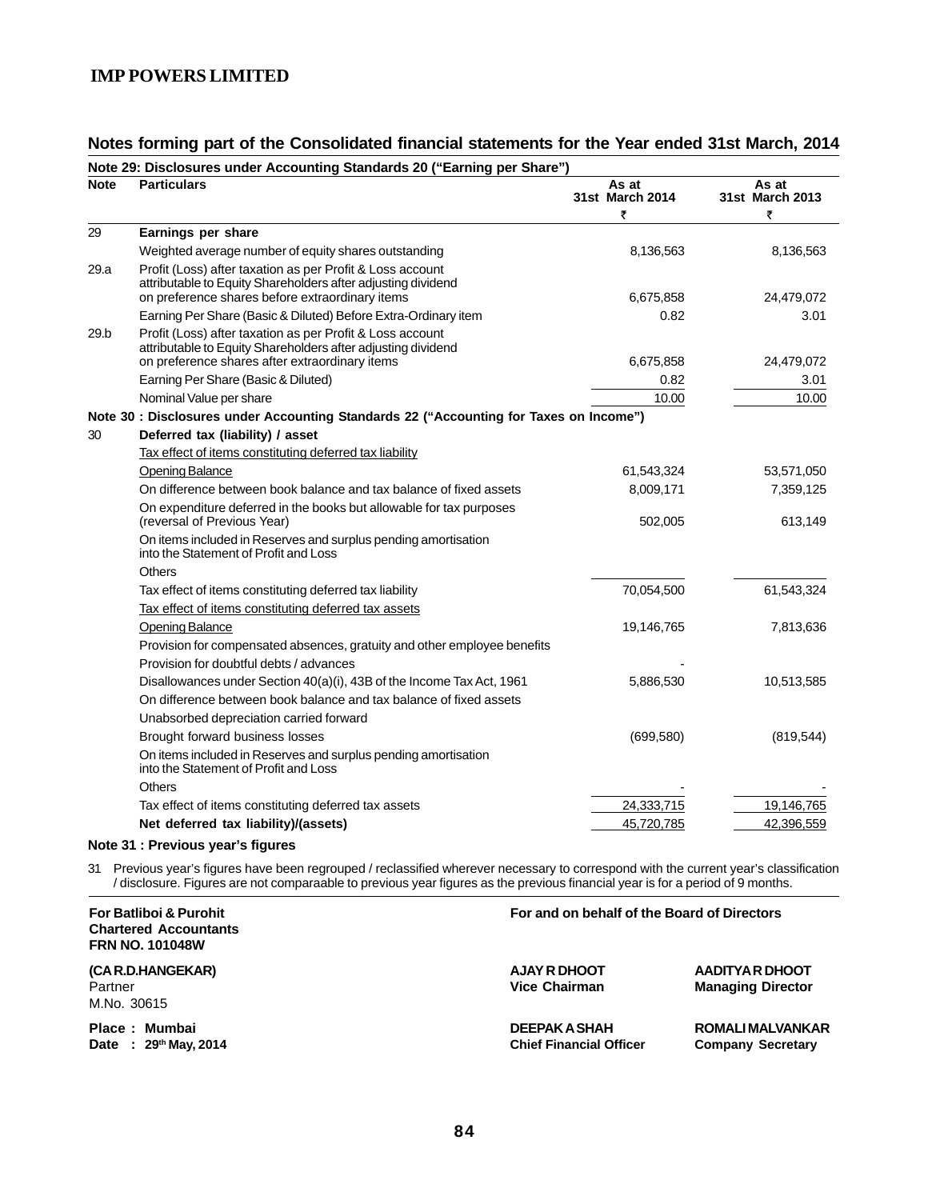# IMP POWERS LIMITED

## Notes forming part of the Consolidated financial statements for the Year ended 31st March, 2014

**Note 29: Disclosures under Accounting Standards 20 ("Earning per Share")**

| Note | Particulars | As at 31st March 2014 ₹ | As at 31st March 2013 ₹ |
|---|---|---|---|
| 29 | **Earnings per share** | | |
| | Weighted average number of equity shares outstanding | 8,136,563 | 8,136,563 |
| 29.a | Profit (Loss) after taxation as per Profit & Loss account attributable to Equity Shareholders after adjusting dividend on preference shares before extraordinary items | 6,675,858 | 24,479,072 |
| | Earning Per Share (Basic & Diluted) Before Extra-Ordinary item | 0.82 | 3.01 |
| 29.b | Profit (Loss) after taxation as per Profit & Loss account attributable to Equity Shareholders after adjusting dividend on preference shares after extraordinary items | 6,675,858 | 24,479,072 |
| | Earning Per Share (Basic & Diluted) | 0.82 | 3.01 |
| | Nominal Value per share | 10.00 | 10.00 |

**Note 30 : Disclosures under Accounting Standards 22 ("Accounting for Taxes on Income")**

| Note | Particulars | As at 31st March 2014 ₹ | As at 31st March 2013 ₹ |
|---|---|---|---|
| 30 | **Deferred tax (liability) / asset** | | |
| | Tax effect of items constituting deferred tax liability | | |
| | Opening Balance | 61,543,324 | 53,571,050 |
| | On difference between book balance and tax balance of fixed assets | 8,009,171 | 7,359,125 |
| | On expenditure deferred in the books but allowable for tax purposes (reversal of Previous Year) | 502,005 | 613,149 |
| | On items included in Reserves and surplus pending amortisation into the Statement of Profit and Loss | | |
| | Others | | |
| | Tax effect of items constituting deferred tax liability | 70,054,500 | 61,543,324 |
| | Tax effect of items constituting deferred tax assets | | |
| | Opening Balance | 19,146,765 | 7,813,636 |
| | Provision for compensated absences, gratuity and other employee benefits | | |
| | Provision for doubtful debts / advances | - | |
| | Disallowances under Section 40(a)(i), 43B of the Income Tax Act, 1961 | 5,886,530 | 10,513,585 |
| | On difference between book balance and tax balance of fixed assets | | |
| | Unabsorbed depreciation carried forward | | |
| | Brought forward business losses | (699,580) | (819,544) |
| | On items included in Reserves and surplus pending amortisation into the Statement of Profit and Loss | | |
| | Others | - | - |
| | Tax effect of items constituting deferred tax assets | 24,333,715 | 19,146,765 |
| | **Net deferred tax liability)/(assets)** | 45,720,785 | 42,396,559 |

**Note 31 : Previous year's figures**

31 Previous year's figures have been regrouped / reclassified wherever necessary to correspond with the current year's classification / disclosure. Figures are not comparaable to previous year figures as the previous financial year is for a period of 9 months.

**For Batliboi & Purohit**
**Chartered Accountants**
**FRN NO. 101048W**

**(CA R.D.HANGEKAR)**
Partner
M.No. 30615

**Place : Mumbai**
**Date : 29th May, 2014**

**For and on behalf of the Board of Directors**

**AJAY R DHOOT**
**Vice Chairman**

**AADITYA R DHOOT**
**Managing Director**

**DEEPAK A SHAH**
**Chief Financial Officer**

**ROMALI MALVANKAR**
**Company Secretary**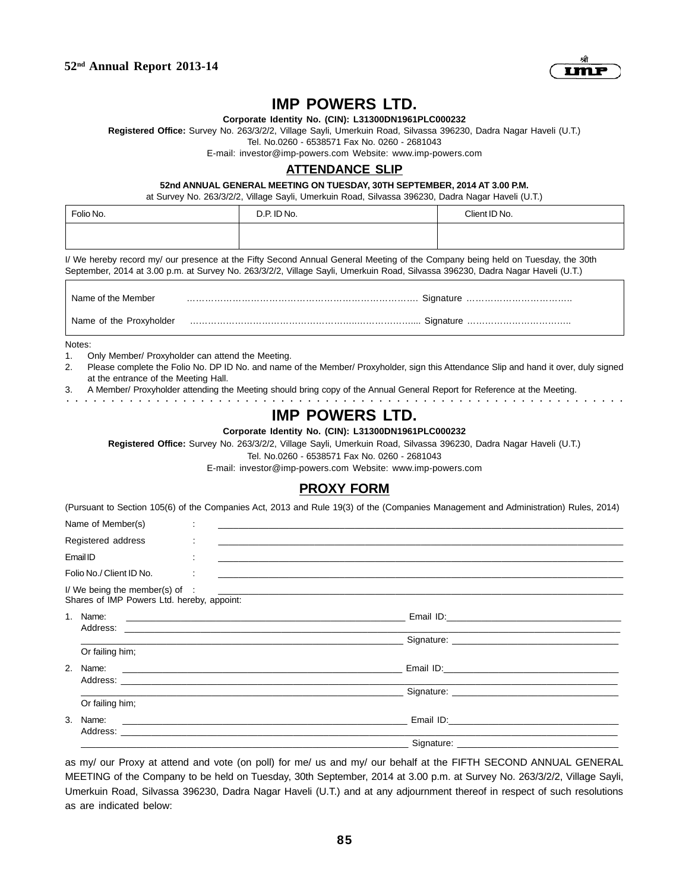# IMP POWERS LTD.

**Corporate Identity No. (CIN): L31300DN1961PLC000232**

**Registered Office:** Survey No. 263/3/2/2, Village Sayli, Umerkuin Road, Silvassa 396230, Dadra Nagar Haveli (U.T.)

Tel. No.0260 - 6538571 Fax No. 0260 - 2681043

E-mail: investor@imp-powers.com Website: www.imp-powers.com

## ATTENDANCE SLIP

**52nd ANNUAL GENERAL MEETING ON TUESDAY, 30TH SEPTEMBER, 2014 AT 3.00 P.M.**

at Survey No. 263/3/2/2, Village Sayli, Umerkuin Road, Silvassa 396230, Dadra Nagar Haveli (U.T.)

| Folio No. | D.P. ID No. | Client ID No. |
|---|---|---|
| | | |

I/ We hereby record my/ our presence at the Fifty Second Annual General Meeting of the Company being held on Tuesday, the 30th September, 2014 at 3.00 p.m. at Survey No. 263/3/2/2, Village Sayli, Umerkuin Road, Silvassa 396230, Dadra Nagar Haveli (U.T.)

Name of the Member ……………………………………………………………………. Signature …………………………….

Name of the Proxyholder …………………………………………….…………………... Signature …………………………….

Notes:

1. Only Member/ Proxyholder can attend the Meeting.
2. Please complete the Folio No. DP ID No. and name of the Member/ Proxyholder, sign this Attendance Slip and hand it over, duly signed at the entrance of the Meeting Hall.
3. A Member/ Proxyholder attending the Meeting should bring copy of the Annual General Report for Reference at the Meeting.

# IMP POWERS LTD.

**Corporate Identity No. (CIN): L31300DN1961PLC000232**

**Registered Office:** Survey No. 263/3/2/2, Village Sayli, Umerkuin Road, Silvassa 396230, Dadra Nagar Haveli (U.T.)

Tel. No.0260 - 6538571 Fax No. 0260 - 2681043

E-mail: investor@imp-powers.com Website: www.imp-powers.com

## PROXY FORM

(Pursuant to Section 105(6) of the Companies Act, 2013 and Rule 19(3) of the (Companies Management and Administration) Rules, 2014)

Name of Member(s) : ____________________

Registered address : ____________________

Email ID : ____________________

Folio No./ Client ID No. : ____________________

I/ We being the member(s) of : ____________________ Shares of IMP Powers Ltd. hereby, appoint:

1. Name: ____________________ Email ID: ____________________
   Address: ____________________
   ____________________ Signature: ____________________
   Or failing him;
2. Name: ____________________ Email ID: ____________________
   Address: ____________________
   ____________________ Signature: ____________________
   Or failing him;
3. Name: ____________________ Email ID: ____________________
   Address: ____________________
   ____________________ Signature: ____________________

as my/ our Proxy at attend and vote (on poll) for me/ us and my/ our behalf at the FIFTH SECOND ANNUAL GENERAL MEETING of the Company to be held on Tuesday, 30th September, 2014 at 3.00 p.m. at Survey No. 263/3/2/2, Village Sayli, Umerkuin Road, Silvassa 396230, Dadra Nagar Haveli (U.T.) and at any adjournment thereof in respect of such resolutions as are indicated below: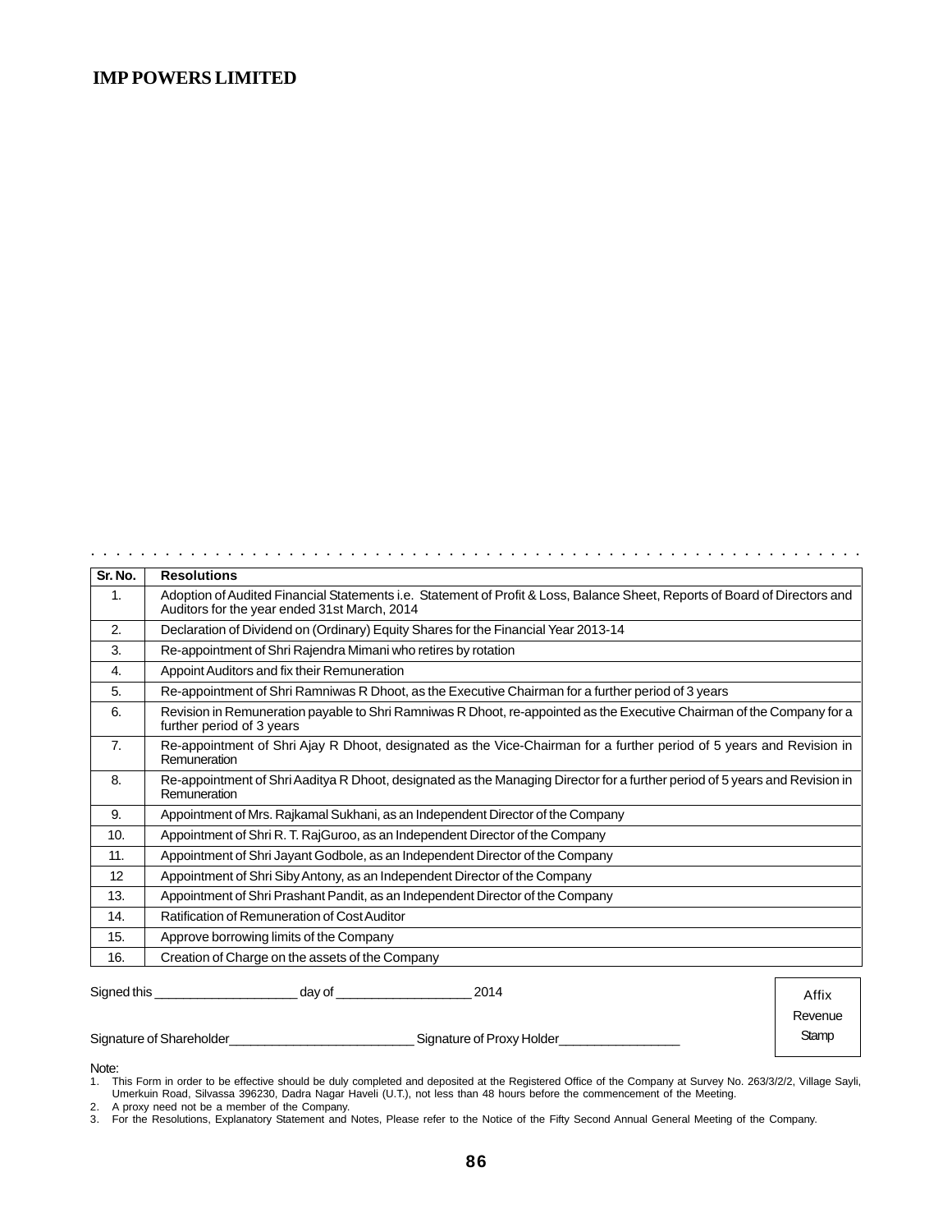| Sr. No. | Resolutions |
|---|---|
| 1. | Adoption of Audited Financial Statements i.e. Statement of Profit & Loss, Balance Sheet, Reports of Board of Directors and Auditors for the year ended 31st March, 2014 |
| 2. | Declaration of Dividend on (Ordinary) Equity Shares for the Financial Year 2013-14 |
| 3. | Re-appointment of Shri Rajendra Mimani who retires by rotation |
| 4. | Appoint Auditors and fix their Remuneration |
| 5. | Re-appointment of Shri Ramniwas R Dhoot, as the Executive Chairman for a further period of 3 years |
| 6. | Revision in Remuneration payable to Shri Ramniwas R Dhoot, re-appointed as the Executive Chairman of the Company for a further period of 3 years |
| 7. | Re-appointment of Shri Ajay R Dhoot, designated as the Vice-Chairman for a further period of 5 years and Revision in Remuneration |
| 8. | Re-appointment of Shri Aaditya R Dhoot, designated as the Managing Director for a further period of 5 years and Revision in Remuneration |
| 9. | Appointment of Mrs. Rajkamal Sukhani, as an Independent Director of the Company |
| 10. | Appointment of Shri R. T. RajGuroo, as an Independent Director of the Company |
| 11. | Appointment of Shri Jayant Godbole, as an Independent Director of the Company |
| 12 | Appointment of Shri Siby Antony, as an Independent Director of the Company |
| 13. | Appointment of Shri Prashant Pandit, as an Independent Director of the Company |
| 14. | Ratification of Remuneration of Cost Auditor |
| 15. | Approve borrowing limits of the Company |
| 16. | Creation of Charge on the assets of the Company |

Signed this ____________________ day of ___________________ 2014

Signature of Shareholder__________________________ Signature of Proxy Holder_________________

Affix Revenue Stamp

Note:

1. This Form in order to be effective should be duly completed and deposited at the Registered Office of the Company at Survey No. 263/3/2/2, Village Sayli, Umerkuin Road, Silvassa 396230, Dadra Nagar Haveli (U.T.), not less than 48 hours before the commencement of the Meeting.
2. A proxy need not be a member of the Company.
3. For the Resolutions, Explanatory Statement and Notes, Please refer to the Notice of the Fifty Second Annual General Meeting of the Company.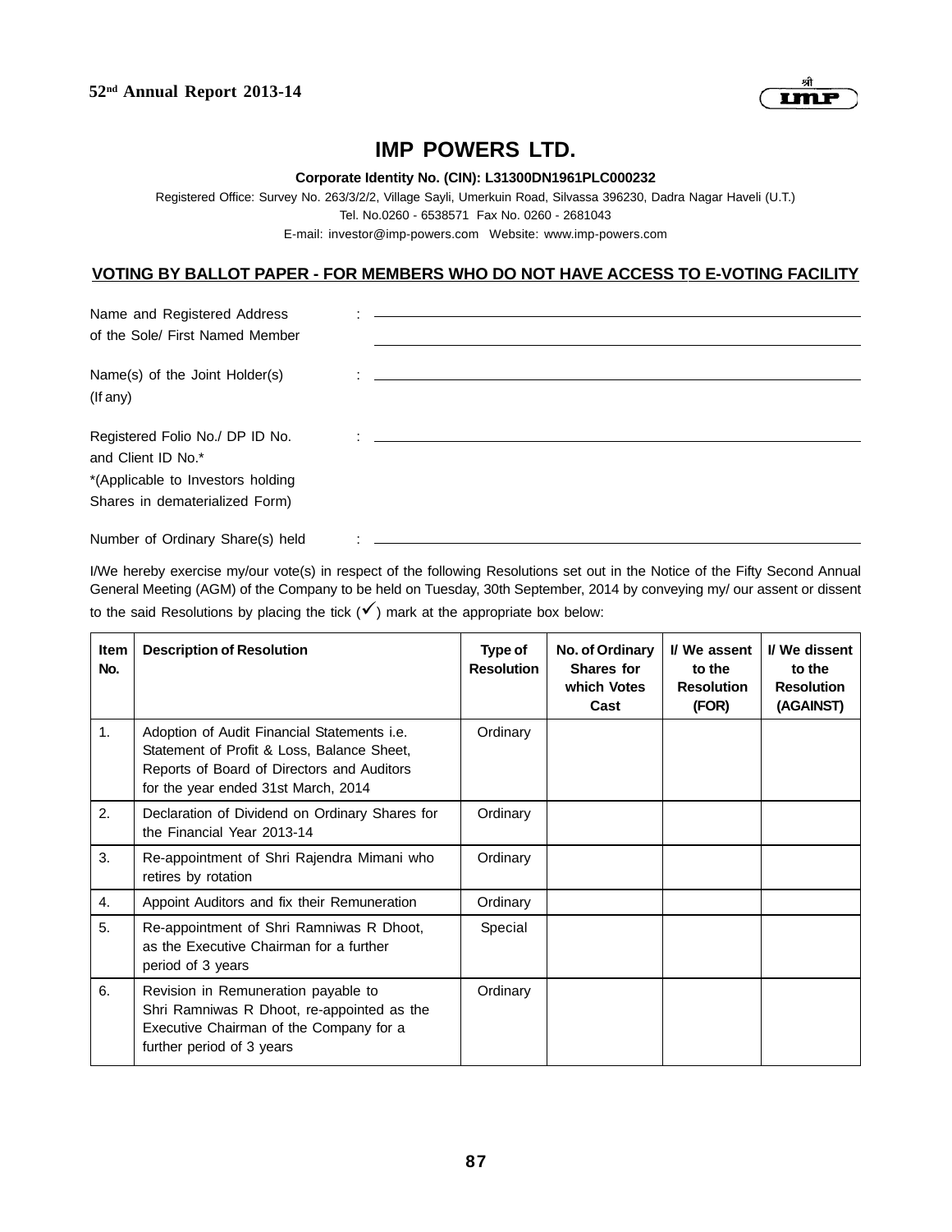# IMP POWERS LTD.

**Corporate Identity No. (CIN): L31300DN1961PLC000232**

Registered Office: Survey No. 263/3/2/2, Village Sayli, Umerkuin Road, Silvassa 396230, Dadra Nagar Haveli (U.T.)

Tel. No.0260 - 6538571 Fax No. 0260 - 2681043

E-mail: investor@imp-powers.com Website: www.imp-powers.com

## VOTING BY BALLOT PAPER - FOR MEMBERS WHO DO NOT HAVE ACCESS TO E-VOTING FACILITY

Name and Registered Address of the Sole/ First Named Member : ______________________________

Name(s) of the Joint Holder(s) (If any) : ______________________________

Registered Folio No./ DP ID No. and Client ID No.* : ______________________________

*(Applicable to Investors holding Shares in dematerialized Form)

Number of Ordinary Share(s) held : ______________________________

I/We hereby exercise my/our vote(s) in respect of the following Resolutions set out in the Notice of the Fifty Second Annual General Meeting (AGM) of the Company to be held on Tuesday, 30th September, 2014 by conveying my/ our assent or dissent to the said Resolutions by placing the tick (✓) mark at the appropriate box below:

| Item No. | Description of Resolution | Type of Resolution | No. of Ordinary Shares for which Votes Cast | I/ We assent to the Resolution (FOR) | I/ We dissent to the Resolution (AGAINST) |
|---|---|---|---|---|---|
| 1. | Adoption of Audit Financial Statements i.e. Statement of Profit & Loss, Balance Sheet, Reports of Board of Directors and Auditors for the year ended 31st March, 2014 | Ordinary | | | |
| 2. | Declaration of Dividend on Ordinary Shares for the Financial Year 2013-14 | Ordinary | | | |
| 3. | Re-appointment of Shri Rajendra Mimani who retires by rotation | Ordinary | | | |
| 4. | Appoint Auditors and fix their Remuneration | Ordinary | | | |
| 5. | Re-appointment of Shri Ramniwas R Dhoot, as the Executive Chairman for a further period of 3 years | Special | | | |
| 6. | Revision in Remuneration payable to Shri Ramniwas R Dhoot, re-appointed as the Executive Chairman of the Company for a further period of 3 years | Ordinary | | | |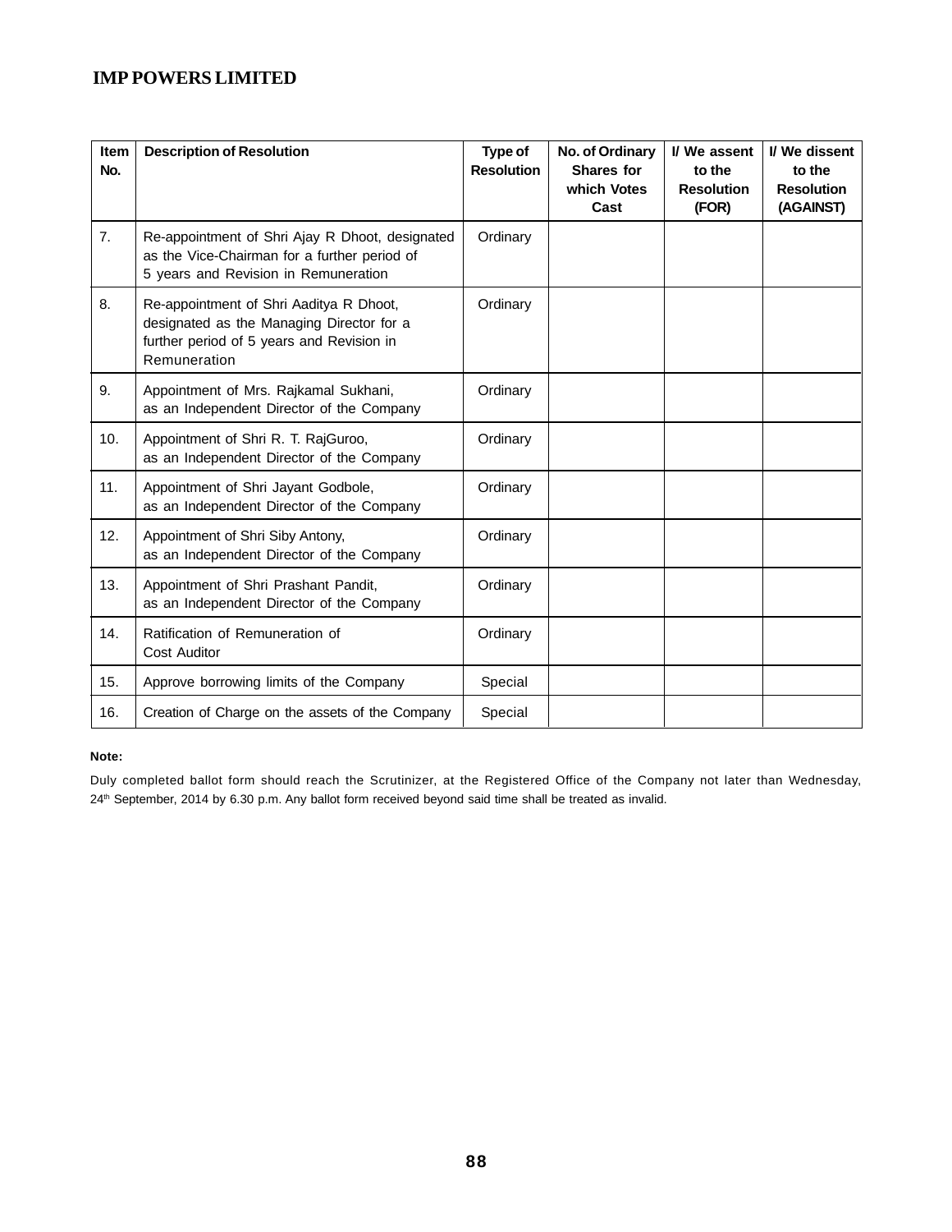# IMP POWERS LIMITED

| Item No. | Description of Resolution | Type of Resolution | No. of Ordinary Shares for which Votes Cast | I/ We assent to the Resolution (FOR) | I/ We dissent to the Resolution (AGAINST) |
|---|---|---|---|---|---|
| 7. | Re-appointment of Shri Ajay R Dhoot, designated as the Vice-Chairman for a further period of 5 years and Revision in Remuneration | Ordinary | | | |
| 8. | Re-appointment of Shri Aaditya R Dhoot, designated as the Managing Director for a further period of 5 years and Revision in Remuneration | Ordinary | | | |
| 9. | Appointment of Mrs. Rajkamal Sukhani, as an Independent Director of the Company | Ordinary | | | |
| 10. | Appointment of Shri R. T. RajGuroo, as an Independent Director of the Company | Ordinary | | | |
| 11. | Appointment of Shri Jayant Godbole, as an Independent Director of the Company | Ordinary | | | |
| 12. | Appointment of Shri Siby Antony, as an Independent Director of the Company | Ordinary | | | |
| 13. | Appointment of Shri Prashant Pandit, as an Independent Director of the Company | Ordinary | | | |
| 14. | Ratification of Remuneration of Cost Auditor | Ordinary | | | |
| 15. | Approve borrowing limits of the Company | Special | | | |
| 16. | Creation of Charge on the assets of the Company | Special | | | |

**Note:**

Duly completed ballot form should reach the Scrutinizer, at the Registered Office of the Company not later than Wednesday, 24th September, 2014 by 6.30 p.m. Any ballot form received beyond said time shall be treated as invalid.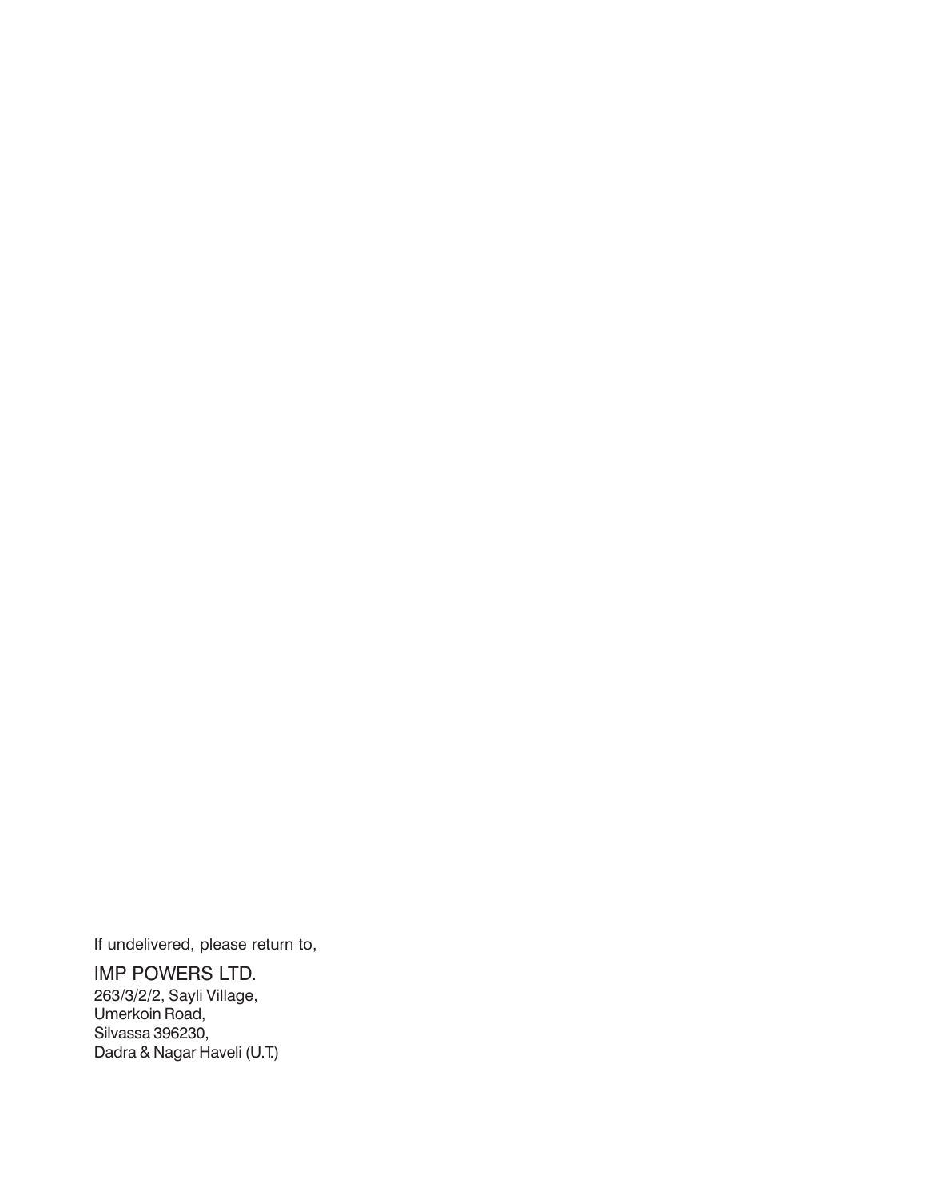If undelivered, please return to,

IMP POWERS LTD.
263/3/2/2, Sayli Village,
Umerkoin Road,
Silvassa 396230,
Dadra & Nagar Haveli (U.T.)